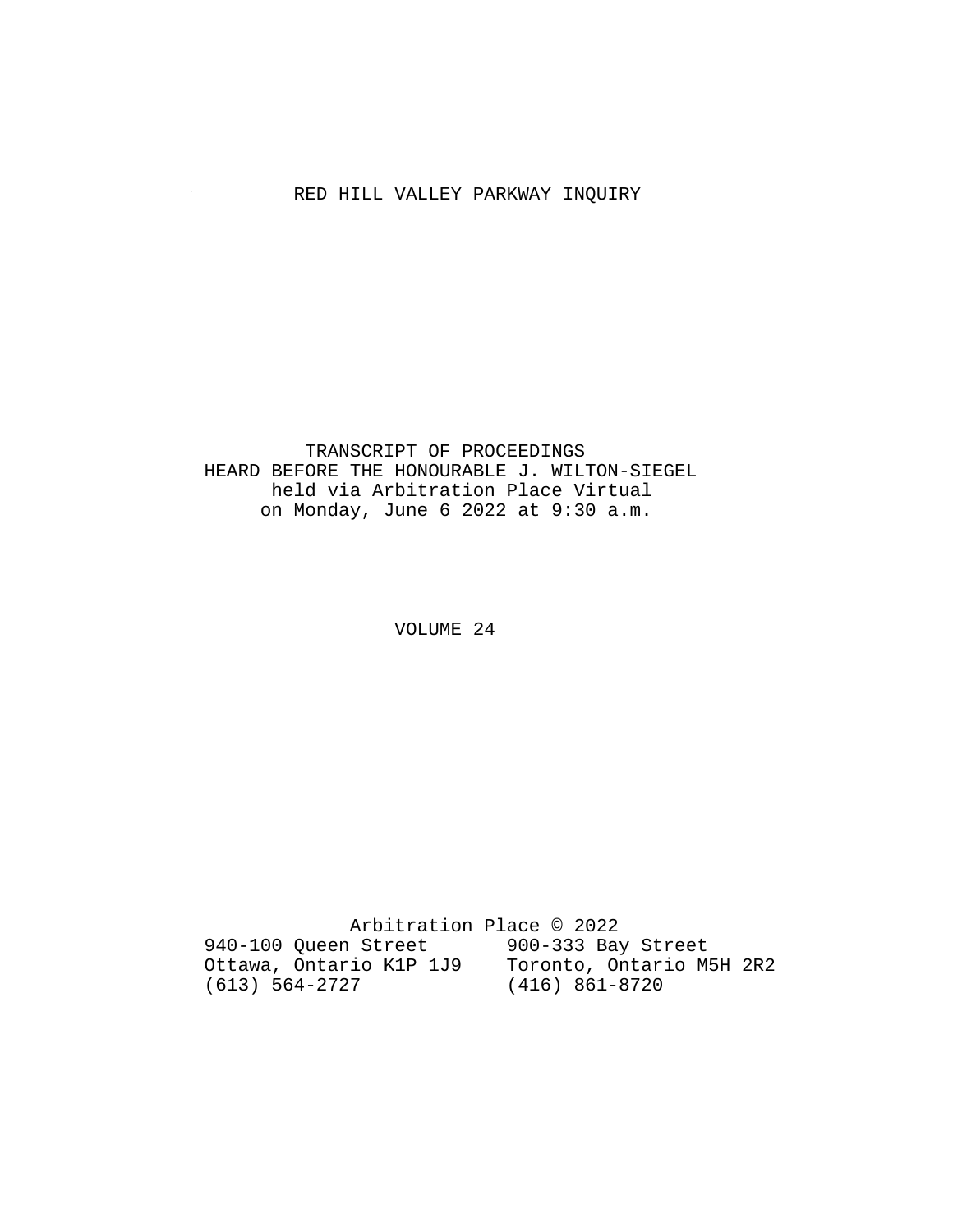# RED HILL VALLEY PARKWAY INQUIRY

TRANSCRIPT OF PROCEEDINGS
HEARD BEFORE THE HONOURABLE J. WILTON-SIEGEL
held via Arbitration Place Virtual
on Monday, June 6 2022 at 9:30 a.m.

VOLUME 24

Arbitration Place © 2022

| | |
|---|---|
| 940-100 Queen Street | 900-333 Bay Street |
| Ottawa, Ontario K1P 1J9 | Toronto, Ontario M5H 2R2 |
| (613) 564-2727 | (416) 861-8720 |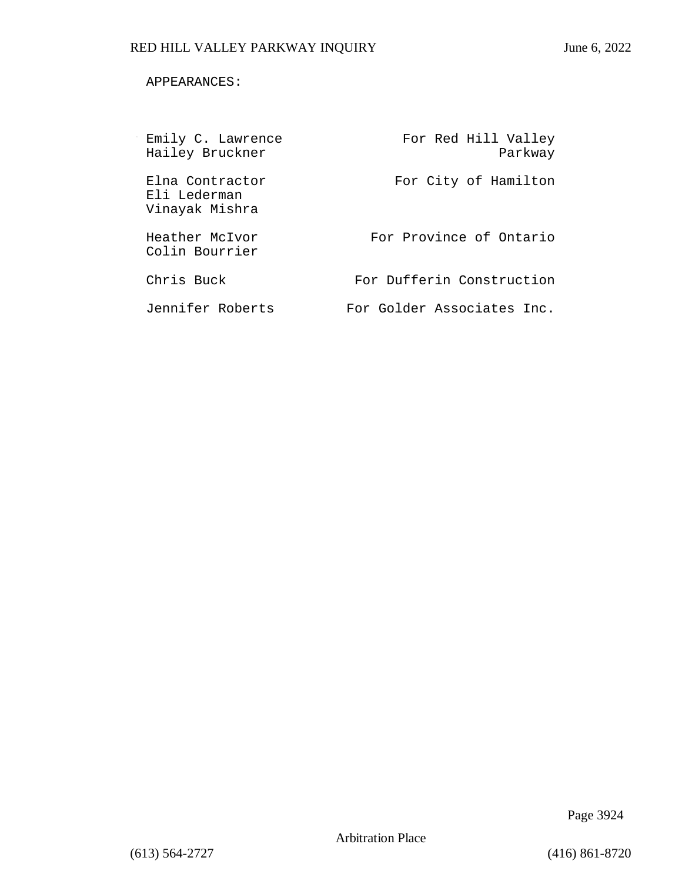APPEARANCES:

| | |
|---|---|
| Emily C. Lawrence<br>Hailey Bruckner | For Red Hill Valley Parkway |
| Elna Contractor<br>Eli Lederman<br>Vinayak Mishra | For City of Hamilton |
| Heather McIvor<br>Colin Bourrier | For Province of Ontario |
| Chris Buck | For Dufferin Construction |
| Jennifer Roberts | For Golder Associates Inc. |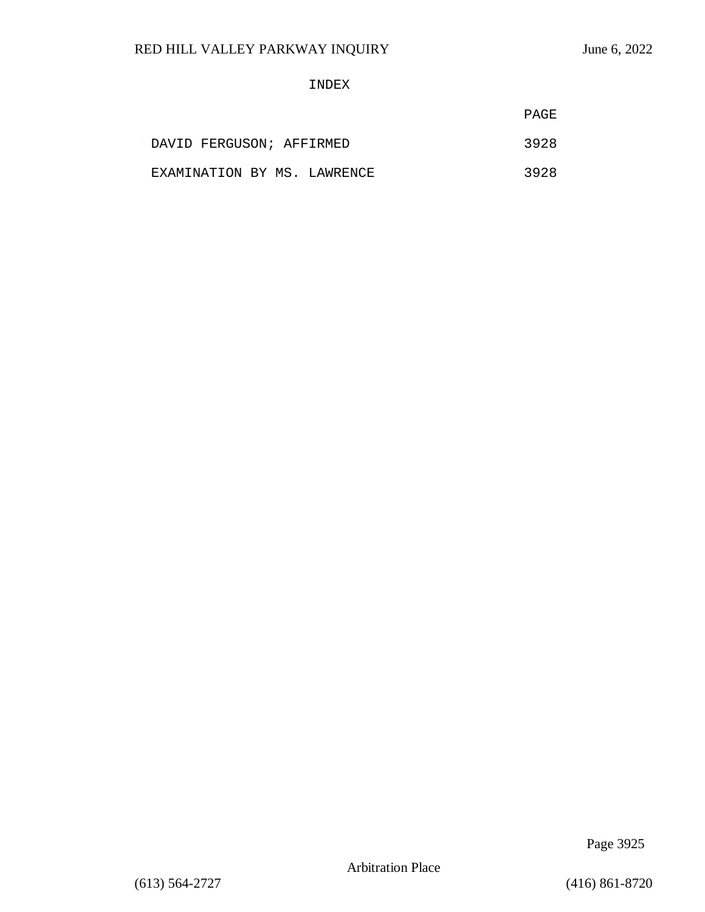INDEX

| | PAGE |
|---|---|
| DAVID FERGUSON; AFFIRMED | 3928 |
| EXAMINATION BY MS. LAWRENCE | 3928 |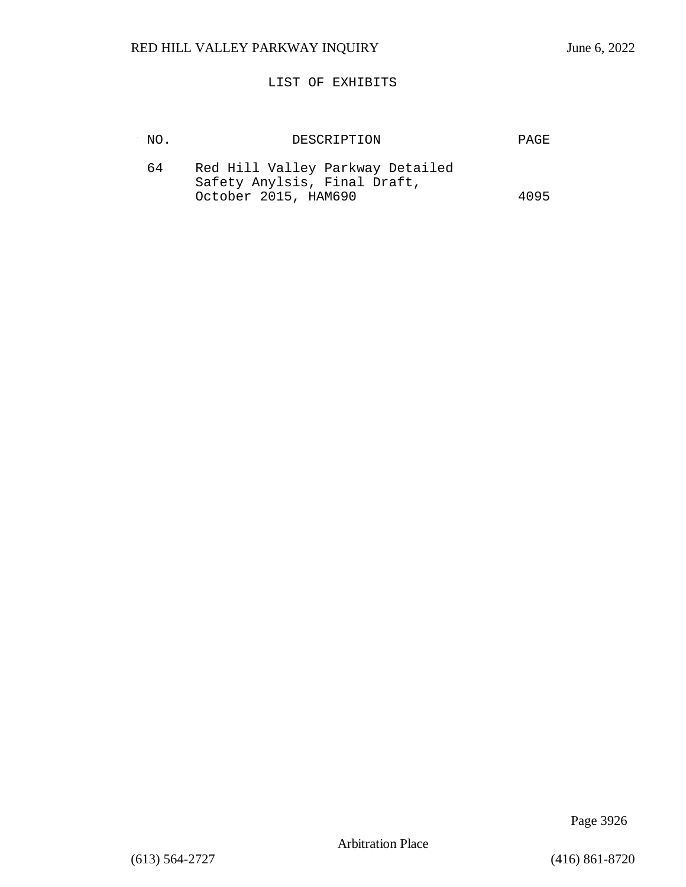# LIST OF EXHIBITS

| NO. | DESCRIPTION | PAGE |
| --- | --- | --- |
| 64 | Red Hill Valley Parkway Detailed Safety Anylsis, Final Draft, October 2015, HAM690 | 4095 |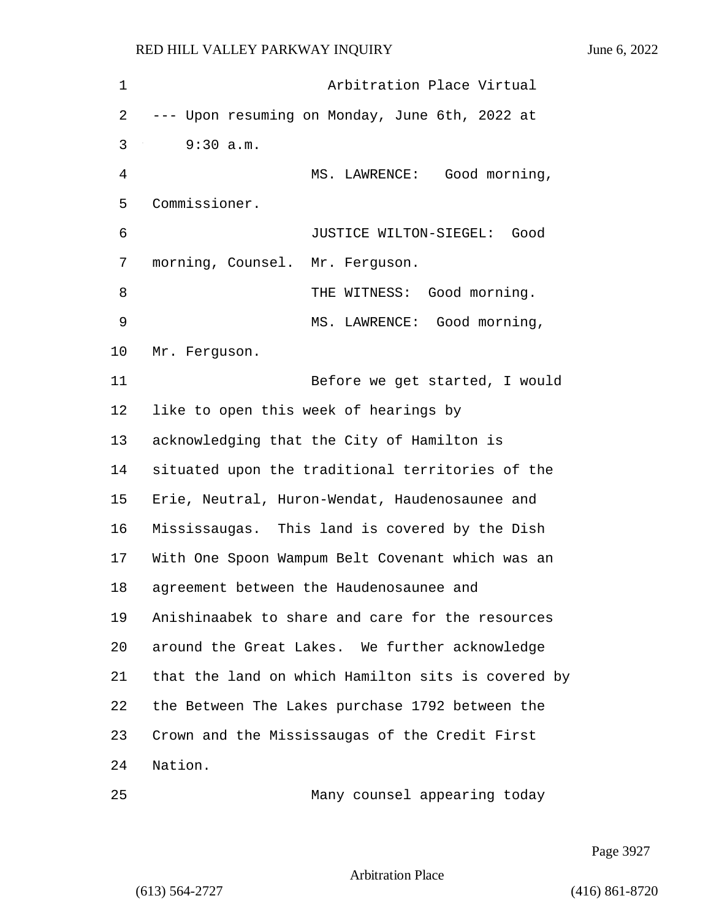Arbitration Place Virtual

--- Upon resuming on Monday, June 6th, 2022 at 9:30 a.m.

MS. LAWRENCE: Good morning, Commissioner.

JUSTICE WILTON-SIEGEL: Good morning, Counsel. Mr. Ferguson.

THE WITNESS: Good morning.

MS. LAWRENCE: Good morning, Mr. Ferguson.

Before we get started, I would like to open this week of hearings by acknowledging that the City of Hamilton is situated upon the traditional territories of the Erie, Neutral, Huron-Wendat, Haudenosaunee and Mississaugas. This land is covered by the Dish With One Spoon Wampum Belt Covenant which was an agreement between the Haudenosaunee and Anishinaabek to share and care for the resources around the Great Lakes. We further acknowledge that the land on which Hamilton sits is covered by the Between The Lakes purchase 1792 between the Crown and the Mississaugas of the Credit First Nation.

Many counsel appearing today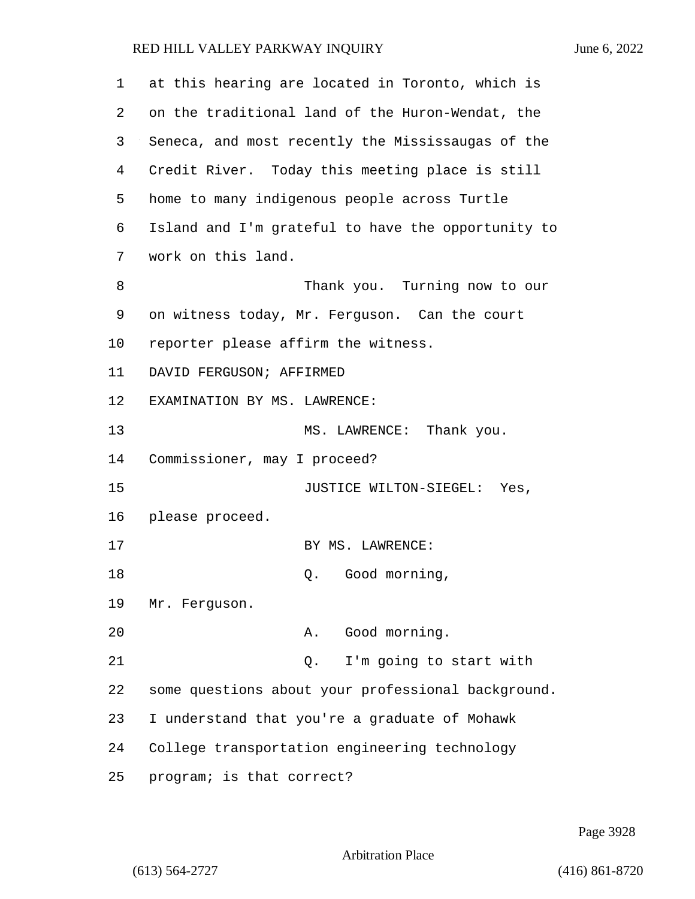1 at this hearing are located in Toronto, which is
2 on the traditional land of the Huron-Wendat, the
3 Seneca, and most recently the Mississaugas of the
4 Credit River. Today this meeting place is still
5 home to many indigenous people across Turtle
6 Island and I'm grateful to have the opportunity to
7 work on this land.

8 Thank you. Turning now to our
9 on witness today, Mr. Ferguson. Can the court
10 reporter please affirm the witness.

11 DAVID FERGUSON; AFFIRMED

12 EXAMINATION BY MS. LAWRENCE:

13 MS. LAWRENCE: Thank you.
14 Commissioner, may I proceed?

15 JUSTICE WILTON-SIEGEL: Yes,
16 please proceed.

17 BY MS. LAWRENCE:

18 Q. Good morning,
19 Mr. Ferguson.

20 A. Good morning.

21 Q. I'm going to start with
22 some questions about your professional background.
23 I understand that you're a graduate of Mohawk
24 College transportation engineering technology
25 program; is that correct?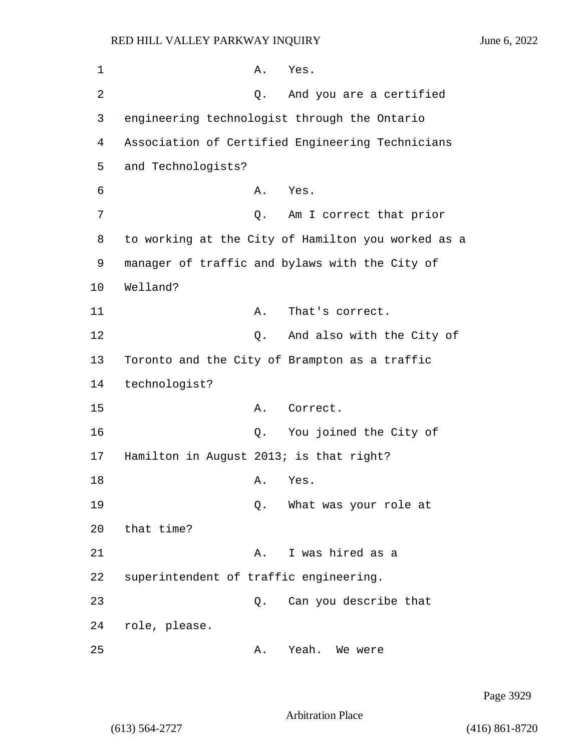1 A. Yes.

2 Q. And you are a certified

3 engineering technologist through the Ontario

4 Association of Certified Engineering Technicians

5 and Technologists?

6 A. Yes.

7 Q. Am I correct that prior

8 to working at the City of Hamilton you worked as a

9 manager of traffic and bylaws with the City of

10 Welland?

11 A. That's correct.

12 Q. And also with the City of

13 Toronto and the City of Brampton as a traffic

14 technologist?

15 A. Correct.

16 Q. You joined the City of

17 Hamilton in August 2013; is that right?

18 A. Yes.

19 Q. What was your role at

20 that time?

21 A. I was hired as a

22 superintendent of traffic engineering.

23 Q. Can you describe that

24 role, please.

25 A. Yeah. We were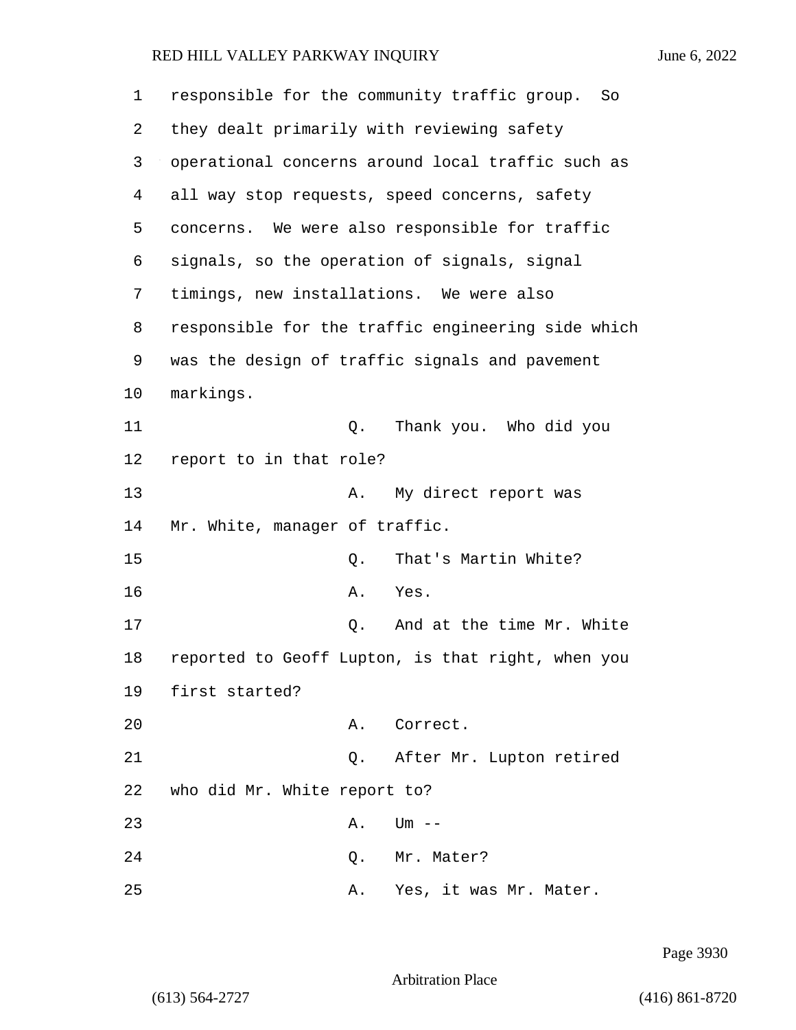responsible for the community traffic group. So they dealt primarily with reviewing safety operational concerns around local traffic such as all way stop requests, speed concerns, safety concerns. We were also responsible for traffic signals, so the operation of signals, signal timings, new installations. We were also responsible for the traffic engineering side which was the design of traffic signals and pavement markings.

Q. Thank you. Who did you report to in that role?

A. My direct report was Mr. White, manager of traffic.

Q. That's Martin White?

A. Yes.

Q. And at the time Mr. White reported to Geoff Lupton, is that right, when you first started?

A. Correct.

Q. After Mr. Lupton retired who did Mr. White report to?

A. Um --

Q. Mr. Mater?

A. Yes, it was Mr. Mater.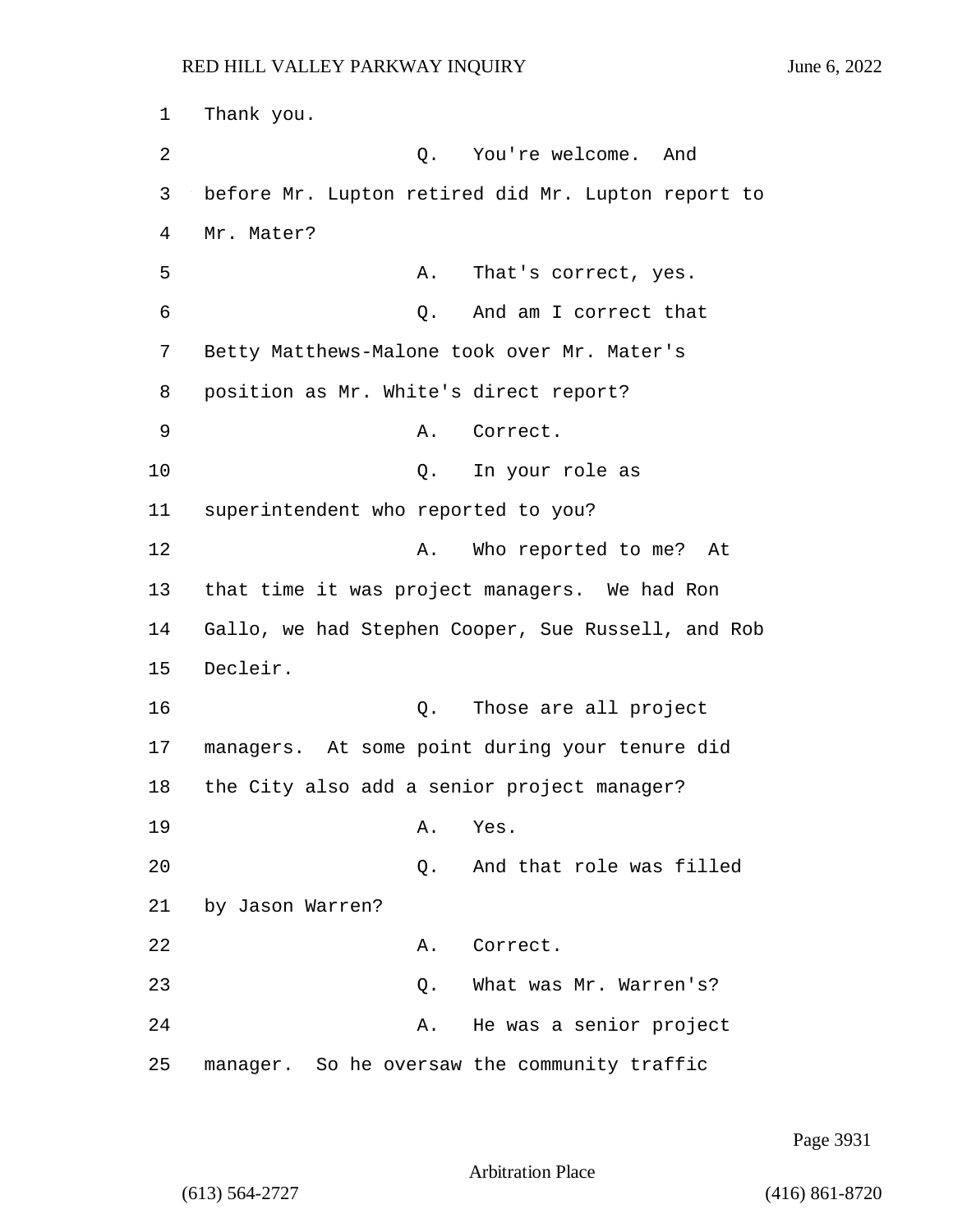Thank you.

Q. You're welcome. And before Mr. Lupton retired did Mr. Lupton report to Mr. Mater?

A. That's correct, yes.

Q. And am I correct that Betty Matthews-Malone took over Mr. Mater's position as Mr. White's direct report?

A. Correct.

Q. In your role as superintendent who reported to you?

A. Who reported to me? At that time it was project managers. We had Ron Gallo, we had Stephen Cooper, Sue Russell, and Rob Decleir.

Q. Those are all project managers. At some point during your tenure did the City also add a senior project manager?

A. Yes.

Q. And that role was filled by Jason Warren?

A. Correct.

Q. What was Mr. Warren's?

A. He was a senior project manager. So he oversaw the community traffic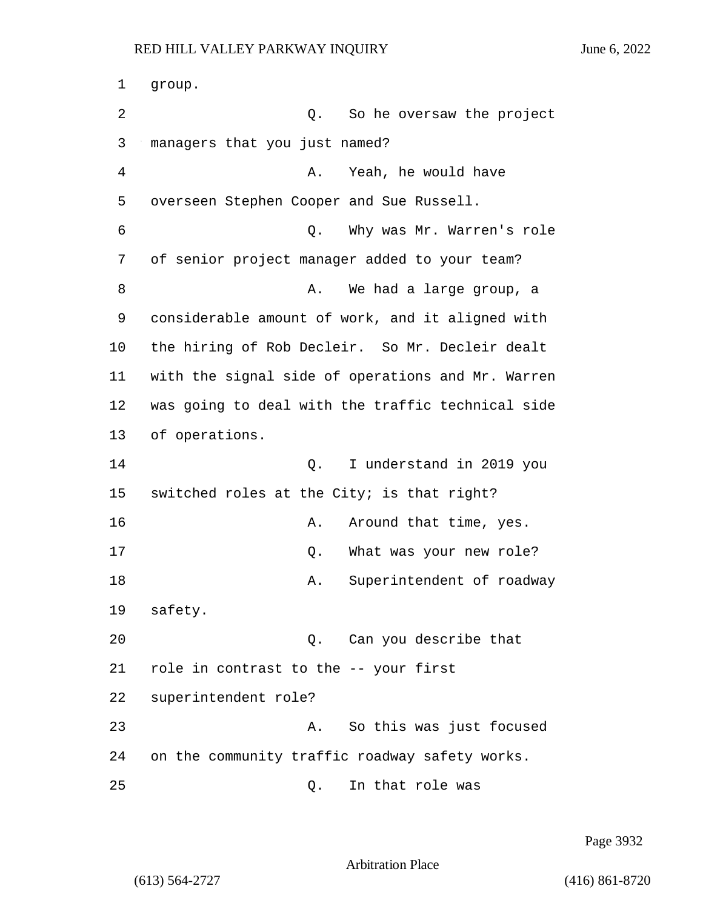1 group.

2 Q. So he oversaw the project

3 managers that you just named?

4 A. Yeah, he would have

5 overseen Stephen Cooper and Sue Russell.

6 Q. Why was Mr. Warren's role

7 of senior project manager added to your team?

8 A. We had a large group, a

9 considerable amount of work, and it aligned with

10 the hiring of Rob Decleir. So Mr. Decleir dealt

11 with the signal side of operations and Mr. Warren

12 was going to deal with the traffic technical side

13 of operations.

14 Q. I understand in 2019 you

15 switched roles at the City; is that right?

16 A. Around that time, yes.

17 Q. What was your new role?

18 A. Superintendent of roadway

19 safety.

20 Q. Can you describe that

21 role in contrast to the -- your first

22 superintendent role?

23 A. So this was just focused

24 on the community traffic roadway safety works.

25 Q. In that role was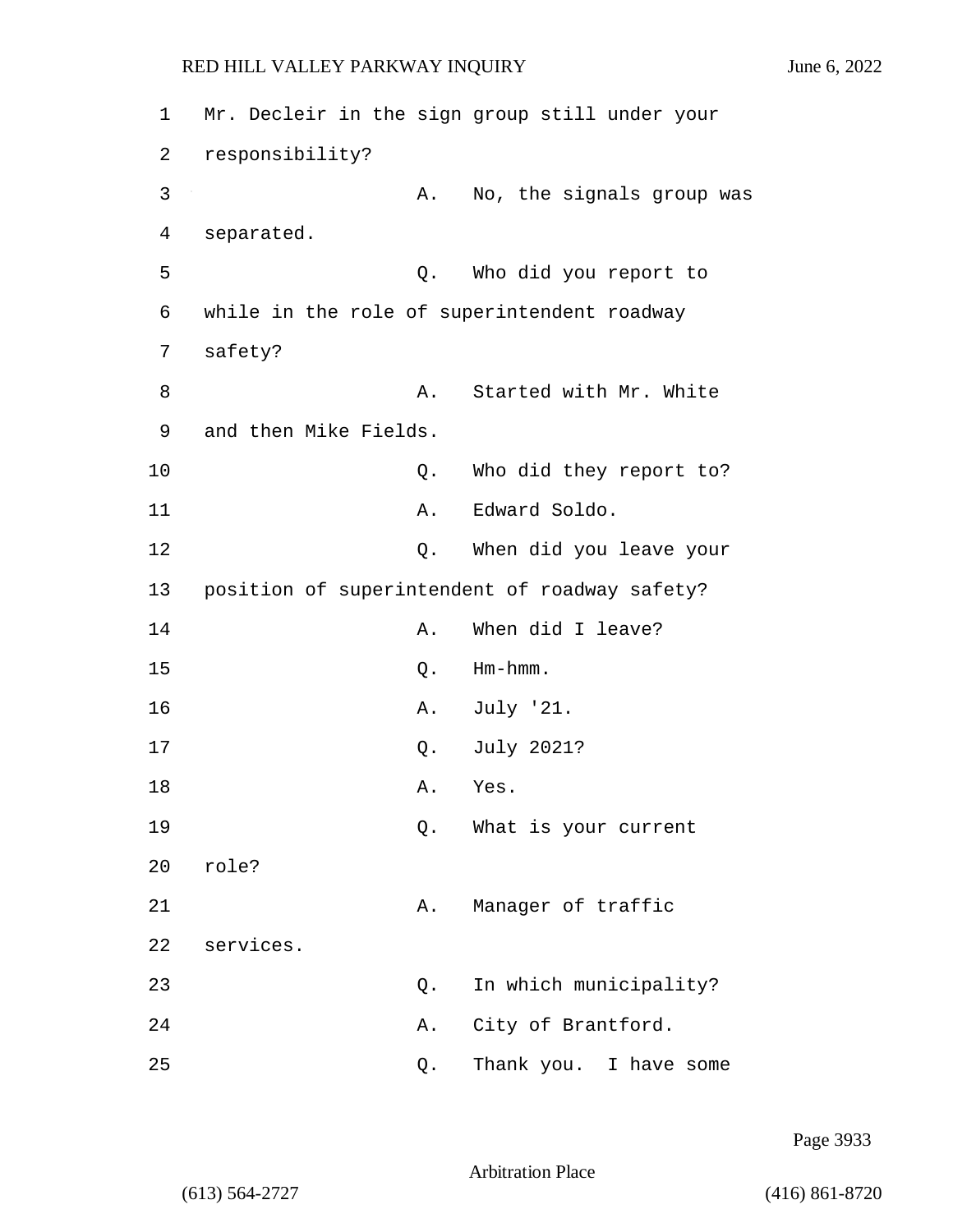Mr. Decleir in the sign group still under your responsibility?

A. No, the signals group was separated.

Q. Who did you report to while in the role of superintendent roadway safety?

A. Started with Mr. White and then Mike Fields.

Q. Who did they report to?

A. Edward Soldo.

Q. When did you leave your position of superintendent of roadway safety?

A. When did I leave?

Q. Hm-hmm.

A. July '21.

Q. July 2021?

A. Yes.

Q. What is your current role?

A. Manager of traffic services.

Q. In which municipality?

A. City of Brantford.

Q. Thank you. I have some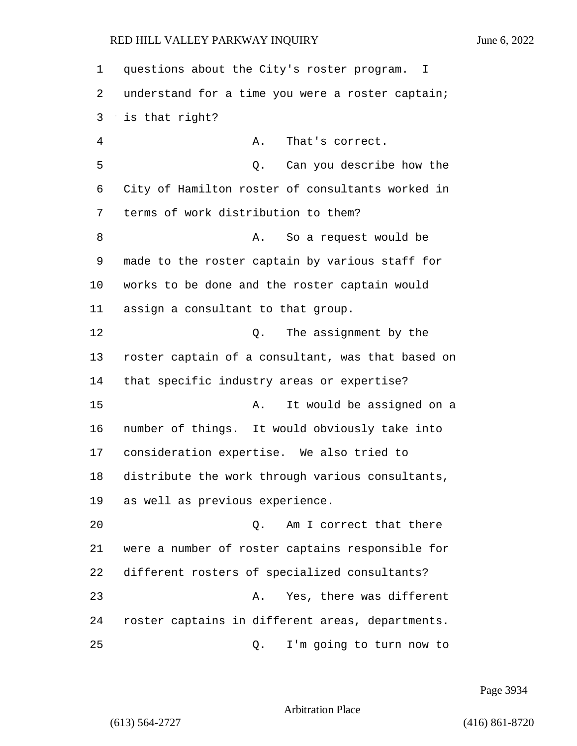questions about the City's roster program. I understand for a time you were a roster captain; is that right?

A. That's correct.

Q. Can you describe how the City of Hamilton roster of consultants worked in terms of work distribution to them?

A. So a request would be made to the roster captain by various staff for works to be done and the roster captain would assign a consultant to that group.

Q. The assignment by the roster captain of a consultant, was that based on that specific industry areas or expertise?

A. It would be assigned on a number of things. It would obviously take into consideration expertise. We also tried to distribute the work through various consultants, as well as previous experience.

Q. Am I correct that there were a number of roster captains responsible for different rosters of specialized consultants?

A. Yes, there was different roster captains in different areas, departments.

Q. I'm going to turn now to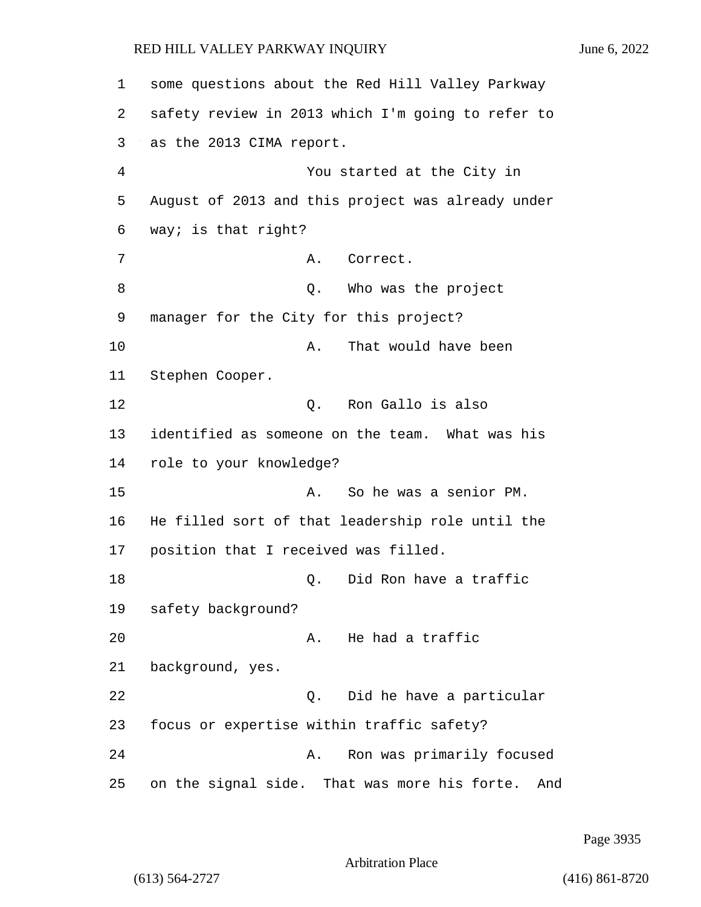some questions about the Red Hill Valley Parkway safety review in 2013 which I'm going to refer to as the 2013 CIMA report.

You started at the City in August of 2013 and this project was already under way; is that right?

A. Correct.

Q. Who was the project manager for the City for this project?

A. That would have been Stephen Cooper.

Q. Ron Gallo is also identified as someone on the team. What was his role to your knowledge?

A. So he was a senior PM. He filled sort of that leadership role until the position that I received was filled.

Q. Did Ron have a traffic safety background?

A. He had a traffic background, yes.

Q. Did he have a particular focus or expertise within traffic safety?

A. Ron was primarily focused on the signal side. That was more his forte. And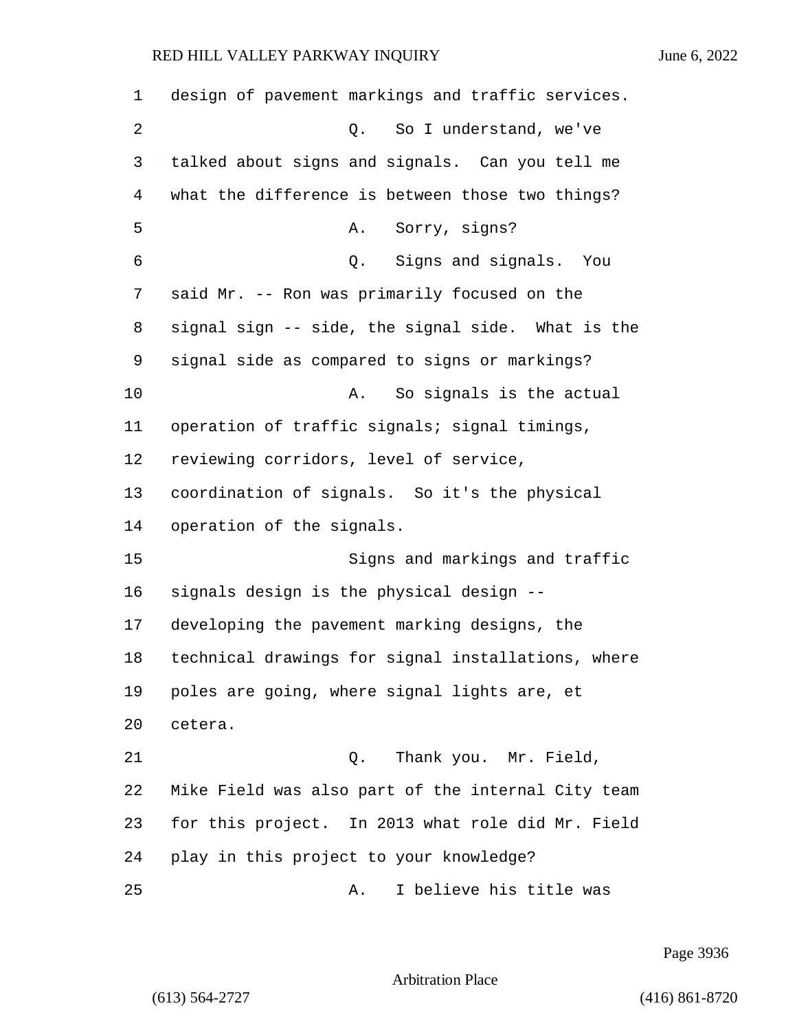design of pavement markings and traffic services.

Q. So I understand, we've talked about signs and signals. Can you tell me what the difference is between those two things?

A. Sorry, signs?

Q. Signs and signals. You said Mr. -- Ron was primarily focused on the signal sign -- side, the signal side. What is the signal side as compared to signs or markings?

A. So signals is the actual operation of traffic signals; signal timings, reviewing corridors, level of service, coordination of signals. So it's the physical operation of the signals.

Signs and markings and traffic signals design is the physical design -- developing the pavement marking designs, the technical drawings for signal installations, where poles are going, where signal lights are, et cetera.

Q. Thank you. Mr. Field, Mike Field was also part of the internal City team for this project. In 2013 what role did Mr. Field play in this project to your knowledge?

A. I believe his title was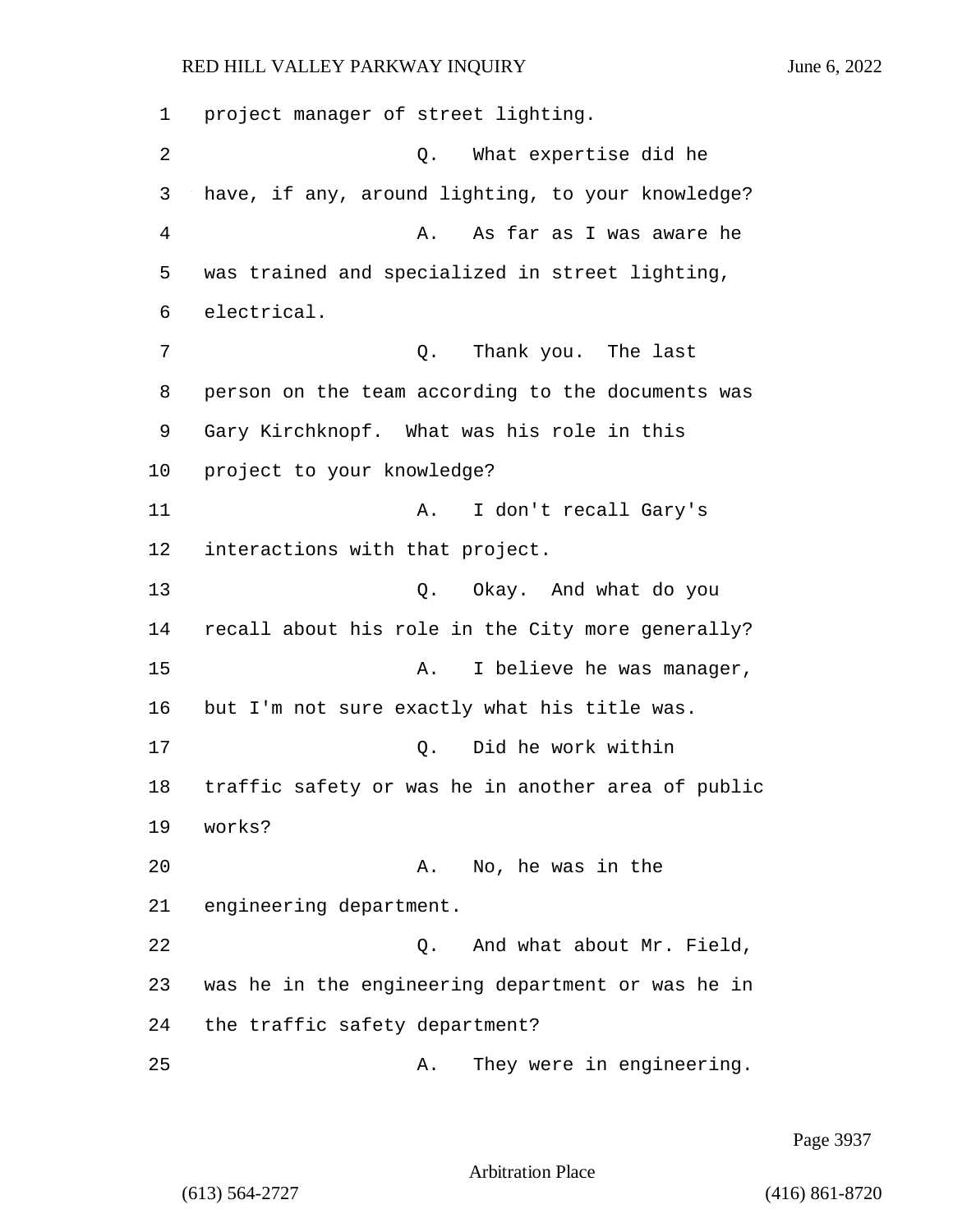1 project manager of street lighting.

2 Q. What expertise did he

3 have, if any, around lighting, to your knowledge?

4 A. As far as I was aware he

5 was trained and specialized in street lighting,

6 electrical.

7 Q. Thank you. The last

8 person on the team according to the documents was

9 Gary Kirchknopf. What was his role in this

10 project to your knowledge?

11 A. I don't recall Gary's

12 interactions with that project.

13 Q. Okay. And what do you

14 recall about his role in the City more generally?

15 A. I believe he was manager,

16 but I'm not sure exactly what his title was.

17 Q. Did he work within

18 traffic safety or was he in another area of public

19 works?

20 A. No, he was in the

21 engineering department.

22 Q. And what about Mr. Field,

23 was he in the engineering department or was he in

24 the traffic safety department?

25 A. They were in engineering.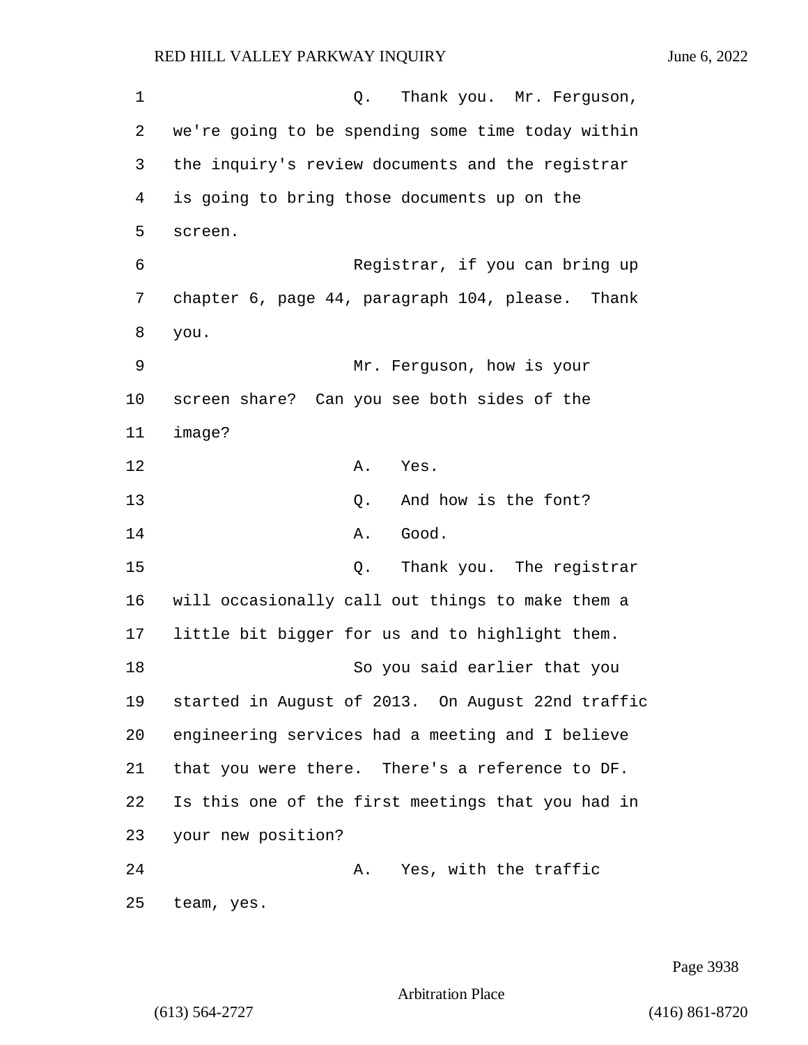Q. Thank you. Mr. Ferguson, we're going to be spending some time today within the inquiry's review documents and the registrar is going to bring those documents up on the screen.

Registrar, if you can bring up chapter 6, page 44, paragraph 104, please. Thank you.

Mr. Ferguson, how is your screen share? Can you see both sides of the image?

A. Yes.

Q. And how is the font?

A. Good.

Q. Thank you. The registrar will occasionally call out things to make them a little bit bigger for us and to highlight them.

So you said earlier that you started in August of 2013. On August 22nd traffic engineering services had a meeting and I believe that you were there. There's a reference to DF. Is this one of the first meetings that you had in your new position?

A. Yes, with the traffic team, yes.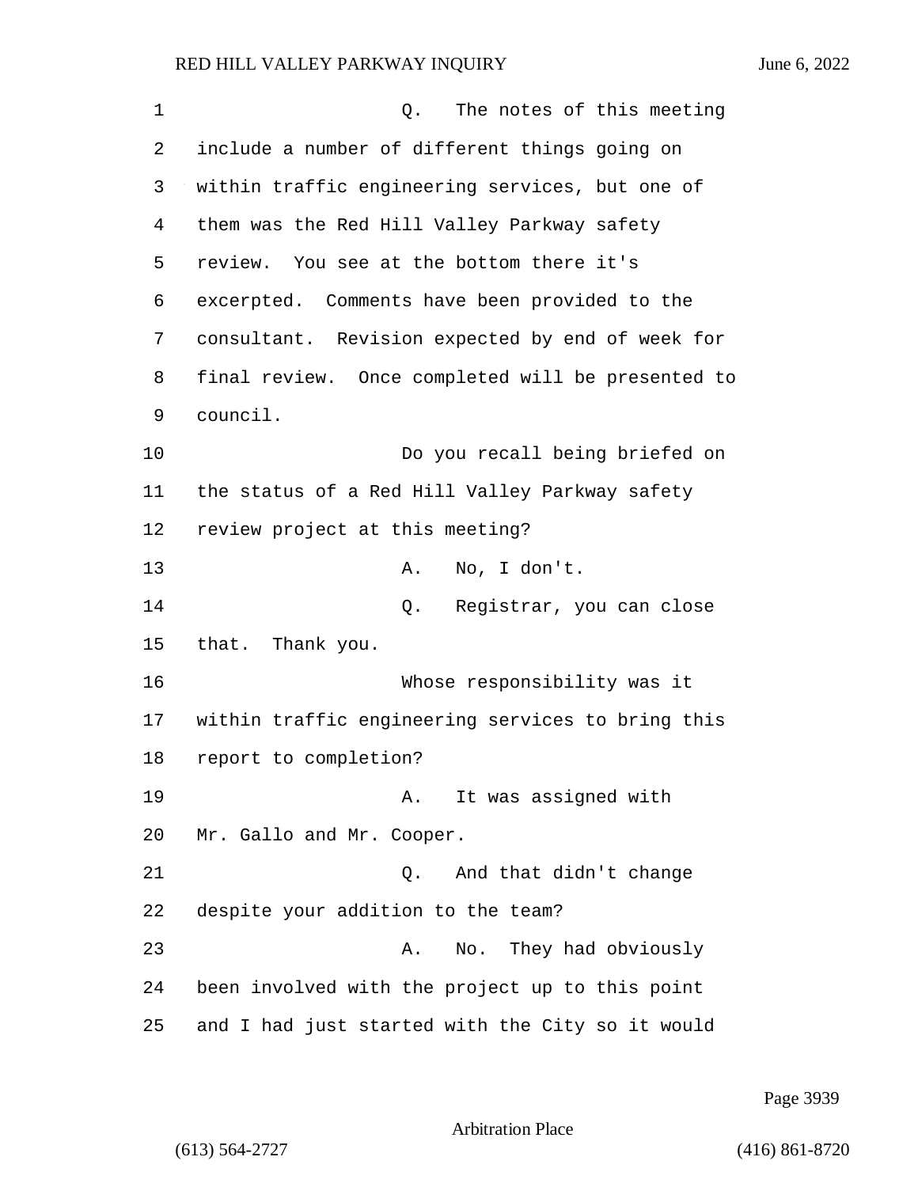Q. The notes of this meeting include a number of different things going on within traffic engineering services, but one of them was the Red Hill Valley Parkway safety review. You see at the bottom there it's excerpted. Comments have been provided to the consultant. Revision expected by end of week for final review. Once completed will be presented to council.

Do you recall being briefed on the status of a Red Hill Valley Parkway safety review project at this meeting?

A. No, I don't.

Q. Registrar, you can close that. Thank you.

Whose responsibility was it within traffic engineering services to bring this report to completion?

A. It was assigned with Mr. Gallo and Mr. Cooper.

Q. And that didn't change despite your addition to the team?

A. No. They had obviously been involved with the project up to this point and I had just started with the City so it would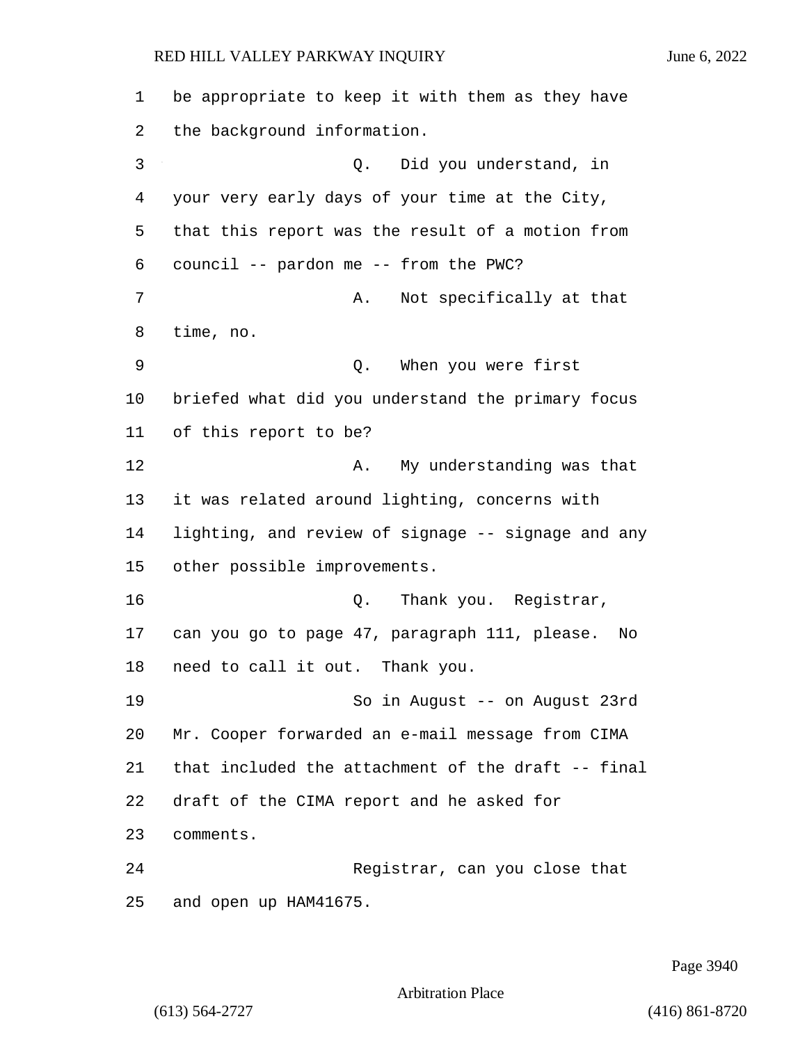be appropriate to keep it with them as they have the background information.

Q. Did you understand, in your very early days of your time at the City, that this report was the result of a motion from council -- pardon me -- from the PWC?

A. Not specifically at that time, no.

Q. When you were first briefed what did you understand the primary focus of this report to be?

A. My understanding was that it was related around lighting, concerns with lighting, and review of signage -- signage and any other possible improvements.

Q. Thank you. Registrar, can you go to page 47, paragraph 111, please. No need to call it out. Thank you.

So in August -- on August 23rd Mr. Cooper forwarded an e-mail message from CIMA that included the attachment of the draft -- final draft of the CIMA report and he asked for comments.

Registrar, can you close that and open up HAM41675.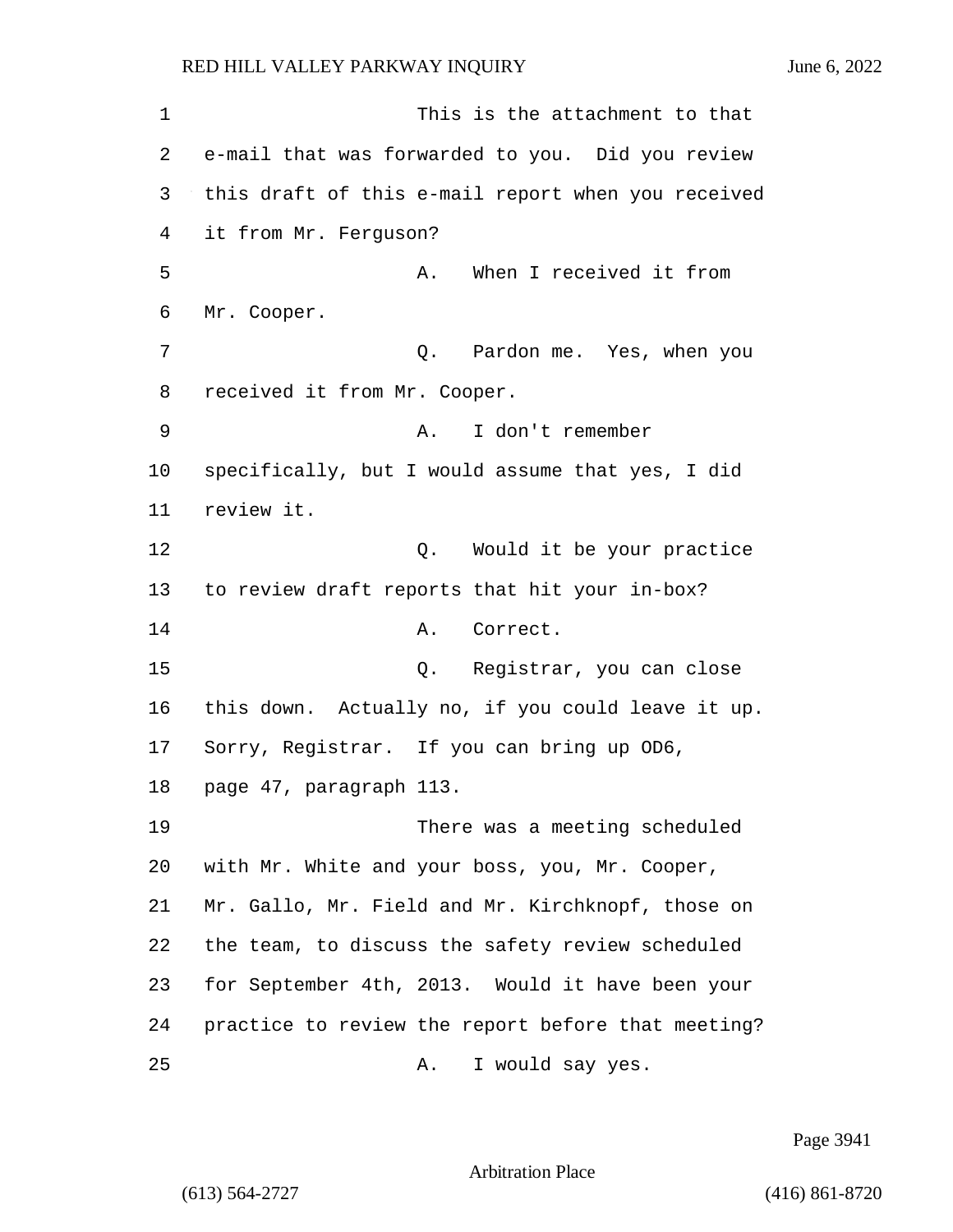This is the attachment to that e-mail that was forwarded to you. Did you review this draft of this e-mail report when you received it from Mr. Ferguson?

A. When I received it from Mr. Cooper.

Q. Pardon me. Yes, when you received it from Mr. Cooper.

A. I don't remember specifically, but I would assume that yes, I did review it.

Q. Would it be your practice to review draft reports that hit your in-box?

A. Correct.

Q. Registrar, you can close this down. Actually no, if you could leave it up. Sorry, Registrar. If you can bring up OD6, page 47, paragraph 113.

There was a meeting scheduled with Mr. White and your boss, you, Mr. Cooper, Mr. Gallo, Mr. Field and Mr. Kirchknopf, those on the team, to discuss the safety review scheduled for September 4th, 2013. Would it have been your practice to review the report before that meeting?

A. I would say yes.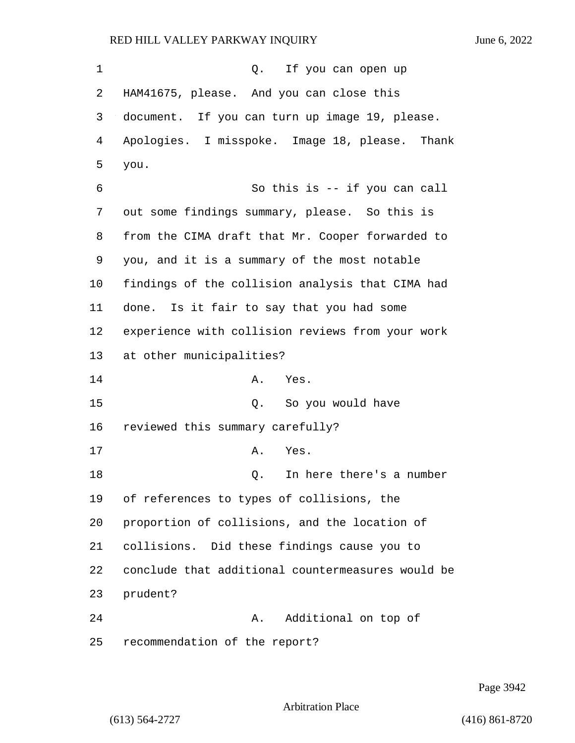Q. If you can open up HAM41675, please. And you can close this document. If you can turn up image 19, please. Apologies. I misspoke. Image 18, please. Thank you.

So this is -- if you can call out some findings summary, please. So this is from the CIMA draft that Mr. Cooper forwarded to you, and it is a summary of the most notable findings of the collision analysis that CIMA had done. Is it fair to say that you had some experience with collision reviews from your work at other municipalities?

A. Yes.

Q. So you would have reviewed this summary carefully?

A. Yes.

Q. In here there's a number of references to types of collisions, the proportion of collisions, and the location of collisions. Did these findings cause you to conclude that additional countermeasures would be prudent?

A. Additional on top of recommendation of the report?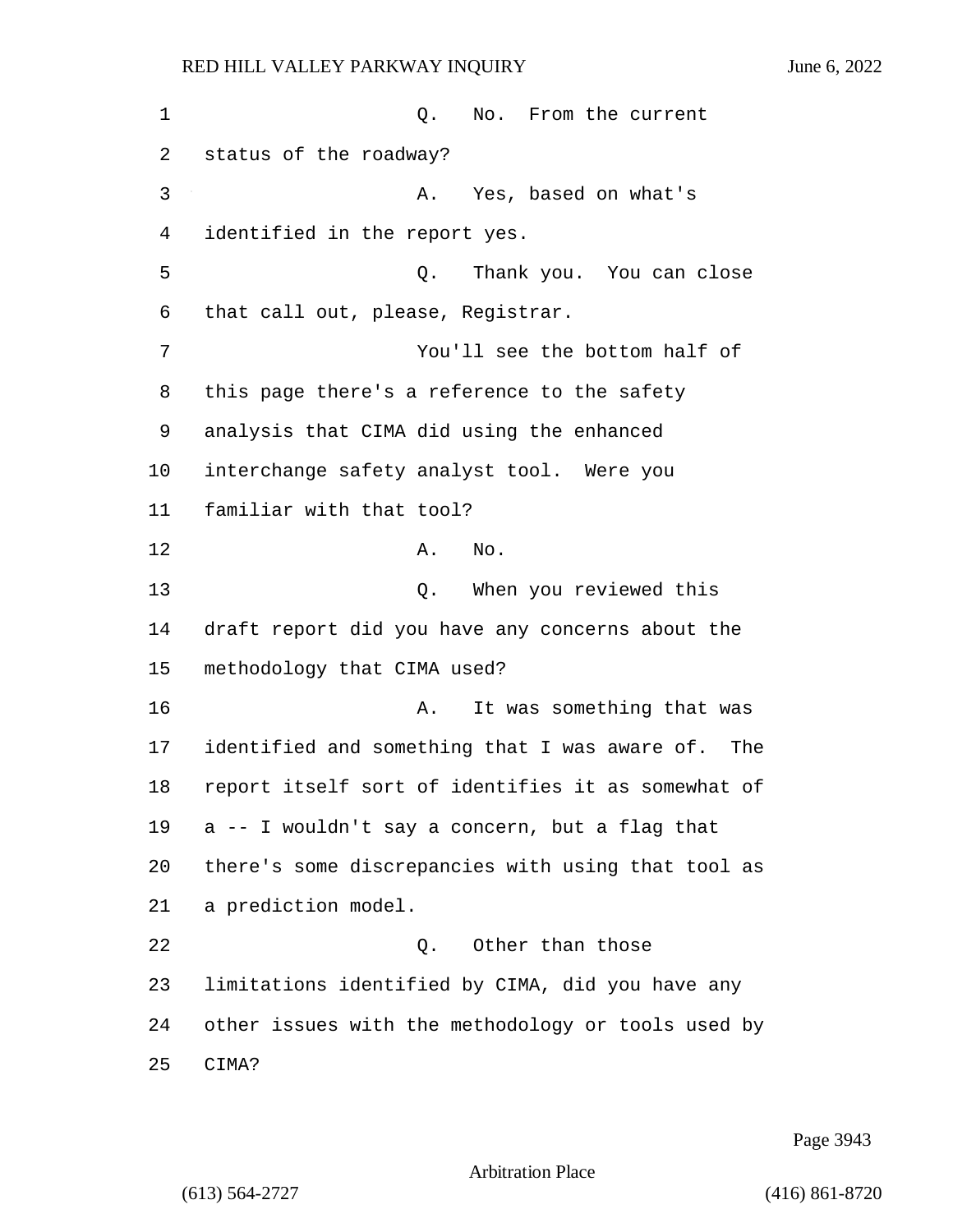Q. No. From the current status of the roadway?

A. Yes, based on what's identified in the report yes.

Q. Thank you. You can close that call out, please, Registrar.

You'll see the bottom half of this page there's a reference to the safety analysis that CIMA did using the enhanced interchange safety analyst tool. Were you familiar with that tool?

A. No.

Q. When you reviewed this draft report did you have any concerns about the methodology that CIMA used?

A. It was something that was identified and something that I was aware of. The report itself sort of identifies it as somewhat of a -- I wouldn't say a concern, but a flag that there's some discrepancies with using that tool as a prediction model.

Q. Other than those limitations identified by CIMA, did you have any other issues with the methodology or tools used by CIMA?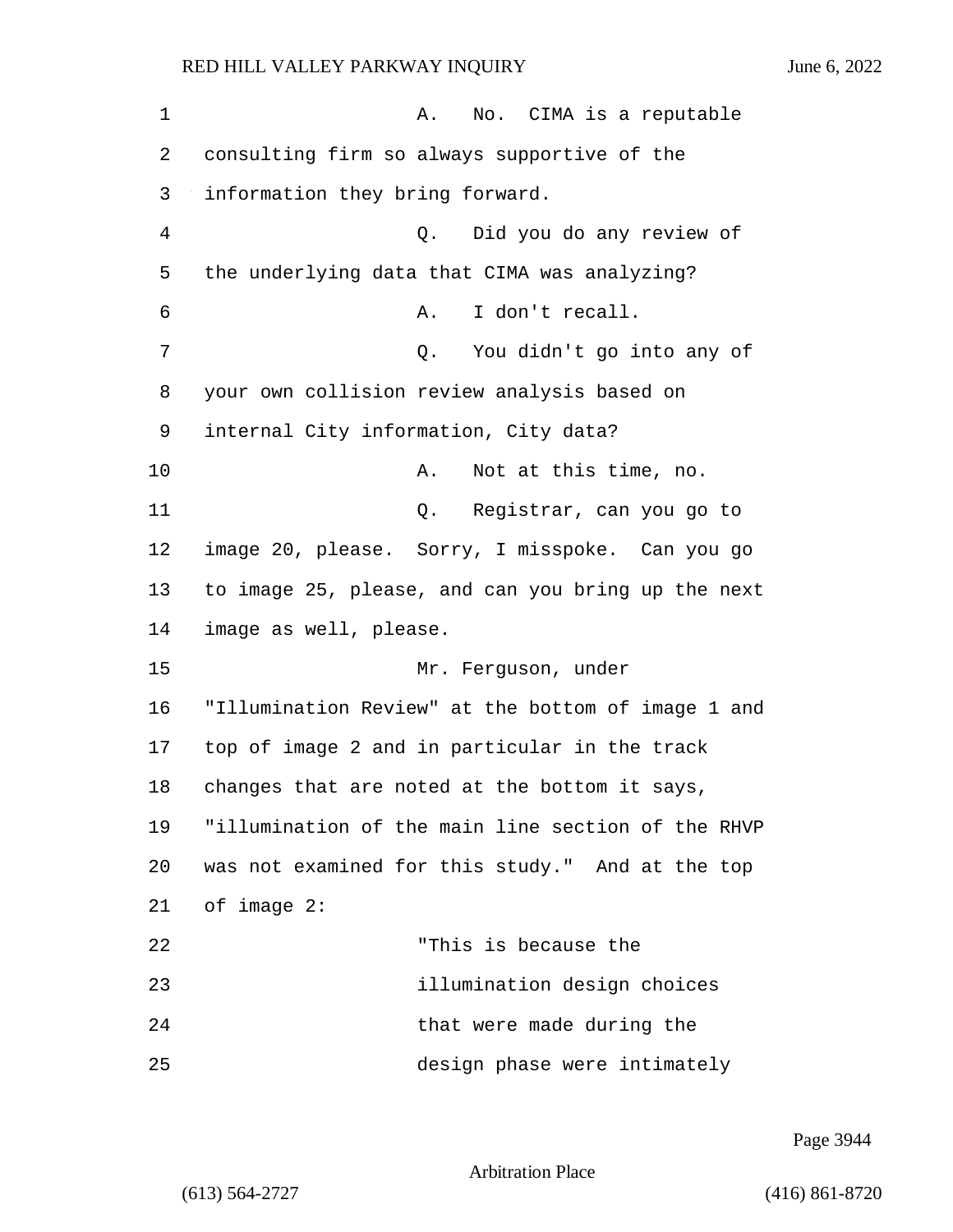A. No. CIMA is a reputable consulting firm so always supportive of the information they bring forward.

Q. Did you do any review of the underlying data that CIMA was analyzing?

A. I don't recall.

Q. You didn't go into any of your own collision review analysis based on internal City information, City data?

A. Not at this time, no.

Q. Registrar, can you go to image 20, please. Sorry, I misspoke. Can you go to image 25, please, and can you bring up the next image as well, please.

Mr. Ferguson, under "Illumination Review" at the bottom of image 1 and top of image 2 and in particular in the track changes that are noted at the bottom it says, "illumination of the main line section of the RHVP was not examined for this study." And at the top of image 2:

"This is because the illumination design choices that were made during the design phase were intimately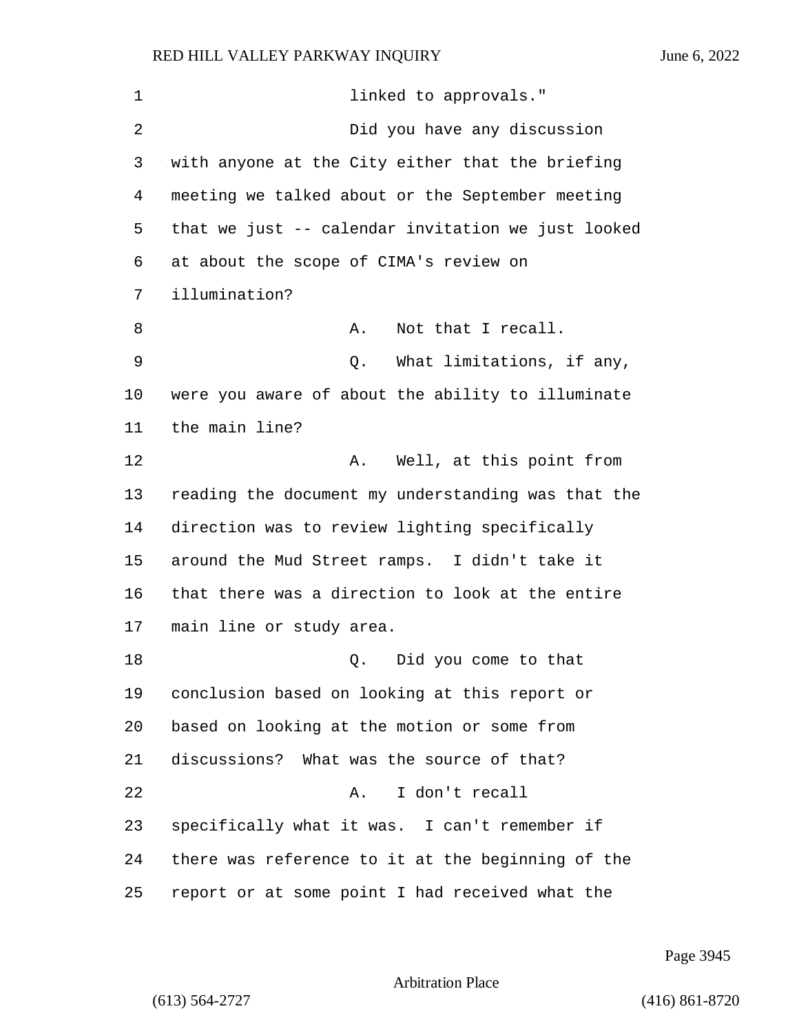linked to approvals."

Did you have any discussion with anyone at the City either that the briefing meeting we talked about or the September meeting that we just -- calendar invitation we just looked at about the scope of CIMA's review on illumination?

A. Not that I recall.

Q. What limitations, if any, were you aware of about the ability to illuminate the main line?

A. Well, at this point from reading the document my understanding was that the direction was to review lighting specifically around the Mud Street ramps. I didn't take it that there was a direction to look at the entire main line or study area.

Q. Did you come to that conclusion based on looking at this report or based on looking at the motion or some from discussions? What was the source of that?

A. I don't recall specifically what it was. I can't remember if there was reference to it at the beginning of the report or at some point I had received what the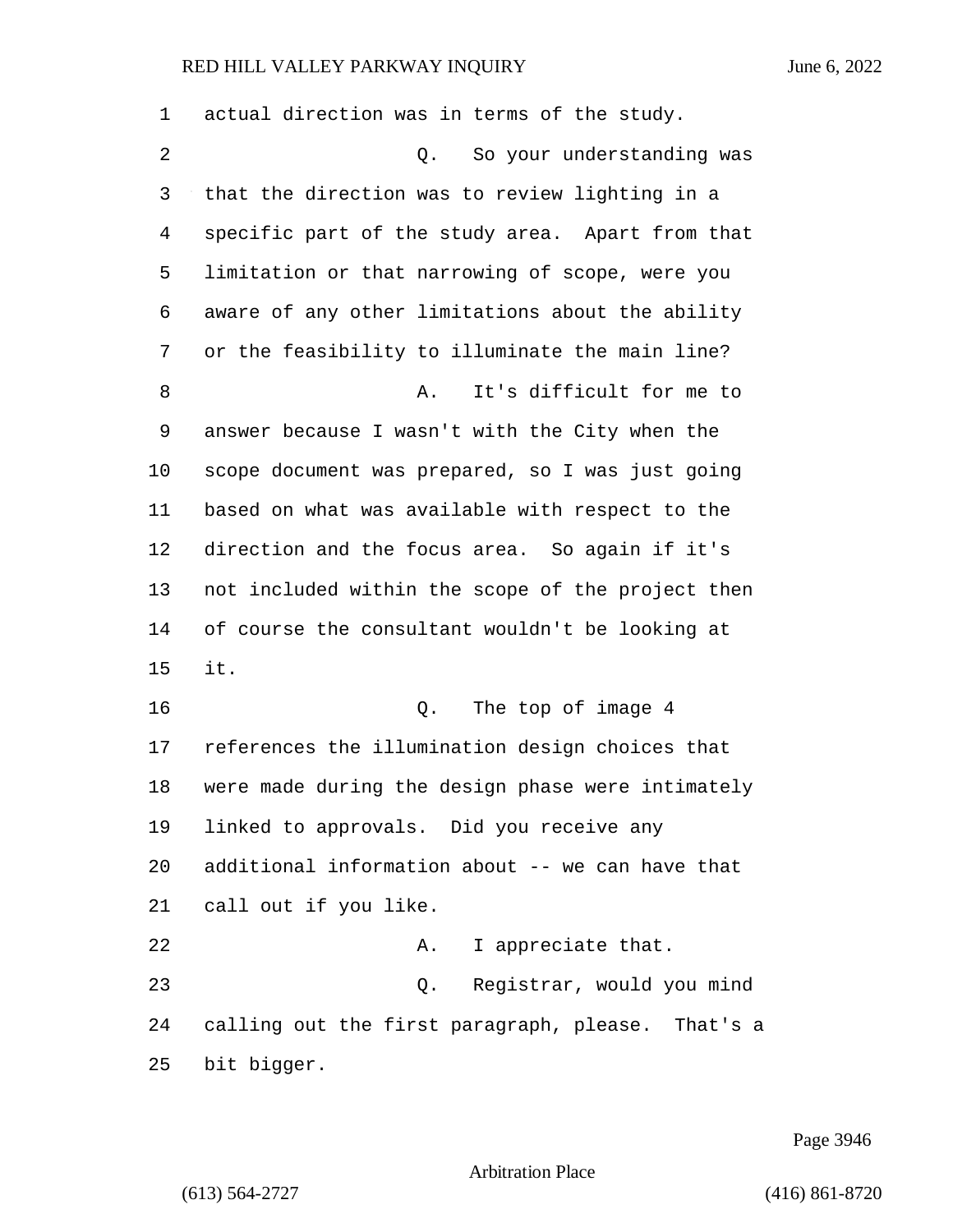actual direction was in terms of the study.

Q. So your understanding was that the direction was to review lighting in a specific part of the study area. Apart from that limitation or that narrowing of scope, were you aware of any other limitations about the ability or the feasibility to illuminate the main line?

A. It's difficult for me to answer because I wasn't with the City when the scope document was prepared, so I was just going based on what was available with respect to the direction and the focus area. So again if it's not included within the scope of the project then of course the consultant wouldn't be looking at it.

Q. The top of image 4 references the illumination design choices that were made during the design phase were intimately linked to approvals. Did you receive any additional information about -- we can have that call out if you like.

A. I appreciate that.

Q. Registrar, would you mind calling out the first paragraph, please. That's a bit bigger.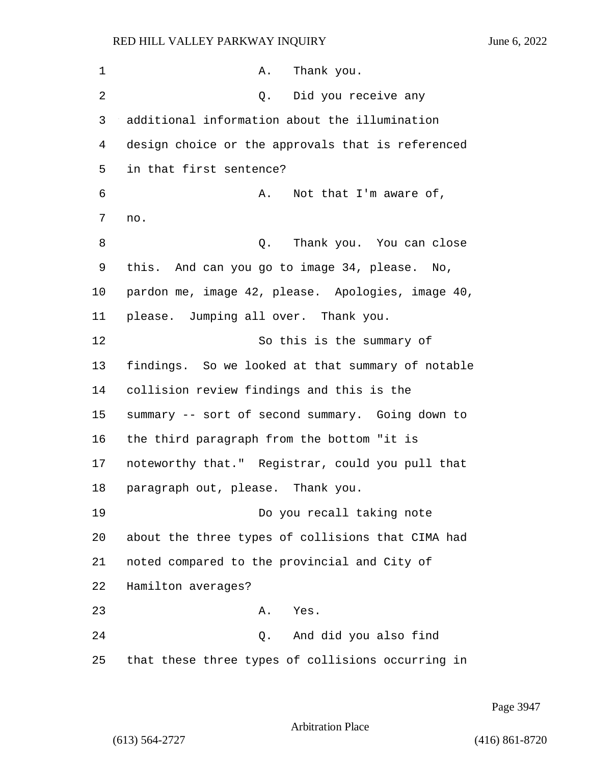A. Thank you.

Q. Did you receive any additional information about the illumination design choice or the approvals that is referenced in that first sentence?

A. Not that I'm aware of, no.

Q. Thank you. You can close this. And can you go to image 34, please. No, pardon me, image 42, please. Apologies, image 40, please. Jumping all over. Thank you.

So this is the summary of findings. So we looked at that summary of notable collision review findings and this is the summary -- sort of second summary. Going down to the third paragraph from the bottom "it is noteworthy that." Registrar, could you pull that paragraph out, please. Thank you.

Do you recall taking note about the three types of collisions that CIMA had noted compared to the provincial and City of Hamilton averages?

A. Yes.

Q. And did you also find that these three types of collisions occurring in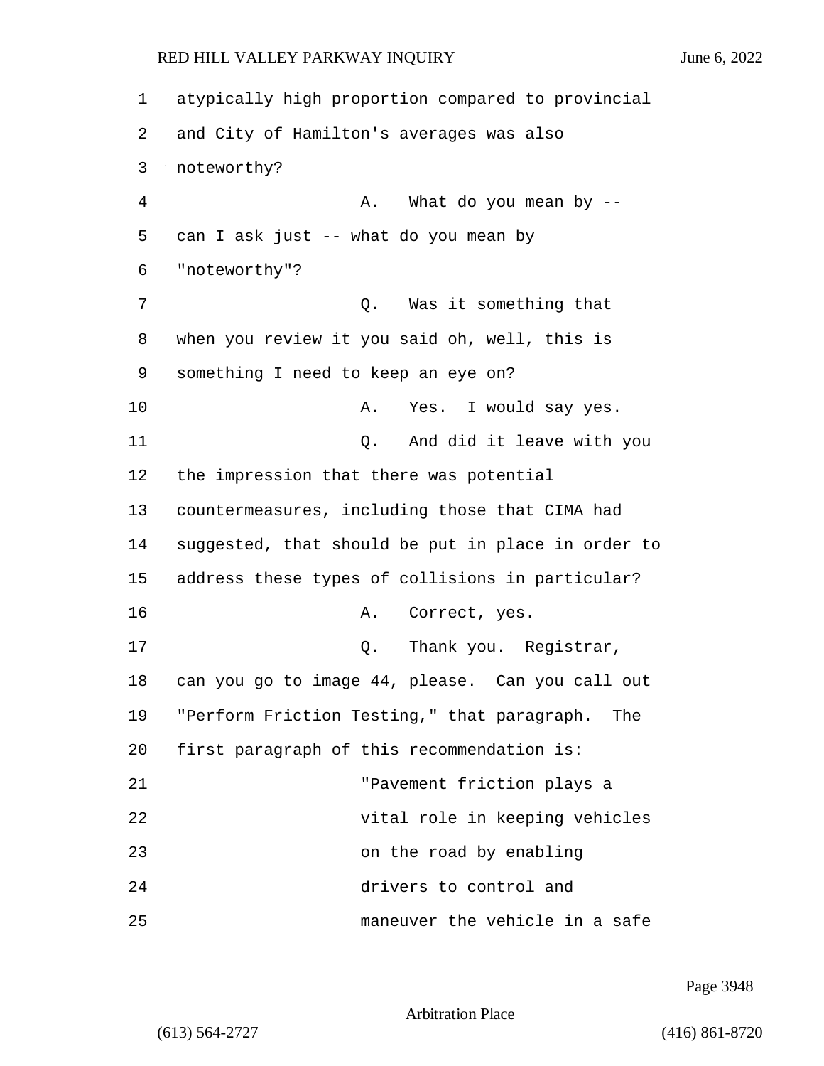atypically high proportion compared to provincial and City of Hamilton's averages was also noteworthy?

A. What do you mean by -- can I ask just -- what do you mean by "noteworthy"?

Q. Was it something that when you review it you said oh, well, this is something I need to keep an eye on?

A. Yes. I would say yes.

Q. And did it leave with you the impression that there was potential countermeasures, including those that CIMA had suggested, that should be put in place in order to address these types of collisions in particular?

A. Correct, yes.

Q. Thank you. Registrar, can you go to image 44, please. Can you call out "Perform Friction Testing," that paragraph. The first paragraph of this recommendation is:

"Pavement friction plays a vital role in keeping vehicles on the road by enabling drivers to control and maneuver the vehicle in a safe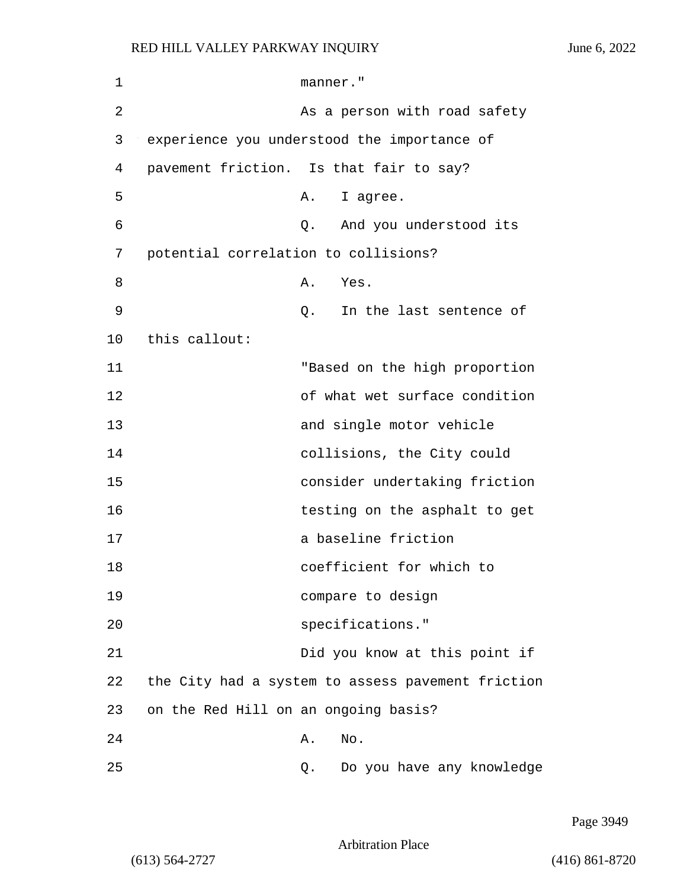manner."

As a person with road safety experience you understood the importance of pavement friction. Is that fair to say?

A. I agree.

Q. And you understood its potential correlation to collisions?

A. Yes.

Q. In the last sentence of this callout:

"Based on the high proportion of what wet surface condition and single motor vehicle collisions, the City could consider undertaking friction testing on the asphalt to get a baseline friction coefficient for which to compare to design specifications."

Did you know at this point if the City had a system to assess pavement friction on the Red Hill on an ongoing basis?

A. No.

Q. Do you have any knowledge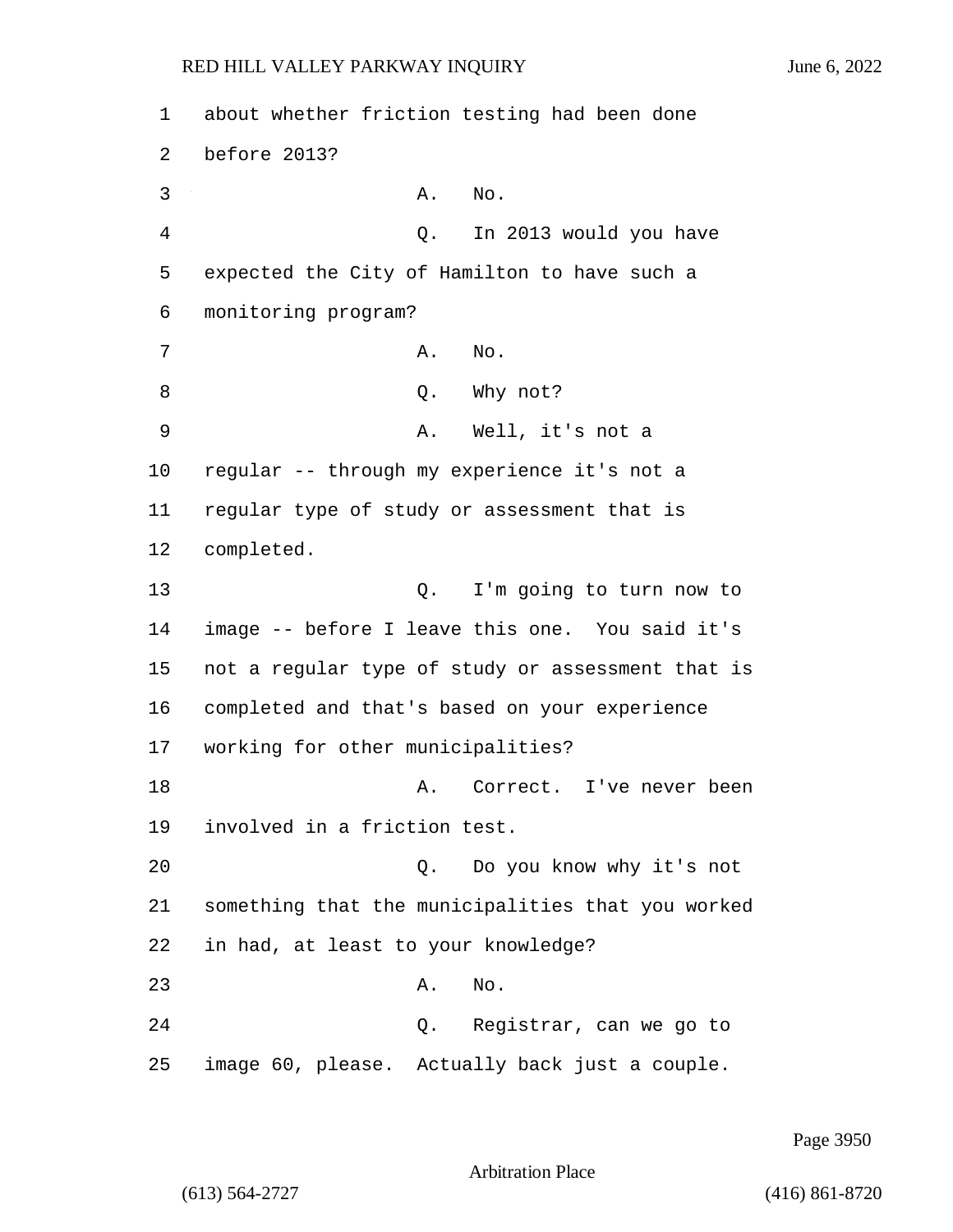about whether friction testing had been done before 2013?

A. No.

Q. In 2013 would you have expected the City of Hamilton to have such a monitoring program?

A. No.

Q. Why not?

A. Well, it's not a regular -- through my experience it's not a regular type of study or assessment that is completed.

Q. I'm going to turn now to image -- before I leave this one. You said it's not a regular type of study or assessment that is completed and that's based on your experience working for other municipalities?

A. Correct. I've never been involved in a friction test.

Q. Do you know why it's not something that the municipalities that you worked in had, at least to your knowledge?

A. No.

Q. Registrar, can we go to image 60, please. Actually back just a couple.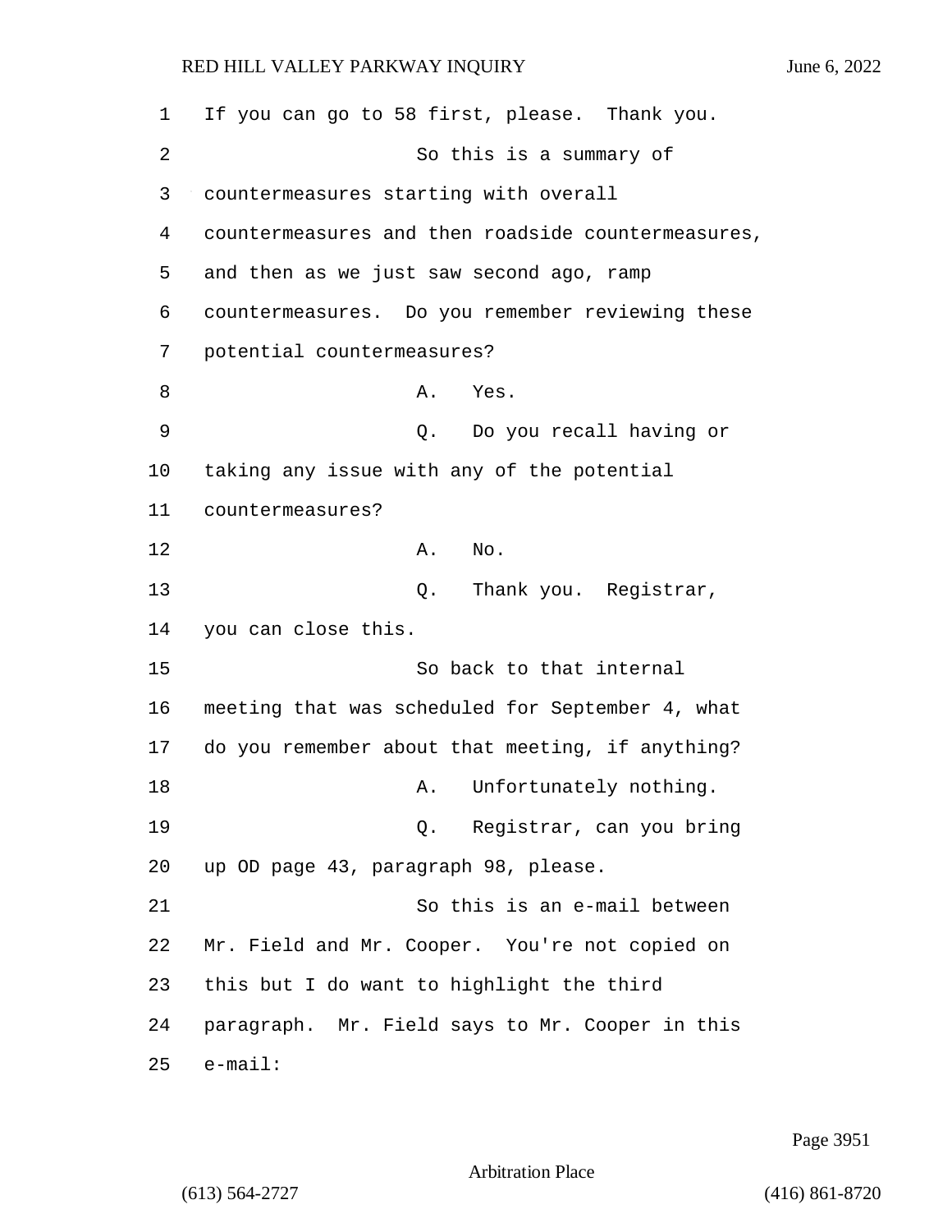If you can go to 58 first, please. Thank you.

So this is a summary of countermeasures starting with overall countermeasures and then roadside countermeasures, and then as we just saw second ago, ramp countermeasures. Do you remember reviewing these potential countermeasures?

A. Yes.

Q. Do you recall having or taking any issue with any of the potential countermeasures?

A. No.

Q. Thank you. Registrar, you can close this.

So back to that internal meeting that was scheduled for September 4, what do you remember about that meeting, if anything?

A. Unfortunately nothing.

Q. Registrar, can you bring up OD page 43, paragraph 98, please.

So this is an e-mail between Mr. Field and Mr. Cooper. You're not copied on this but I do want to highlight the third paragraph. Mr. Field says to Mr. Cooper in this e-mail: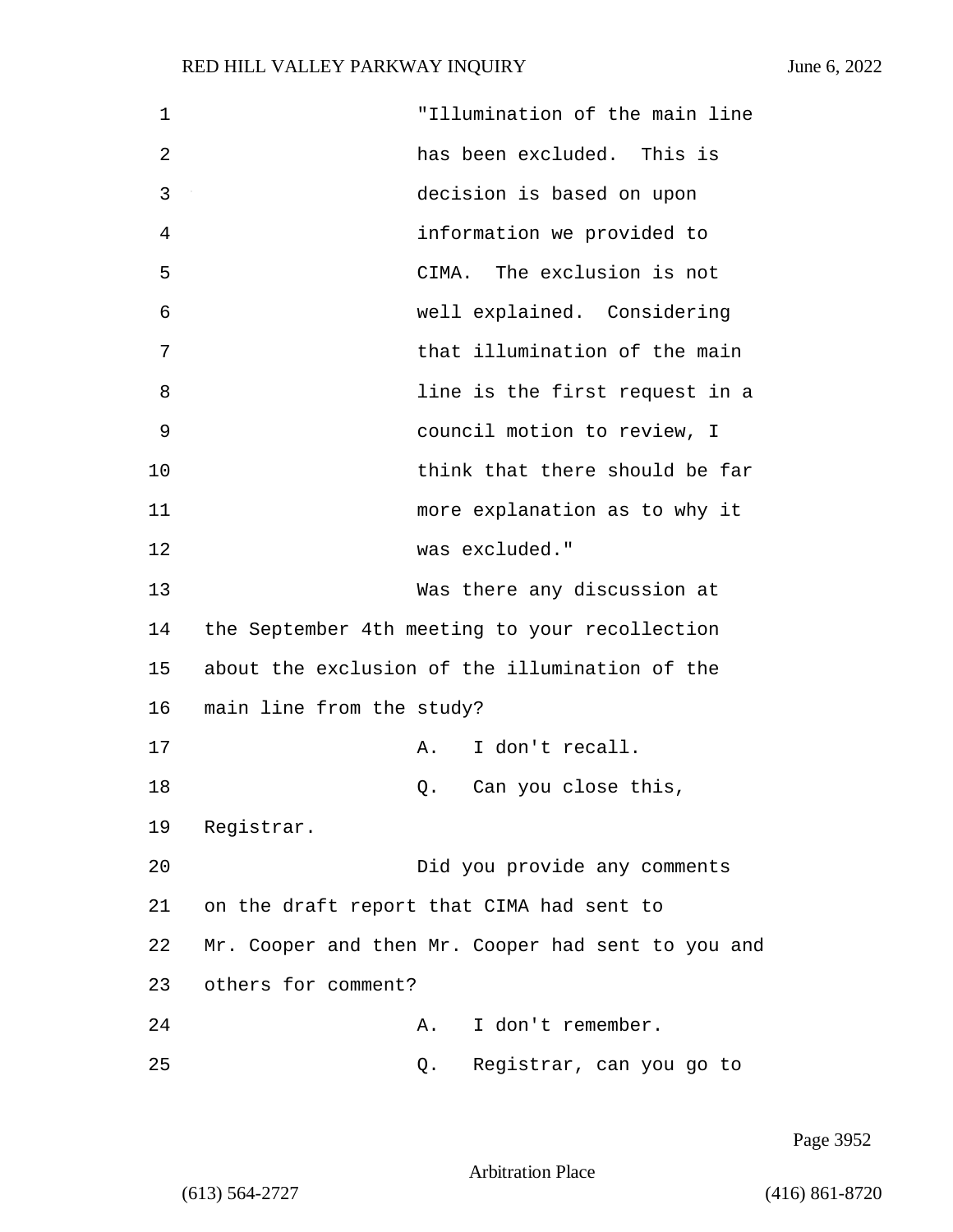"Illumination of the main line has been excluded. This is decision is based on upon information we provided to CIMA. The exclusion is not well explained. Considering that illumination of the main line is the first request in a council motion to review, I think that there should be far more explanation as to why it was excluded."

Was there any discussion at the September 4th meeting to your recollection about the exclusion of the illumination of the main line from the study?

A. I don't recall.

Q. Can you close this, Registrar.

Did you provide any comments on the draft report that CIMA had sent to Mr. Cooper and then Mr. Cooper had sent to you and others for comment?

A. I don't remember.

Q. Registrar, can you go to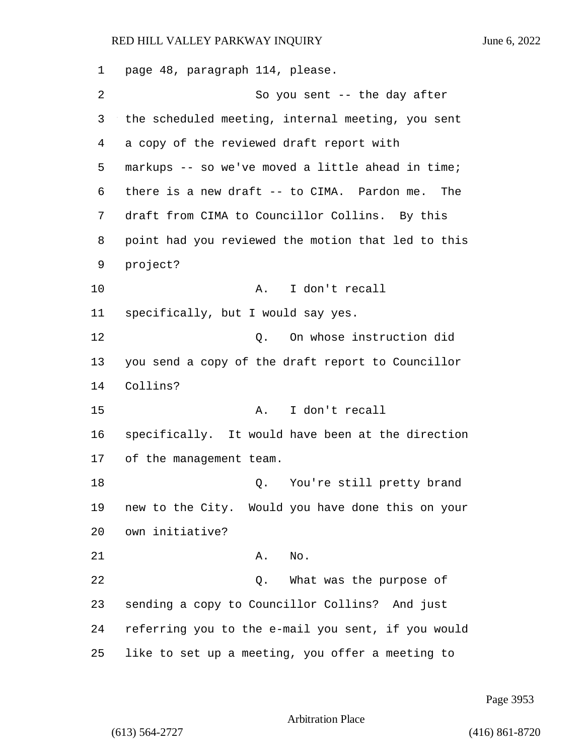page 48, paragraph 114, please.

So you sent -- the day after the scheduled meeting, internal meeting, you sent a copy of the reviewed draft report with markups -- so we've moved a little ahead in time; there is a new draft -- to CIMA. Pardon me. The draft from CIMA to Councillor Collins. By this point had you reviewed the motion that led to this project?

A. I don't recall specifically, but I would say yes.

Q. On whose instruction did you send a copy of the draft report to Councillor Collins?

A. I don't recall specifically. It would have been at the direction of the management team.

Q. You're still pretty brand new to the City. Would you have done this on your own initiative?

A. No.

Q. What was the purpose of sending a copy to Councillor Collins? And just referring you to the e-mail you sent, if you would like to set up a meeting, you offer a meeting to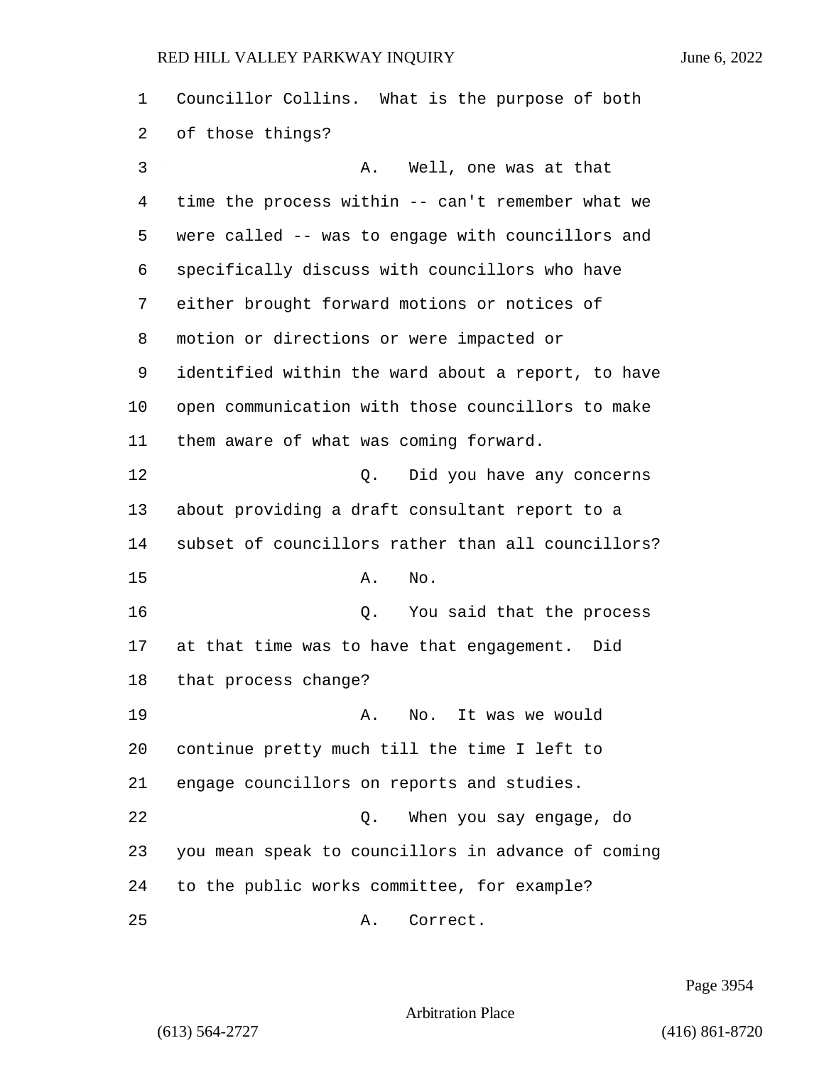Councillor Collins. What is the purpose of both of those things?

A. Well, one was at that time the process within -- can't remember what we were called -- was to engage with councillors and specifically discuss with councillors who have either brought forward motions or notices of motion or directions or were impacted or identified within the ward about a report, to have open communication with those councillors to make them aware of what was coming forward.

Q. Did you have any concerns about providing a draft consultant report to a subset of councillors rather than all councillors?

A. No.

Q. You said that the process at that time was to have that engagement. Did that process change?

A. No. It was we would continue pretty much till the time I left to engage councillors on reports and studies.

Q. When you say engage, do you mean speak to councillors in advance of coming to the public works committee, for example?

A. Correct.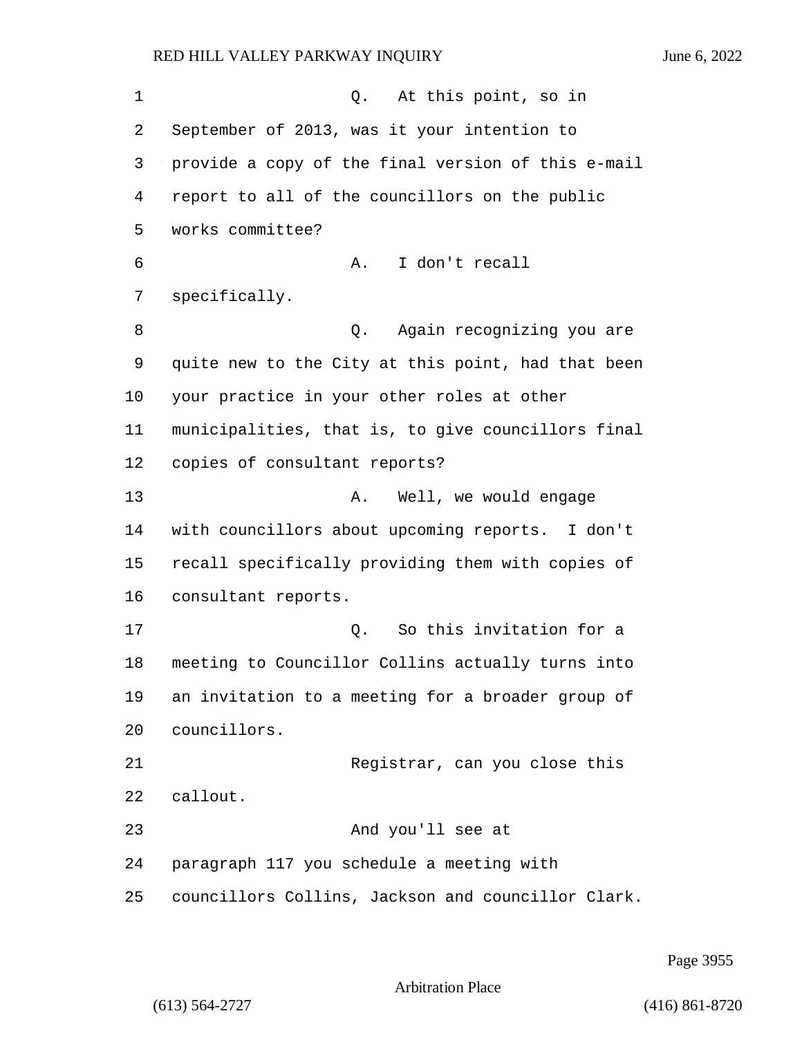Q. At this point, so in September of 2013, was it your intention to provide a copy of the final version of this e-mail report to all of the councillors on the public works committee?

A. I don't recall specifically.

Q. Again recognizing you are quite new to the City at this point, had that been your practice in your other roles at other municipalities, that is, to give councillors final copies of consultant reports?

A. Well, we would engage with councillors about upcoming reports. I don't recall specifically providing them with copies of consultant reports.

Q. So this invitation for a meeting to Councillor Collins actually turns into an invitation to a meeting for a broader group of councillors.

Registrar, can you close this callout.

And you'll see at paragraph 117 you schedule a meeting with councillors Collins, Jackson and councillor Clark.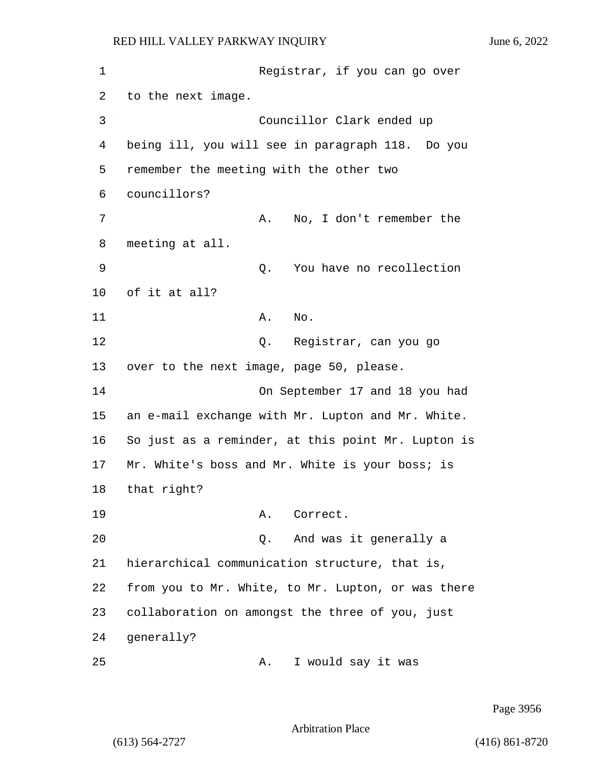Registrar, if you can go over to the next image.

Councillor Clark ended up being ill, you will see in paragraph 118. Do you remember the meeting with the other two councillors?

A. No, I don't remember the meeting at all.

Q. You have no recollection of it at all?

A. No.

Q. Registrar, can you go over to the next image, page 50, please.

On September 17 and 18 you had an e-mail exchange with Mr. Lupton and Mr. White. So just as a reminder, at this point Mr. Lupton is Mr. White's boss and Mr. White is your boss; is that right?

A. Correct.

Q. And was it generally a hierarchical communication structure, that is, from you to Mr. White, to Mr. Lupton, or was there collaboration on amongst the three of you, just generally?

A. I would say it was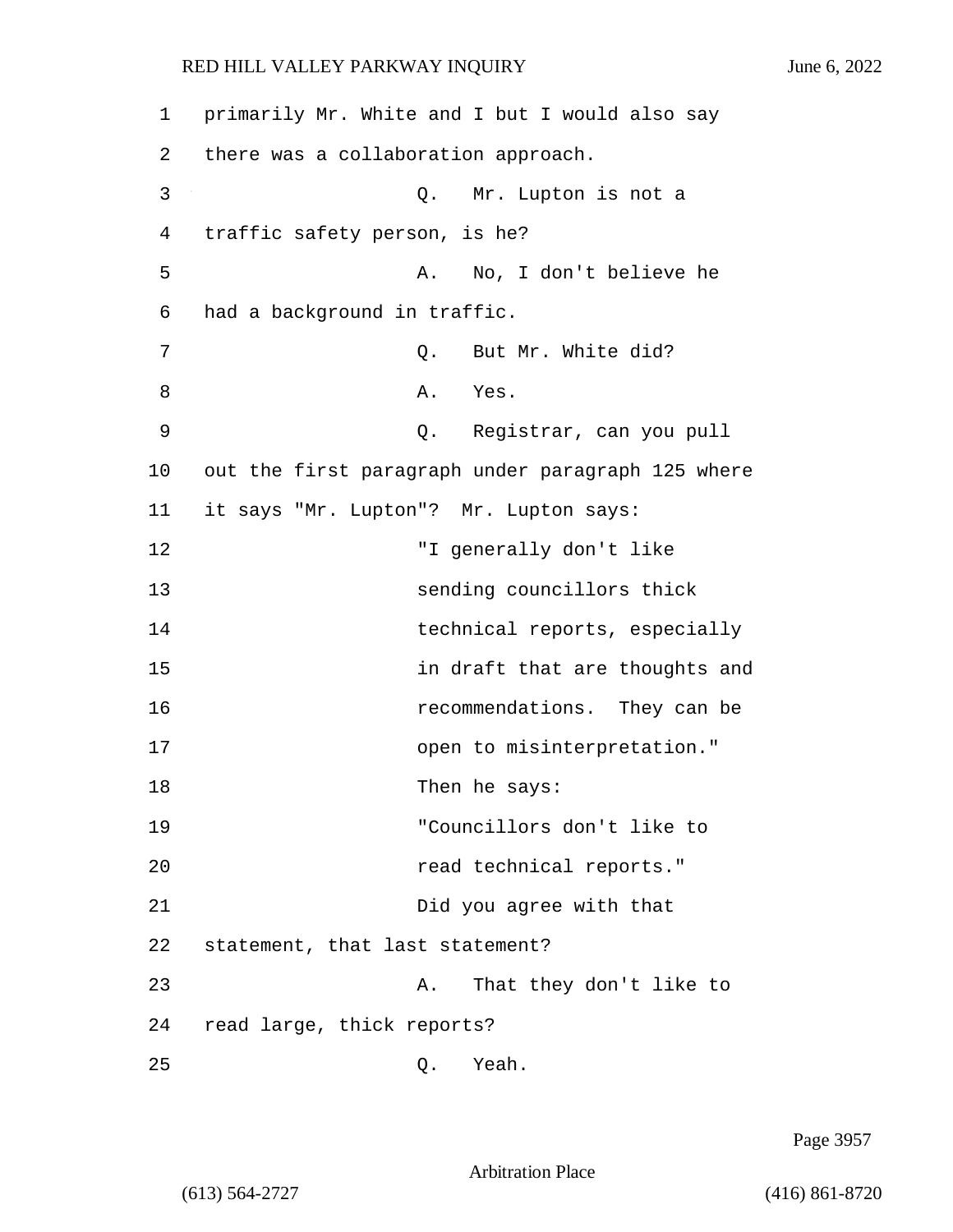primarily Mr. White and I but I would also say there was a collaboration approach.

Q. Mr. Lupton is not a traffic safety person, is he?

A. No, I don't believe he had a background in traffic.

Q. But Mr. White did?

A. Yes.

Q. Registrar, can you pull out the first paragraph under paragraph 125 where it says "Mr. Lupton"? Mr. Lupton says:

> "I generally don't like sending councillors thick technical reports, especially in draft that are thoughts and recommendations. They can be open to misinterpretation."

Then he says:

> "Councillors don't like to read technical reports."

Did you agree with that statement, that last statement?

A. That they don't like to read large, thick reports?

Q. Yeah.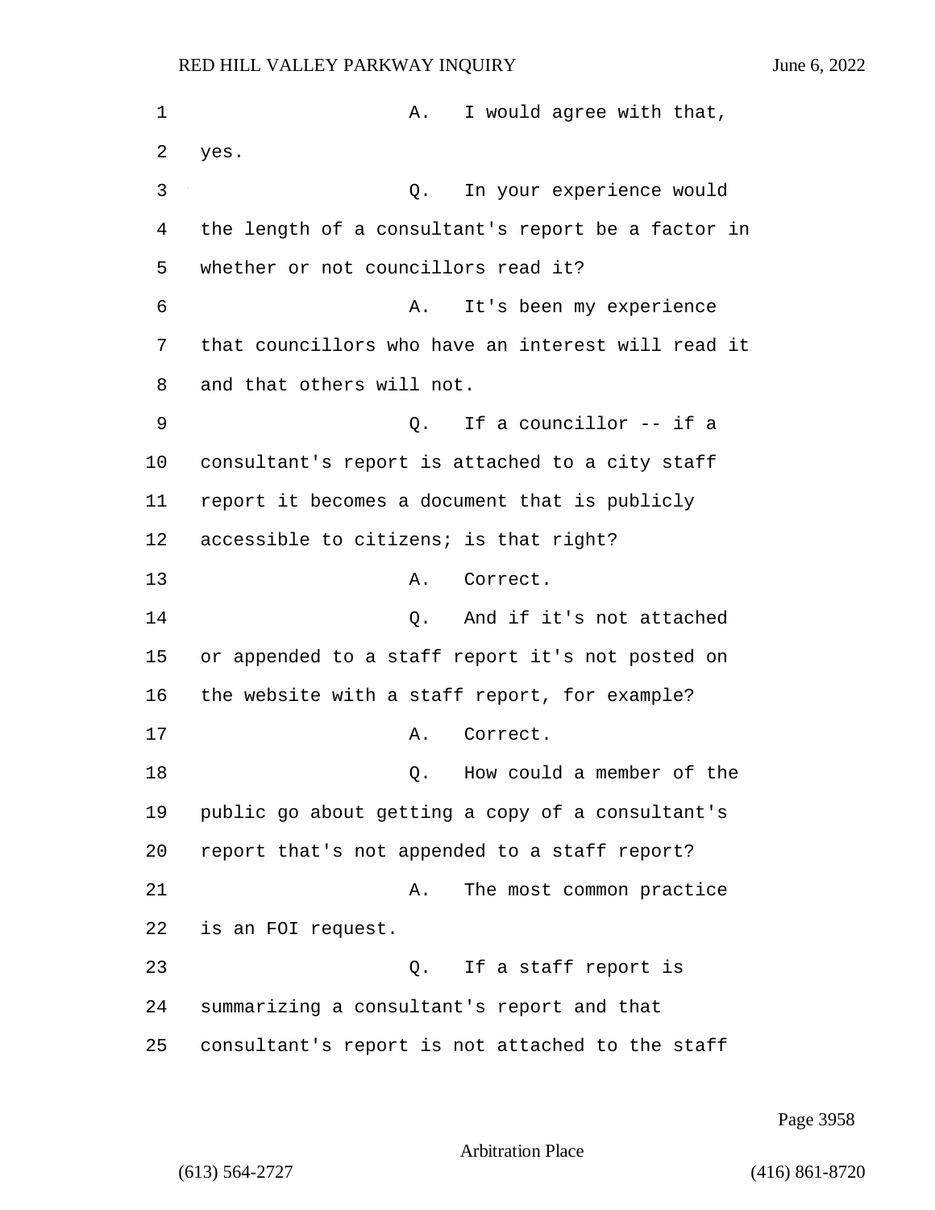A. I would agree with that, yes.

Q. In your experience would the length of a consultant's report be a factor in whether or not councillors read it?

A. It's been my experience that councillors who have an interest will read it and that others will not.

Q. If a councillor -- if a consultant's report is attached to a city staff report it becomes a document that is publicly accessible to citizens; is that right?

A. Correct.

Q. And if it's not attached or appended to a staff report it's not posted on the website with a staff report, for example?

A. Correct.

Q. How could a member of the public go about getting a copy of a consultant's report that's not appended to a staff report?

A. The most common practice is an FOI request.

Q. If a staff report is summarizing a consultant's report and that consultant's report is not attached to the staff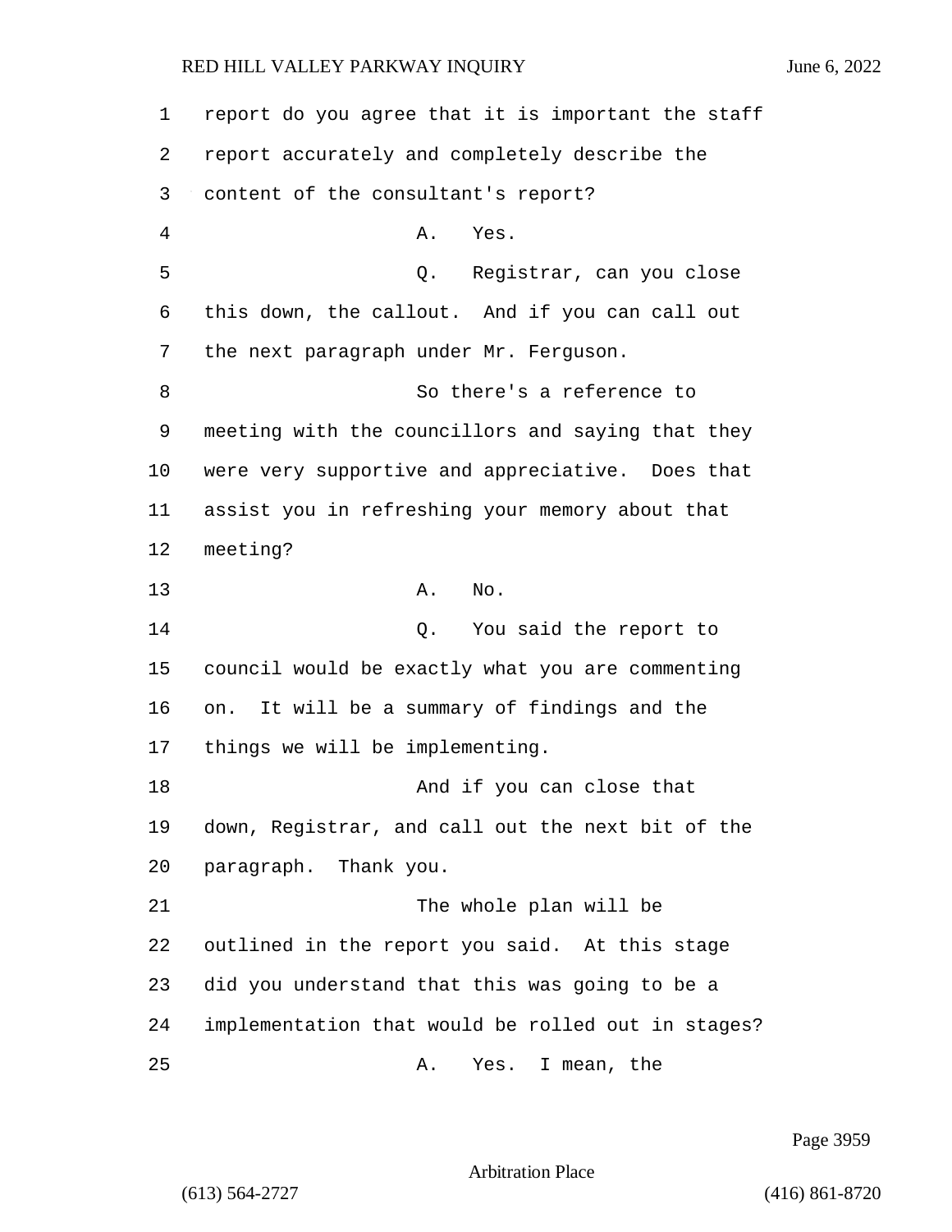report do you agree that it is important the staff report accurately and completely describe the content of the consultant's report?

A. Yes.

Q. Registrar, can you close this down, the callout. And if you can call out the next paragraph under Mr. Ferguson.

So there's a reference to meeting with the councillors and saying that they were very supportive and appreciative. Does that assist you in refreshing your memory about that meeting?

A. No.

Q. You said the report to council would be exactly what you are commenting on. It will be a summary of findings and the things we will be implementing.

And if you can close that down, Registrar, and call out the next bit of the paragraph. Thank you.

The whole plan will be outlined in the report you said. At this stage did you understand that this was going to be a implementation that would be rolled out in stages?

A. Yes. I mean, the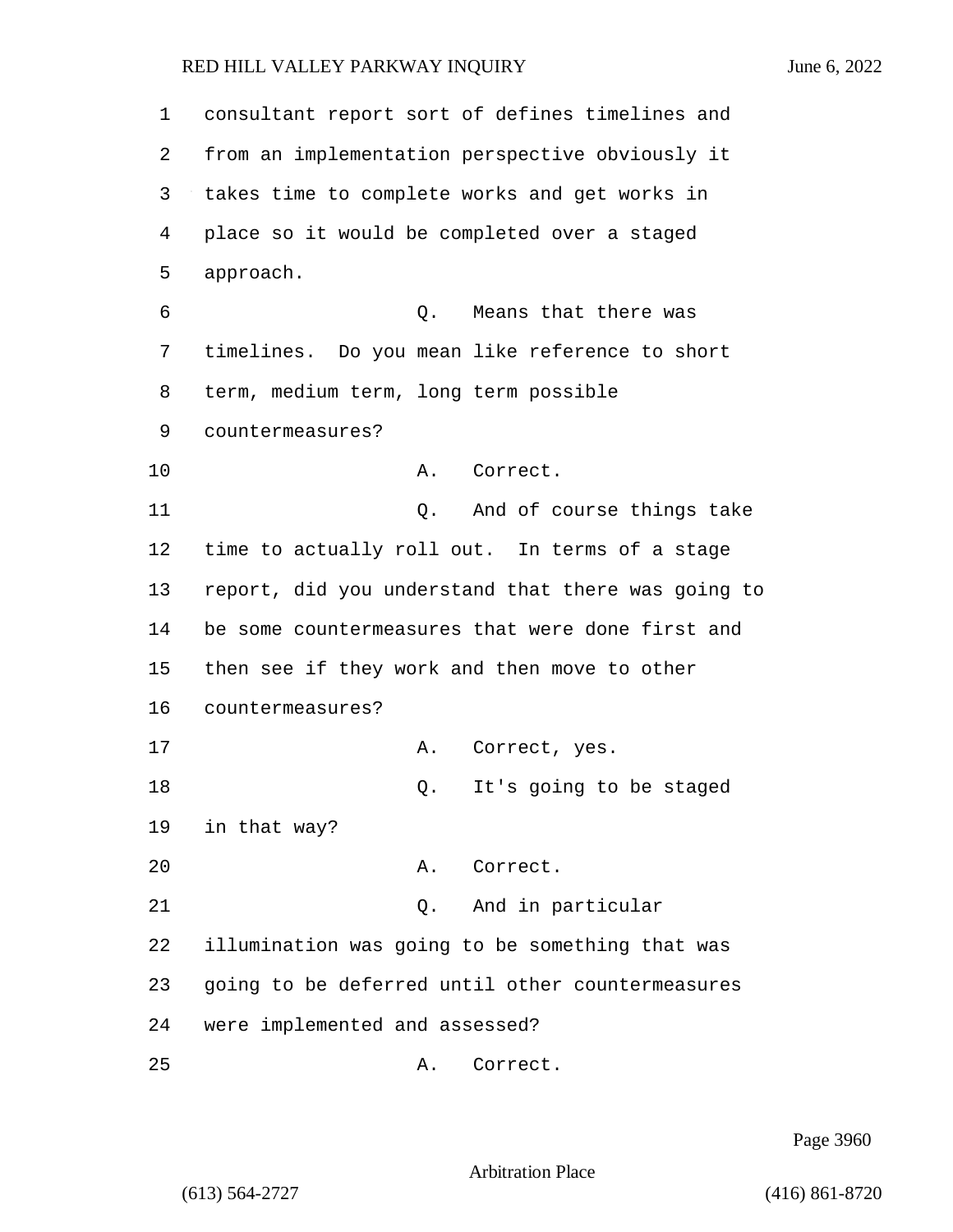consultant report sort of defines timelines and from an implementation perspective obviously it takes time to complete works and get works in place so it would be completed over a staged approach.

Q. Means that there was timelines. Do you mean like reference to short term, medium term, long term possible countermeasures?

A. Correct.

Q. And of course things take time to actually roll out. In terms of a stage report, did you understand that there was going to be some countermeasures that were done first and then see if they work and then move to other countermeasures?

A. Correct, yes.

Q. It's going to be staged in that way?

A. Correct.

Q. And in particular illumination was going to be something that was going to be deferred until other countermeasures were implemented and assessed?

A. Correct.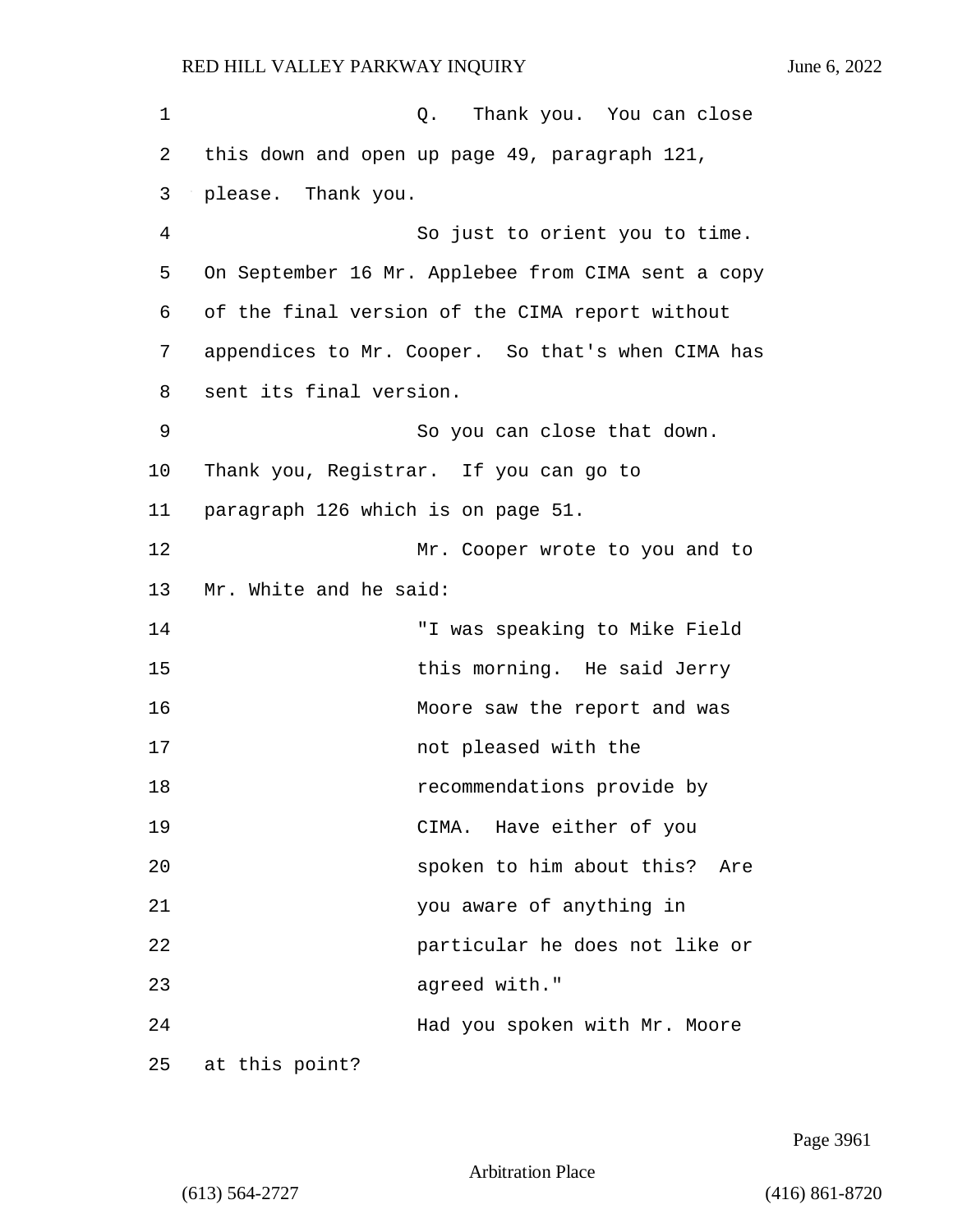Q. Thank you. You can close this down and open up page 49, paragraph 121, please. Thank you.

So just to orient you to time. On September 16 Mr. Applebee from CIMA sent a copy of the final version of the CIMA report without appendices to Mr. Cooper. So that's when CIMA has sent its final version.

So you can close that down. Thank you, Registrar. If you can go to paragraph 126 which is on page 51.

Mr. Cooper wrote to you and to Mr. White and he said:

> "I was speaking to Mike Field this morning. He said Jerry Moore saw the report and was not pleased with the recommendations provide by CIMA. Have either of you spoken to him about this? Are you aware of anything in particular he does not like or agreed with."

Had you spoken with Mr. Moore at this point?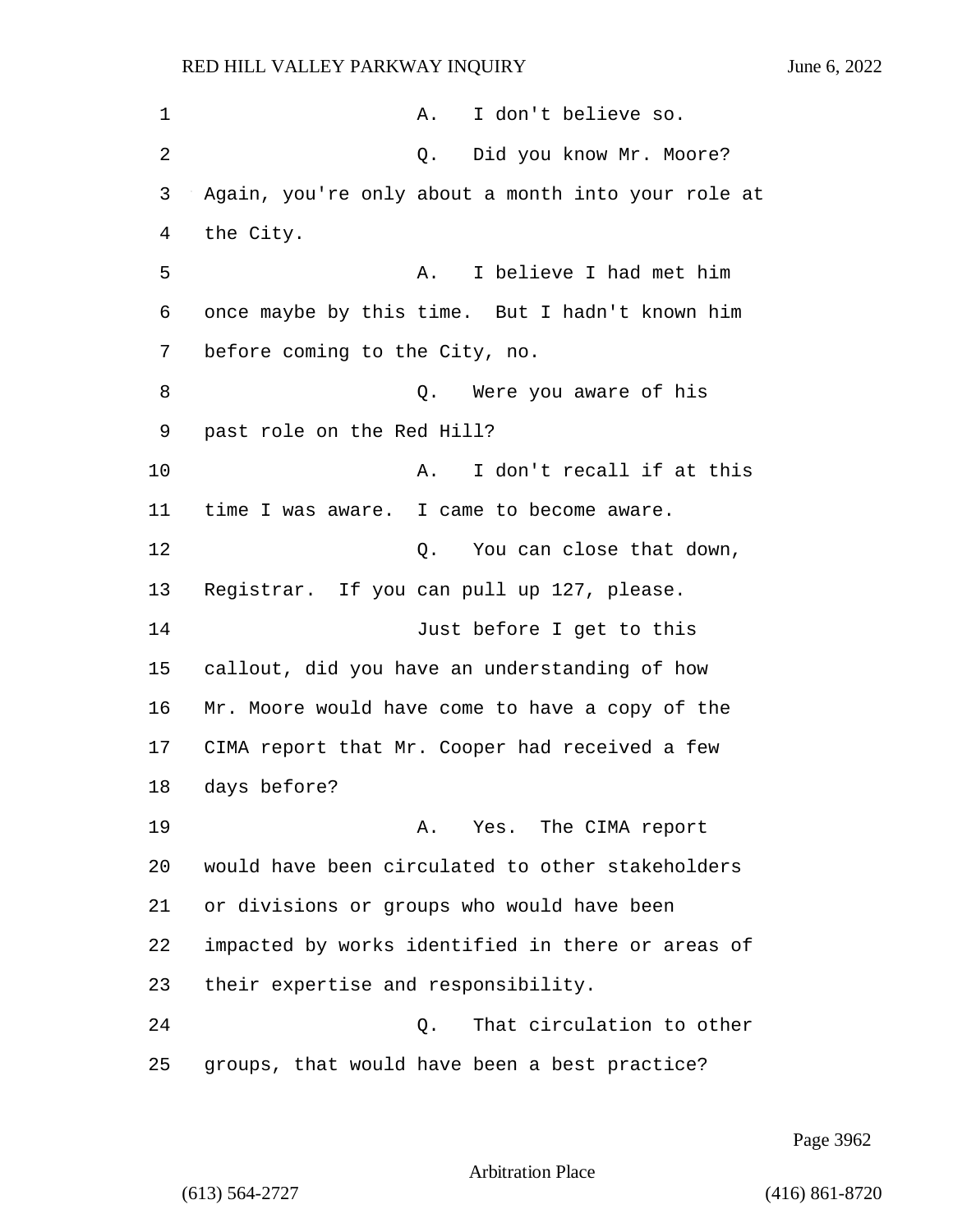A. I don't believe so.

Q. Did you know Mr. Moore? Again, you're only about a month into your role at the City.

A. I believe I had met him once maybe by this time. But I hadn't known him before coming to the City, no.

Q. Were you aware of his past role on the Red Hill?

A. I don't recall if at this time I was aware. I came to become aware.

Q. You can close that down, Registrar. If you can pull up 127, please.

Just before I get to this callout, did you have an understanding of how Mr. Moore would have come to have a copy of the CIMA report that Mr. Cooper had received a few days before?

A. Yes. The CIMA report would have been circulated to other stakeholders or divisions or groups who would have been impacted by works identified in there or areas of their expertise and responsibility.

Q. That circulation to other groups, that would have been a best practice?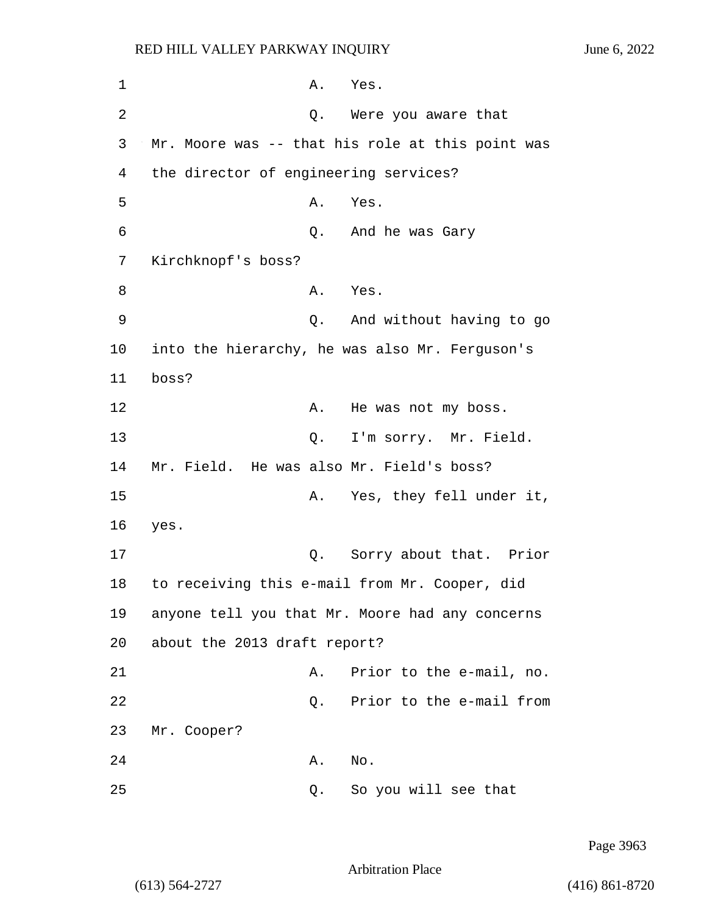A. Yes.

Q. Were you aware that Mr. Moore was -- that his role at this point was the director of engineering services?

A. Yes.

Q. And he was Gary Kirchknopf's boss?

A. Yes.

Q. And without having to go into the hierarchy, he was also Mr. Ferguson's boss?

A. He was not my boss.

Q. I'm sorry. Mr. Field. Mr. Field. He was also Mr. Field's boss?

A. Yes, they fell under it, yes.

Q. Sorry about that. Prior to receiving this e-mail from Mr. Cooper, did anyone tell you that Mr. Moore had any concerns about the 2013 draft report?

A. Prior to the e-mail, no.

Q. Prior to the e-mail from Mr. Cooper?

A. No.

Q. So you will see that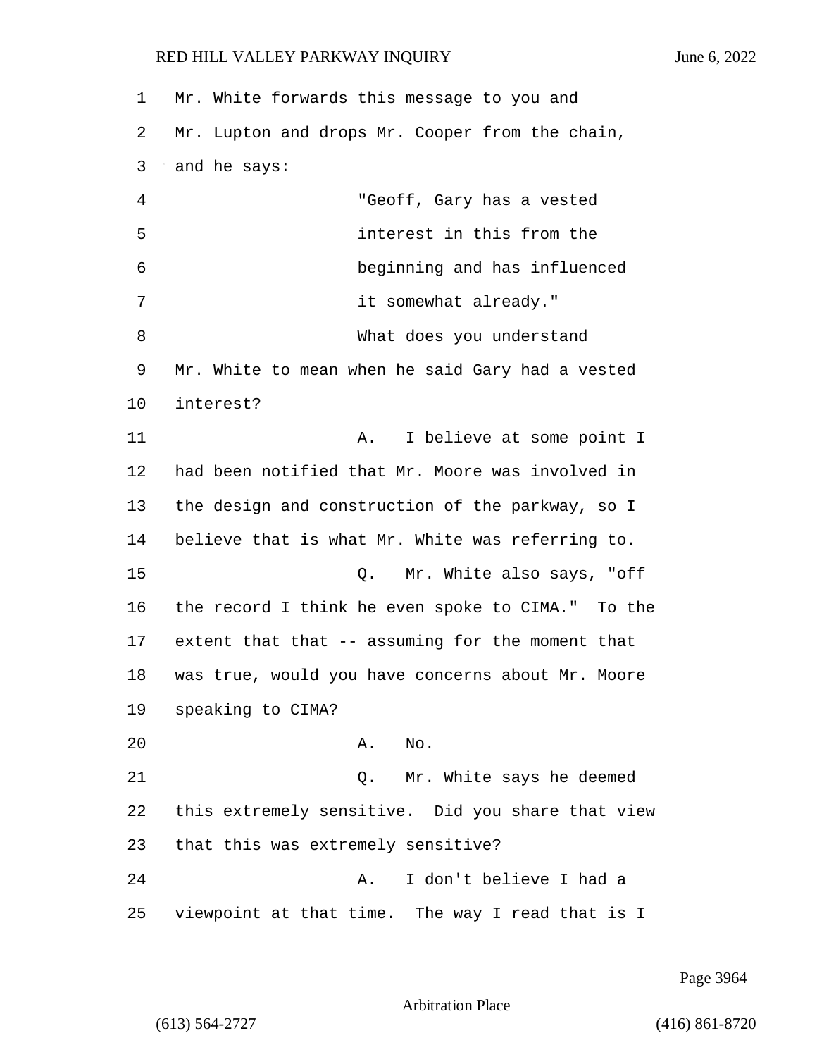Mr. White forwards this message to you and Mr. Lupton and drops Mr. Cooper from the chain, and he says:

> "Geoff, Gary has a vested interest in this from the beginning and has influenced it somewhat already."

What does you understand Mr. White to mean when he said Gary had a vested interest?

A. I believe at some point I had been notified that Mr. Moore was involved in the design and construction of the parkway, so I believe that is what Mr. White was referring to.

Q. Mr. White also says, "off the record I think he even spoke to CIMA." To the extent that that -- assuming for the moment that was true, would you have concerns about Mr. Moore speaking to CIMA?

A. No.

Q. Mr. White says he deemed this extremely sensitive. Did you share that view that this was extremely sensitive?

A. I don't believe I had a viewpoint at that time. The way I read that is I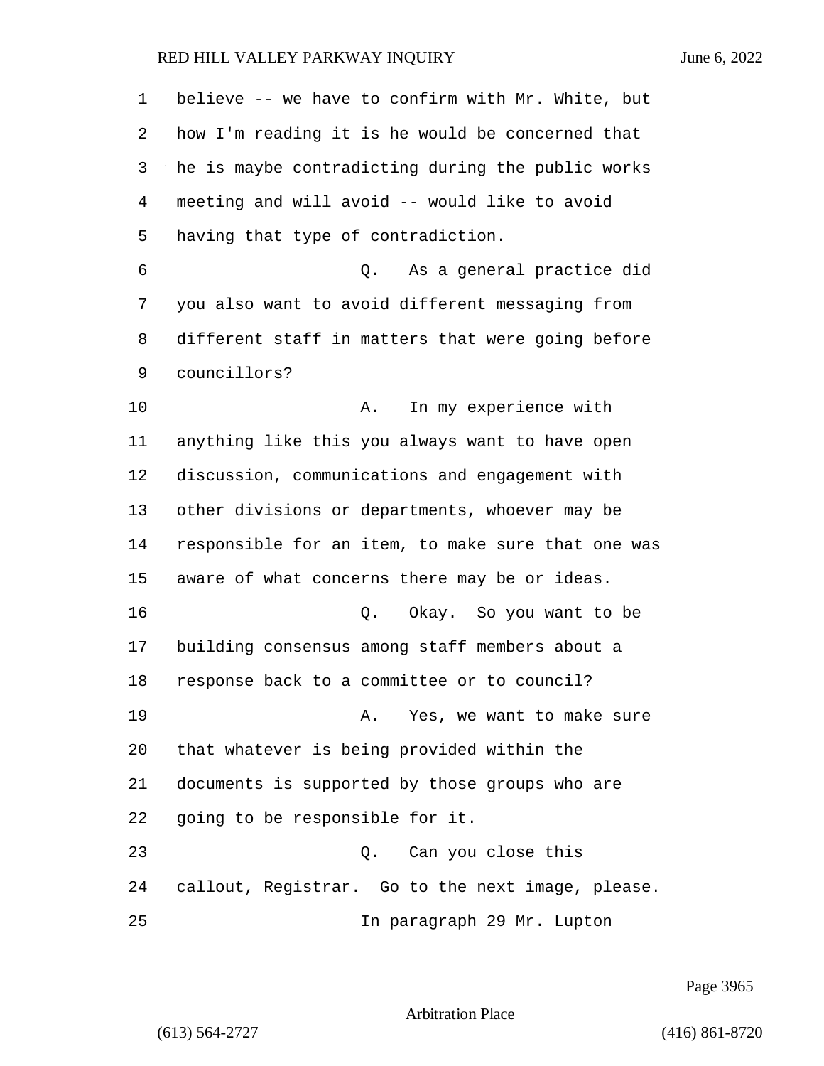believe -- we have to confirm with Mr. White, but how I'm reading it is he would be concerned that he is maybe contradicting during the public works meeting and will avoid -- would like to avoid having that type of contradiction.

Q. As a general practice did you also want to avoid different messaging from different staff in matters that were going before councillors?

A. In my experience with anything like this you always want to have open discussion, communications and engagement with other divisions or departments, whoever may be responsible for an item, to make sure that one was aware of what concerns there may be or ideas.

Q. Okay. So you want to be building consensus among staff members about a response back to a committee or to council?

A. Yes, we want to make sure that whatever is being provided within the documents is supported by those groups who are going to be responsible for it.

Q. Can you close this callout, Registrar. Go to the next image, please.

In paragraph 29 Mr. Lupton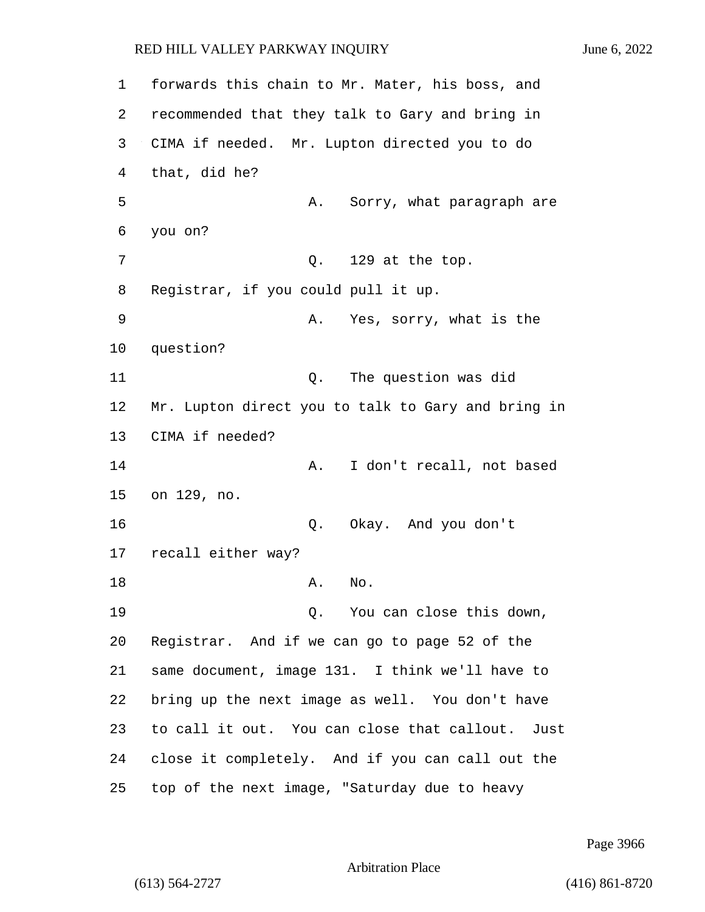forwards this chain to Mr. Mater, his boss, and recommended that they talk to Gary and bring in CIMA if needed. Mr. Lupton directed you to do that, did he?

A. Sorry, what paragraph are you on?

Q. 129 at the top. Registrar, if you could pull it up.

A. Yes, sorry, what is the question?

Q. The question was did Mr. Lupton direct you to talk to Gary and bring in CIMA if needed?

A. I don't recall, not based on 129, no.

Q. Okay. And you don't recall either way?

A. No.

Q. You can close this down, Registrar. And if we can go to page 52 of the same document, image 131. I think we'll have to bring up the next image as well. You don't have to call it out. You can close that callout. Just close it completely. And if you can call out the top of the next image, "Saturday due to heavy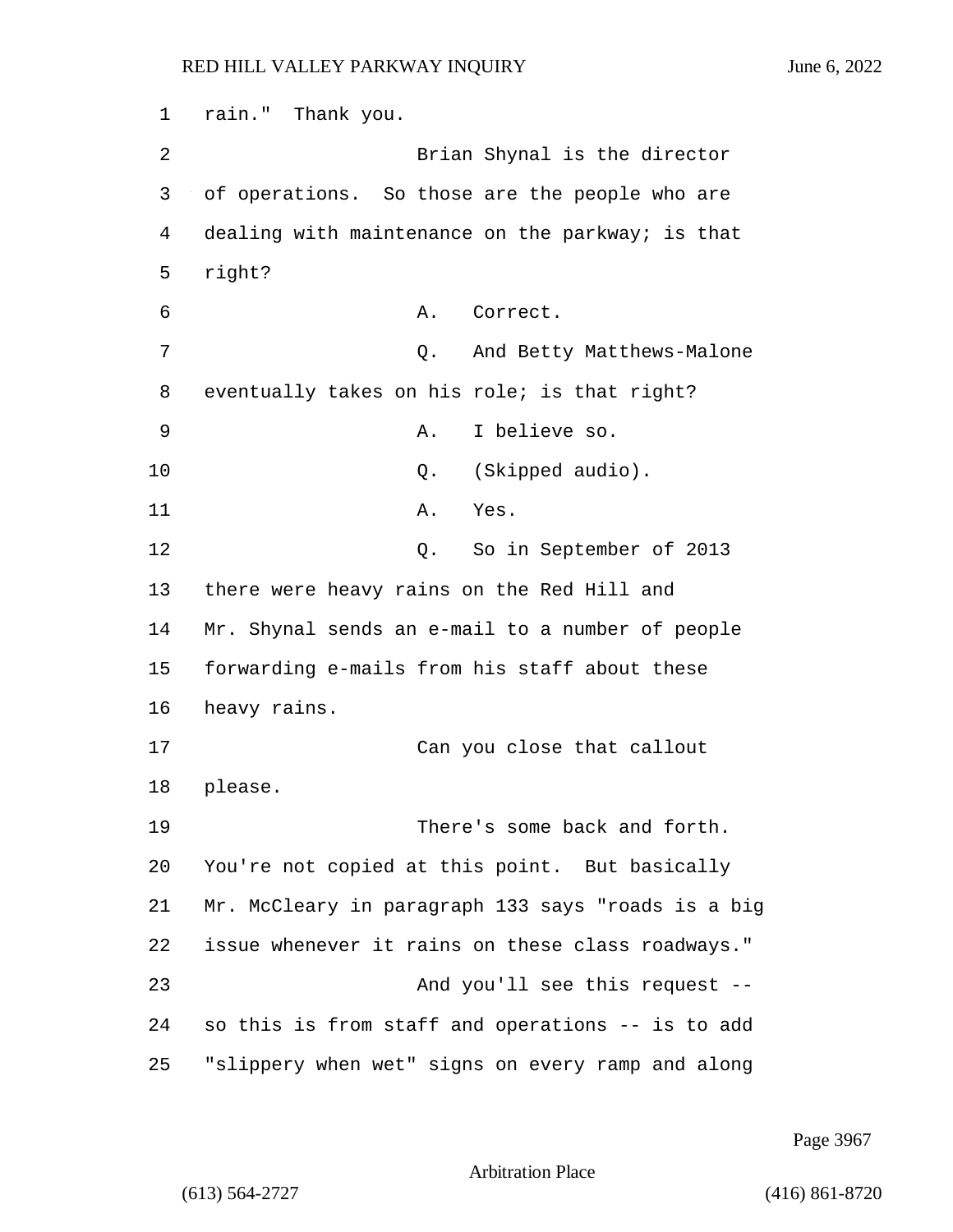rain." Thank you.

Brian Shynal is the director of operations. So those are the people who are dealing with maintenance on the parkway; is that right?

A. Correct.

Q. And Betty Matthews-Malone eventually takes on his role; is that right?

A. I believe so.

Q. (Skipped audio).

A. Yes.

Q. So in September of 2013 there were heavy rains on the Red Hill and Mr. Shynal sends an e-mail to a number of people forwarding e-mails from his staff about these heavy rains.

Can you close that callout please.

There's some back and forth. You're not copied at this point. But basically Mr. McCleary in paragraph 133 says "roads is a big issue whenever it rains on these class roadways."

And you'll see this request -- so this is from staff and operations -- is to add "slippery when wet" signs on every ramp and along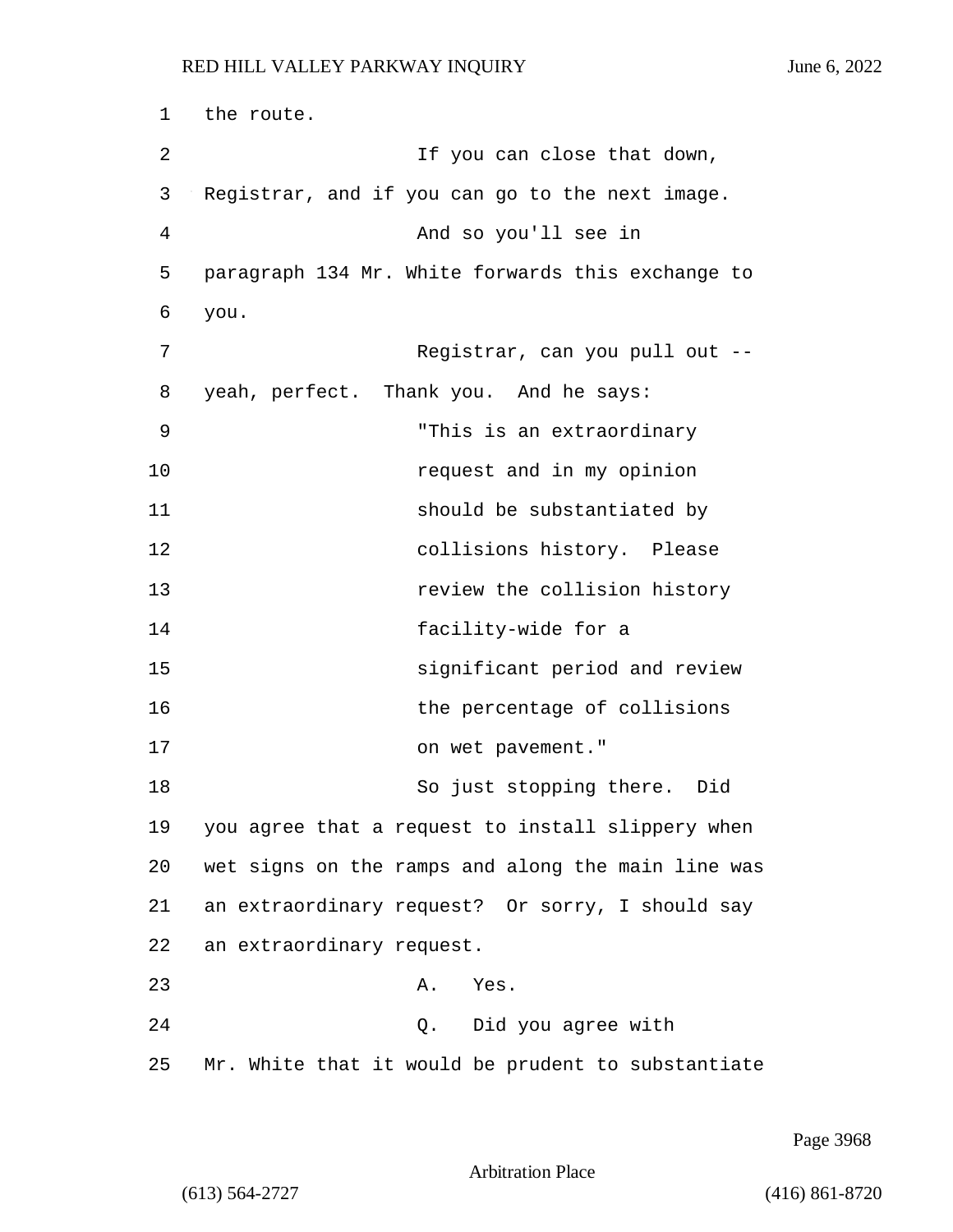the route.

If you can close that down, Registrar, and if you can go to the next image.

And so you'll see in paragraph 134 Mr. White forwards this exchange to you.

Registrar, can you pull out -- yeah, perfect. Thank you. And he says:

> "This is an extraordinary request and in my opinion should be substantiated by collisions history. Please review the collision history facility-wide for a significant period and review the percentage of collisions on wet pavement."

So just stopping there. Did you agree that a request to install slippery when wet signs on the ramps and along the main line was an extraordinary request? Or sorry, I should say an extraordinary request.

A. Yes.

Q. Did you agree with Mr. White that it would be prudent to substantiate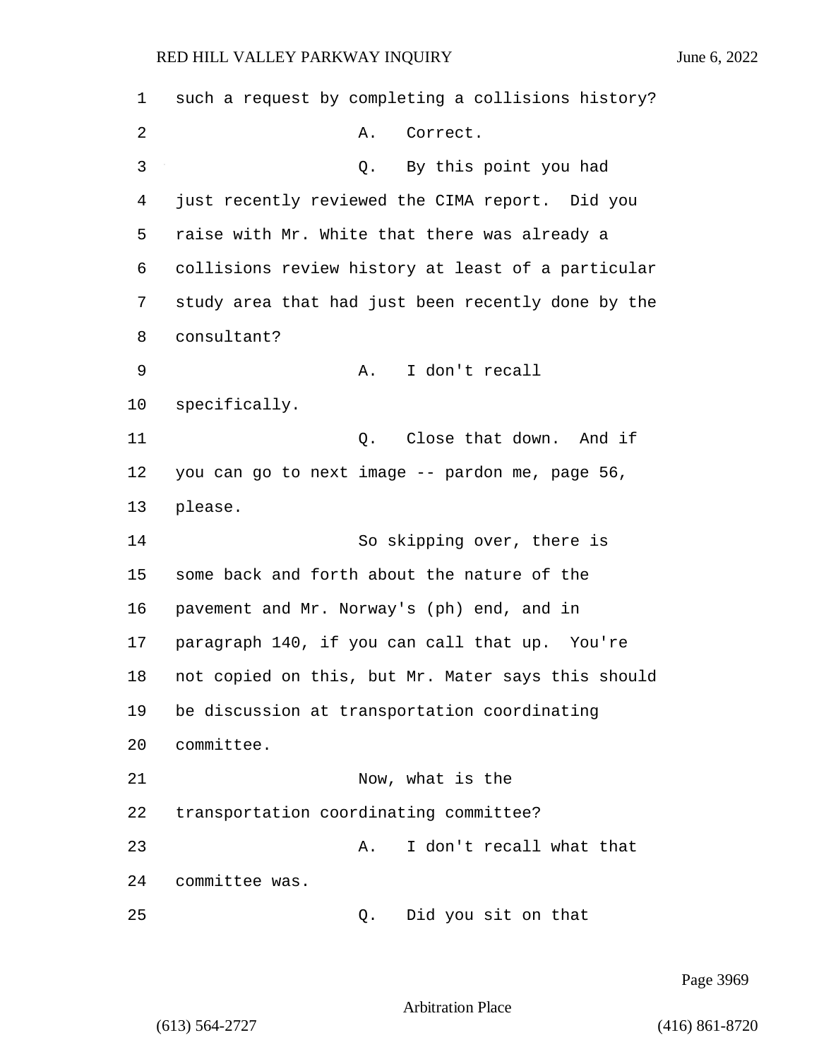1 such a request by completing a collisions history?

2 A. Correct.

3 Q. By this point you had

4 just recently reviewed the CIMA report. Did you

5 raise with Mr. White that there was already a

6 collisions review history at least of a particular

7 study area that had just been recently done by the

8 consultant?

9 A. I don't recall

10 specifically.

11 Q. Close that down. And if

12 you can go to next image -- pardon me, page 56,

13 please.

14 So skipping over, there is

15 some back and forth about the nature of the

16 pavement and Mr. Norway's (ph) end, and in

17 paragraph 140, if you can call that up. You're

18 not copied on this, but Mr. Mater says this should

19 be discussion at transportation coordinating

20 committee.

21 Now, what is the

22 transportation coordinating committee?

23 A. I don't recall what that

24 committee was.

25 Q. Did you sit on that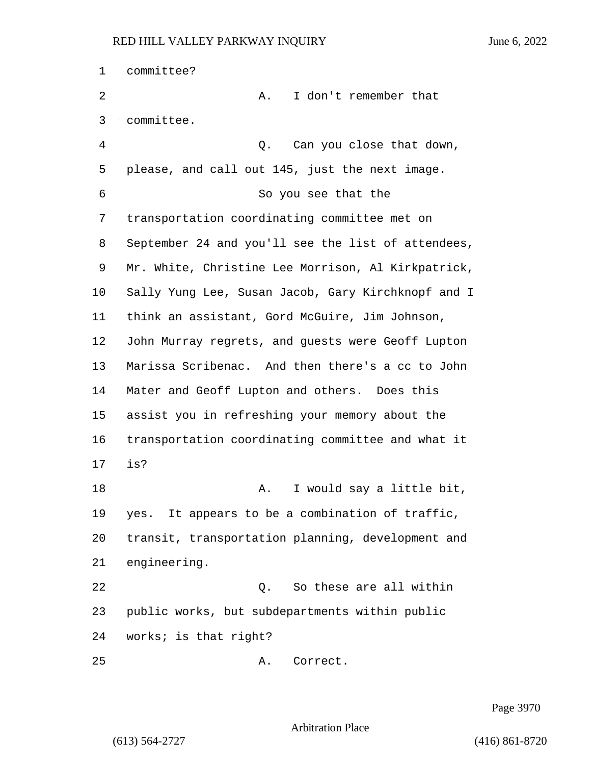committee?

A. I don't remember that committee.

Q. Can you close that down, please, and call out 145, just the next image.

So you see that the transportation coordinating committee met on September 24 and you'll see the list of attendees, Mr. White, Christine Lee Morrison, Al Kirkpatrick, Sally Yung Lee, Susan Jacob, Gary Kirchknopf and I think an assistant, Gord McGuire, Jim Johnson, John Murray regrets, and guests were Geoff Lupton Marissa Scribenac. And then there's a cc to John Mater and Geoff Lupton and others. Does this assist you in refreshing your memory about the transportation coordinating committee and what it is?

A. I would say a little bit, yes. It appears to be a combination of traffic, transit, transportation planning, development and engineering.

Q. So these are all within public works, but subdepartments within public works; is that right?

A. Correct.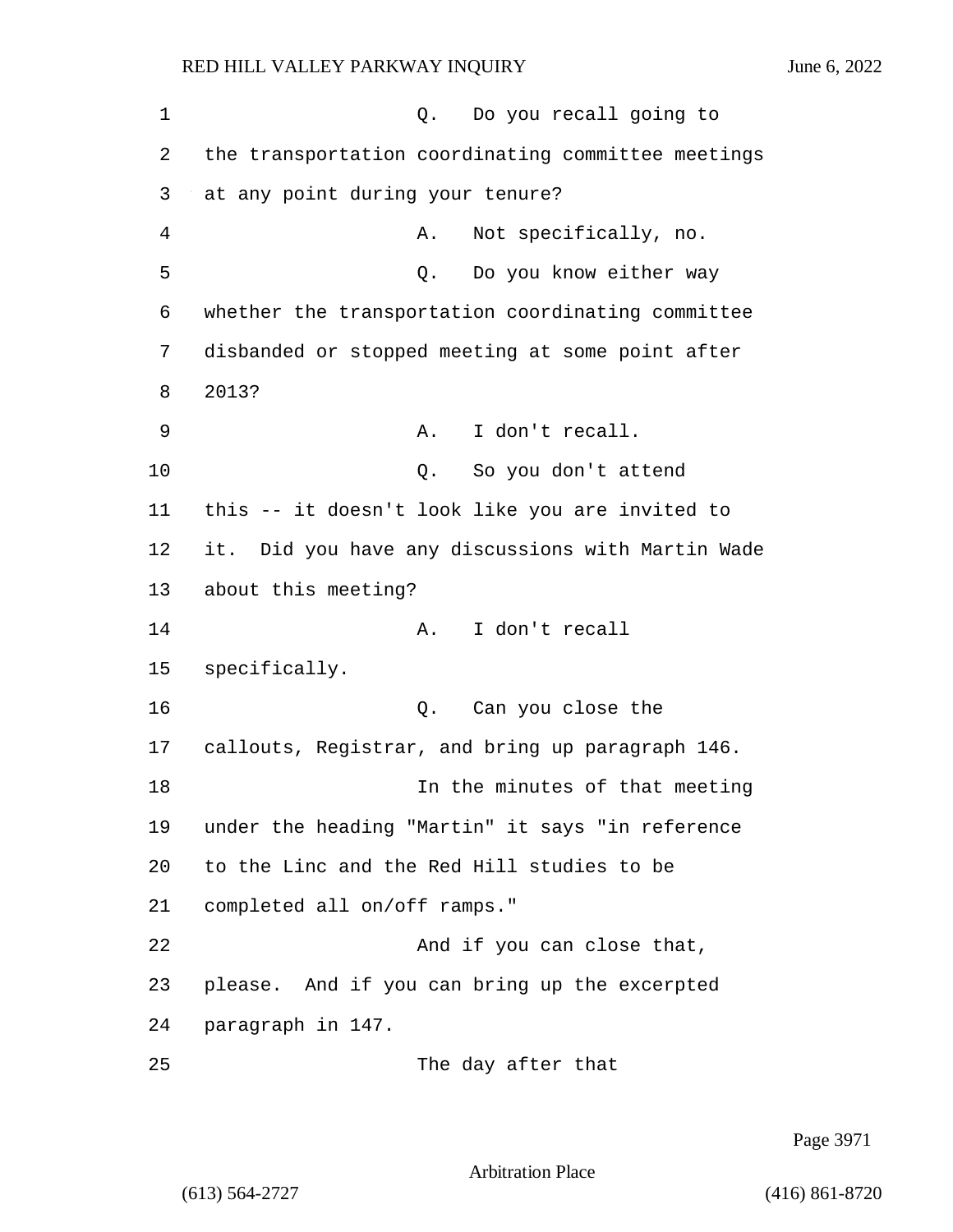Q. Do you recall going to the transportation coordinating committee meetings at any point during your tenure?

A. Not specifically, no.

Q. Do you know either way whether the transportation coordinating committee disbanded or stopped meeting at some point after 2013?

A. I don't recall.

Q. So you don't attend this -- it doesn't look like you are invited to it. Did you have any discussions with Martin Wade about this meeting?

A. I don't recall specifically.

Q. Can you close the callouts, Registrar, and bring up paragraph 146.

In the minutes of that meeting under the heading "Martin" it says "in reference to the Linc and the Red Hill studies to be completed all on/off ramps."

And if you can close that, please. And if you can bring up the excerpted paragraph in 147.

The day after that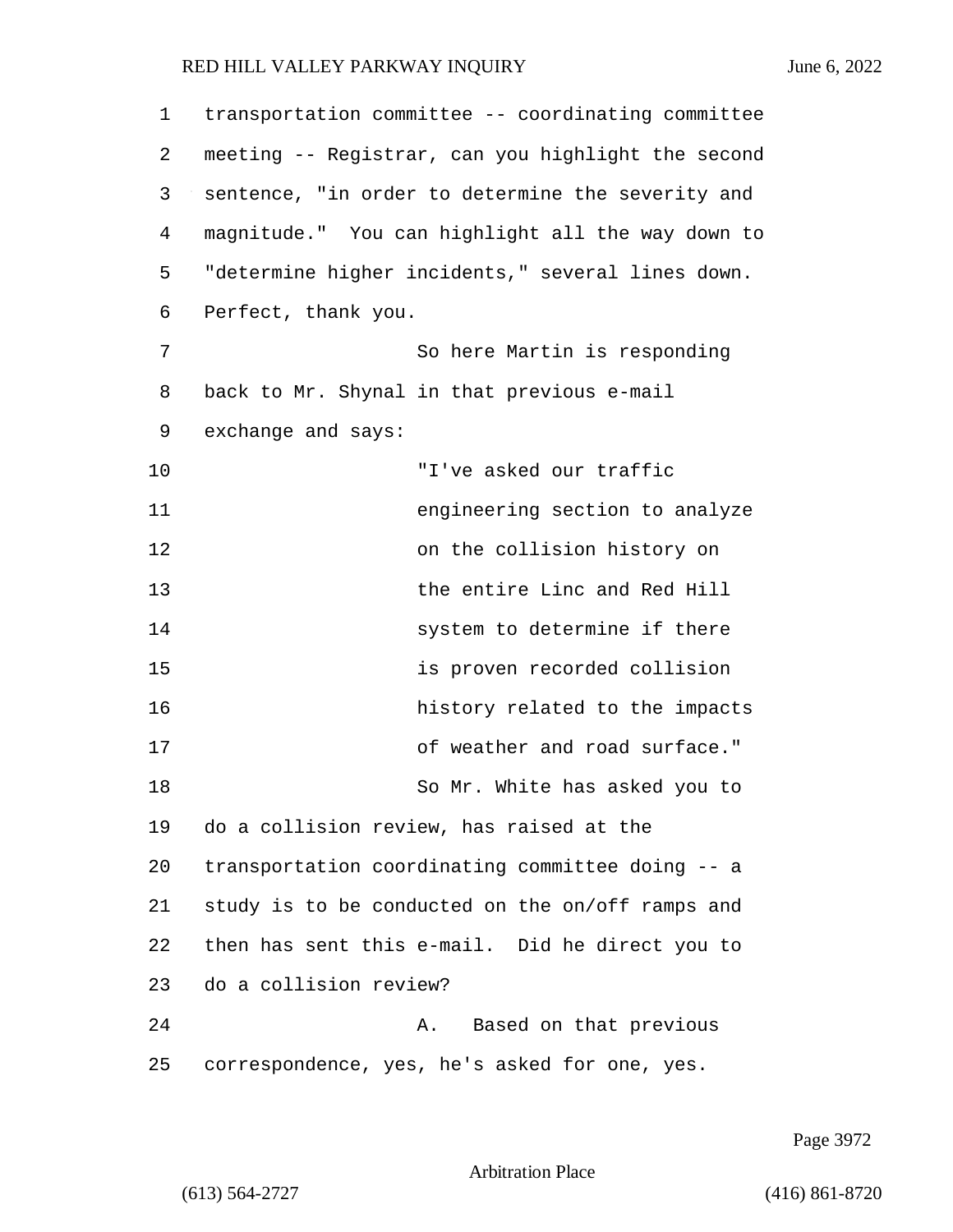transportation committee -- coordinating committee meeting -- Registrar, can you highlight the second sentence, "in order to determine the severity and magnitude." You can highlight all the way down to "determine higher incidents," several lines down. Perfect, thank you.

So here Martin is responding back to Mr. Shynal in that previous e-mail exchange and says:

> "I've asked our traffic engineering section to analyze on the collision history on the entire Linc and Red Hill system to determine if there is proven recorded collision history related to the impacts of weather and road surface."

So Mr. White has asked you to do a collision review, has raised at the transportation coordinating committee doing -- a study is to be conducted on the on/off ramps and then has sent this e-mail. Did he direct you to do a collision review?

A. Based on that previous correspondence, yes, he's asked for one, yes.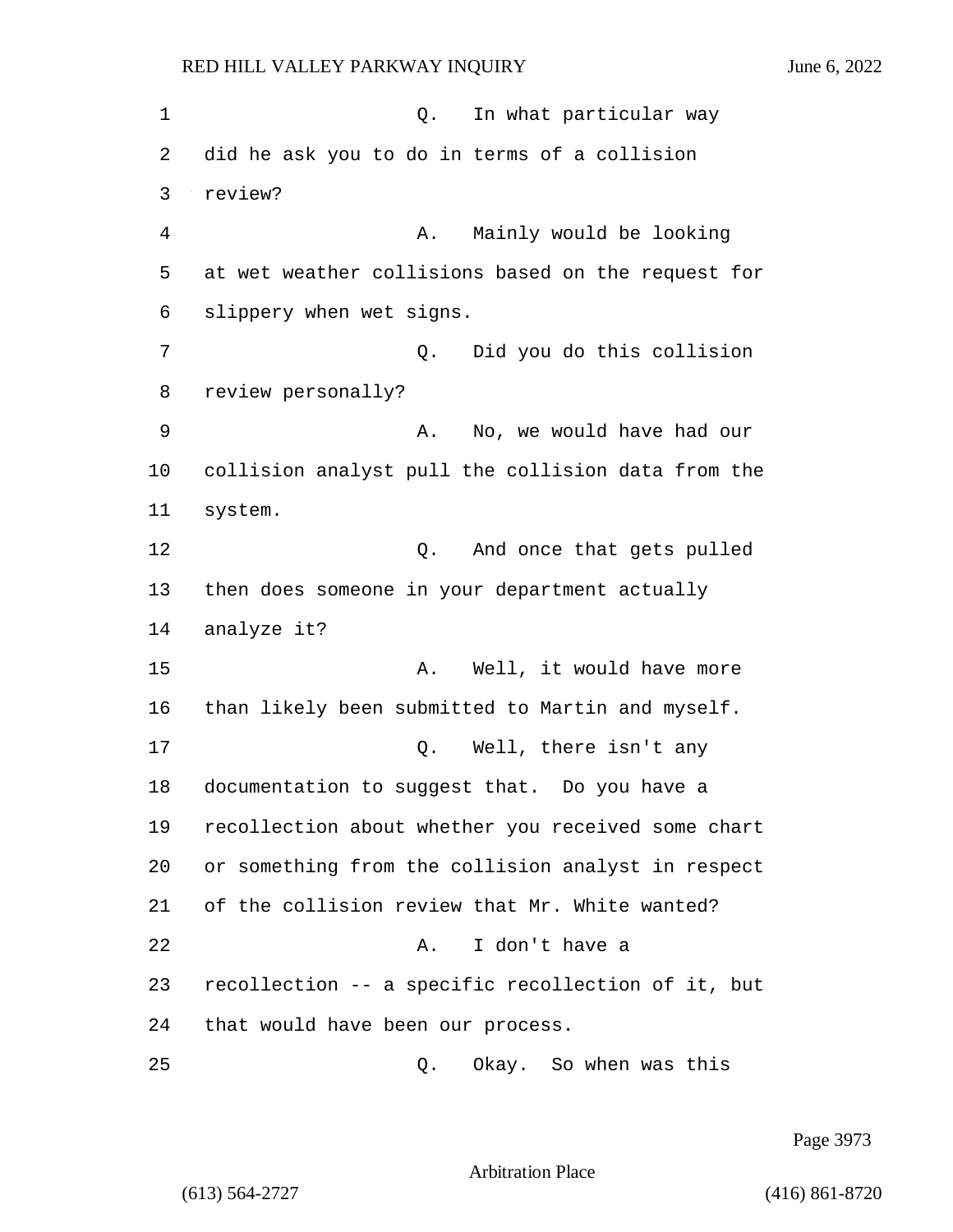Q. In what particular way did he ask you to do in terms of a collision review?

A. Mainly would be looking at wet weather collisions based on the request for slippery when wet signs.

Q. Did you do this collision review personally?

A. No, we would have had our collision analyst pull the collision data from the system.

Q. And once that gets pulled then does someone in your department actually analyze it?

A. Well, it would have more than likely been submitted to Martin and myself.

Q. Well, there isn't any documentation to suggest that. Do you have a recollection about whether you received some chart or something from the collision analyst in respect of the collision review that Mr. White wanted?

A. I don't have a recollection -- a specific recollection of it, but that would have been our process.

Q. Okay. So when was this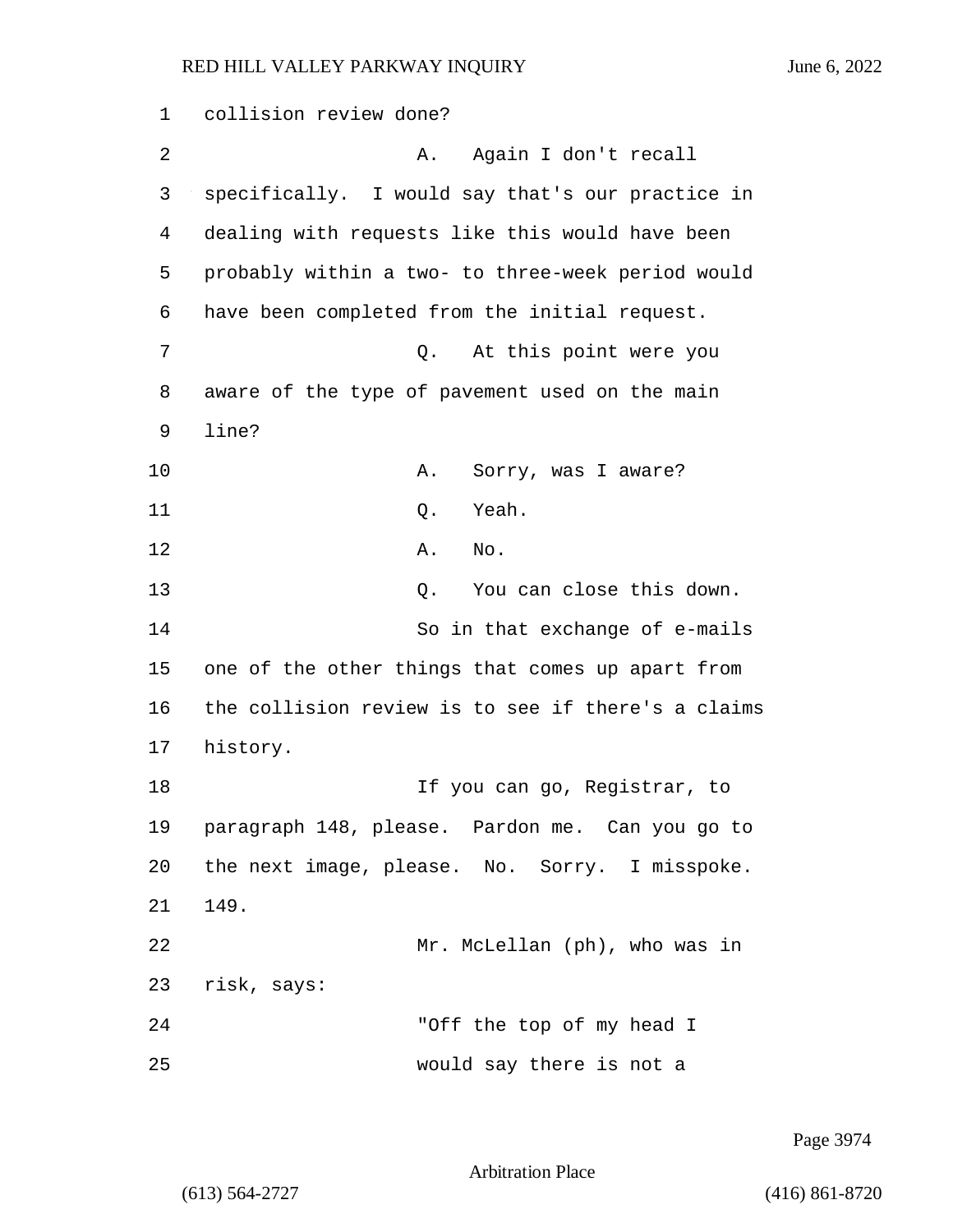collision review done?

A. Again I don't recall specifically. I would say that's our practice in dealing with requests like this would have been probably within a two- to three-week period would have been completed from the initial request.

Q. At this point were you aware of the type of pavement used on the main line?

A. Sorry, was I aware?

Q. Yeah.

A. No.

Q. You can close this down.

So in that exchange of e-mails one of the other things that comes up apart from the collision review is to see if there's a claims history.

If you can go, Registrar, to paragraph 148, please. Pardon me. Can you go to the next image, please. No. Sorry. I misspoke. 149.

Mr. McLellan (ph), who was in risk, says:

"Off the top of my head I would say there is not a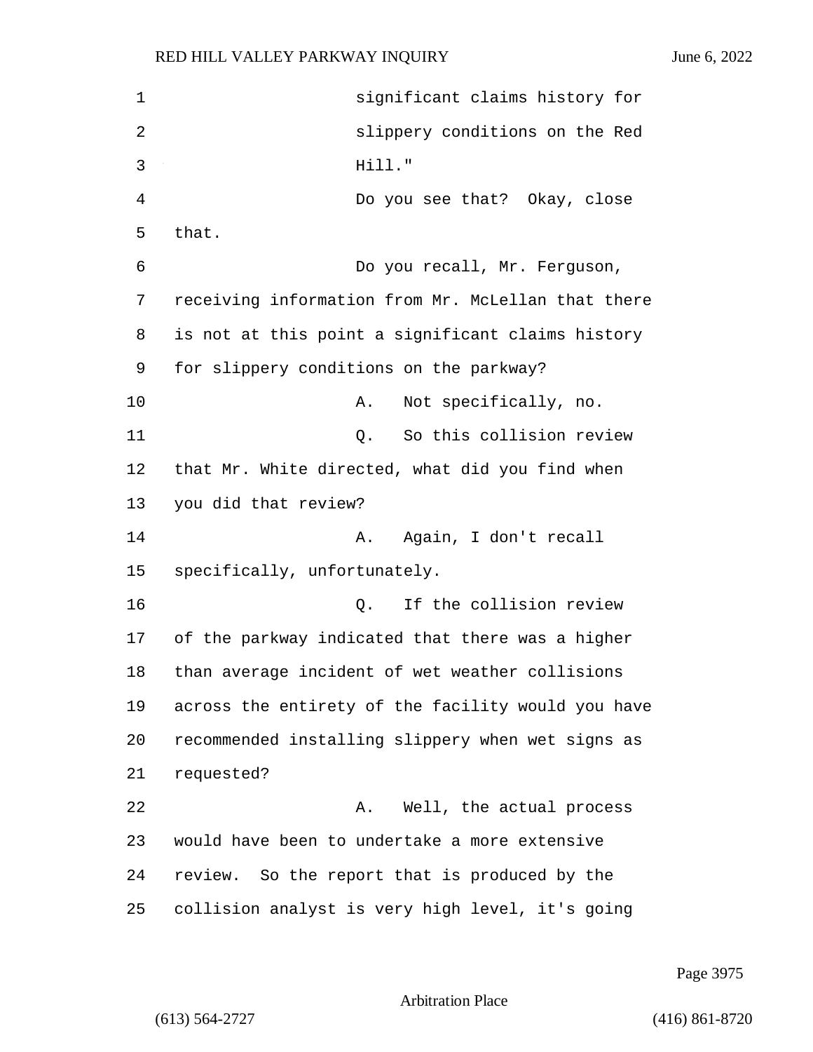significant claims history for slippery conditions on the Red Hill."

Do you see that? Okay, close that.

Do you recall, Mr. Ferguson, receiving information from Mr. McLellan that there is not at this point a significant claims history for slippery conditions on the parkway?

A. Not specifically, no.

Q. So this collision review that Mr. White directed, what did you find when you did that review?

A. Again, I don't recall specifically, unfortunately.

Q. If the collision review of the parkway indicated that there was a higher than average incident of wet weather collisions across the entirety of the facility would you have recommended installing slippery when wet signs as requested?

A. Well, the actual process would have been to undertake a more extensive review. So the report that is produced by the collision analyst is very high level, it's going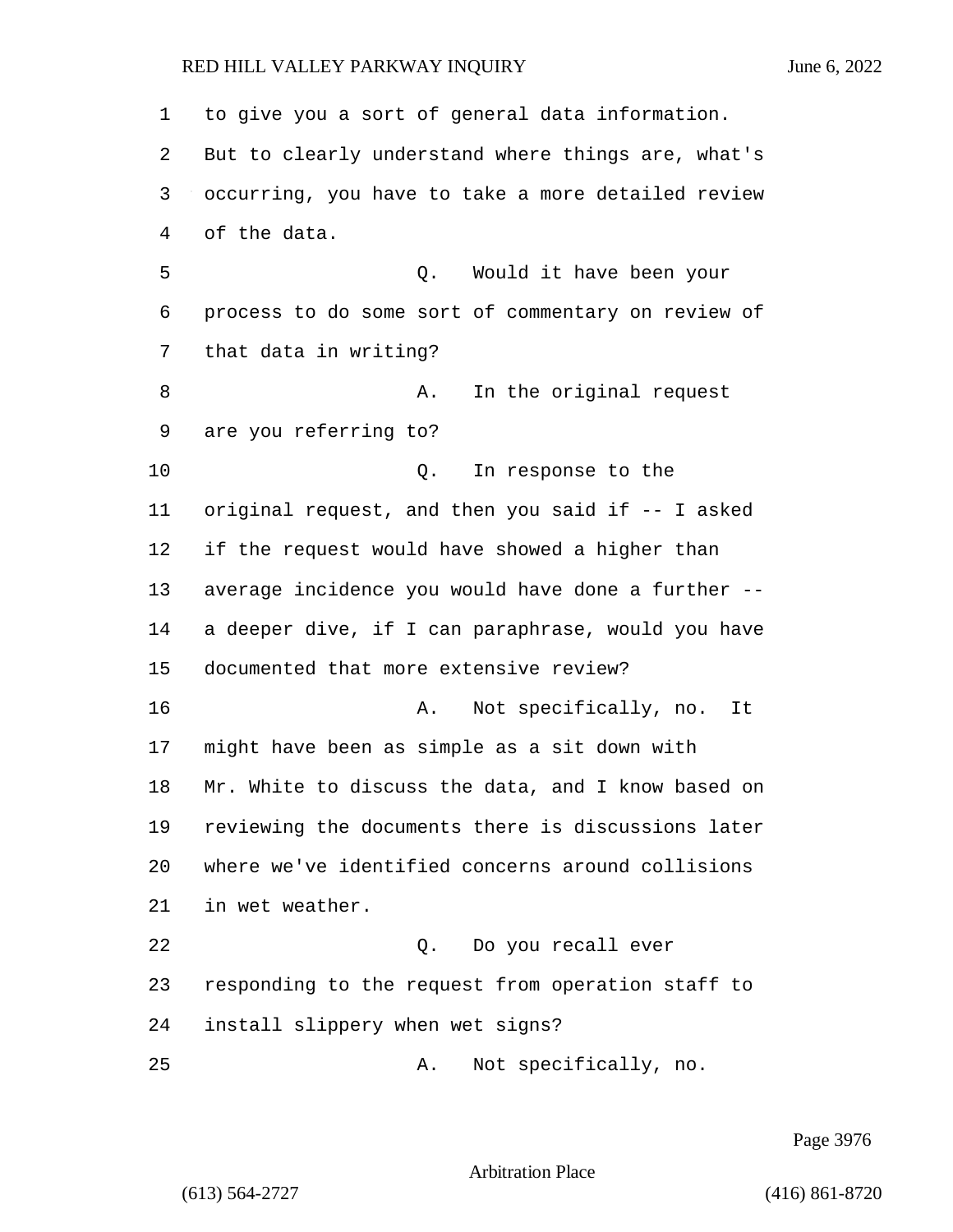to give you a sort of general data information. But to clearly understand where things are, what's occurring, you have to take a more detailed review of the data.

Q. Would it have been your process to do some sort of commentary on review of that data in writing?

A. In the original request are you referring to?

Q. In response to the original request, and then you said if -- I asked if the request would have showed a higher than average incidence you would have done a further -- a deeper dive, if I can paraphrase, would you have documented that more extensive review?

A. Not specifically, no. It might have been as simple as a sit down with Mr. White to discuss the data, and I know based on reviewing the documents there is discussions later where we've identified concerns around collisions in wet weather.

Q. Do you recall ever responding to the request from operation staff to install slippery when wet signs?

A. Not specifically, no.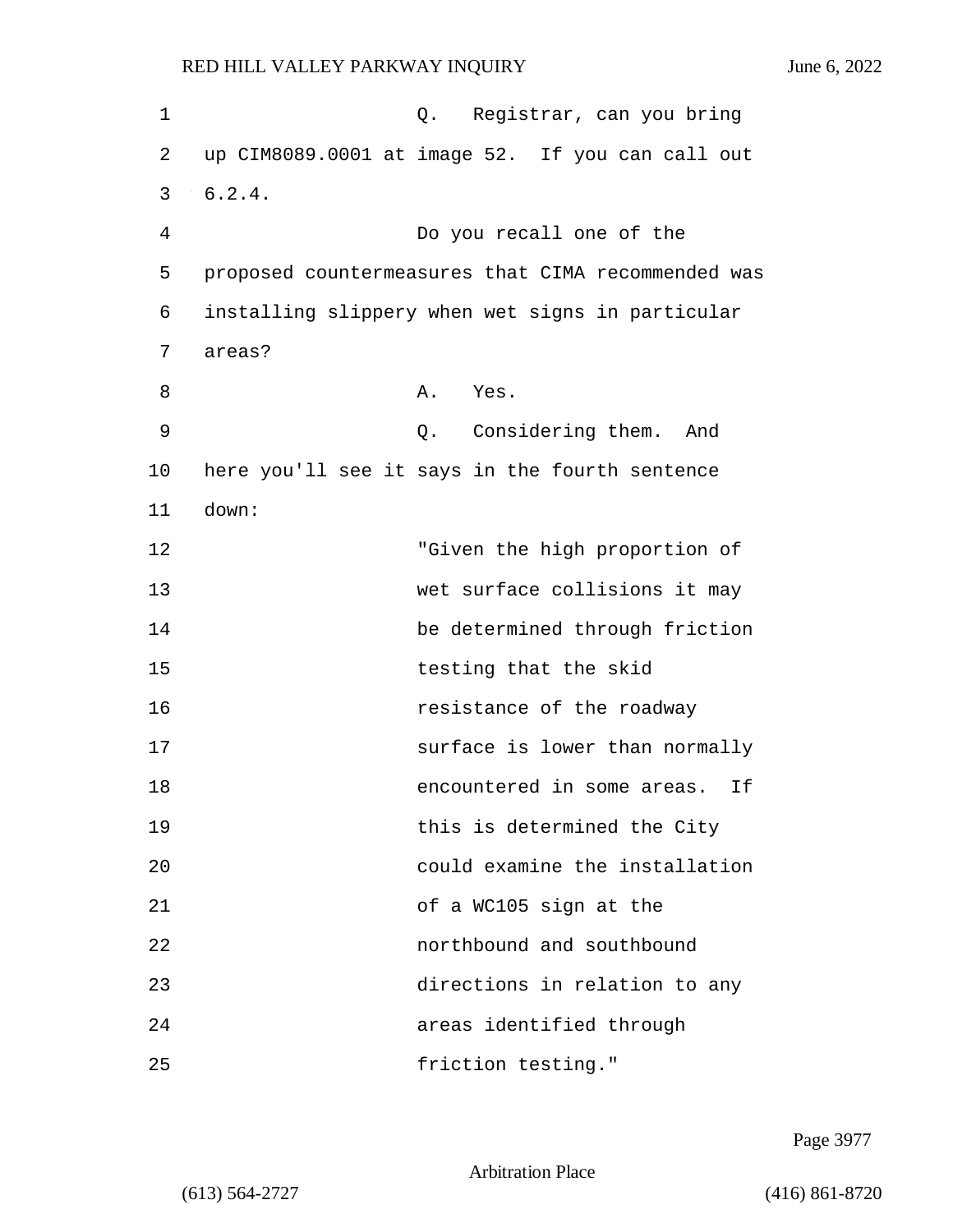Q. Registrar, can you bring up CIM8089.0001 at image 52. If you can call out 6.2.4.

Do you recall one of the proposed countermeasures that CIMA recommended was installing slippery when wet signs in particular areas?

A. Yes.

Q. Considering them. And here you'll see it says in the fourth sentence down:

"Given the high proportion of wet surface collisions it may be determined through friction testing that the skid resistance of the roadway surface is lower than normally encountered in some areas. If this is determined the City could examine the installation of a WC105 sign at the northbound and southbound directions in relation to any areas identified through friction testing."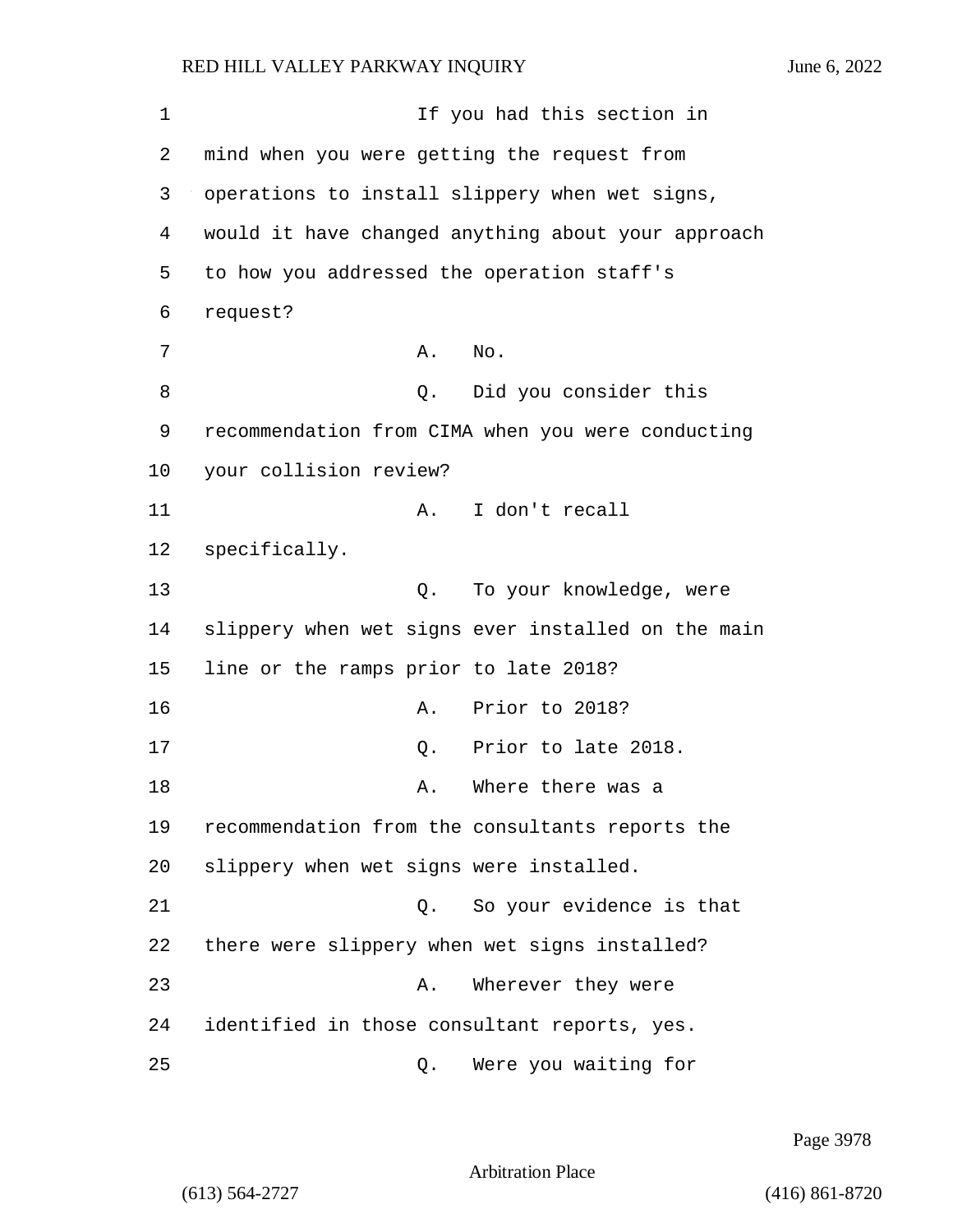If you had this section in mind when you were getting the request from operations to install slippery when wet signs, would it have changed anything about your approach to how you addressed the operation staff's request?

A. No.

Q. Did you consider this recommendation from CIMA when you were conducting your collision review?

A. I don't recall specifically.

Q. To your knowledge, were slippery when wet signs ever installed on the main line or the ramps prior to late 2018?

A. Prior to 2018?

Q. Prior to late 2018.

A. Where there was a recommendation from the consultants reports the slippery when wet signs were installed.

Q. So your evidence is that there were slippery when wet signs installed?

A. Wherever they were identified in those consultant reports, yes.

Q. Were you waiting for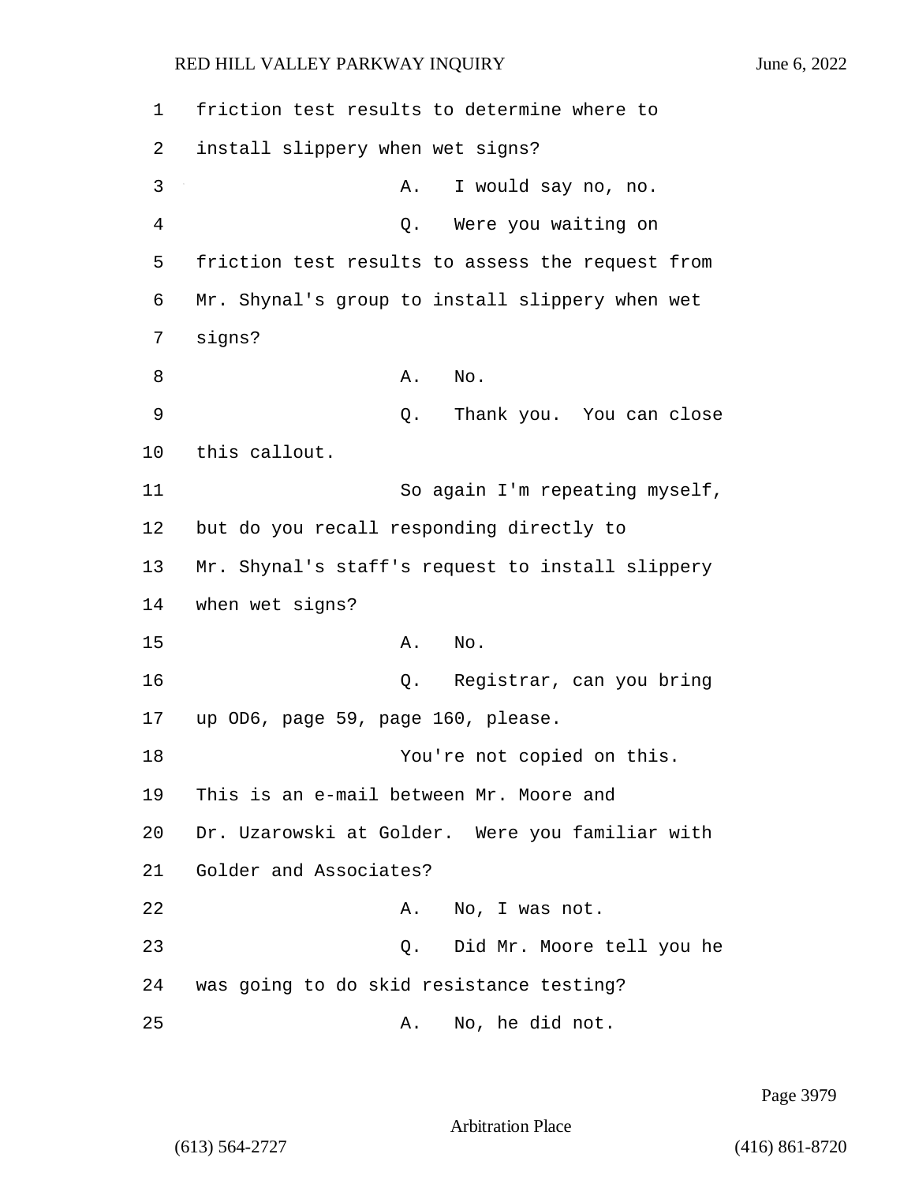friction test results to determine where to install slippery when wet signs?

A. I would say no, no.

Q. Were you waiting on friction test results to assess the request from Mr. Shynal's group to install slippery when wet signs?

A. No.

Q. Thank you. You can close this callout.

So again I'm repeating myself, but do you recall responding directly to Mr. Shynal's staff's request to install slippery when wet signs?

A. No.

Q. Registrar, can you bring up OD6, page 59, page 160, please.

You're not copied on this. This is an e-mail between Mr. Moore and Dr. Uzarowski at Golder. Were you familiar with Golder and Associates?

A. No, I was not.

Q. Did Mr. Moore tell you he was going to do skid resistance testing?

A. No, he did not.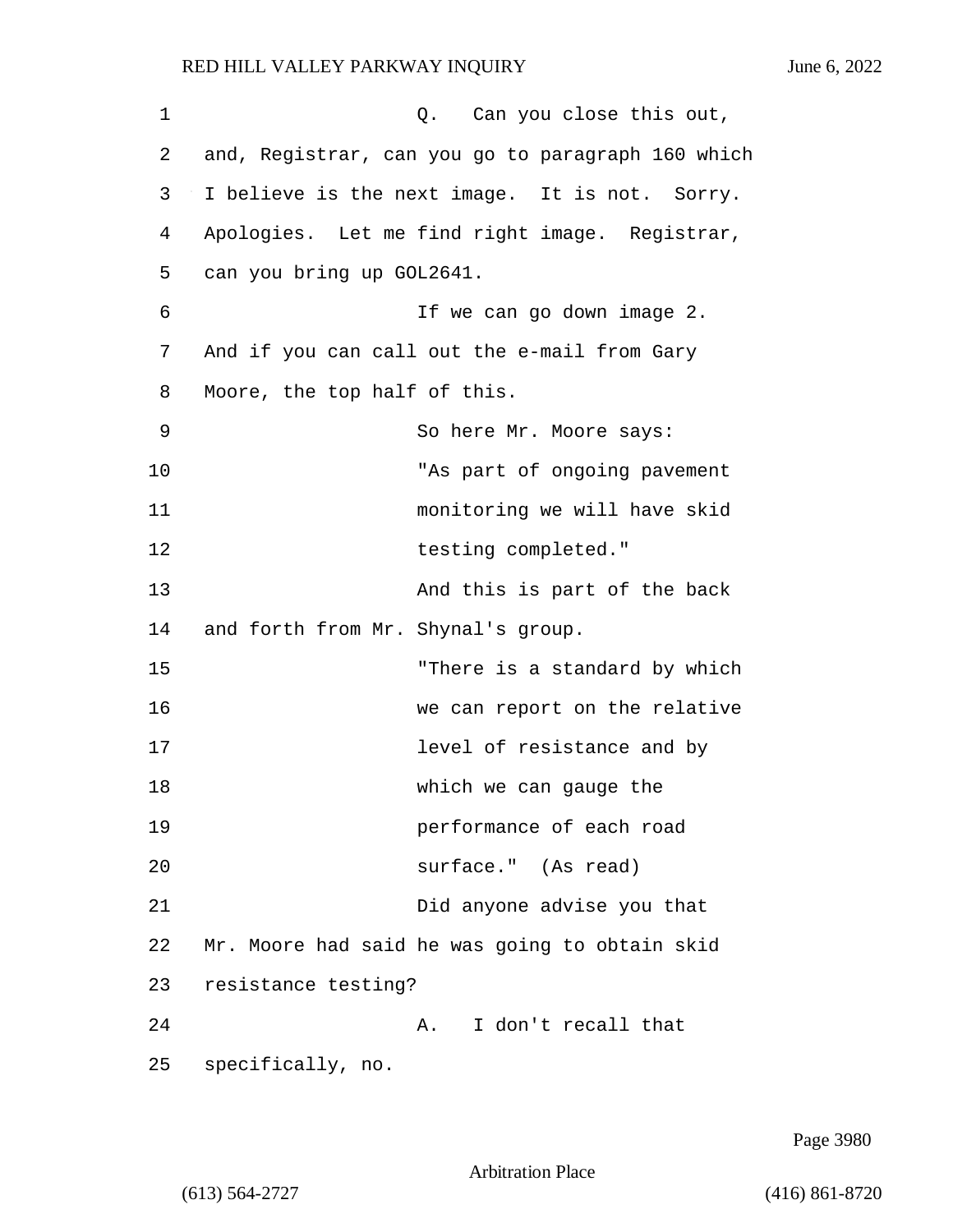Q. Can you close this out, and, Registrar, can you go to paragraph 160 which I believe is the next image. It is not. Sorry. Apologies. Let me find right image. Registrar, can you bring up GOL2641.

If we can go down image 2. And if you can call out the e-mail from Gary Moore, the top half of this.

So here Mr. Moore says:

> "As part of ongoing pavement monitoring we will have skid testing completed."

And this is part of the back and forth from Mr. Shynal's group.

> "There is a standard by which we can report on the relative level of resistance and by which we can gauge the performance of each road surface." (As read)

Did anyone advise you that Mr. Moore had said he was going to obtain skid resistance testing?

A. I don't recall that specifically, no.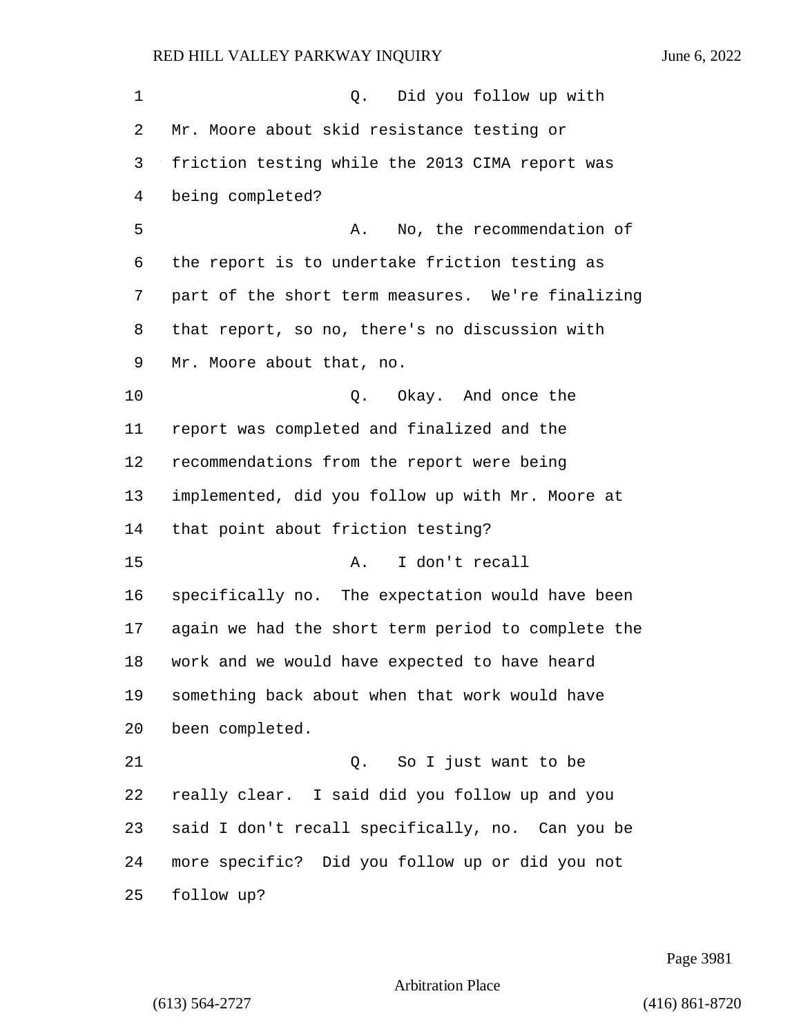Q. Did you follow up with Mr. Moore about skid resistance testing or friction testing while the 2013 CIMA report was being completed?

A. No, the recommendation of the report is to undertake friction testing as part of the short term measures. We're finalizing that report, so no, there's no discussion with Mr. Moore about that, no.

Q. Okay. And once the report was completed and finalized and the recommendations from the report were being implemented, did you follow up with Mr. Moore at that point about friction testing?

A. I don't recall specifically no. The expectation would have been again we had the short term period to complete the work and we would have expected to have heard something back about when that work would have been completed.

Q. So I just want to be really clear. I said did you follow up and you said I don't recall specifically, no. Can you be more specific? Did you follow up or did you not follow up?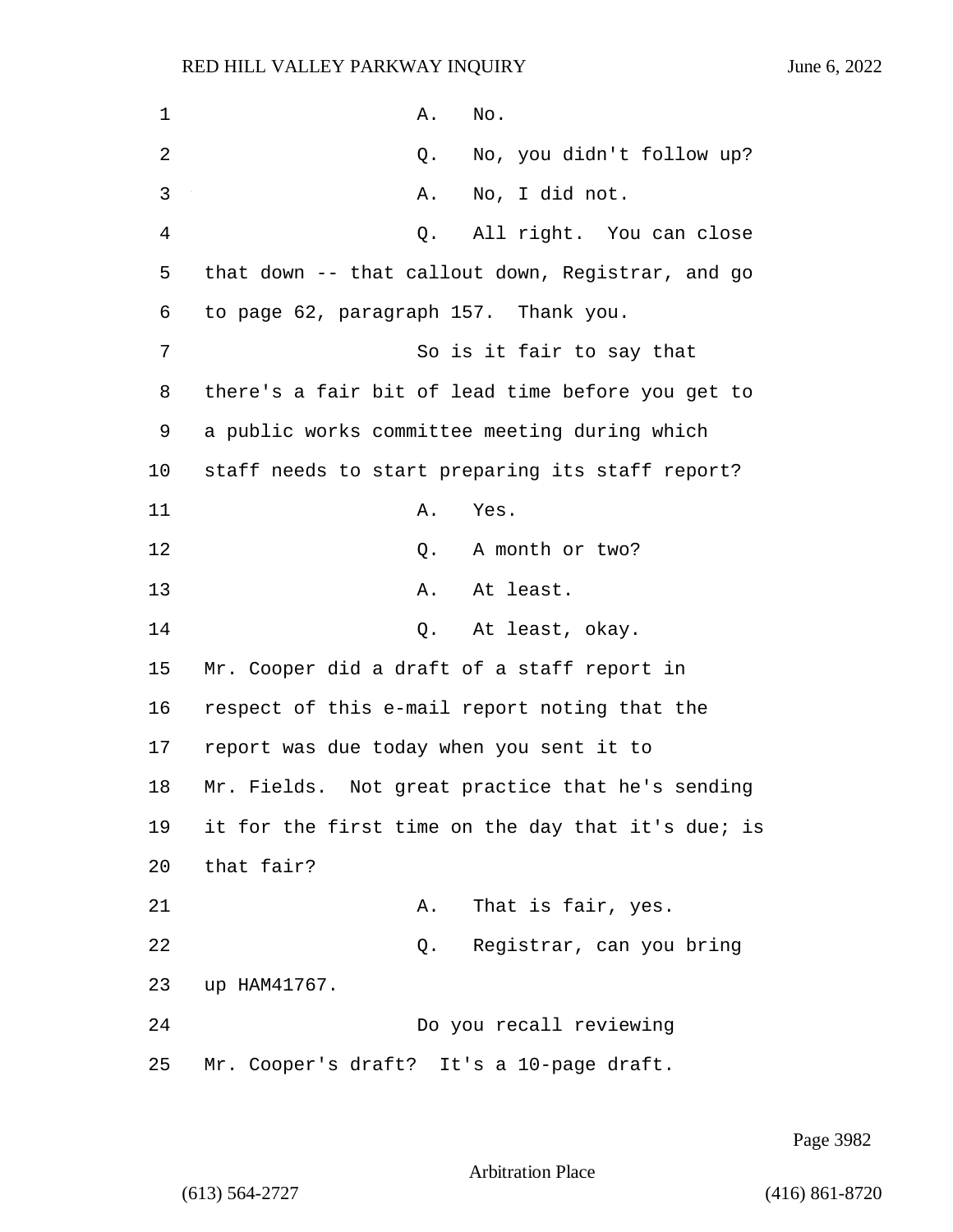A. No.

Q. No, you didn't follow up?

A. No, I did not.

Q. All right. You can close that down -- that callout down, Registrar, and go to page 62, paragraph 157. Thank you.

So is it fair to say that there's a fair bit of lead time before you get to a public works committee meeting during which staff needs to start preparing its staff report?

A. Yes.

Q. A month or two?

A. At least.

Q. At least, okay. Mr. Cooper did a draft of a staff report in respect of this e-mail report noting that the report was due today when you sent it to Mr. Fields. Not great practice that he's sending it for the first time on the day that it's due; is that fair?

A. That is fair, yes.

Q. Registrar, can you bring up HAM41767.

Do you recall reviewing Mr. Cooper's draft? It's a 10-page draft.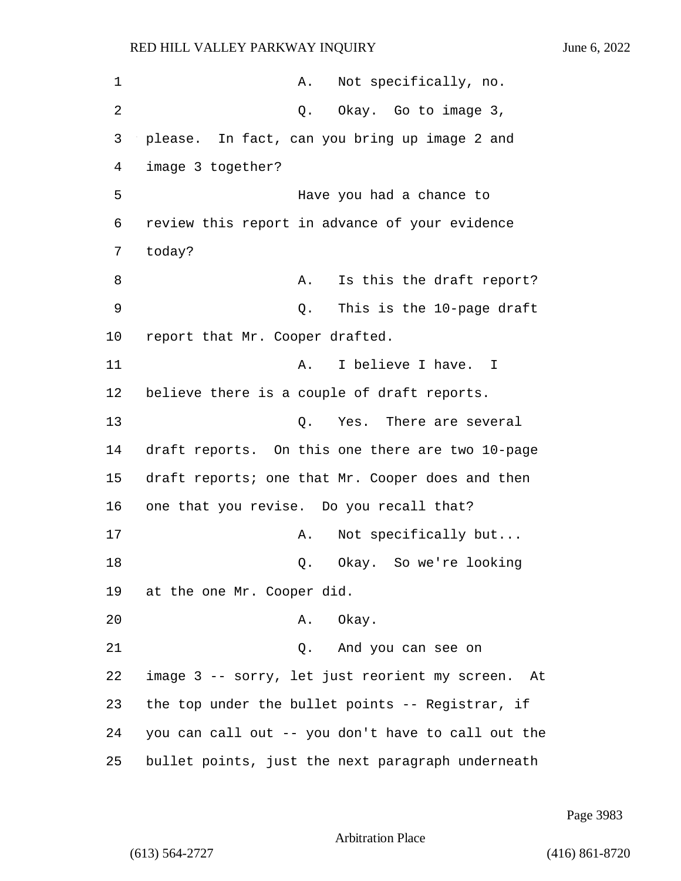A. Not specifically, no.

Q. Okay. Go to image 3, please. In fact, can you bring up image 2 and image 3 together?

Have you had a chance to review this report in advance of your evidence today?

A. Is this the draft report?

Q. This is the 10-page draft report that Mr. Cooper drafted.

A. I believe I have. I believe there is a couple of draft reports.

Q. Yes. There are several draft reports. On this one there are two 10-page draft reports; one that Mr. Cooper does and then one that you revise. Do you recall that?

A. Not specifically but...

Q. Okay. So we're looking at the one Mr. Cooper did.

A. Okay.

Q. And you can see on image 3 -- sorry, let just reorient my screen. At the top under the bullet points -- Registrar, if you can call out -- you don't have to call out the bullet points, just the next paragraph underneath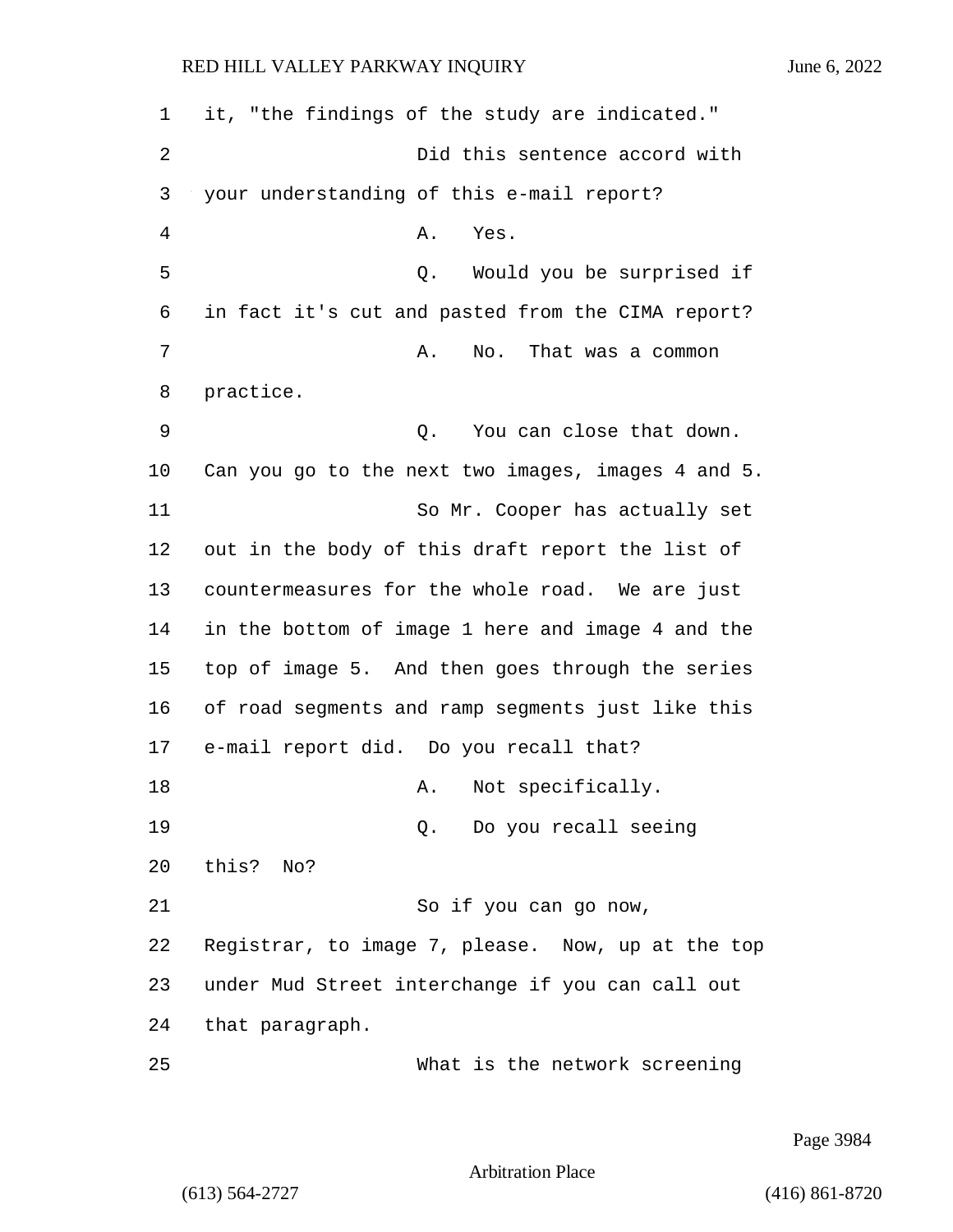1 it, "the findings of the study are indicated."

2 Did this sentence accord with

3 your understanding of this e-mail report?

4 A. Yes.

5 Q. Would you be surprised if

6 in fact it's cut and pasted from the CIMA report?

7 A. No. That was a common

8 practice.

9 Q. You can close that down.

10 Can you go to the next two images, images 4 and 5.

11 So Mr. Cooper has actually set

12 out in the body of this draft report the list of

13 countermeasures for the whole road. We are just

14 in the bottom of image 1 here and image 4 and the

15 top of image 5. And then goes through the series

16 of road segments and ramp segments just like this

17 e-mail report did. Do you recall that?

18 A. Not specifically.

19 Q. Do you recall seeing

20 this? No?

21 So if you can go now,

22 Registrar, to image 7, please. Now, up at the top

23 under Mud Street interchange if you can call out

24 that paragraph.

25 What is the network screening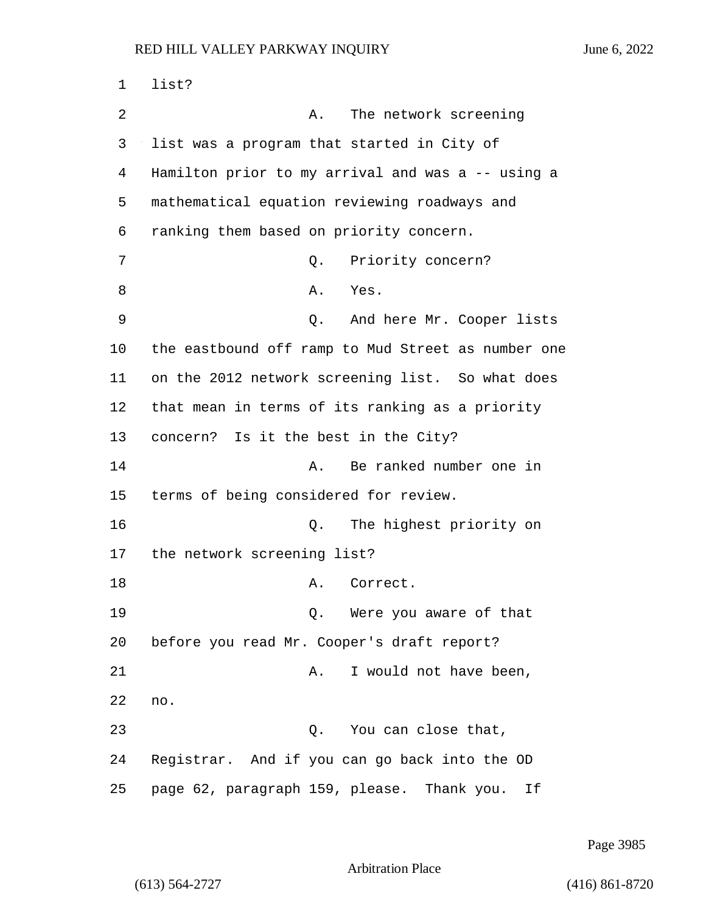list?

A. The network screening list was a program that started in City of Hamilton prior to my arrival and was a -- using a mathematical equation reviewing roadways and ranking them based on priority concern.

Q. Priority concern?

A. Yes.

Q. And here Mr. Cooper lists the eastbound off ramp to Mud Street as number one on the 2012 network screening list. So what does that mean in terms of its ranking as a priority concern? Is it the best in the City?

A. Be ranked number one in terms of being considered for review.

Q. The highest priority on the network screening list?

A. Correct.

Q. Were you aware of that before you read Mr. Cooper's draft report?

A. I would not have been, no.

Q. You can close that, Registrar. And if you can go back into the OD page 62, paragraph 159, please. Thank you. If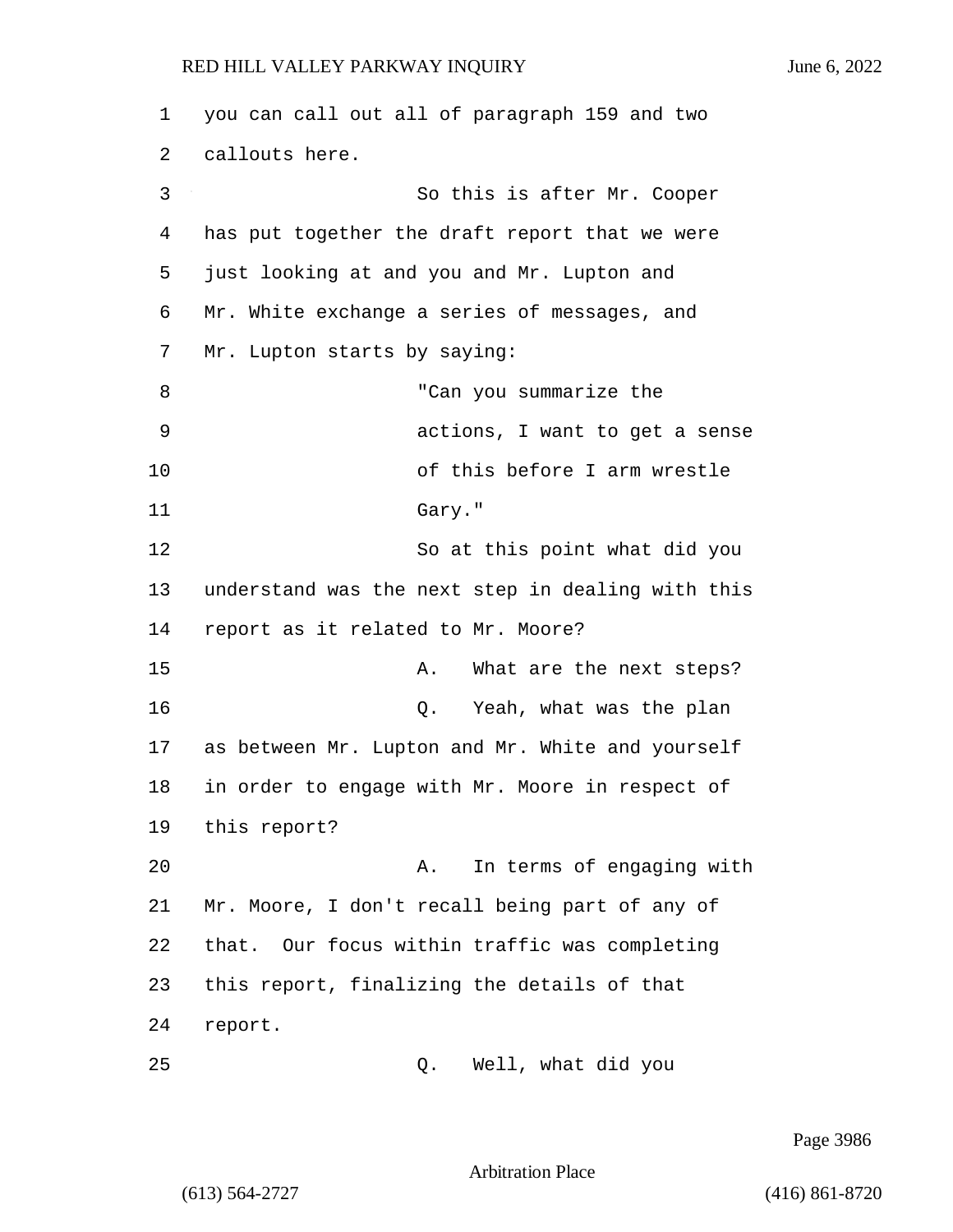you can call out all of paragraph 159 and two callouts here.

So this is after Mr. Cooper has put together the draft report that we were just looking at and you and Mr. Lupton and Mr. White exchange a series of messages, and Mr. Lupton starts by saying:

> "Can you summarize the actions, I want to get a sense of this before I arm wrestle Gary."

So at this point what did you understand was the next step in dealing with this report as it related to Mr. Moore?

A. What are the next steps?

Q. Yeah, what was the plan as between Mr. Lupton and Mr. White and yourself in order to engage with Mr. Moore in respect of this report?

A. In terms of engaging with Mr. Moore, I don't recall being part of any of that. Our focus within traffic was completing this report, finalizing the details of that report.

Q. Well, what did you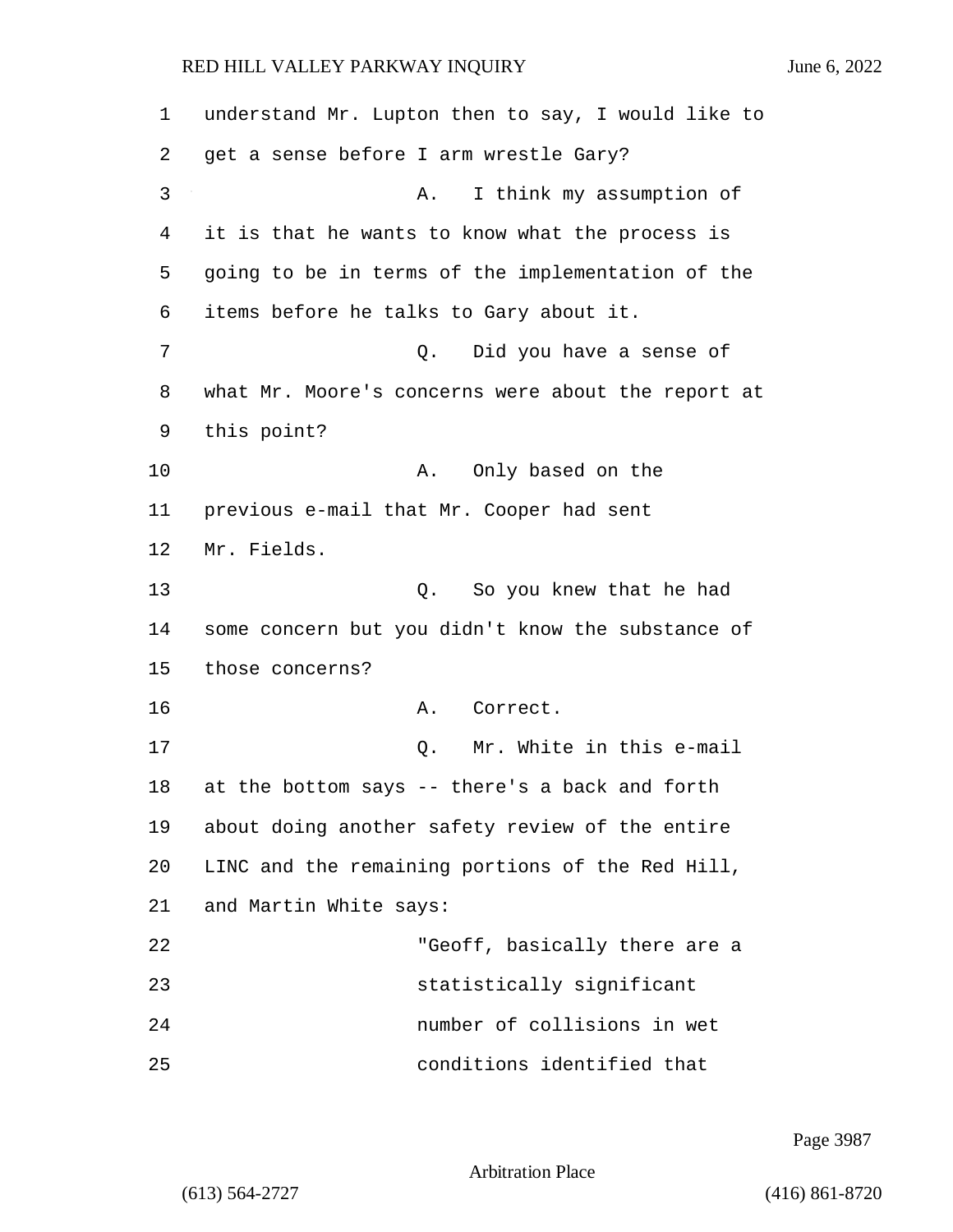understand Mr. Lupton then to say, I would like to get a sense before I arm wrestle Gary?

A. I think my assumption of it is that he wants to know what the process is going to be in terms of the implementation of the items before he talks to Gary about it.

Q. Did you have a sense of what Mr. Moore's concerns were about the report at this point?

A. Only based on the previous e-mail that Mr. Cooper had sent Mr. Fields.

Q. So you knew that he had some concern but you didn't know the substance of those concerns?

A. Correct.

Q. Mr. White in this e-mail at the bottom says -- there's a back and forth about doing another safety review of the entire LINC and the remaining portions of the Red Hill, and Martin White says:

> "Geoff, basically there are a statistically significant number of collisions in wet conditions identified that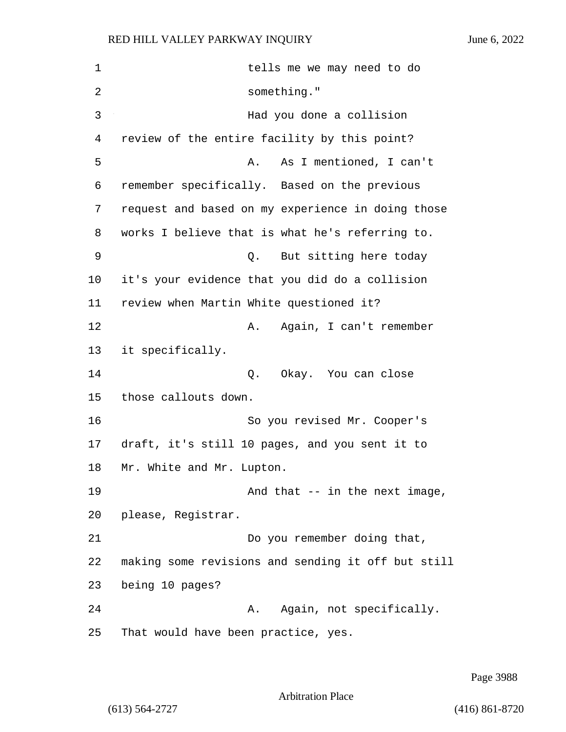tells me we may need to do something."

Had you done a collision review of the entire facility by this point?

A. As I mentioned, I can't remember specifically. Based on the previous request and based on my experience in doing those works I believe that is what he's referring to.

Q. But sitting here today it's your evidence that you did do a collision review when Martin White questioned it?

A. Again, I can't remember it specifically.

Q. Okay. You can close those callouts down.

So you revised Mr. Cooper's draft, it's still 10 pages, and you sent it to Mr. White and Mr. Lupton.

And that -- in the next image, please, Registrar.

Do you remember doing that, making some revisions and sending it off but still being 10 pages?

A. Again, not specifically. That would have been practice, yes.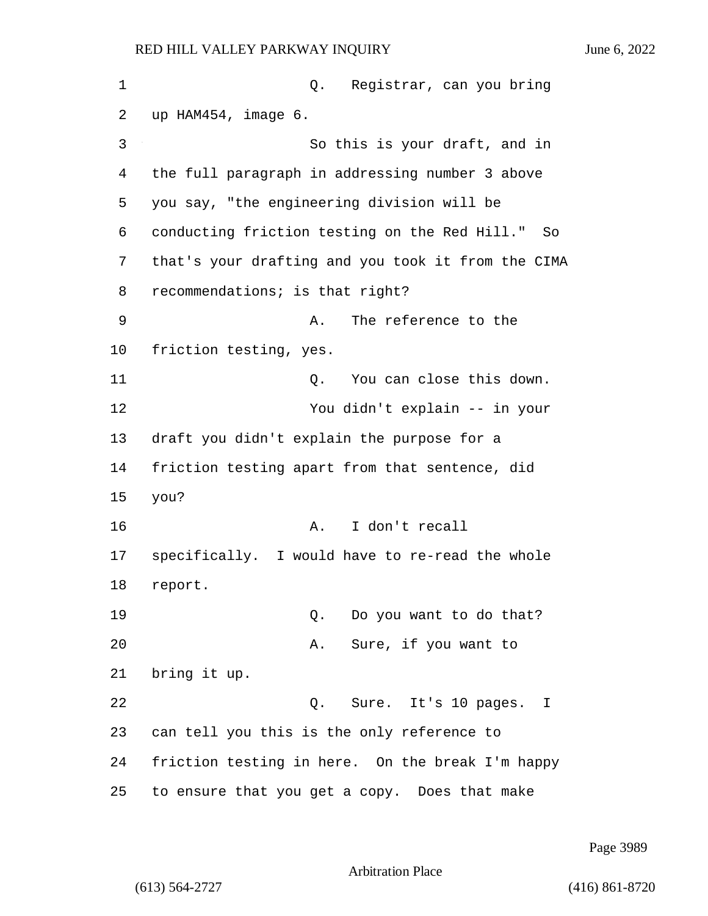Q. Registrar, can you bring up HAM454, image 6.

So this is your draft, and in the full paragraph in addressing number 3 above you say, "the engineering division will be conducting friction testing on the Red Hill." So that's your drafting and you took it from the CIMA recommendations; is that right?

A. The reference to the friction testing, yes.

Q. You can close this down.

You didn't explain -- in your draft you didn't explain the purpose for a friction testing apart from that sentence, did you?

A. I don't recall specifically. I would have to re-read the whole report.

Q. Do you want to do that?

A. Sure, if you want to bring it up.

Q. Sure. It's 10 pages. I can tell you this is the only reference to friction testing in here. On the break I'm happy to ensure that you get a copy. Does that make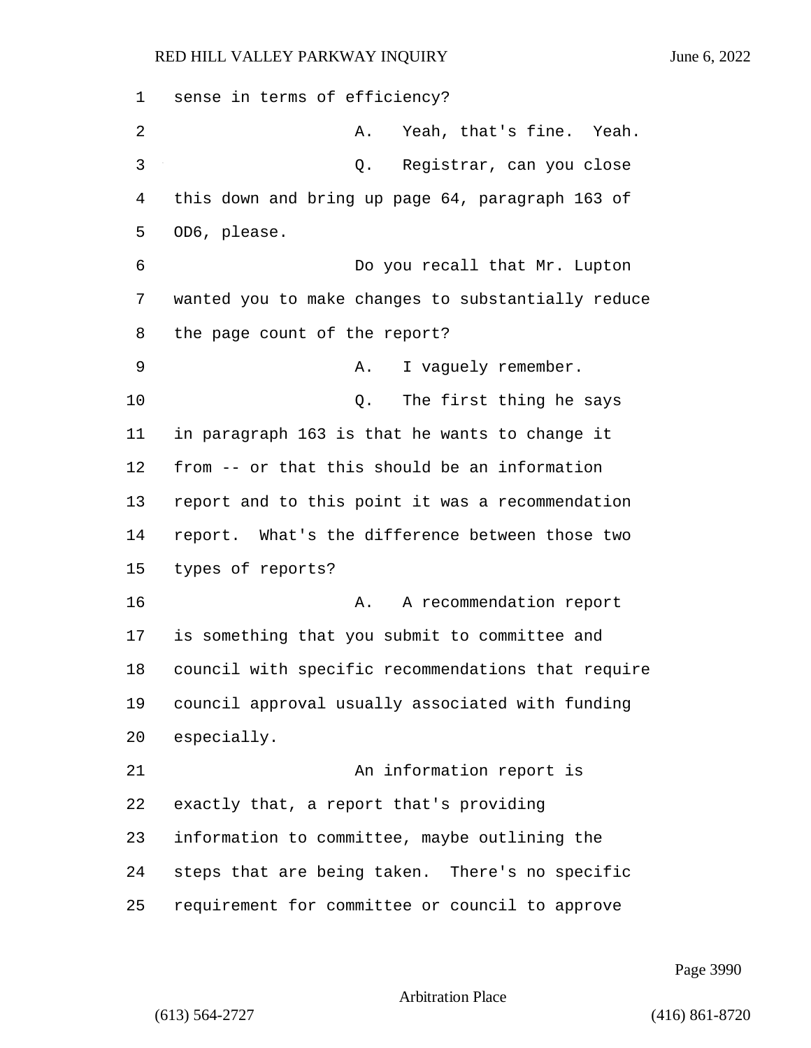sense in terms of efficiency?

A. Yeah, that's fine. Yeah.

Q. Registrar, can you close this down and bring up page 64, paragraph 163 of OD6, please.

Do you recall that Mr. Lupton wanted you to make changes to substantially reduce the page count of the report?

A. I vaguely remember.

Q. The first thing he says in paragraph 163 is that he wants to change it from -- or that this should be an information report and to this point it was a recommendation report. What's the difference between those two types of reports?

A. A recommendation report is something that you submit to committee and council with specific recommendations that require council approval usually associated with funding especially.

An information report is exactly that, a report that's providing information to committee, maybe outlining the steps that are being taken. There's no specific requirement for committee or council to approve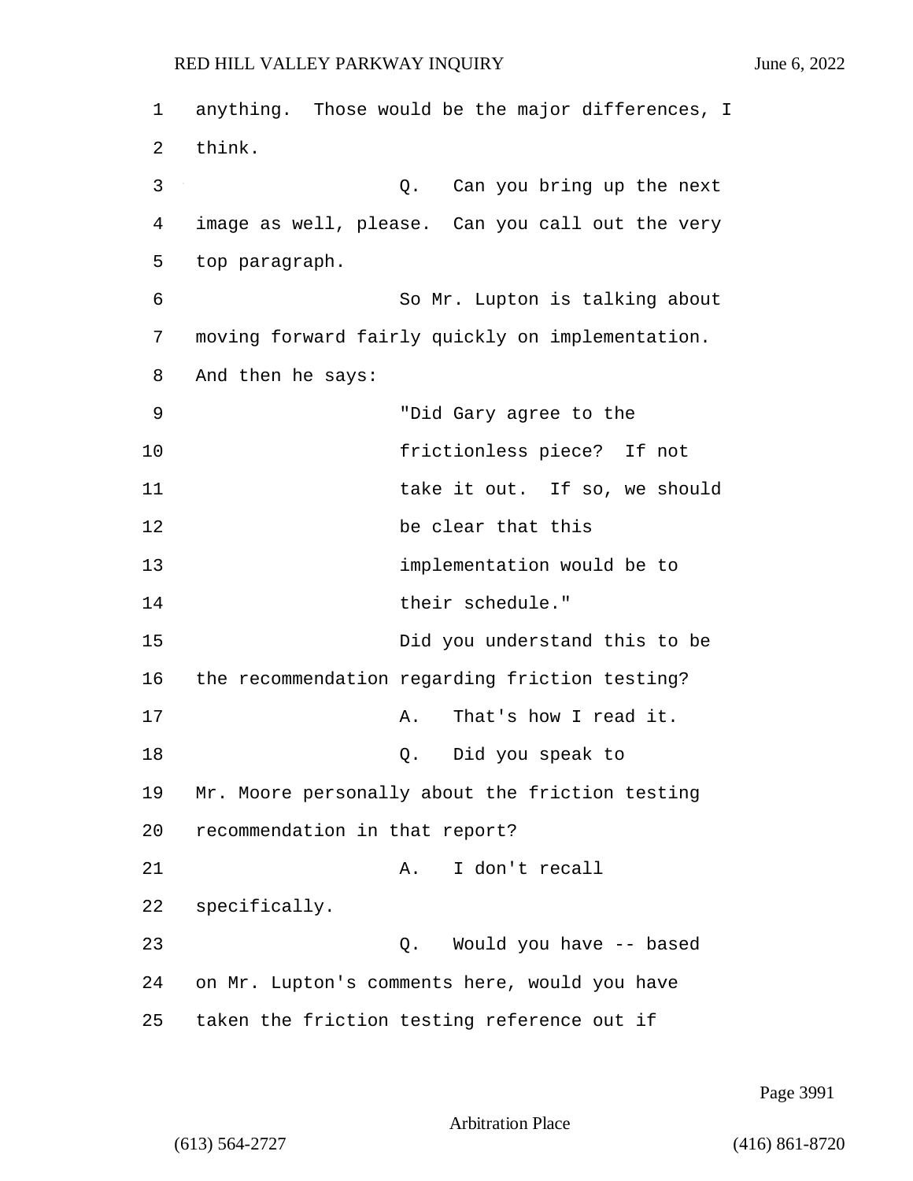anything. Those would be the major differences, I think.

Q. Can you bring up the next image as well, please. Can you call out the very top paragraph.

So Mr. Lupton is talking about moving forward fairly quickly on implementation. And then he says:

> "Did Gary agree to the frictionless piece? If not take it out. If so, we should be clear that this implementation would be to their schedule."

Did you understand this to be the recommendation regarding friction testing?

A. That's how I read it.

Q. Did you speak to Mr. Moore personally about the friction testing recommendation in that report?

A. I don't recall specifically.

Q. Would you have -- based on Mr. Lupton's comments here, would you have taken the friction testing reference out if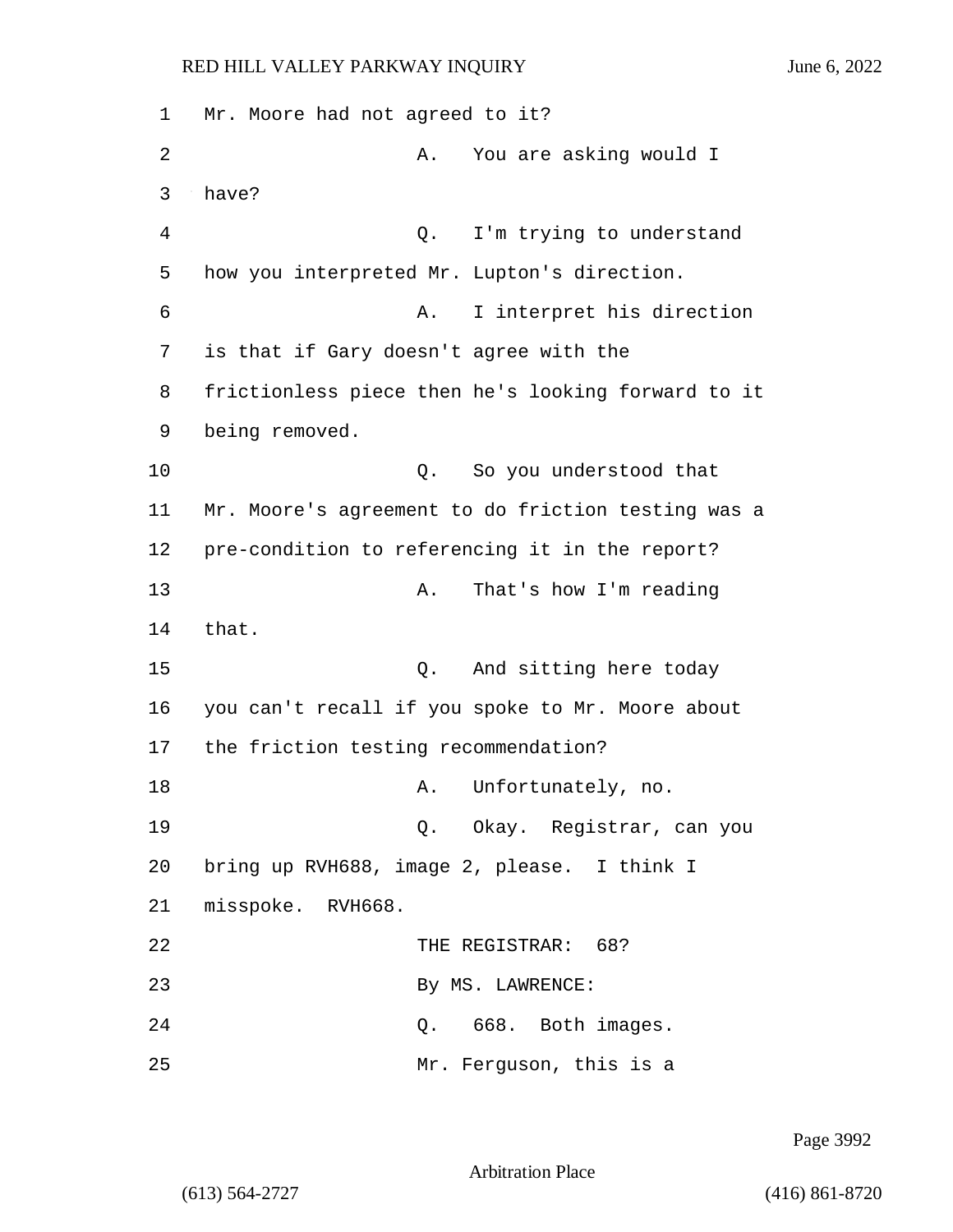Mr. Moore had not agreed to it?

A. You are asking would I have?

Q. I'm trying to understand how you interpreted Mr. Lupton's direction.

A. I interpret his direction is that if Gary doesn't agree with the frictionless piece then he's looking forward to it being removed.

Q. So you understood that Mr. Moore's agreement to do friction testing was a pre-condition to referencing it in the report?

A. That's how I'm reading that.

Q. And sitting here today you can't recall if you spoke to Mr. Moore about the friction testing recommendation?

A. Unfortunately, no.

Q. Okay. Registrar, can you bring up RVH688, image 2, please. I think I misspoke. RVH668.

THE REGISTRAR: 68?

By MS. LAWRENCE:

Q. 668. Both images.

Mr. Ferguson, this is a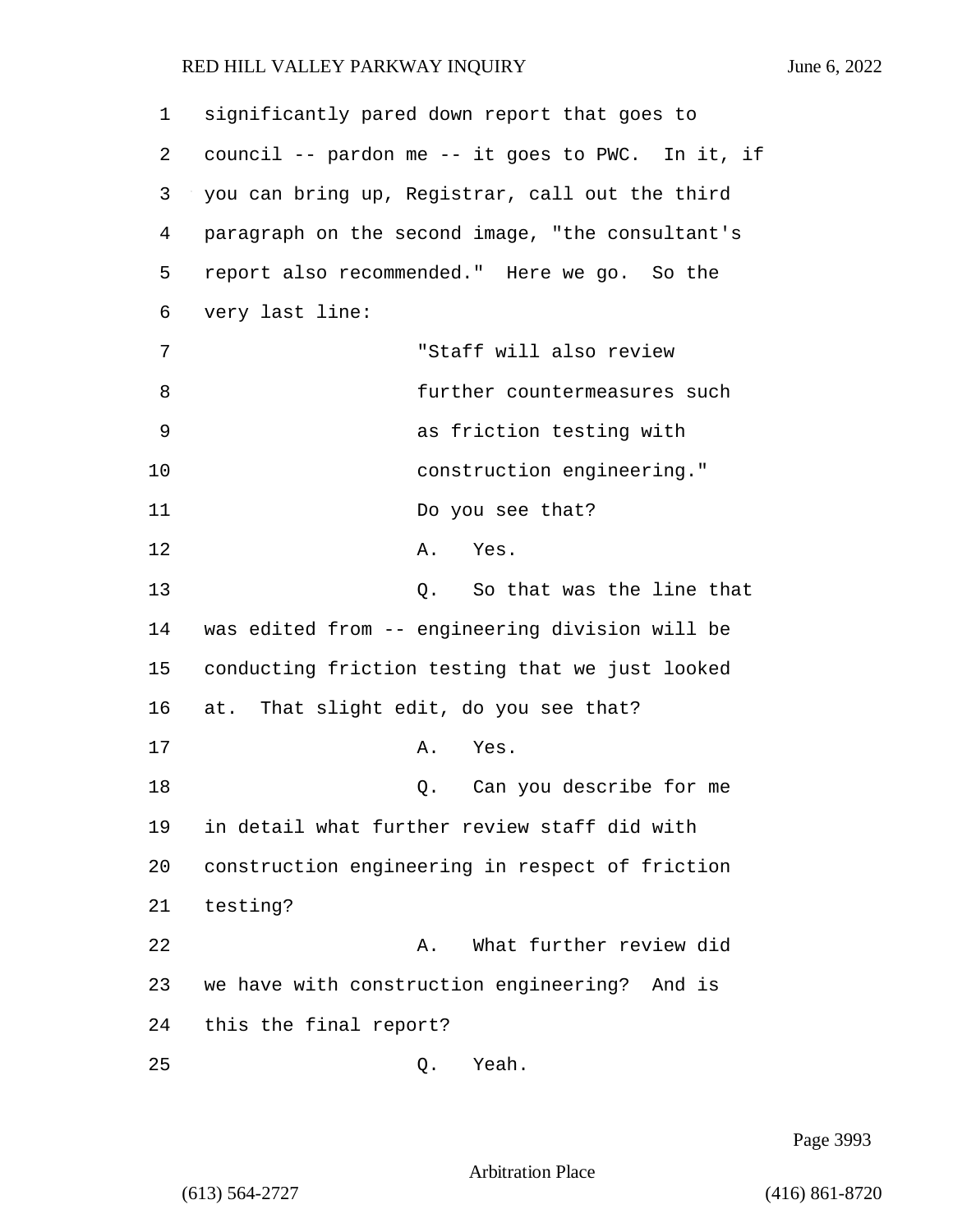significantly pared down report that goes to council -- pardon me -- it goes to PWC. In it, if you can bring up, Registrar, call out the third paragraph on the second image, "the consultant's report also recommended." Here we go. So the very last line:

> "Staff will also review further countermeasures such as friction testing with construction engineering."

Do you see that?

A. Yes.

Q. So that was the line that was edited from -- engineering division will be conducting friction testing that we just looked at. That slight edit, do you see that?

A. Yes.

Q. Can you describe for me in detail what further review staff did with construction engineering in respect of friction testing?

A. What further review did we have with construction engineering? And is this the final report?

Q. Yeah.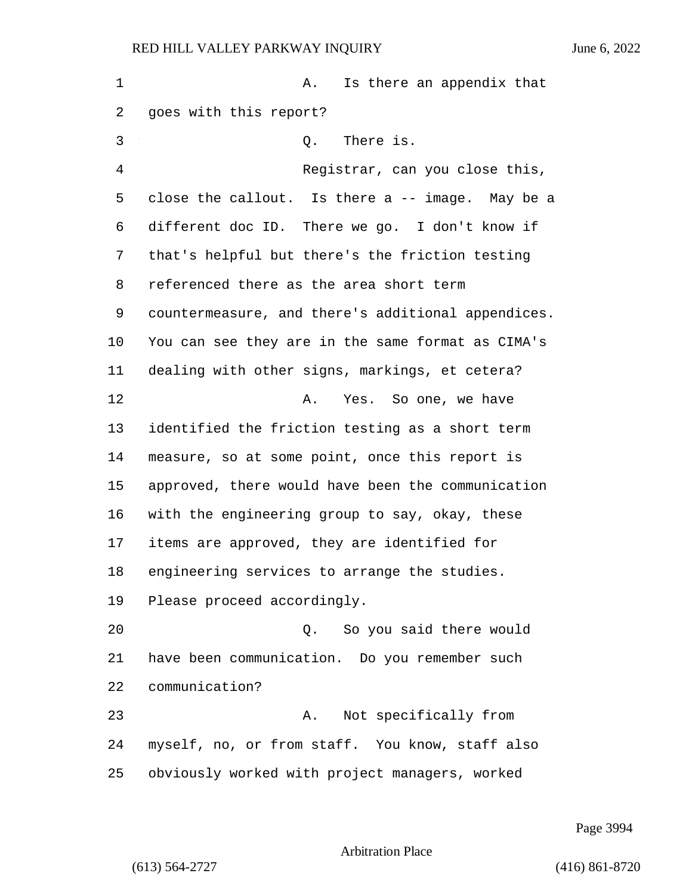A. Is there an appendix that goes with this report?

Q. There is.

Registrar, can you close this, close the callout. Is there a -- image. May be a different doc ID. There we go. I don't know if that's helpful but there's the friction testing referenced there as the area short term countermeasure, and there's additional appendices. You can see they are in the same format as CIMA's dealing with other signs, markings, et cetera?

A. Yes. So one, we have identified the friction testing as a short term measure, so at some point, once this report is approved, there would have been the communication with the engineering group to say, okay, these items are approved, they are identified for engineering services to arrange the studies. Please proceed accordingly.

Q. So you said there would have been communication. Do you remember such communication?

A. Not specifically from myself, no, or from staff. You know, staff also obviously worked with project managers, worked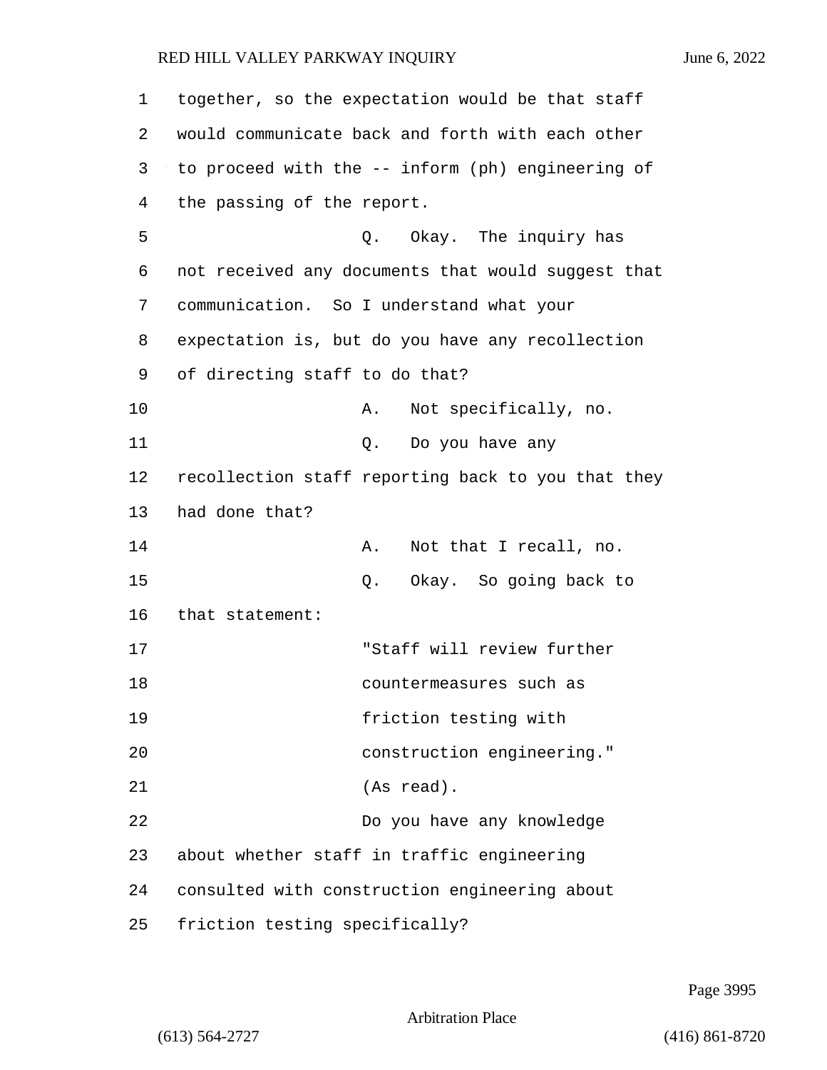together, so the expectation would be that staff would communicate back and forth with each other to proceed with the -- inform (ph) engineering of the passing of the report.

Q. Okay. The inquiry has not received any documents that would suggest that communication. So I understand what your expectation is, but do you have any recollection of directing staff to do that?

A. Not specifically, no.

Q. Do you have any recollection staff reporting back to you that they had done that?

A. Not that I recall, no.

Q. Okay. So going back to that statement:

"Staff will review further countermeasures such as friction testing with construction engineering." (As read).

Do you have any knowledge about whether staff in traffic engineering consulted with construction engineering about friction testing specifically?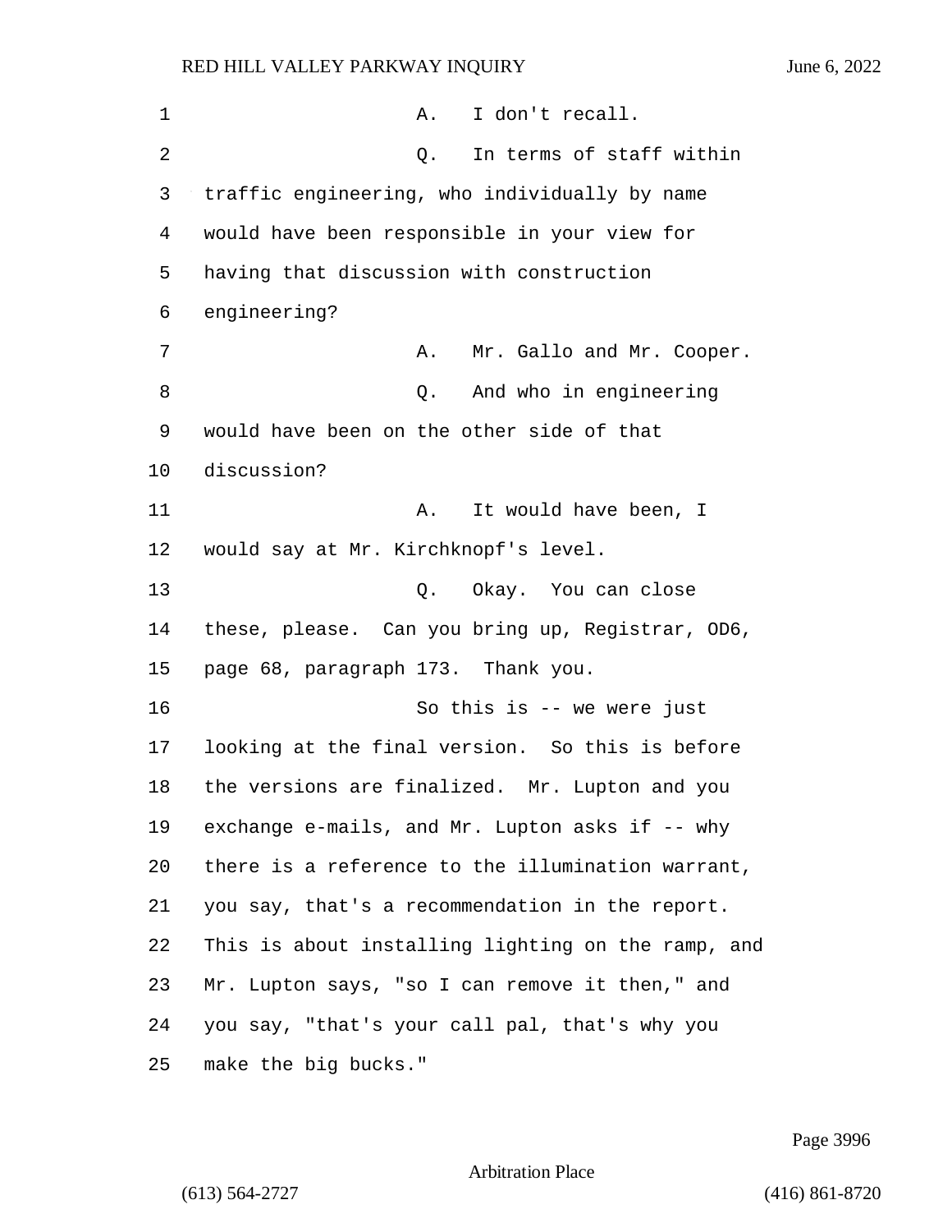A. I don't recall.

Q. In terms of staff within traffic engineering, who individually by name would have been responsible in your view for having that discussion with construction engineering?

A. Mr. Gallo and Mr. Cooper.

Q. And who in engineering would have been on the other side of that discussion?

A. It would have been, I would say at Mr. Kirchknopf's level.

Q. Okay. You can close these, please. Can you bring up, Registrar, OD6, page 68, paragraph 173. Thank you.

So this is -- we were just looking at the final version. So this is before the versions are finalized. Mr. Lupton and you exchange e-mails, and Mr. Lupton asks if -- why there is a reference to the illumination warrant, you say, that's a recommendation in the report. This is about installing lighting on the ramp, and Mr. Lupton says, "so I can remove it then," and you say, "that's your call pal, that's why you make the big bucks."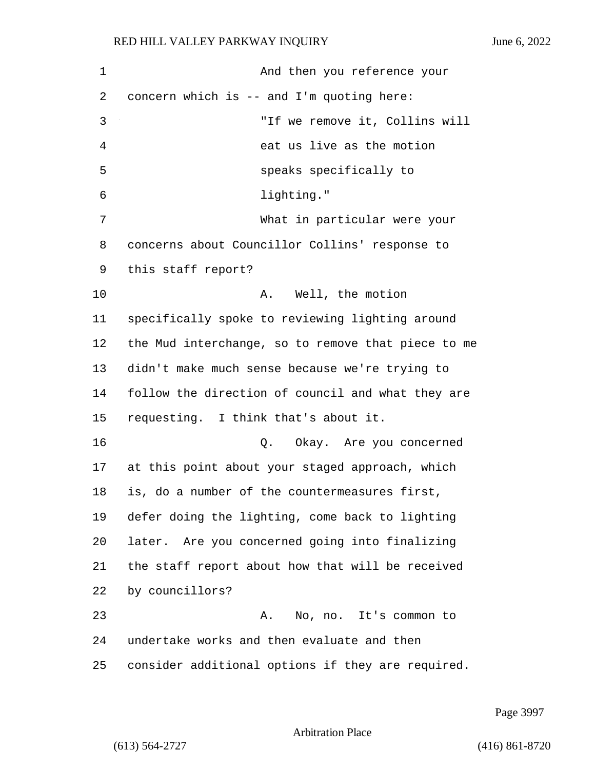And then you reference your concern which is -- and I'm quoting here:

> "If we remove it, Collins will eat us live as the motion speaks specifically to lighting."

What in particular were your concerns about Councillor Collins' response to this staff report?

A. Well, the motion specifically spoke to reviewing lighting around the Mud interchange, so to remove that piece to me didn't make much sense because we're trying to follow the direction of council and what they are requesting. I think that's about it.

Q. Okay. Are you concerned at this point about your staged approach, which is, do a number of the countermeasures first, defer doing the lighting, come back to lighting later. Are you concerned going into finalizing the staff report about how that will be received by councillors?

A. No, no. It's common to undertake works and then evaluate and then consider additional options if they are required.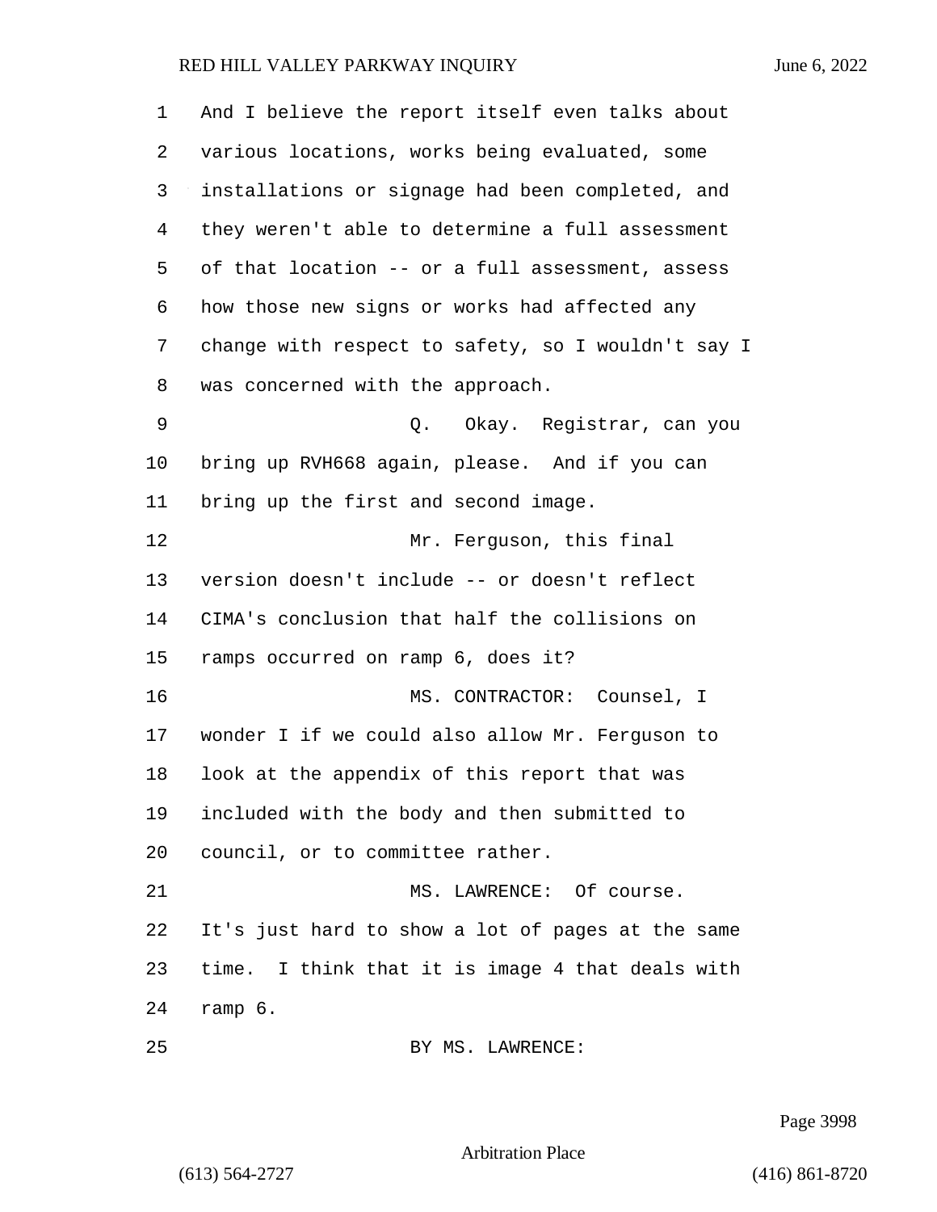1 And I believe the report itself even talks about
2 various locations, works being evaluated, some
3 installations or signage had been completed, and
4 they weren't able to determine a full assessment
5 of that location -- or a full assessment, assess
6 how those new signs or works had affected any
7 change with respect to safety, so I wouldn't say I
8 was concerned with the approach.

9 Q. Okay. Registrar, can you
10 bring up RVH668 again, please. And if you can
11 bring up the first and second image.

12 Mr. Ferguson, this final
13 version doesn't include -- or doesn't reflect
14 CIMA's conclusion that half the collisions on
15 ramps occurred on ramp 6, does it?

16 MS. CONTRACTOR: Counsel, I
17 wonder I if we could also allow Mr. Ferguson to
18 look at the appendix of this report that was
19 included with the body and then submitted to
20 council, or to committee rather.

21 MS. LAWRENCE: Of course.
22 It's just hard to show a lot of pages at the same
23 time. I think that it is image 4 that deals with
24 ramp 6.

25 BY MS. LAWRENCE: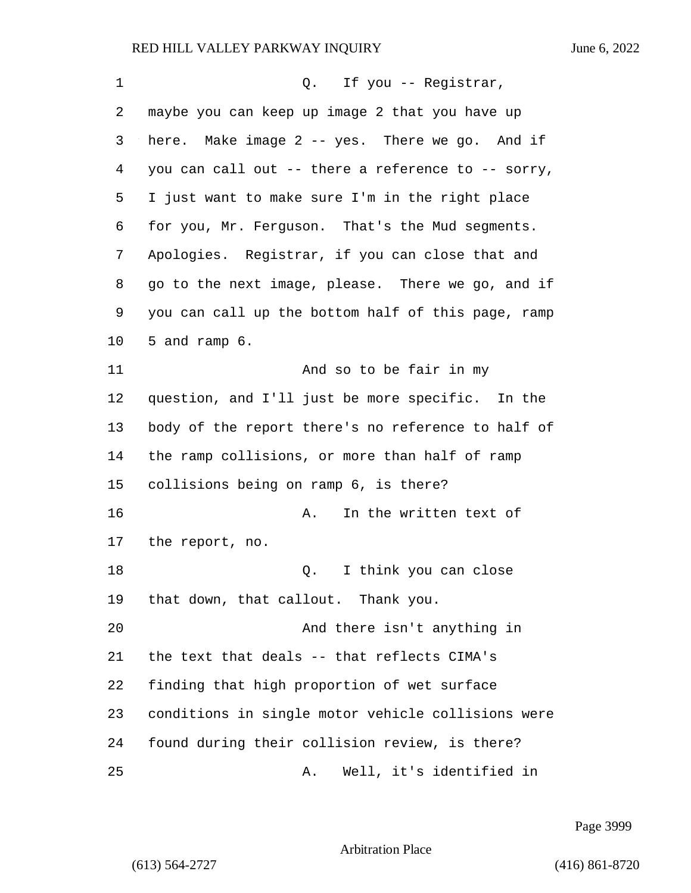Q. If you -- Registrar, maybe you can keep up image 2 that you have up here. Make image 2 -- yes. There we go. And if you can call out -- there a reference to -- sorry, I just want to make sure I'm in the right place for you, Mr. Ferguson. That's the Mud segments. Apologies. Registrar, if you can close that and go to the next image, please. There we go, and if you can call up the bottom half of this page, ramp 5 and ramp 6.

And so to be fair in my question, and I'll just be more specific. In the body of the report there's no reference to half of the ramp collisions, or more than half of ramp collisions being on ramp 6, is there?

A. In the written text of the report, no.

Q. I think you can close that down, that callout. Thank you.

And there isn't anything in the text that deals -- that reflects CIMA's finding that high proportion of wet surface conditions in single motor vehicle collisions were found during their collision review, is there?

A. Well, it's identified in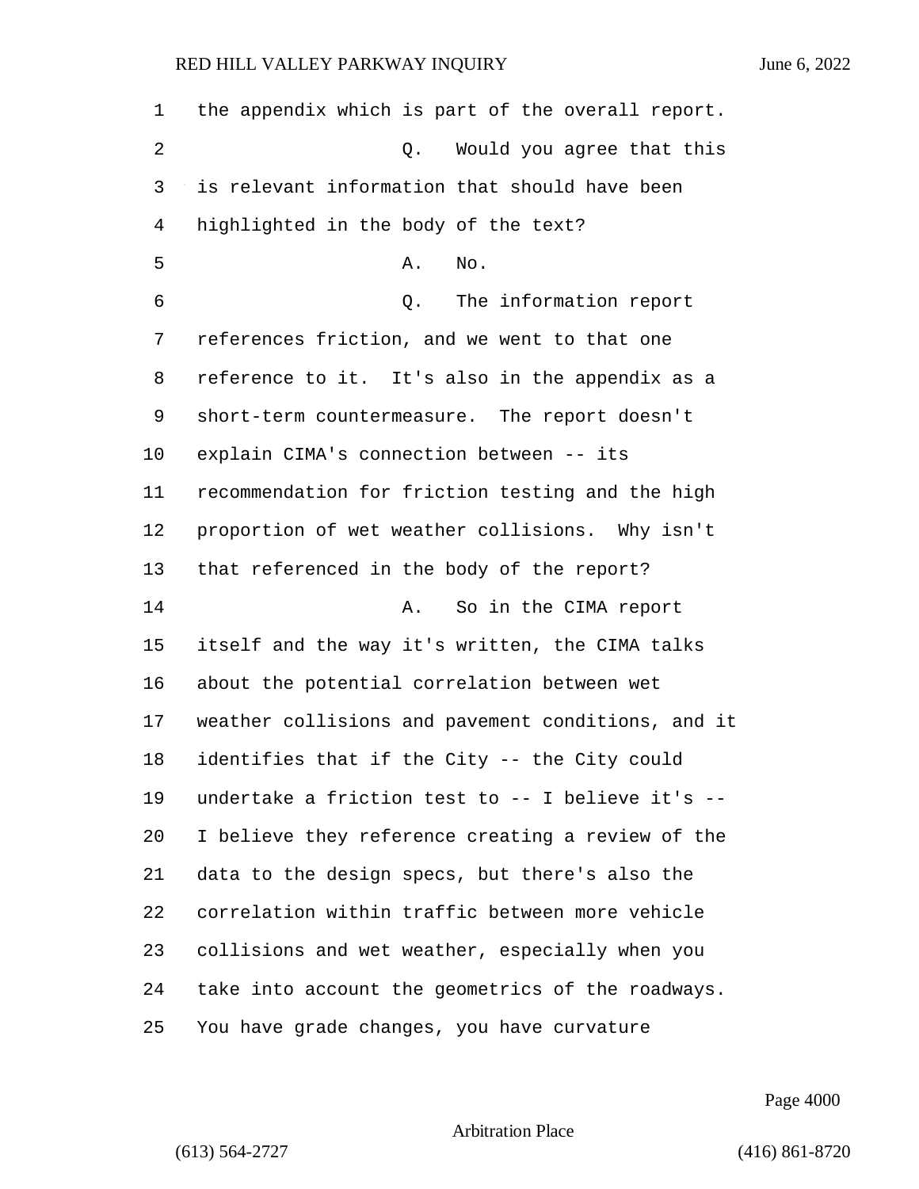the appendix which is part of the overall report.

Q. Would you agree that this is relevant information that should have been highlighted in the body of the text?

A. No.

Q. The information report references friction, and we went to that one reference to it. It's also in the appendix as a short-term countermeasure. The report doesn't explain CIMA's connection between -- its recommendation for friction testing and the high proportion of wet weather collisions. Why isn't that referenced in the body of the report?

A. So in the CIMA report itself and the way it's written, the CIMA talks about the potential correlation between wet weather collisions and pavement conditions, and it identifies that if the City -- the City could undertake a friction test to -- I believe it's -- I believe they reference creating a review of the data to the design specs, but there's also the correlation within traffic between more vehicle collisions and wet weather, especially when you take into account the geometrics of the roadways. You have grade changes, you have curvature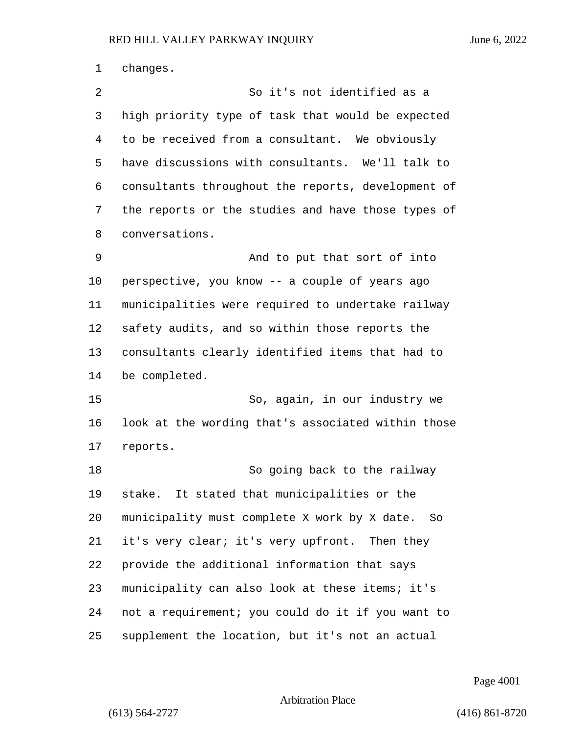changes.

So it's not identified as a high priority type of task that would be expected to be received from a consultant. We obviously have discussions with consultants. We'll talk to consultants throughout the reports, development of the reports or the studies and have those types of conversations.

And to put that sort of into perspective, you know -- a couple of years ago municipalities were required to undertake railway safety audits, and so within those reports the consultants clearly identified items that had to be completed.

So, again, in our industry we look at the wording that's associated within those reports.

So going back to the railway stake. It stated that municipalities or the municipality must complete X work by X date. So it's very clear; it's very upfront. Then they provide the additional information that says municipality can also look at these items; it's not a requirement; you could do it if you want to supplement the location, but it's not an actual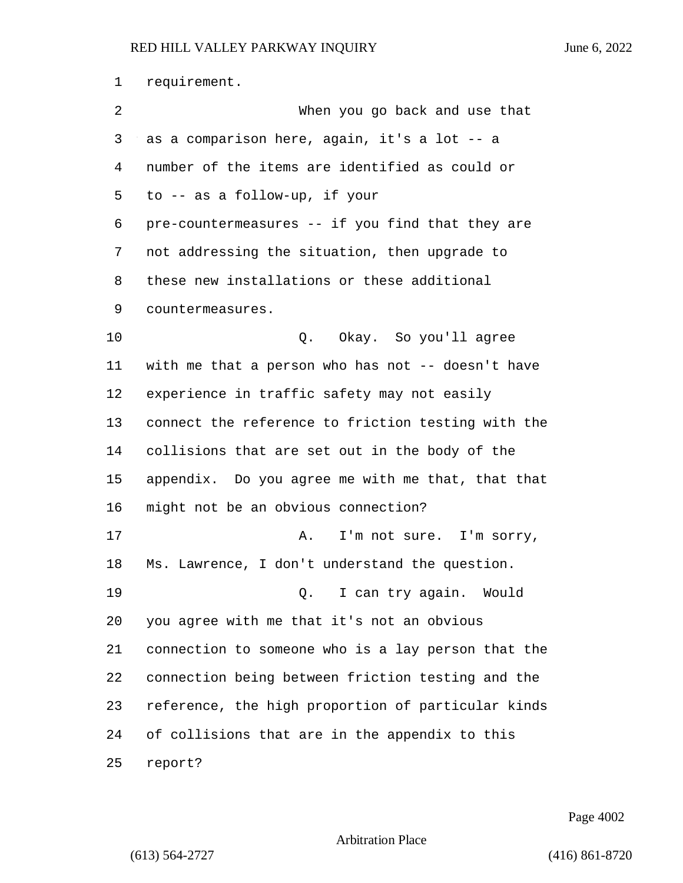requirement.

When you go back and use that as a comparison here, again, it's a lot -- a number of the items are identified as could or to -- as a follow-up, if your pre-countermeasures -- if you find that they are not addressing the situation, then upgrade to these new installations or these additional countermeasures.

Q. Okay. So you'll agree with me that a person who has not -- doesn't have experience in traffic safety may not easily connect the reference to friction testing with the collisions that are set out in the body of the appendix. Do you agree me with me that, that that might not be an obvious connection?

A. I'm not sure. I'm sorry, Ms. Lawrence, I don't understand the question.

Q. I can try again. Would you agree with me that it's not an obvious connection to someone who is a lay person that the connection being between friction testing and the reference, the high proportion of particular kinds of collisions that are in the appendix to this report?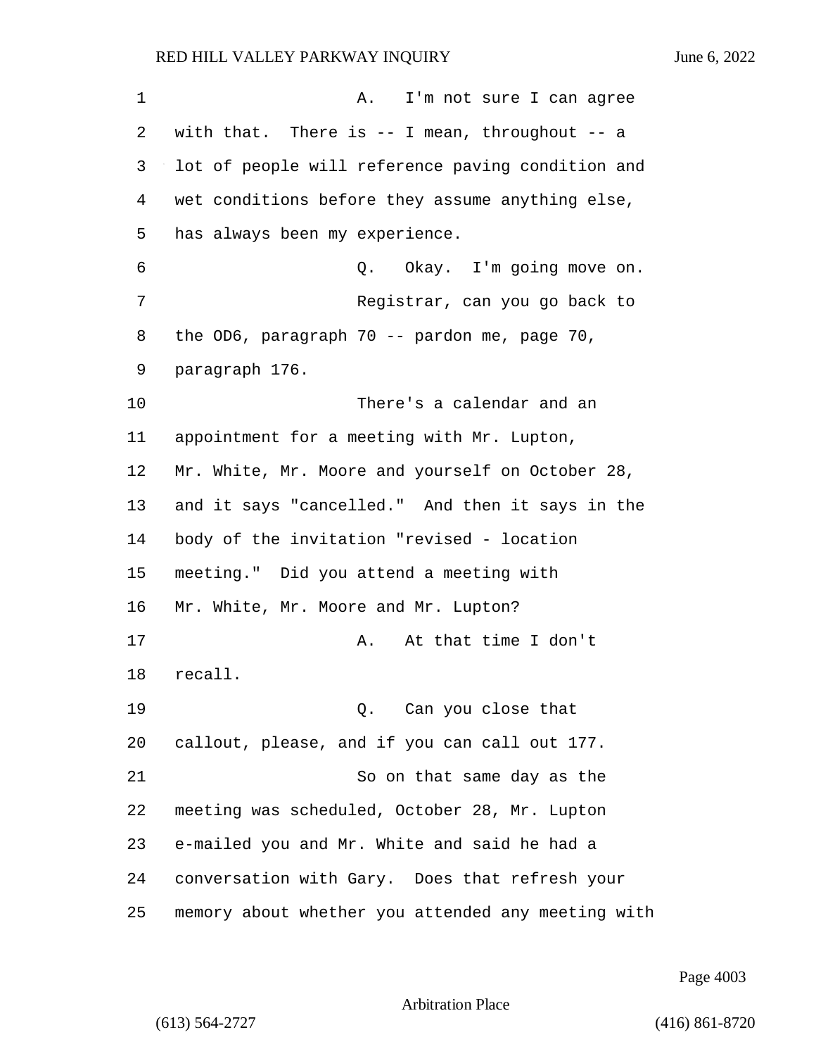A. I'm not sure I can agree with that. There is -- I mean, throughout -- a lot of people will reference paving condition and wet conditions before they assume anything else, has always been my experience.

Q. Okay. I'm going move on.

Registrar, can you go back to the OD6, paragraph 70 -- pardon me, page 70, paragraph 176.

There's a calendar and an appointment for a meeting with Mr. Lupton, Mr. White, Mr. Moore and yourself on October 28, and it says "cancelled." And then it says in the body of the invitation "revised - location meeting." Did you attend a meeting with Mr. White, Mr. Moore and Mr. Lupton?

A. At that time I don't recall.

Q. Can you close that callout, please, and if you can call out 177.

So on that same day as the meeting was scheduled, October 28, Mr. Lupton e-mailed you and Mr. White and said he had a conversation with Gary. Does that refresh your memory about whether you attended any meeting with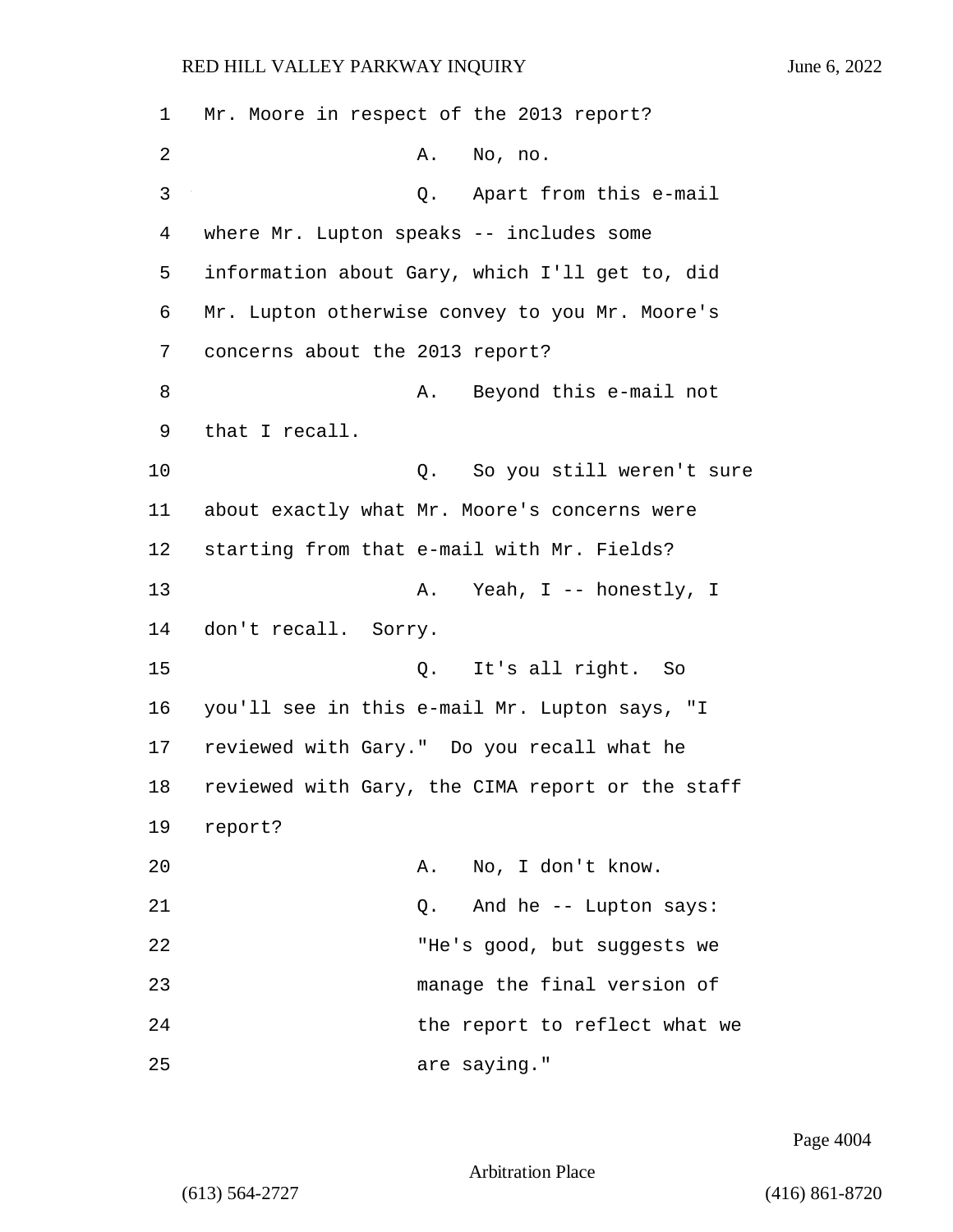1 Mr. Moore in respect of the 2013 report?

2 A. No, no.

3 Q. Apart from this e-mail

4 where Mr. Lupton speaks -- includes some

5 information about Gary, which I'll get to, did

6 Mr. Lupton otherwise convey to you Mr. Moore's

7 concerns about the 2013 report?

8 A. Beyond this e-mail not

9 that I recall.

10 Q. So you still weren't sure

11 about exactly what Mr. Moore's concerns were

12 starting from that e-mail with Mr. Fields?

13 A. Yeah, I -- honestly, I

14 don't recall. Sorry.

15 Q. It's all right. So

16 you'll see in this e-mail Mr. Lupton says, "I

17 reviewed with Gary." Do you recall what he

18 reviewed with Gary, the CIMA report or the staff

19 report?

20 A. No, I don't know.

21 Q. And he -- Lupton says:

22 "He's good, but suggests we

23 manage the final version of

24 the report to reflect what we

25 are saying."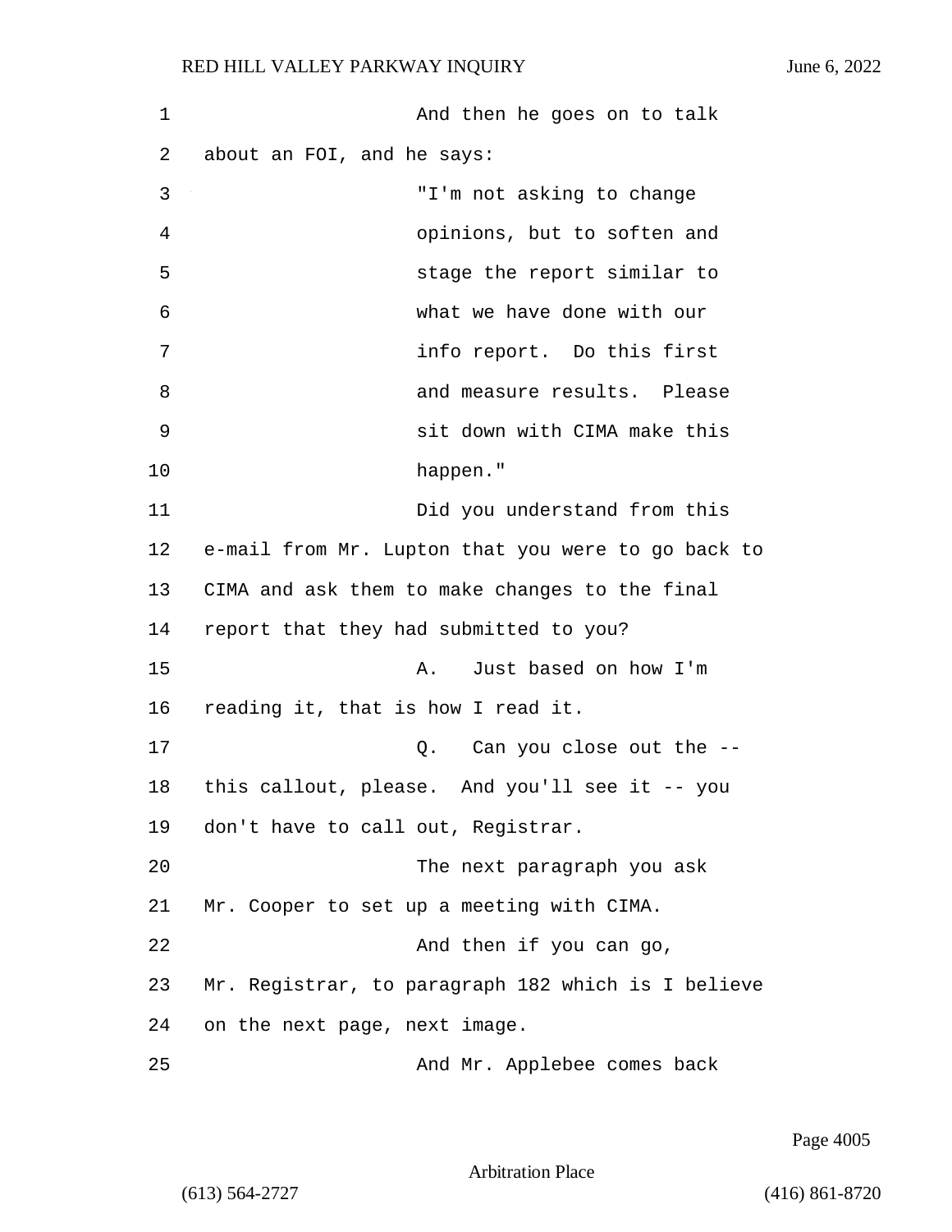And then he goes on to talk about an FOI, and he says:

> "I'm not asking to change opinions, but to soften and stage the report similar to what we have done with our info report. Do this first and measure results. Please sit down with CIMA make this happen."

Did you understand from this e-mail from Mr. Lupton that you were to go back to CIMA and ask them to make changes to the final report that they had submitted to you?

A. Just based on how I'm reading it, that is how I read it.

Q. Can you close out the -- this callout, please. And you'll see it -- you don't have to call out, Registrar.

The next paragraph you ask Mr. Cooper to set up a meeting with CIMA.

And then if you can go, Mr. Registrar, to paragraph 182 which is I believe on the next page, next image.

And Mr. Applebee comes back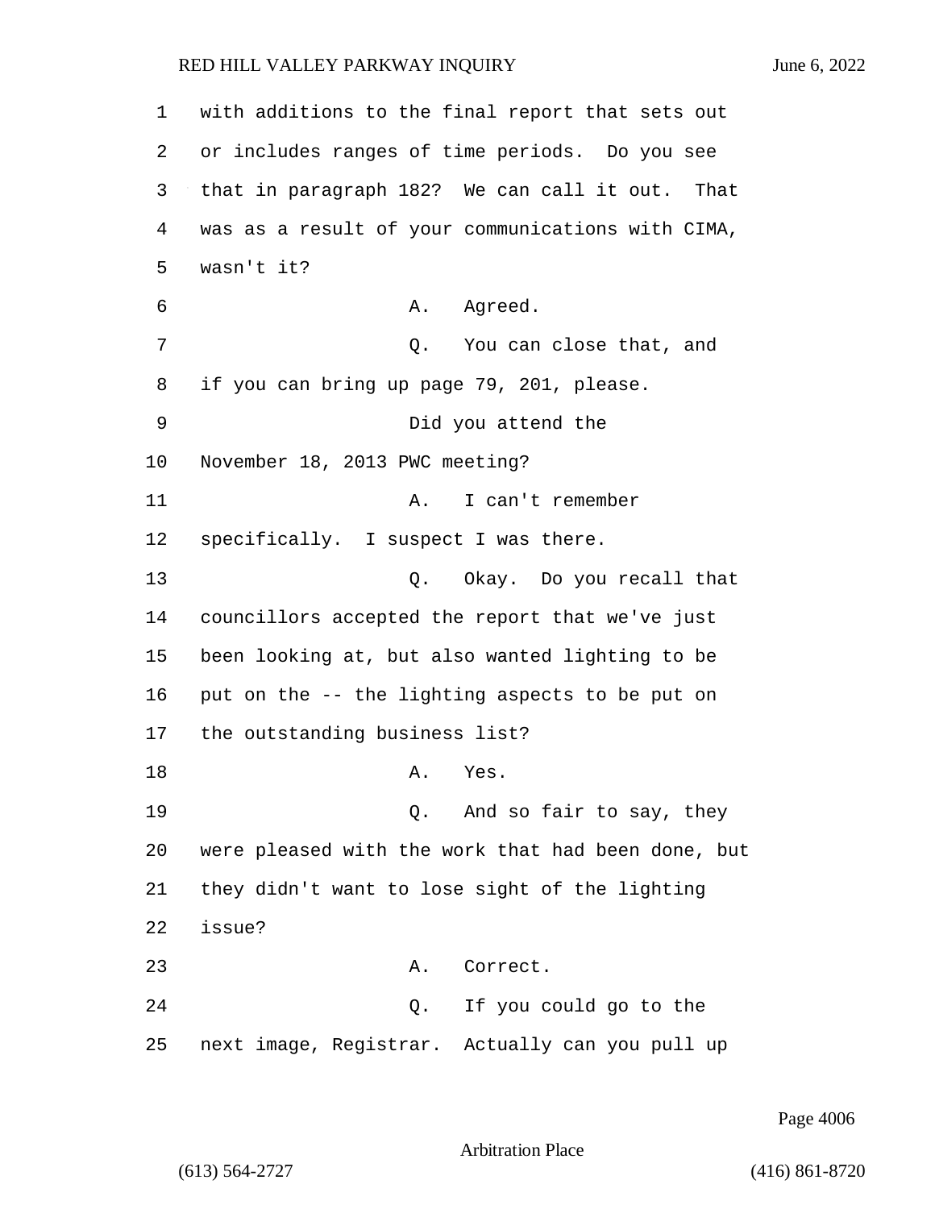with additions to the final report that sets out or includes ranges of time periods. Do you see that in paragraph 182? We can call it out. That was as a result of your communications with CIMA, wasn't it?

A. Agreed.

Q. You can close that, and if you can bring up page 79, 201, please.

Did you attend the November 18, 2013 PWC meeting?

A. I can't remember specifically. I suspect I was there.

Q. Okay. Do you recall that councillors accepted the report that we've just been looking at, but also wanted lighting to be put on the -- the lighting aspects to be put on the outstanding business list?

A. Yes.

Q. And so fair to say, they were pleased with the work that had been done, but they didn't want to lose sight of the lighting issue?

A. Correct.

Q. If you could go to the next image, Registrar. Actually can you pull up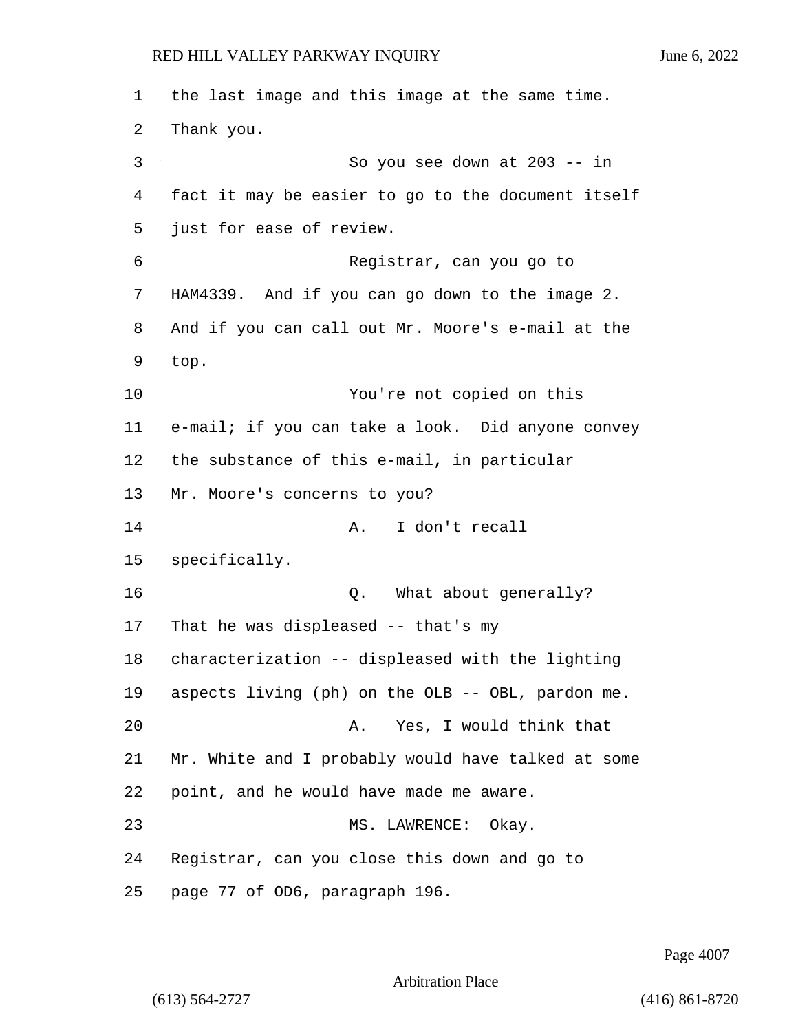the last image and this image at the same time. Thank you.

So you see down at 203 -- in fact it may be easier to go to the document itself just for ease of review.

Registrar, can you go to HAM4339. And if you can go down to the image 2. And if you can call out Mr. Moore's e-mail at the top.

You're not copied on this e-mail; if you can take a look. Did anyone convey the substance of this e-mail, in particular Mr. Moore's concerns to you?

A. I don't recall specifically.

Q. What about generally? That he was displeased -- that's my characterization -- displeased with the lighting aspects living (ph) on the OLB -- OBL, pardon me.

A. Yes, I would think that Mr. White and I probably would have talked at some point, and he would have made me aware.

MS. LAWRENCE: Okay. Registrar, can you close this down and go to page 77 of OD6, paragraph 196.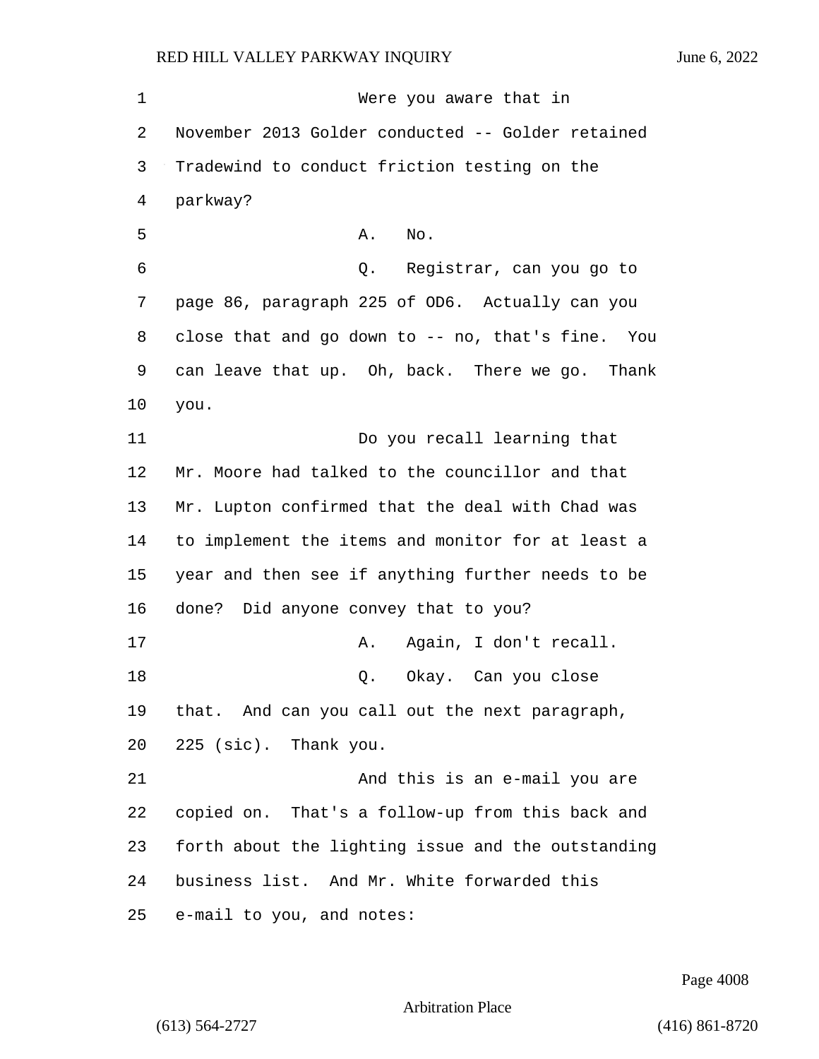Were you aware that in November 2013 Golder conducted -- Golder retained Tradewind to conduct friction testing on the parkway?

A. No.

Q. Registrar, can you go to page 86, paragraph 225 of OD6. Actually can you close that and go down to -- no, that's fine. You can leave that up. Oh, back. There we go. Thank you.

Do you recall learning that Mr. Moore had talked to the councillor and that Mr. Lupton confirmed that the deal with Chad was to implement the items and monitor for at least a year and then see if anything further needs to be done? Did anyone convey that to you?

A. Again, I don't recall.

Q. Okay. Can you close that. And can you call out the next paragraph, 225 (sic). Thank you.

And this is an e-mail you are copied on. That's a follow-up from this back and forth about the lighting issue and the outstanding business list. And Mr. White forwarded this e-mail to you, and notes: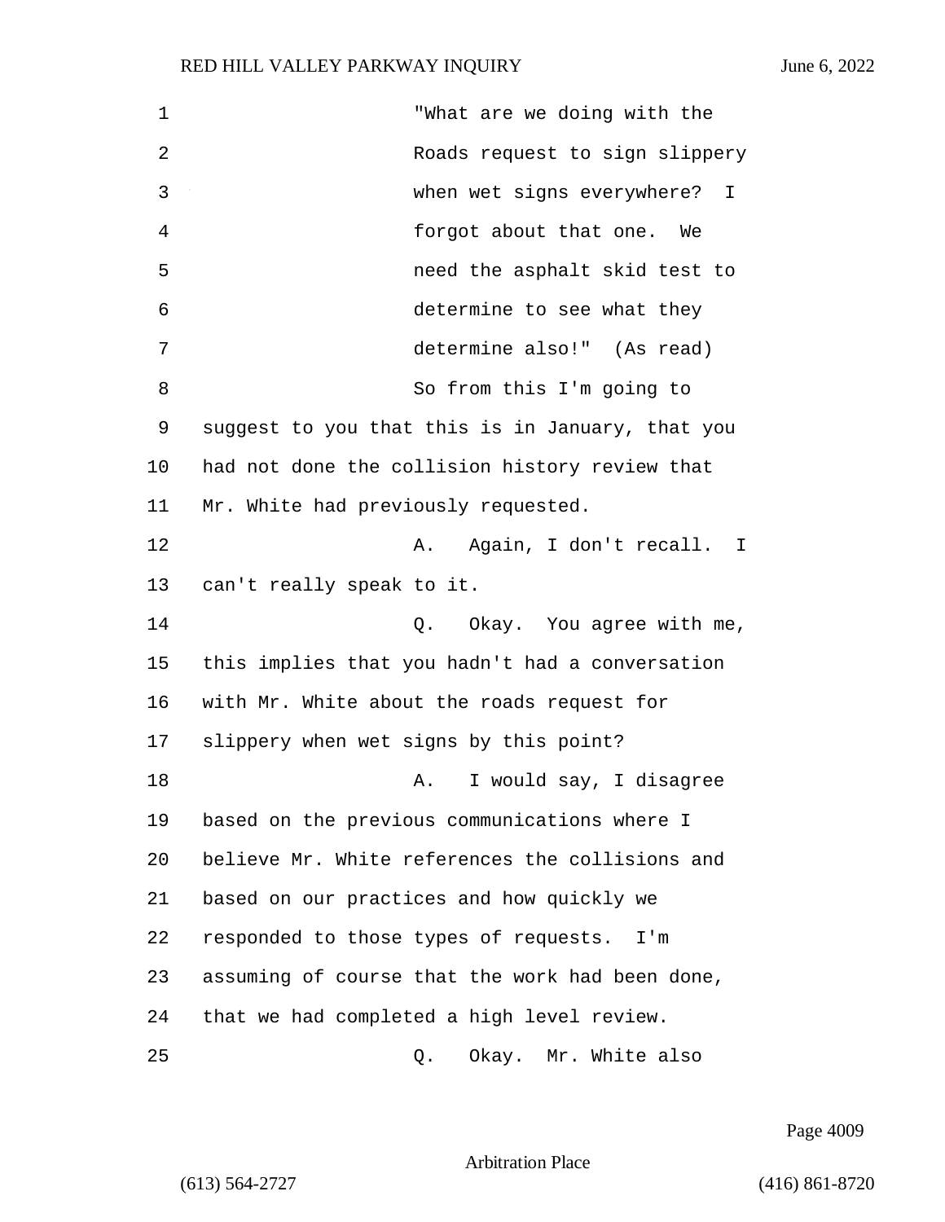"What are we doing with the Roads request to sign slippery when wet signs everywhere? I forgot about that one. We need the asphalt skid test to determine to see what they determine also!" (As read)

So from this I'm going to suggest to you that this is in January, that you had not done the collision history review that Mr. White had previously requested.

A. Again, I don't recall. I can't really speak to it.

Q. Okay. You agree with me, this implies that you hadn't had a conversation with Mr. White about the roads request for slippery when wet signs by this point?

A. I would say, I disagree based on the previous communications where I believe Mr. White references the collisions and based on our practices and how quickly we responded to those types of requests. I'm assuming of course that the work had been done, that we had completed a high level review.

Q. Okay. Mr. White also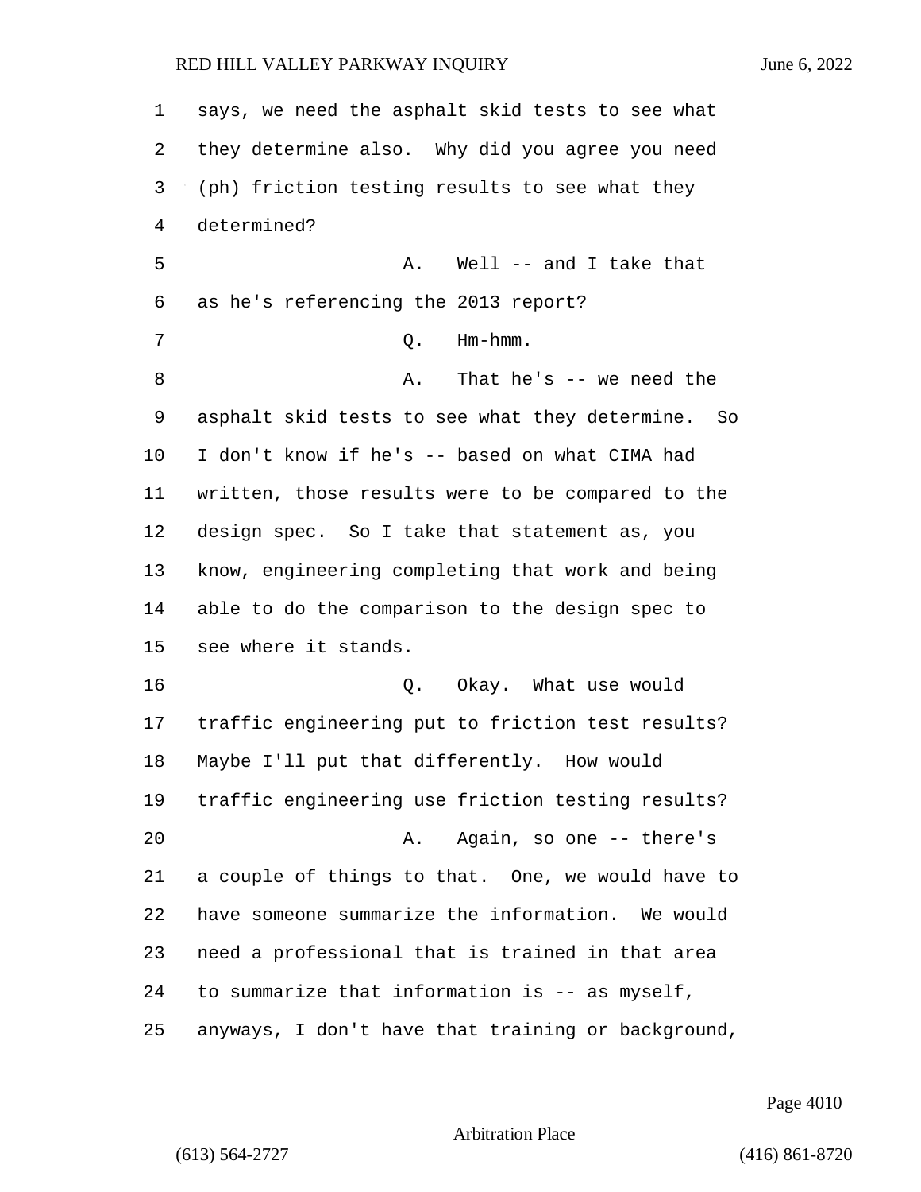says, we need the asphalt skid tests to see what they determine also. Why did you agree you need (ph) friction testing results to see what they determined?

A. Well -- and I take that as he's referencing the 2013 report?

Q. Hm-hmm.

A. That he's -- we need the asphalt skid tests to see what they determine. So I don't know if he's -- based on what CIMA had written, those results were to be compared to the design spec. So I take that statement as, you know, engineering completing that work and being able to do the comparison to the design spec to see where it stands.

Q. Okay. What use would traffic engineering put to friction test results? Maybe I'll put that differently. How would traffic engineering use friction testing results?

A. Again, so one -- there's a couple of things to that. One, we would have to have someone summarize the information. We would need a professional that is trained in that area to summarize that information is -- as myself, anyways, I don't have that training or background,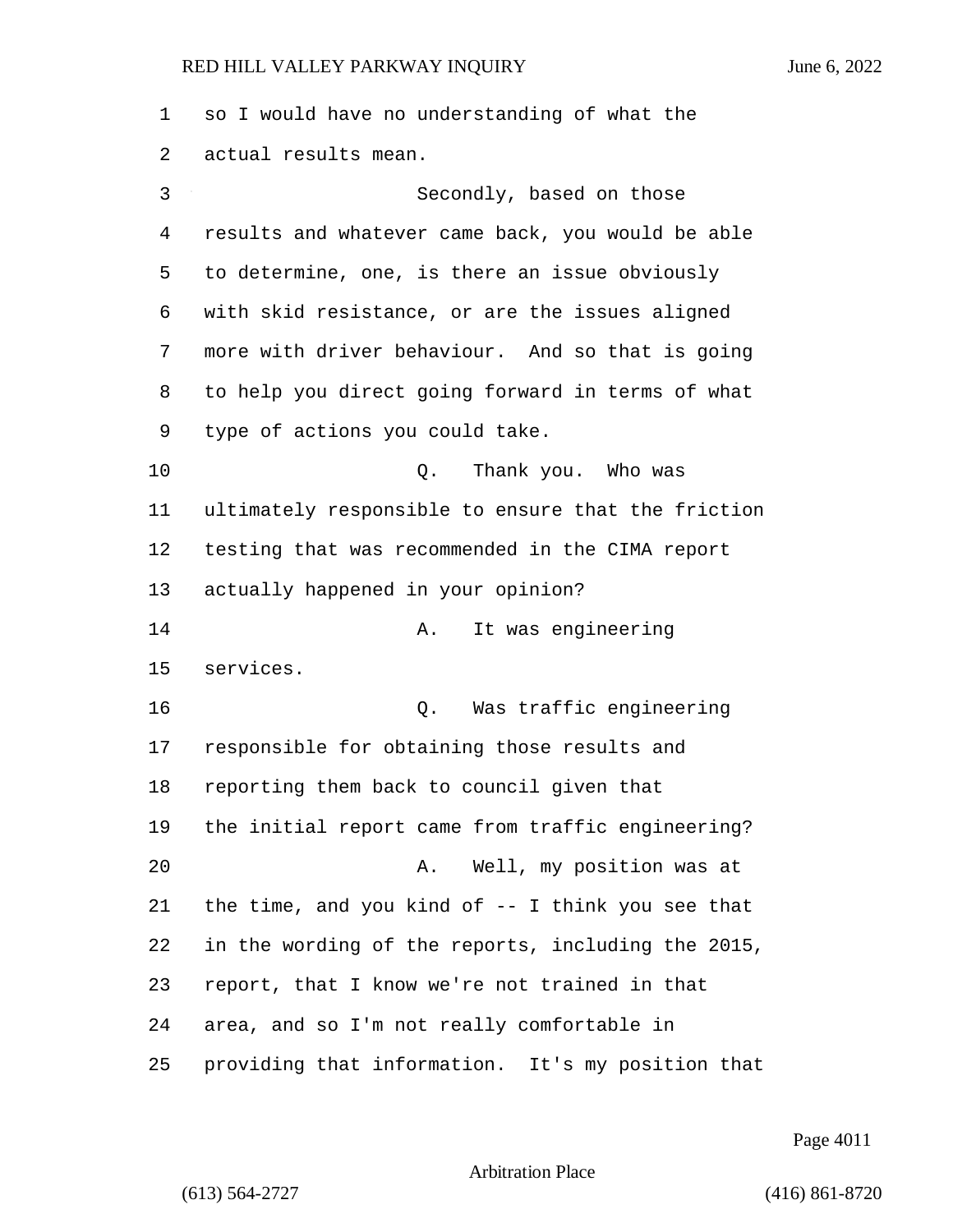so I would have no understanding of what the actual results mean.

Secondly, based on those results and whatever came back, you would be able to determine, one, is there an issue obviously with skid resistance, or are the issues aligned more with driver behaviour. And so that is going to help you direct going forward in terms of what type of actions you could take.

Q. Thank you. Who was ultimately responsible to ensure that the friction testing that was recommended in the CIMA report actually happened in your opinion?

A. It was engineering services.

Q. Was traffic engineering responsible for obtaining those results and reporting them back to council given that the initial report came from traffic engineering?

A. Well, my position was at the time, and you kind of -- I think you see that in the wording of the reports, including the 2015, report, that I know we're not trained in that area, and so I'm not really comfortable in providing that information. It's my position that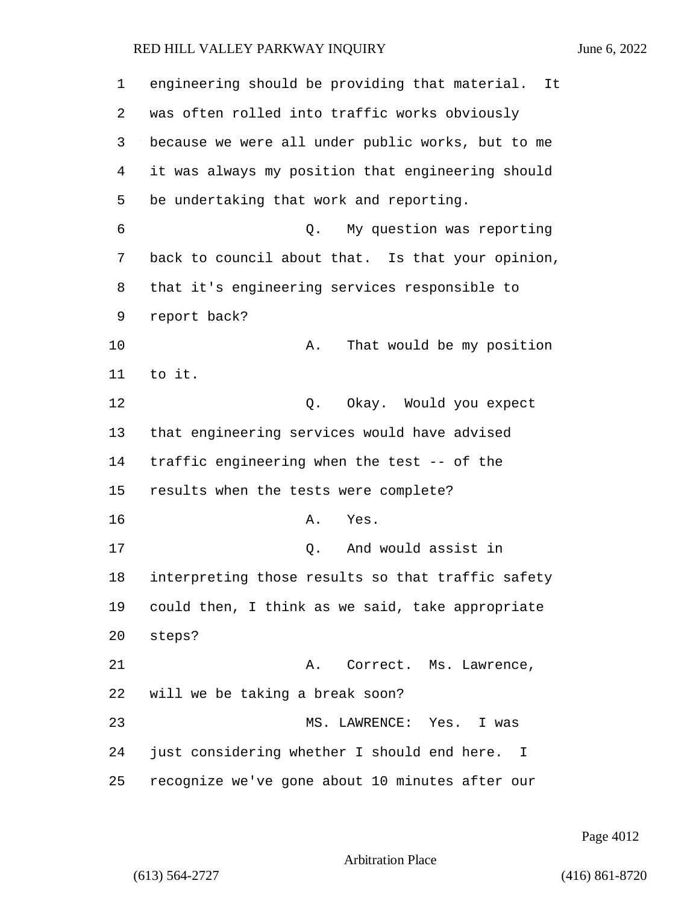engineering should be providing that material. It was often rolled into traffic works obviously because we were all under public works, but to me it was always my position that engineering should be undertaking that work and reporting.

Q. My question was reporting back to council about that. Is that your opinion, that it's engineering services responsible to report back?

A. That would be my position to it.

Q. Okay. Would you expect that engineering services would have advised traffic engineering when the test -- of the results when the tests were complete?

A. Yes.

Q. And would assist in interpreting those results so that traffic safety could then, I think as we said, take appropriate steps?

A. Correct. Ms. Lawrence, will we be taking a break soon?

MS. LAWRENCE: Yes. I was just considering whether I should end here. I recognize we've gone about 10 minutes after our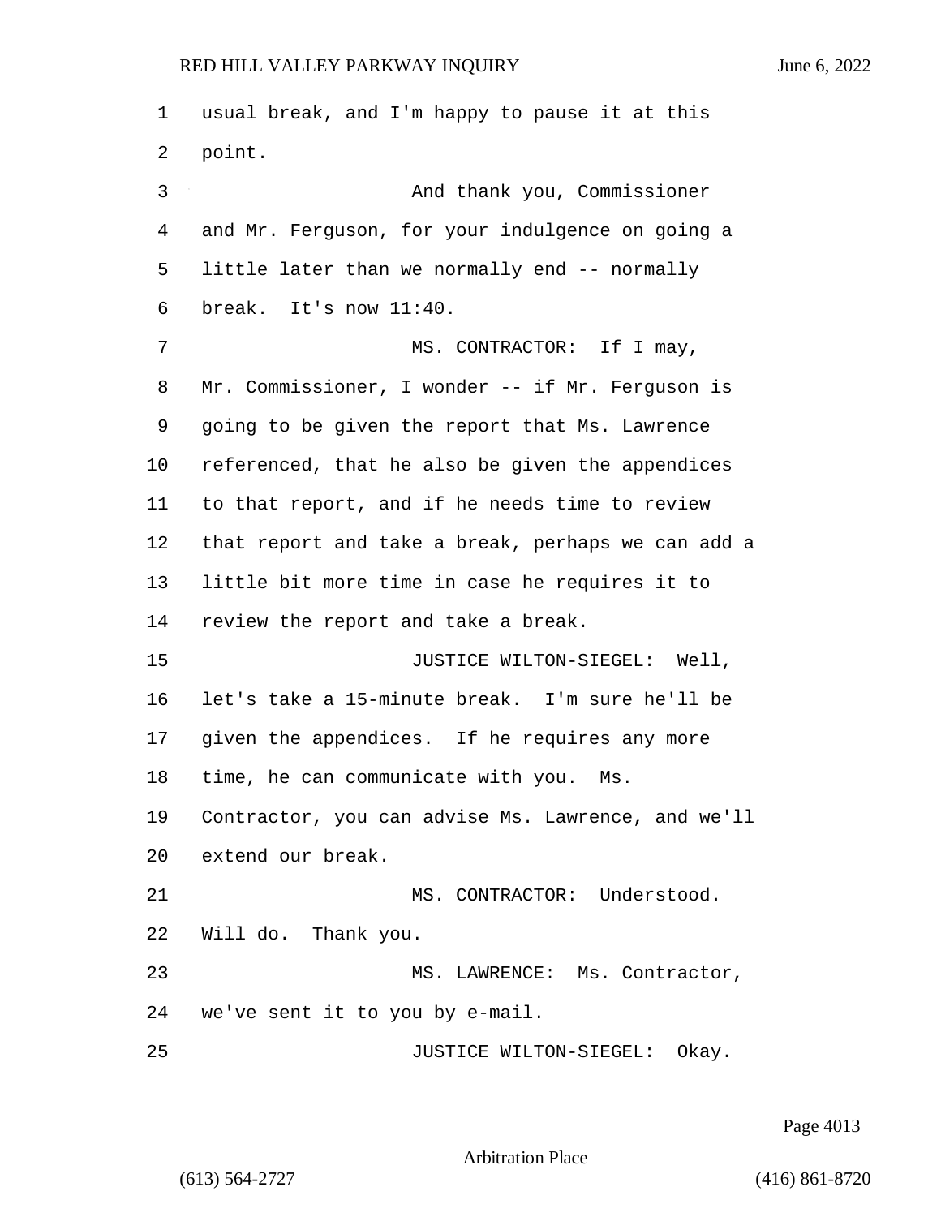usual break, and I'm happy to pause it at this point.

And thank you, Commissioner and Mr. Ferguson, for your indulgence on going a little later than we normally end -- normally break. It's now 11:40.

MS. CONTRACTOR: If I may, Mr. Commissioner, I wonder -- if Mr. Ferguson is going to be given the report that Ms. Lawrence referenced, that he also be given the appendices to that report, and if he needs time to review that report and take a break, perhaps we can add a little bit more time in case he requires it to review the report and take a break.

JUSTICE WILTON-SIEGEL: Well, let's take a 15-minute break. I'm sure he'll be given the appendices. If he requires any more time, he can communicate with you. Ms. Contractor, you can advise Ms. Lawrence, and we'll extend our break.

MS. CONTRACTOR: Understood. Will do. Thank you.

MS. LAWRENCE: Ms. Contractor, we've sent it to you by e-mail.

JUSTICE WILTON-SIEGEL: Okay.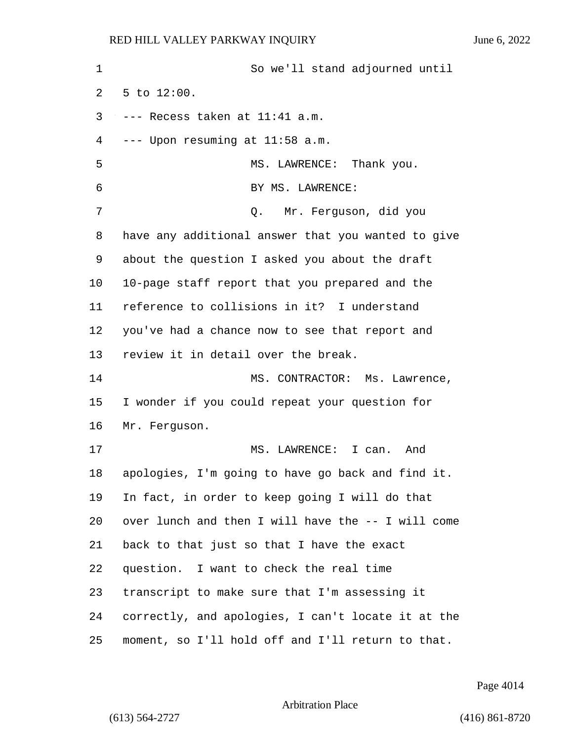So we'll stand adjourned until 5 to 12:00.

--- Recess taken at 11:41 a.m.

--- Upon resuming at 11:58 a.m.

MS. LAWRENCE: Thank you.

BY MS. LAWRENCE:

Q. Mr. Ferguson, did you have any additional answer that you wanted to give about the question I asked you about the draft 10-page staff report that you prepared and the reference to collisions in it? I understand you've had a chance now to see that report and review it in detail over the break.

MS. CONTRACTOR: Ms. Lawrence, I wonder if you could repeat your question for Mr. Ferguson.

MS. LAWRENCE: I can. And apologies, I'm going to have go back and find it. In fact, in order to keep going I will do that over lunch and then I will have the -- I will come back to that just so that I have the exact question. I want to check the real time transcript to make sure that I'm assessing it correctly, and apologies, I can't locate it at the moment, so I'll hold off and I'll return to that.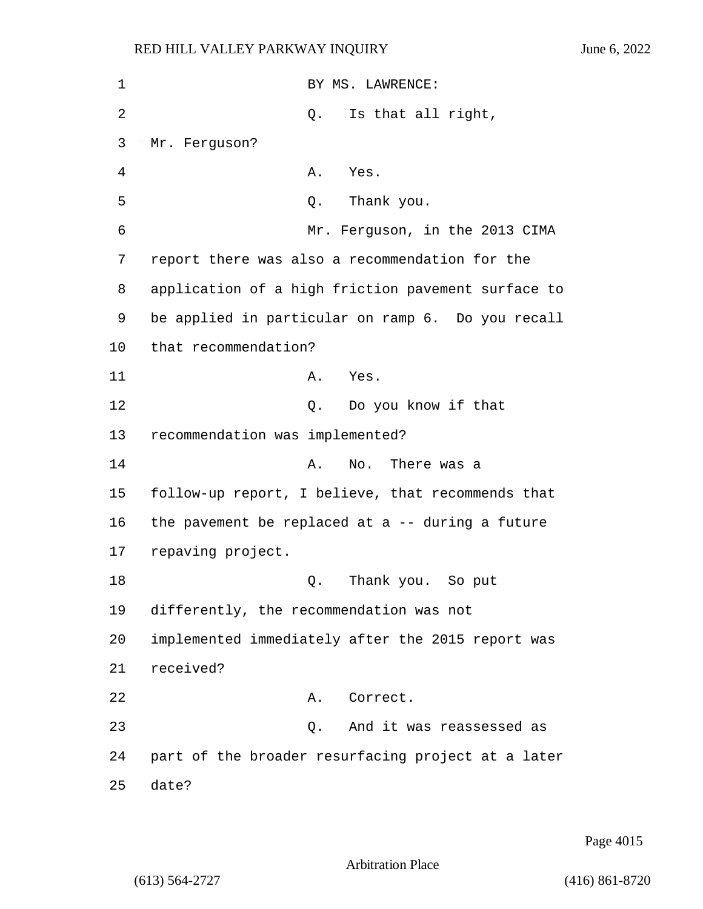BY MS. LAWRENCE:

Q. Is that all right, Mr. Ferguson?

A. Yes.

Q. Thank you.

Mr. Ferguson, in the 2013 CIMA report there was also a recommendation for the application of a high friction pavement surface to be applied in particular on ramp 6. Do you recall that recommendation?

A. Yes.

Q. Do you know if that recommendation was implemented?

A. No. There was a follow-up report, I believe, that recommends that the pavement be replaced at a -- during a future repaving project.

Q. Thank you. So put differently, the recommendation was not implemented immediately after the 2015 report was received?

A. Correct.

Q. And it was reassessed as part of the broader resurfacing project at a later date?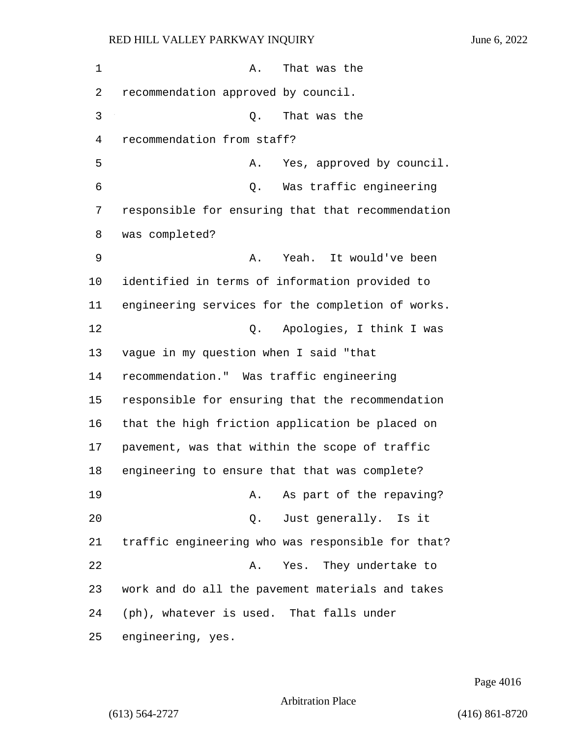A. That was the recommendation approved by council.

Q. That was the recommendation from staff?

A. Yes, approved by council.

Q. Was traffic engineering responsible for ensuring that that recommendation was completed?

A. Yeah. It would've been identified in terms of information provided to engineering services for the completion of works.

Q. Apologies, I think I was vague in my question when I said "that recommendation." Was traffic engineering responsible for ensuring that the recommendation that the high friction application be placed on pavement, was that within the scope of traffic engineering to ensure that that was complete?

A. As part of the repaving?

Q. Just generally. Is it traffic engineering who was responsible for that?

A. Yes. They undertake to work and do all the pavement materials and takes (ph), whatever is used. That falls under engineering, yes.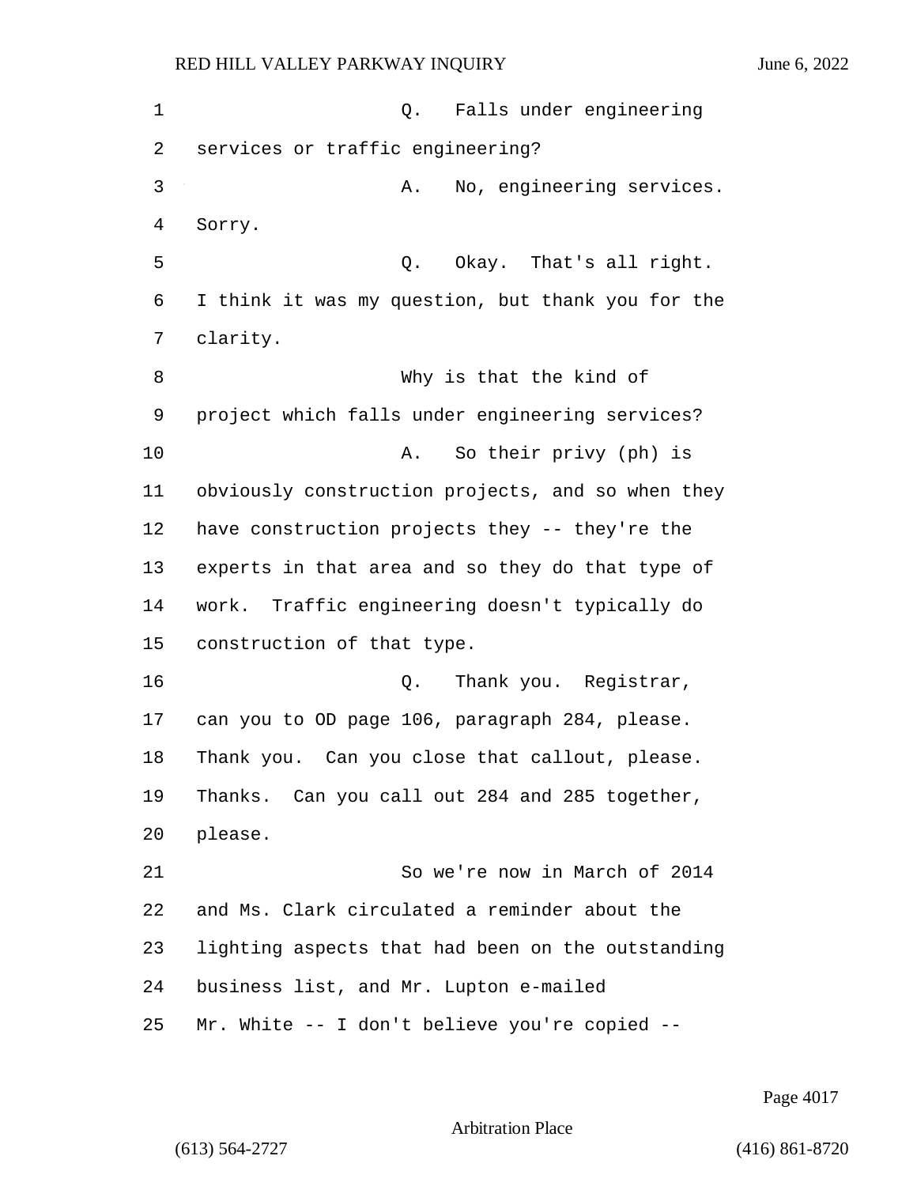Q. Falls under engineering services or traffic engineering?

A. No, engineering services. Sorry.

Q. Okay. That's all right. I think it was my question, but thank you for the clarity.

Why is that the kind of project which falls under engineering services?

A. So their privy (ph) is obviously construction projects, and so when they have construction projects they -- they're the experts in that area and so they do that type of work. Traffic engineering doesn't typically do construction of that type.

Q. Thank you. Registrar, can you to OD page 106, paragraph 284, please. Thank you. Can you close that callout, please. Thanks. Can you call out 284 and 285 together, please.

So we're now in March of 2014 and Ms. Clark circulated a reminder about the lighting aspects that had been on the outstanding business list, and Mr. Lupton e-mailed Mr. White -- I don't believe you're copied --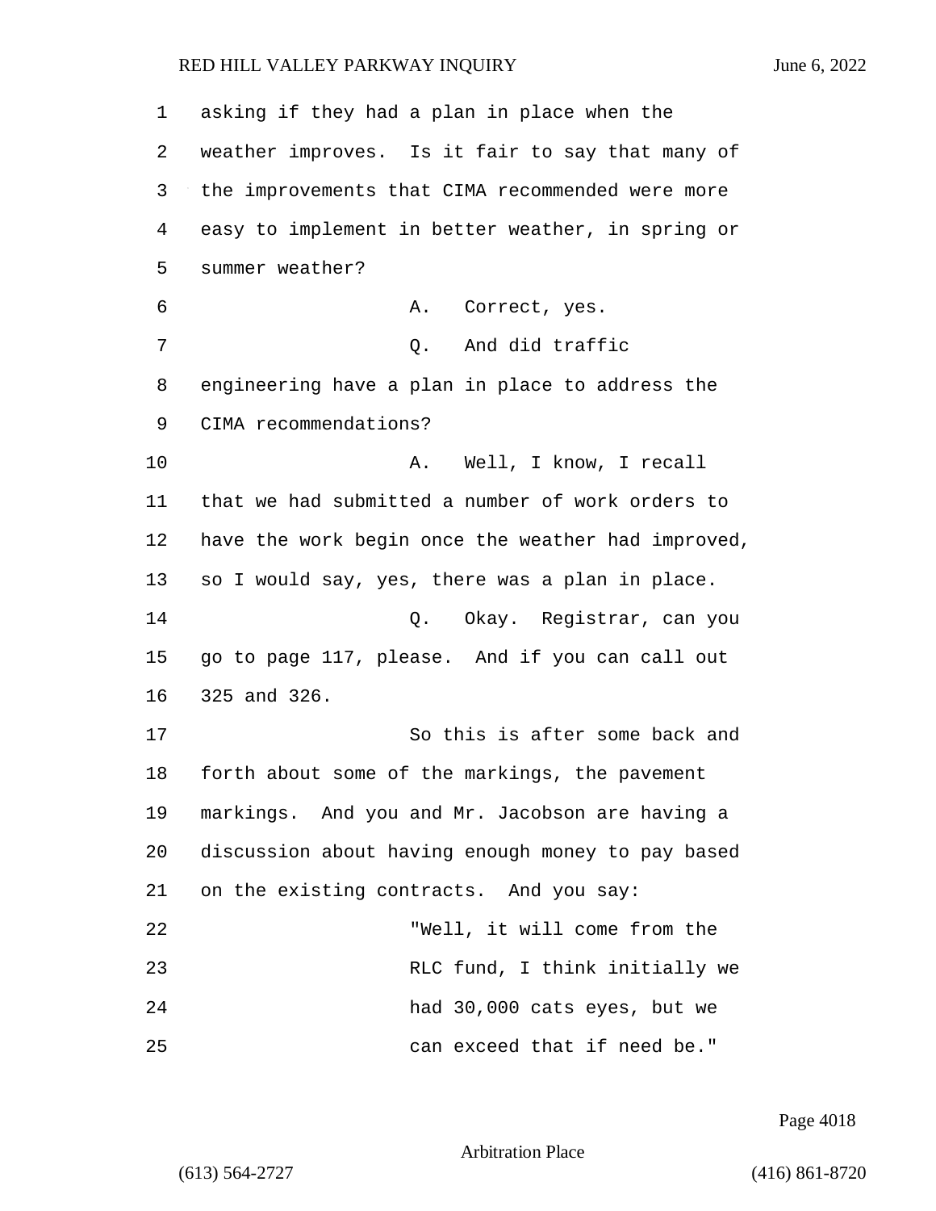asking if they had a plan in place when the weather improves. Is it fair to say that many of the improvements that CIMA recommended were more easy to implement in better weather, in spring or summer weather?

A. Correct, yes.

Q. And did traffic engineering have a plan in place to address the CIMA recommendations?

A. Well, I know, I recall that we had submitted a number of work orders to have the work begin once the weather had improved, so I would say, yes, there was a plan in place.

Q. Okay. Registrar, can you go to page 117, please. And if you can call out 325 and 326.

So this is after some back and forth about some of the markings, the pavement markings. And you and Mr. Jacobson are having a discussion about having enough money to pay based on the existing contracts. And you say:

"Well, it will come from the RLC fund, I think initially we had 30,000 cats eyes, but we can exceed that if need be."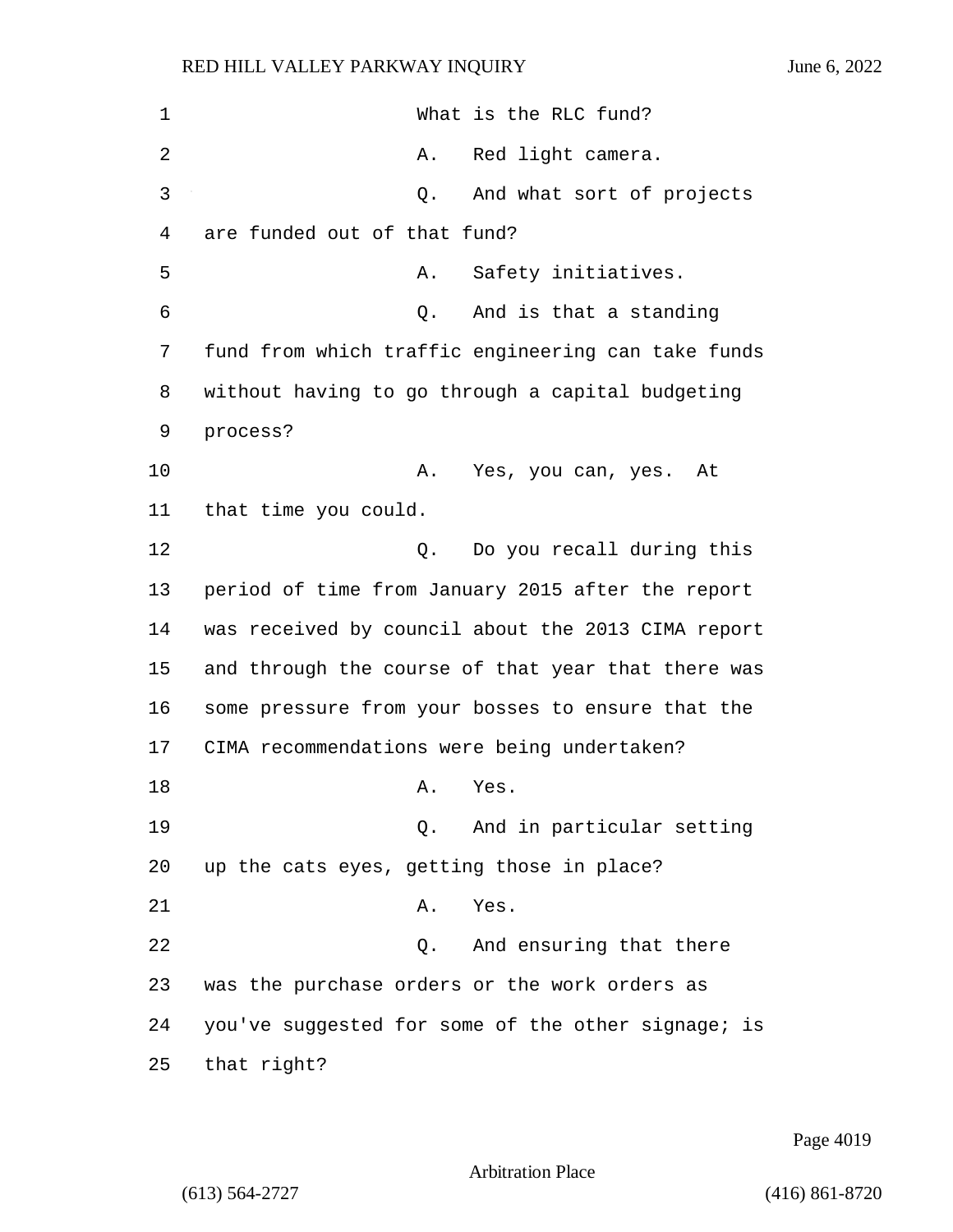What is the RLC fund?

A. Red light camera.

Q. And what sort of projects are funded out of that fund?

A. Safety initiatives.

Q. And is that a standing fund from which traffic engineering can take funds without having to go through a capital budgeting process?

A. Yes, you can, yes. At that time you could.

Q. Do you recall during this period of time from January 2015 after the report was received by council about the 2013 CIMA report and through the course of that year that there was some pressure from your bosses to ensure that the CIMA recommendations were being undertaken?

A. Yes.

Q. And in particular setting up the cats eyes, getting those in place?

A. Yes.

Q. And ensuring that there was the purchase orders or the work orders as you've suggested for some of the other signage; is that right?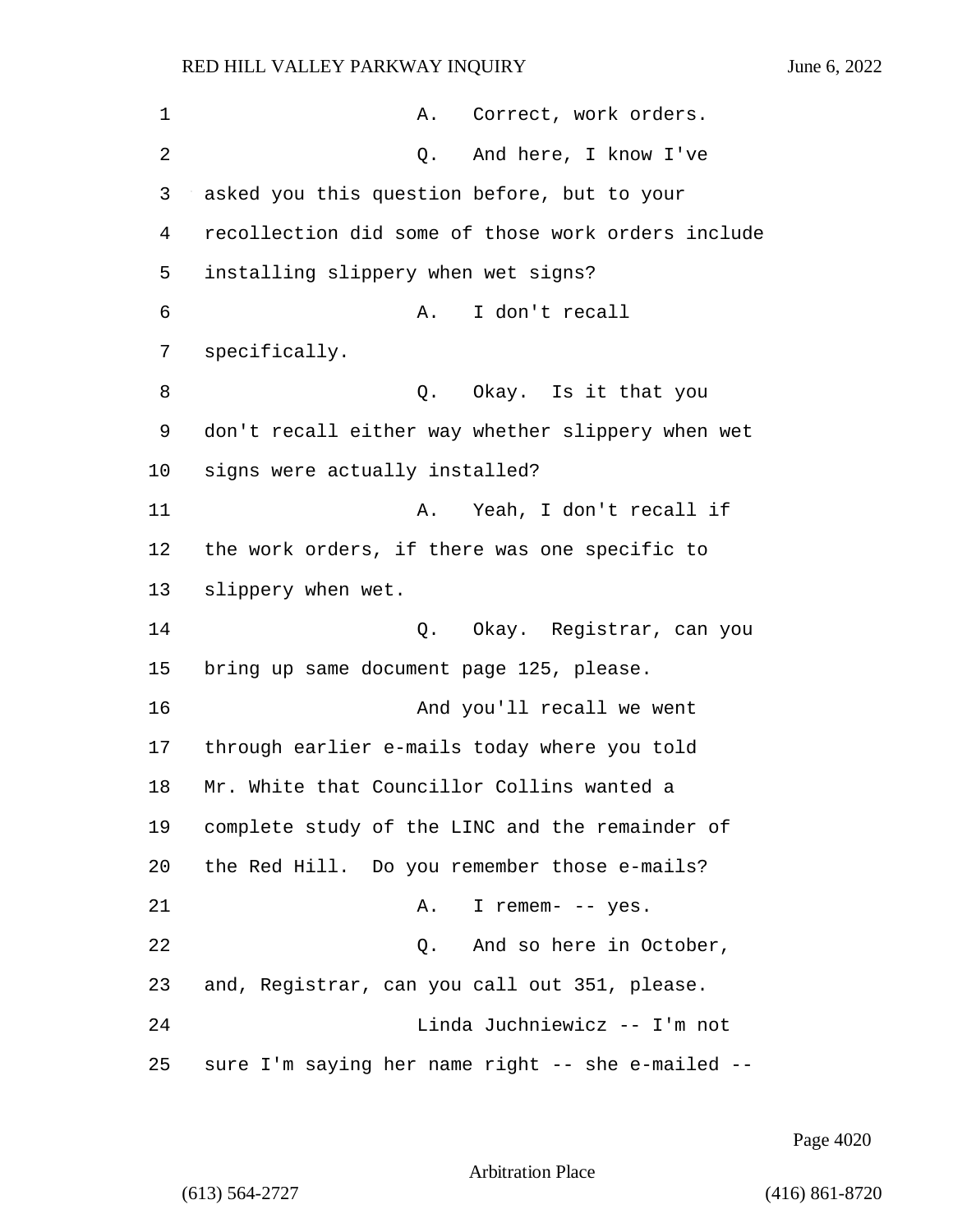A. Correct, work orders.

Q. And here, I know I've asked you this question before, but to your recollection did some of those work orders include installing slippery when wet signs?

A. I don't recall specifically.

Q. Okay. Is it that you don't recall either way whether slippery when wet signs were actually installed?

A. Yeah, I don't recall if the work orders, if there was one specific to slippery when wet.

Q. Okay. Registrar, can you bring up same document page 125, please.

And you'll recall we went through earlier e-mails today where you told Mr. White that Councillor Collins wanted a complete study of the LINC and the remainder of the Red Hill. Do you remember those e-mails?

A. I remem- -- yes.

Q. And so here in October, and, Registrar, can you call out 351, please.

Linda Juchniewicz -- I'm not sure I'm saying her name right -- she e-mailed --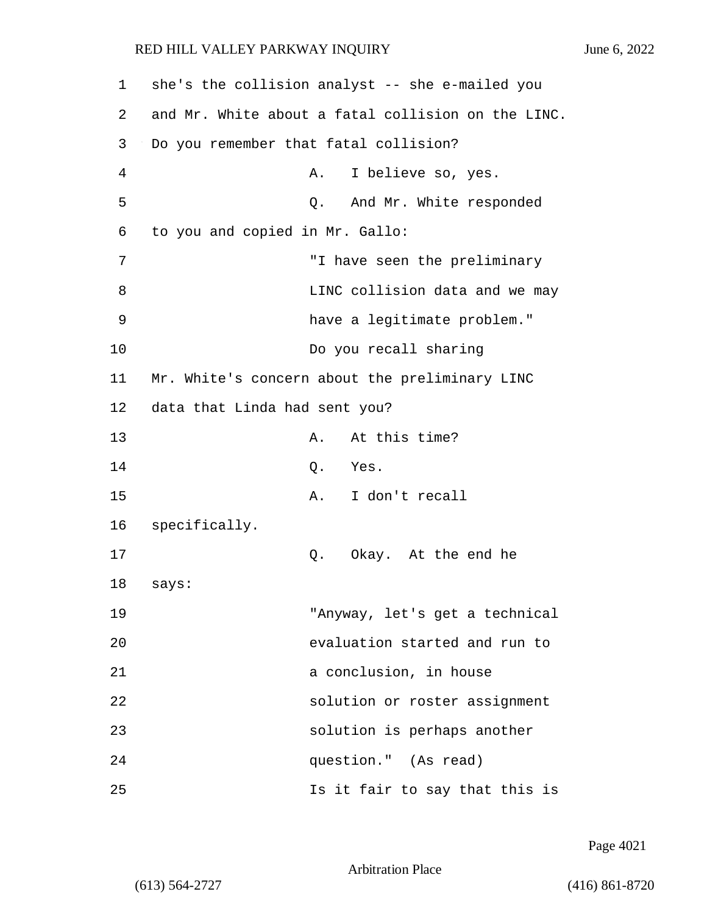she's the collision analyst -- she e-mailed you and Mr. White about a fatal collision on the LINC. Do you remember that fatal collision?

A. I believe so, yes.

Q. And Mr. White responded to you and copied in Mr. Gallo:

"I have seen the preliminary LINC collision data and we may have a legitimate problem."

Do you recall sharing Mr. White's concern about the preliminary LINC data that Linda had sent you?

A. At this time?

Q. Yes.

A. I don't recall specifically.

Q. Okay. At the end he says:

"Anyway, let's get a technical evaluation started and run to a conclusion, in house solution or roster assignment solution is perhaps another question." (As read)

Is it fair to say that this is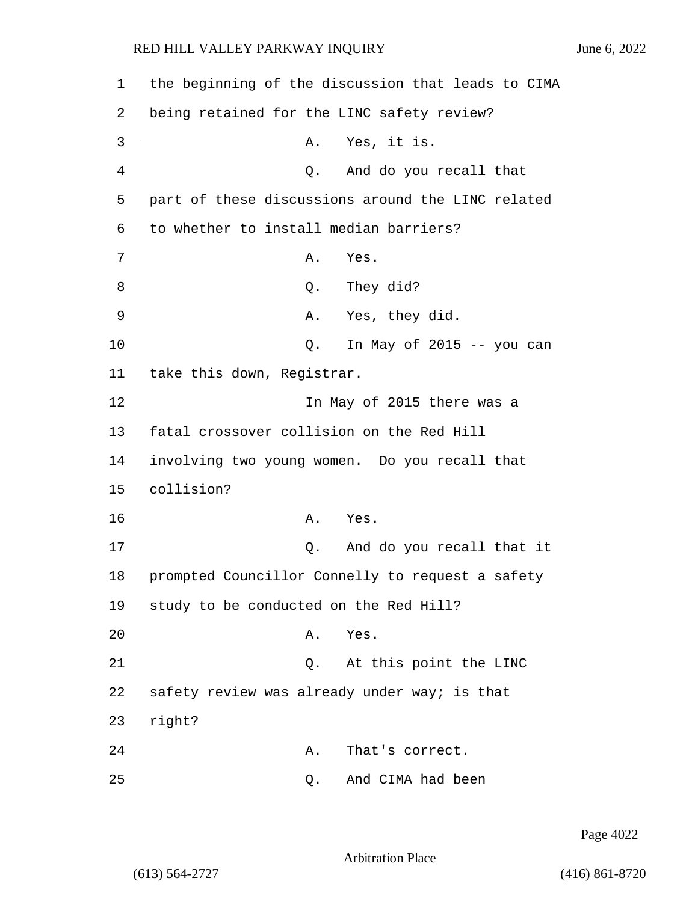the beginning of the discussion that leads to CIMA being retained for the LINC safety review?

A. Yes, it is.

Q. And do you recall that part of these discussions around the LINC related to whether to install median barriers?

A. Yes.

Q. They did?

A. Yes, they did.

Q. In May of 2015 -- you can take this down, Registrar.

In May of 2015 there was a fatal crossover collision on the Red Hill involving two young women. Do you recall that collision?

A. Yes.

Q. And do you recall that it prompted Councillor Connelly to request a safety study to be conducted on the Red Hill?

A. Yes.

Q. At this point the LINC safety review was already under way; is that right?

A. That's correct.

Q. And CIMA had been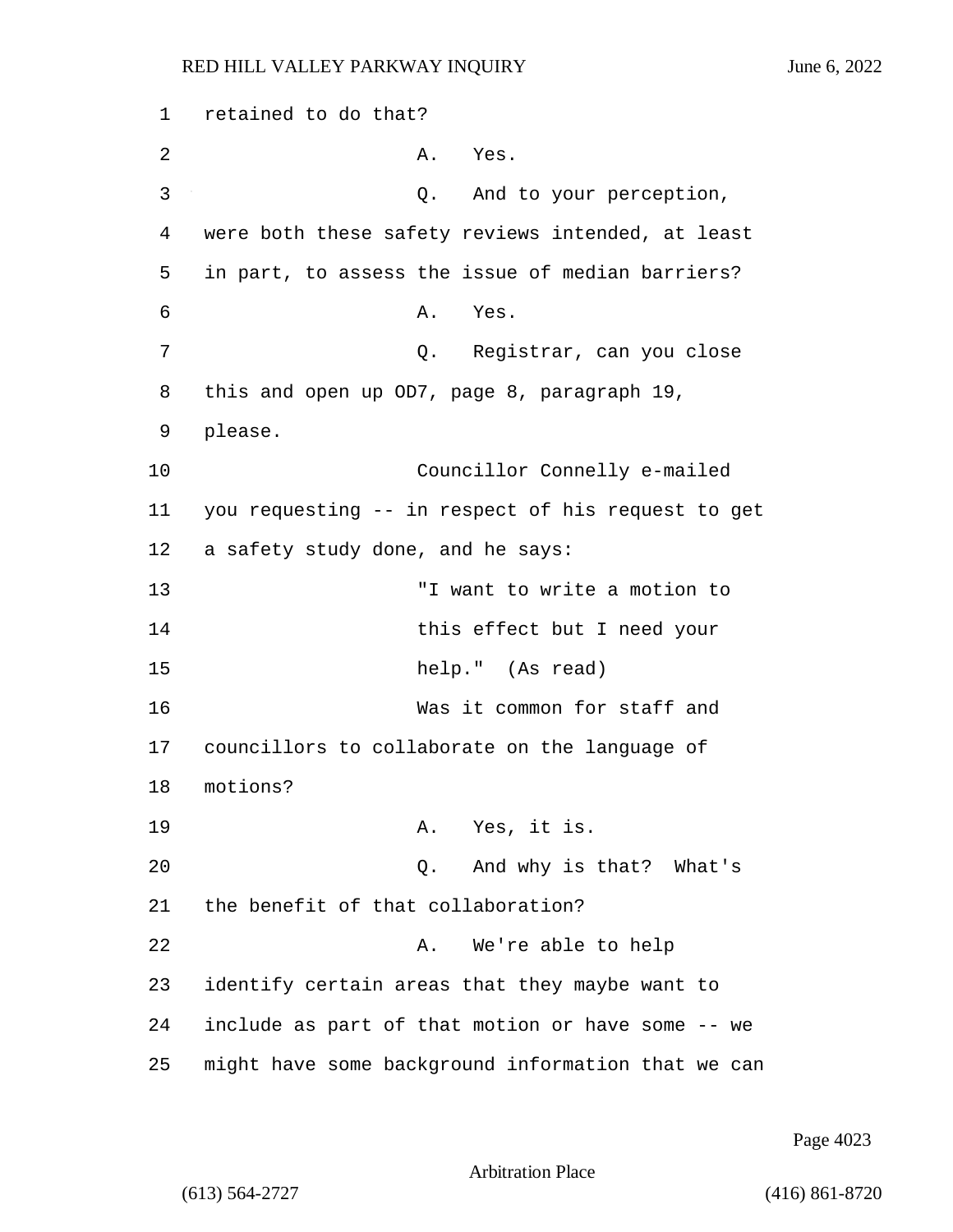retained to do that?

A. Yes.

Q. And to your perception, were both these safety reviews intended, at least in part, to assess the issue of median barriers?

A. Yes.

Q. Registrar, can you close this and open up OD7, page 8, paragraph 19, please.

Councillor Connelly e-mailed you requesting -- in respect of his request to get a safety study done, and he says:

> "I want to write a motion to this effect but I need your help." (As read)

Was it common for staff and councillors to collaborate on the language of motions?

A. Yes, it is.

Q. And why is that? What's the benefit of that collaboration?

A. We're able to help identify certain areas that they maybe want to include as part of that motion or have some -- we might have some background information that we can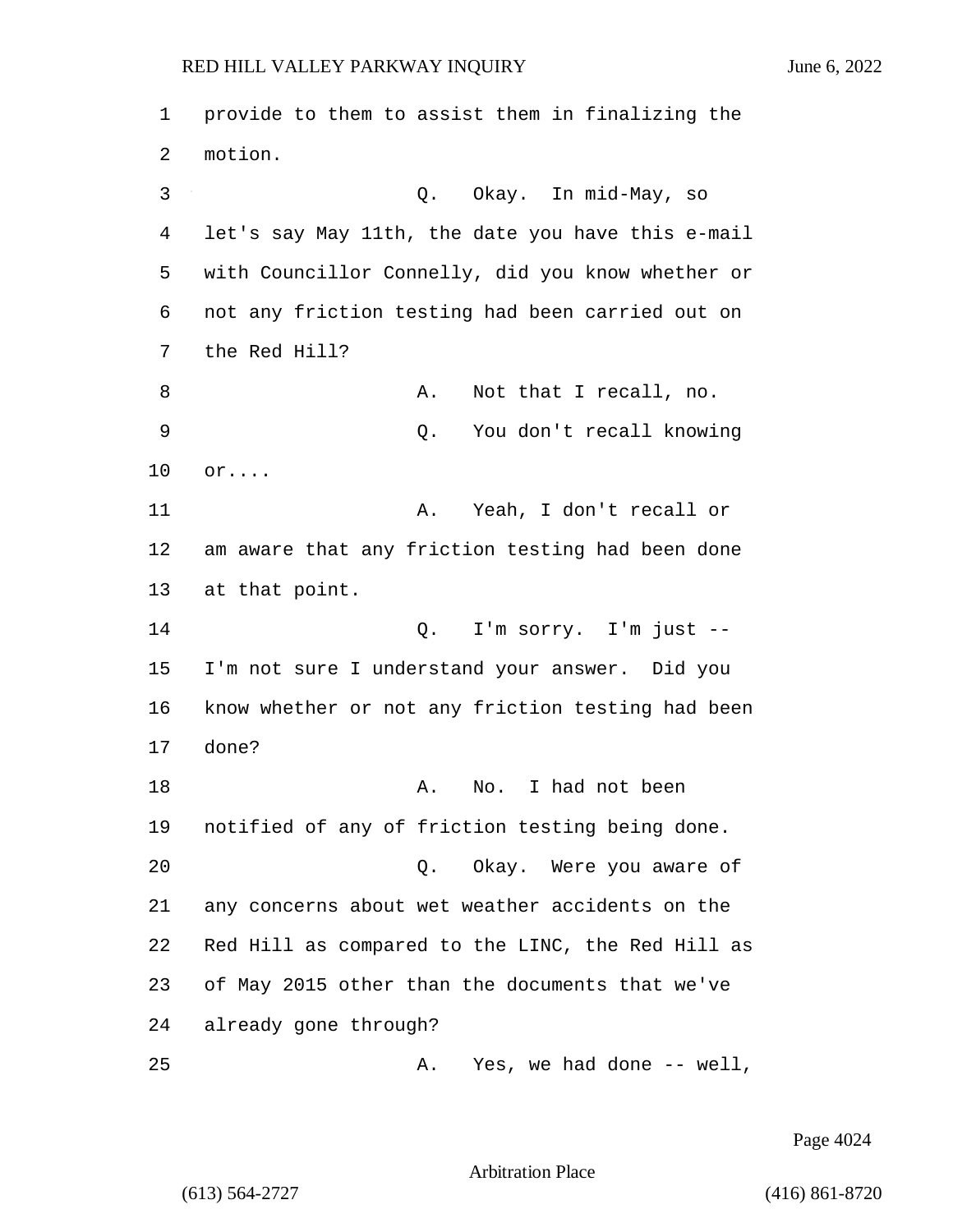provide to them to assist them in finalizing the motion.

Q. Okay. In mid-May, so let's say May 11th, the date you have this e-mail with Councillor Connelly, did you know whether or not any friction testing had been carried out on the Red Hill?

A. Not that I recall, no.

Q. You don't recall knowing or....

A. Yeah, I don't recall or am aware that any friction testing had been done at that point.

Q. I'm sorry. I'm just -- I'm not sure I understand your answer. Did you know whether or not any friction testing had been done?

A. No. I had not been notified of any of friction testing being done.

Q. Okay. Were you aware of any concerns about wet weather accidents on the Red Hill as compared to the LINC, the Red Hill as of May 2015 other than the documents that we've already gone through?

A. Yes, we had done -- well,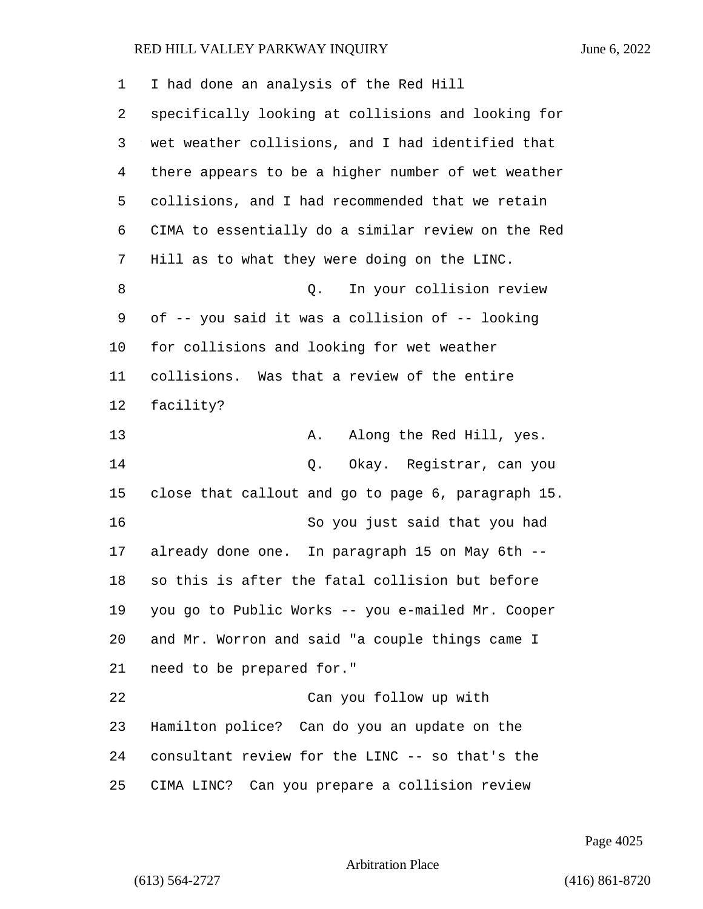I had done an analysis of the Red Hill specifically looking at collisions and looking for wet weather collisions, and I had identified that there appears to be a higher number of wet weather collisions, and I had recommended that we retain CIMA to essentially do a similar review on the Red Hill as to what they were doing on the LINC.

Q. In your collision review of -- you said it was a collision of -- looking for collisions and looking for wet weather collisions. Was that a review of the entire facility?

A. Along the Red Hill, yes.

Q. Okay. Registrar, can you close that callout and go to page 6, paragraph 15.

So you just said that you had already done one. In paragraph 15 on May 6th -- so this is after the fatal collision but before you go to Public Works -- you e-mailed Mr. Cooper and Mr. Worron and said "a couple things came I need to be prepared for."

Can you follow up with Hamilton police? Can do you an update on the consultant review for the LINC -- so that's the CIMA LINC? Can you prepare a collision review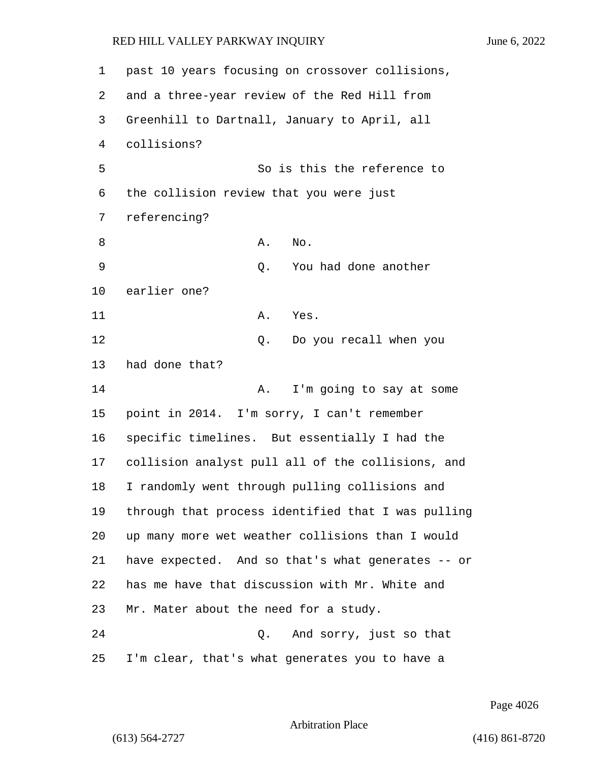past 10 years focusing on crossover collisions, and a three-year review of the Red Hill from Greenhill to Dartnall, January to April, all collisions?

So is this the reference to the collision review that you were just referencing?

A. No.

Q. You had done another earlier one?

A. Yes.

Q. Do you recall when you had done that?

A. I'm going to say at some point in 2014. I'm sorry, I can't remember specific timelines. But essentially I had the collision analyst pull all of the collisions, and I randomly went through pulling collisions and through that process identified that I was pulling up many more wet weather collisions than I would have expected. And so that's what generates -- or has me have that discussion with Mr. White and Mr. Mater about the need for a study.

Q. And sorry, just so that I'm clear, that's what generates you to have a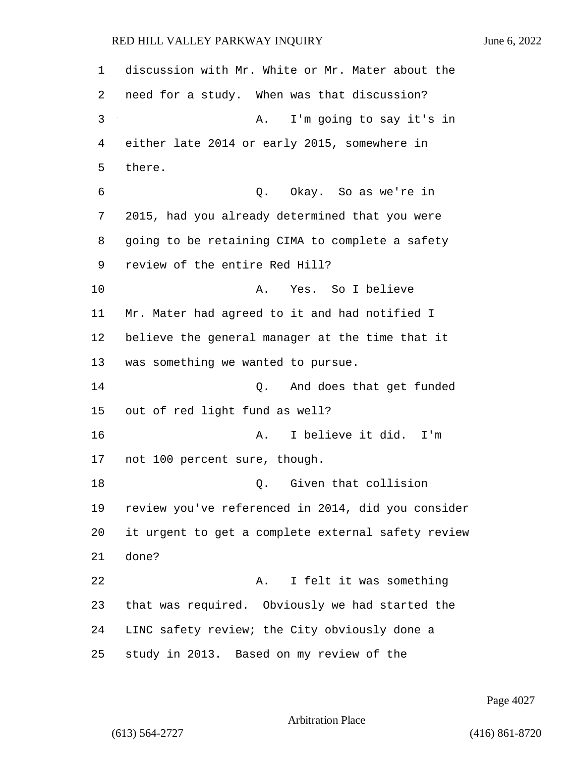discussion with Mr. White or Mr. Mater about the need for a study. When was that discussion?

A. I'm going to say it's in either late 2014 or early 2015, somewhere in there.

Q. Okay. So as we're in 2015, had you already determined that you were going to be retaining CIMA to complete a safety review of the entire Red Hill?

A. Yes. So I believe Mr. Mater had agreed to it and had notified I believe the general manager at the time that it was something we wanted to pursue.

Q. And does that get funded out of red light fund as well?

A. I believe it did. I'm not 100 percent sure, though.

Q. Given that collision review you've referenced in 2014, did you consider it urgent to get a complete external safety review done?

A. I felt it was something that was required. Obviously we had started the LINC safety review; the City obviously done a study in 2013. Based on my review of the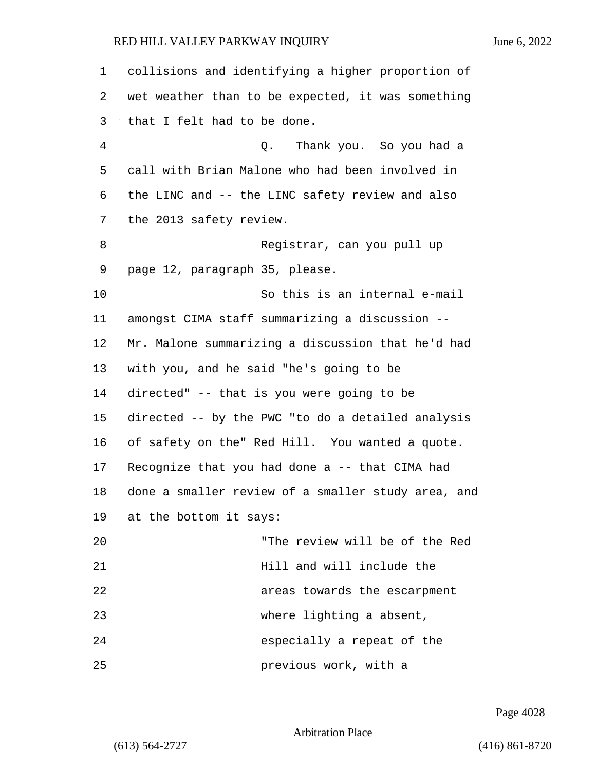collisions and identifying a higher proportion of wet weather than to be expected, it was something that I felt had to be done.

Q. Thank you. So you had a call with Brian Malone who had been involved in the LINC and -- the LINC safety review and also the 2013 safety review.

Registrar, can you pull up page 12, paragraph 35, please.

So this is an internal e-mail amongst CIMA staff summarizing a discussion -- Mr. Malone summarizing a discussion that he'd had with you, and he said "he's going to be directed" -- that is you were going to be directed -- by the PWC "to do a detailed analysis of safety on the" Red Hill. You wanted a quote. Recognize that you had done a -- that CIMA had done a smaller review of a smaller study area, and at the bottom it says:

> "The review will be of the Red Hill and will include the areas towards the escarpment where lighting a absent, especially a repeat of the previous work, with a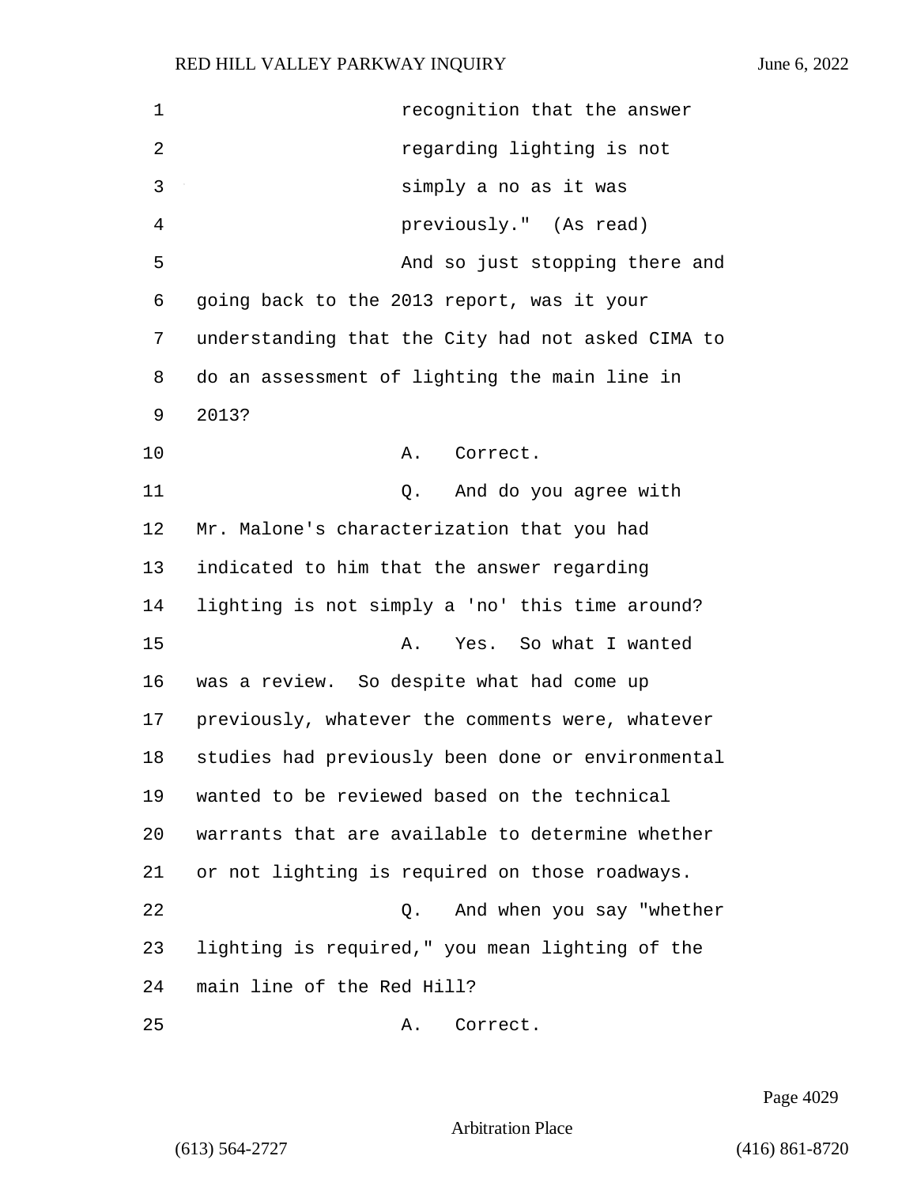recognition that the answer regarding lighting is not simply a no as it was previously."  (As read)

And so just stopping there and going back to the 2013 report, was it your understanding that the City had not asked CIMA to do an assessment of lighting the main line in 2013?

A.   Correct.

Q.   And do you agree with Mr. Malone's characterization that you had indicated to him that the answer regarding lighting is not simply a 'no' this time around?

A.   Yes.  So what I wanted was a review.  So despite what had come up previously, whatever the comments were, whatever studies had previously been done or environmental wanted to be reviewed based on the technical warrants that are available to determine whether or not lighting is required on those roadways.

Q.   And when you say "whether lighting is required," you mean lighting of the main line of the Red Hill?

A.   Correct.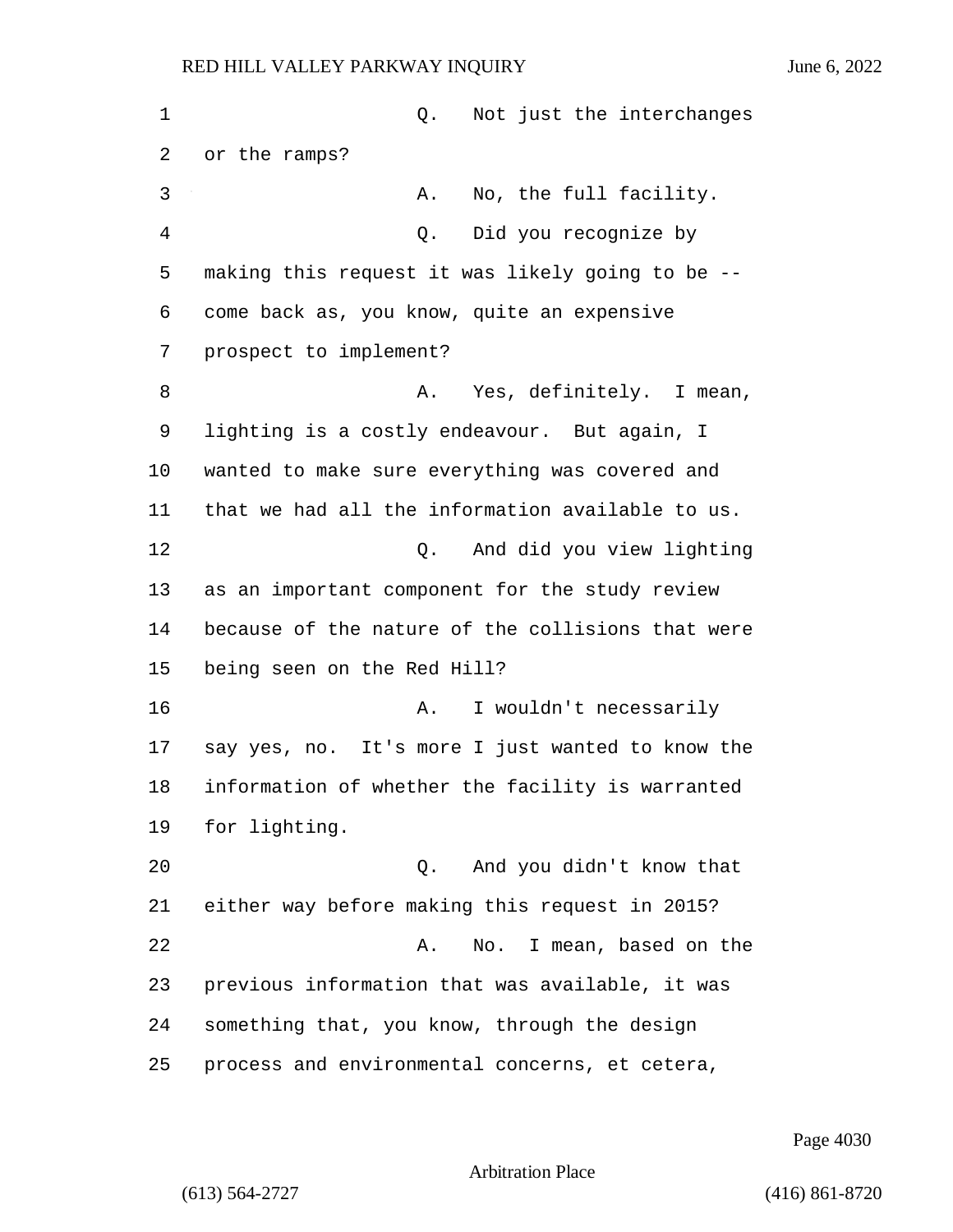Q. Not just the interchanges or the ramps?

A. No, the full facility.

Q. Did you recognize by making this request it was likely going to be -- come back as, you know, quite an expensive prospect to implement?

A. Yes, definitely. I mean, lighting is a costly endeavour. But again, I wanted to make sure everything was covered and that we had all the information available to us.

Q. And did you view lighting as an important component for the study review because of the nature of the collisions that were being seen on the Red Hill?

A. I wouldn't necessarily say yes, no. It's more I just wanted to know the information of whether the facility is warranted for lighting.

Q. And you didn't know that either way before making this request in 2015?

A. No. I mean, based on the previous information that was available, it was something that, you know, through the design process and environmental concerns, et cetera,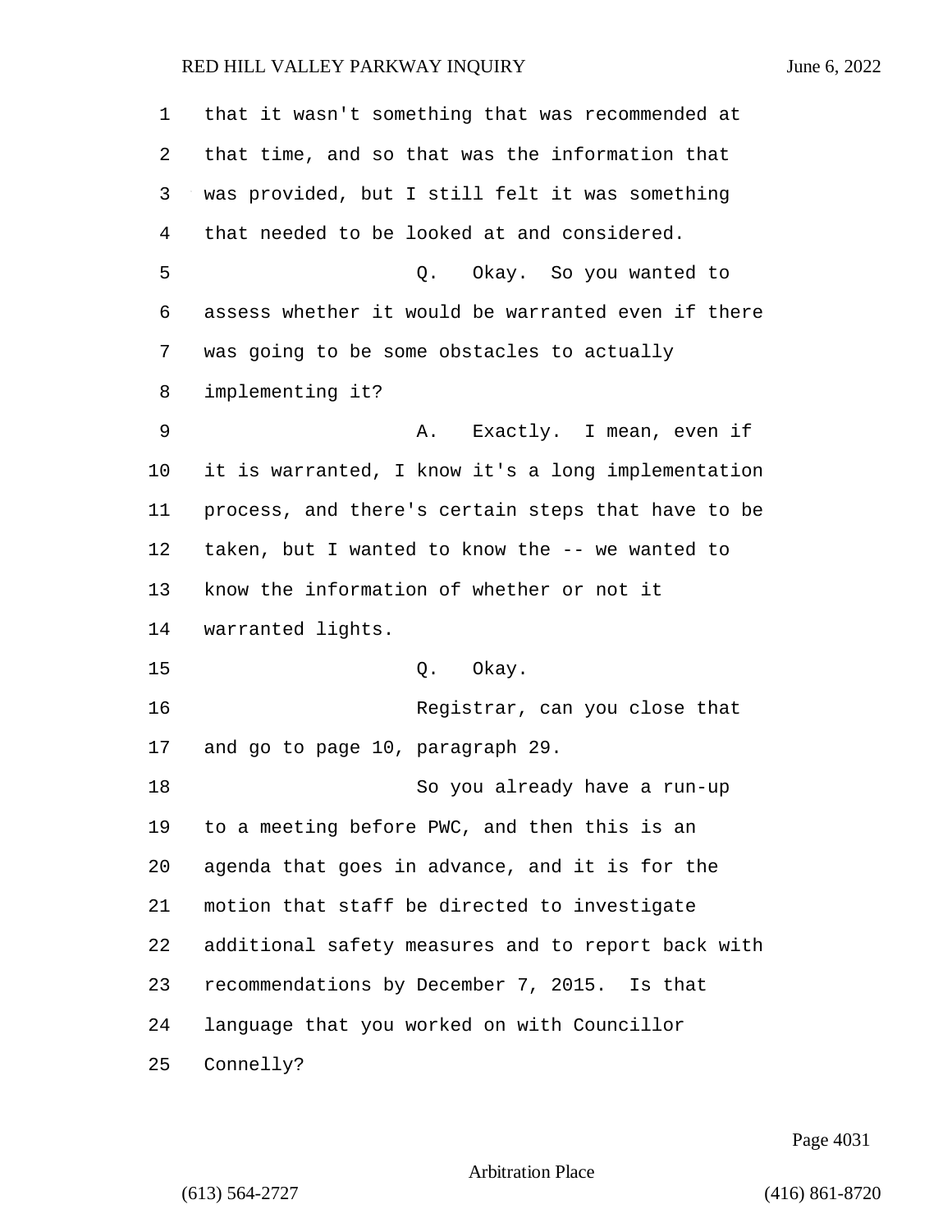that it wasn't something that was recommended at that time, and so that was the information that was provided, but I still felt it was something that needed to be looked at and considered.

Q. Okay. So you wanted to assess whether it would be warranted even if there was going to be some obstacles to actually implementing it?

A. Exactly. I mean, even if it is warranted, I know it's a long implementation process, and there's certain steps that have to be taken, but I wanted to know the -- we wanted to know the information of whether or not it warranted lights.

Q. Okay.

Registrar, can you close that and go to page 10, paragraph 29.

So you already have a run-up to a meeting before PWC, and then this is an agenda that goes in advance, and it is for the motion that staff be directed to investigate additional safety measures and to report back with recommendations by December 7, 2015. Is that language that you worked on with Councillor Connelly?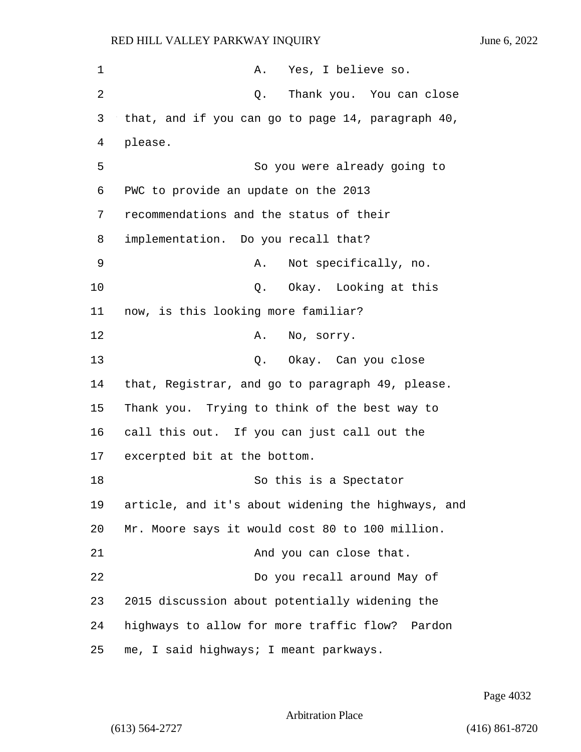A. Yes, I believe so.

Q. Thank you. You can close that, and if you can go to page 14, paragraph 40, please.

So you were already going to PWC to provide an update on the 2013 recommendations and the status of their implementation. Do you recall that?

A. Not specifically, no.

Q. Okay. Looking at this now, is this looking more familiar?

A. No, sorry.

Q. Okay. Can you close that, Registrar, and go to paragraph 49, please. Thank you. Trying to think of the best way to call this out. If you can just call out the excerpted bit at the bottom.

So this is a Spectator article, and it's about widening the highways, and Mr. Moore says it would cost 80 to 100 million.

And you can close that.

Do you recall around May of 2015 discussion about potentially widening the highways to allow for more traffic flow? Pardon me, I said highways; I meant parkways.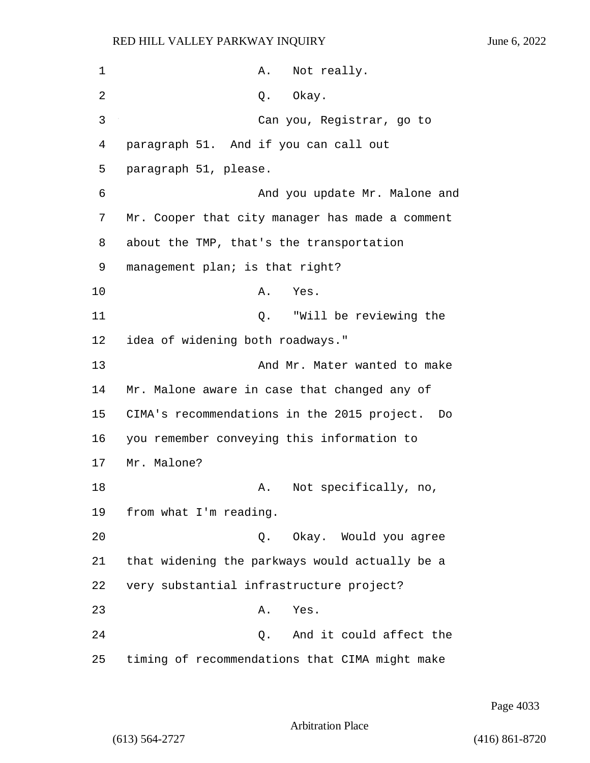A. Not really.

Q. Okay.

Can you, Registrar, go to paragraph 51. And if you can call out paragraph 51, please.

And you update Mr. Malone and Mr. Cooper that city manager has made a comment about the TMP, that's the transportation management plan; is that right?

A. Yes.

Q. "Will be reviewing the idea of widening both roadways."

And Mr. Mater wanted to make Mr. Malone aware in case that changed any of CIMA's recommendations in the 2015 project. Do you remember conveying this information to Mr. Malone?

A. Not specifically, no, from what I'm reading.

Q. Okay. Would you agree that widening the parkways would actually be a very substantial infrastructure project?

A. Yes.

Q. And it could affect the timing of recommendations that CIMA might make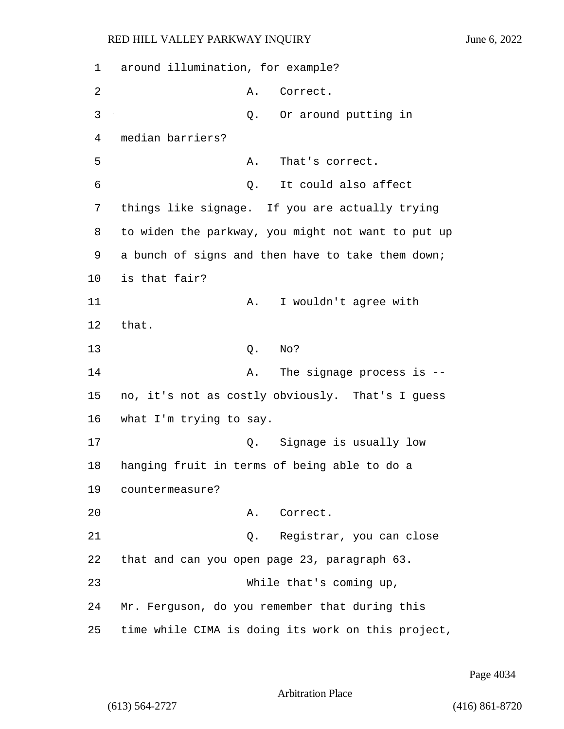1 around illumination, for example?

2 A. Correct.

3 Q. Or around putting in

4 median barriers?

5 A. That's correct.

6 Q. It could also affect

7 things like signage. If you are actually trying

8 to widen the parkway, you might not want to put up

9 a bunch of signs and then have to take them down;

10 is that fair?

11 A. I wouldn't agree with

12 that.

13 Q. No?

14 A. The signage process is --

15 no, it's not as costly obviously. That's I guess

16 what I'm trying to say.

17 Q. Signage is usually low

18 hanging fruit in terms of being able to do a

19 countermeasure?

20 A. Correct.

21 Q. Registrar, you can close

22 that and can you open page 23, paragraph 63.

23 While that's coming up,

24 Mr. Ferguson, do you remember that during this

25 time while CIMA is doing its work on this project,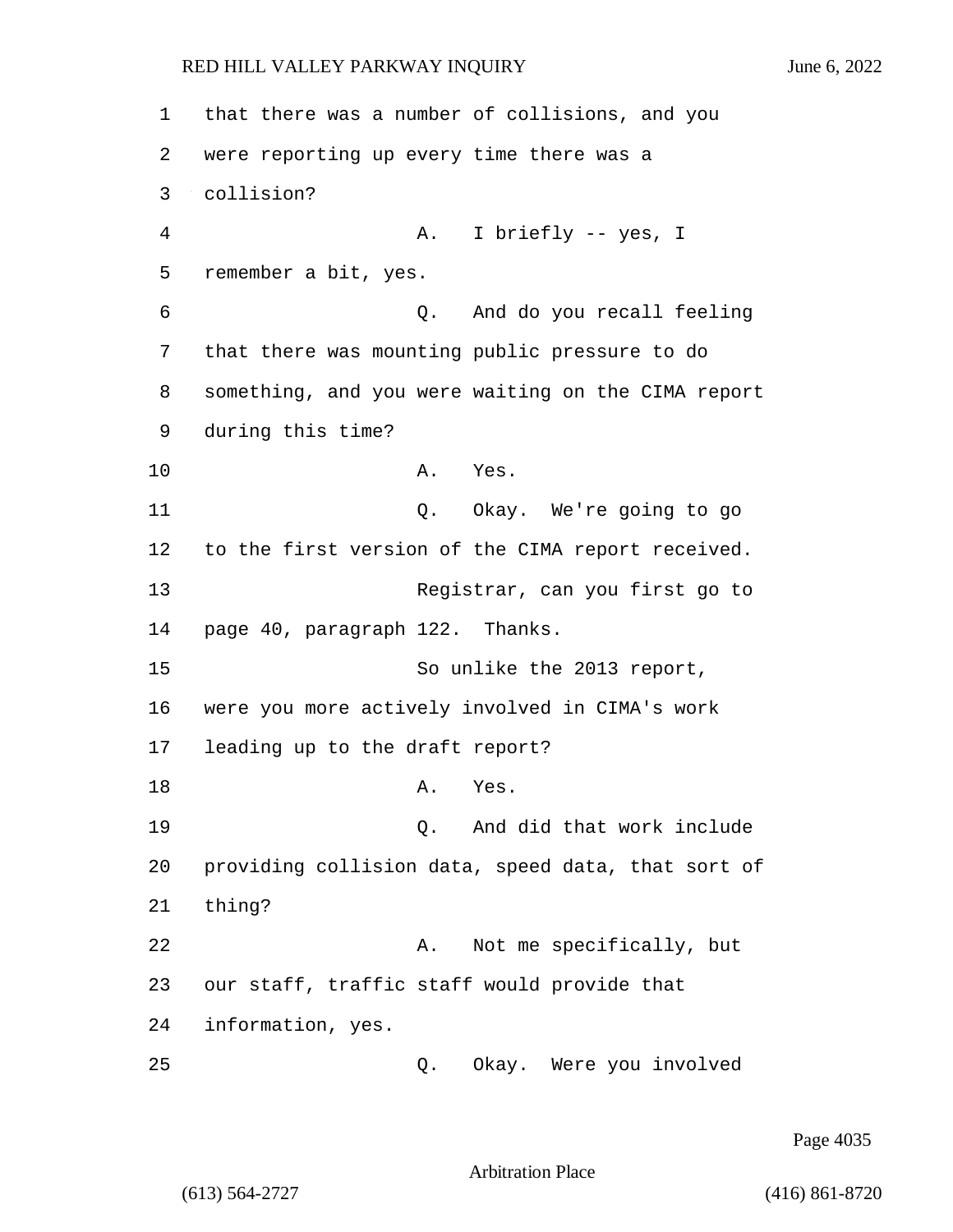that there was a number of collisions, and you were reporting up every time there was a collision?

A. I briefly -- yes, I remember a bit, yes.

Q. And do you recall feeling that there was mounting public pressure to do something, and you were waiting on the CIMA report during this time?

A. Yes.

Q. Okay. We're going to go to the first version of the CIMA report received.

Registrar, can you first go to page 40, paragraph 122. Thanks.

So unlike the 2013 report, were you more actively involved in CIMA's work leading up to the draft report?

A. Yes.

Q. And did that work include providing collision data, speed data, that sort of thing?

A. Not me specifically, but our staff, traffic staff would provide that information, yes.

Q. Okay. Were you involved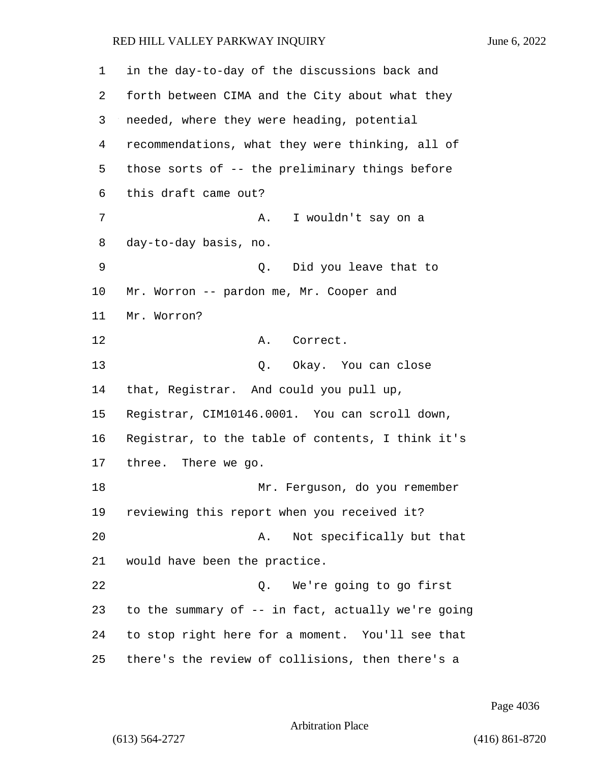in the day-to-day of the discussions back and forth between CIMA and the City about what they needed, where they were heading, potential recommendations, what they were thinking, all of those sorts of -- the preliminary things before this draft came out?

A. I wouldn't say on a day-to-day basis, no.

Q. Did you leave that to Mr. Worron -- pardon me, Mr. Cooper and Mr. Worron?

A. Correct.

Q. Okay. You can close that, Registrar. And could you pull up, Registrar, CIM10146.0001. You can scroll down, Registrar, to the table of contents, I think it's three. There we go.

Mr. Ferguson, do you remember reviewing this report when you received it?

A. Not specifically but that would have been the practice.

Q. We're going to go first to the summary of -- in fact, actually we're going to stop right here for a moment. You'll see that there's the review of collisions, then there's a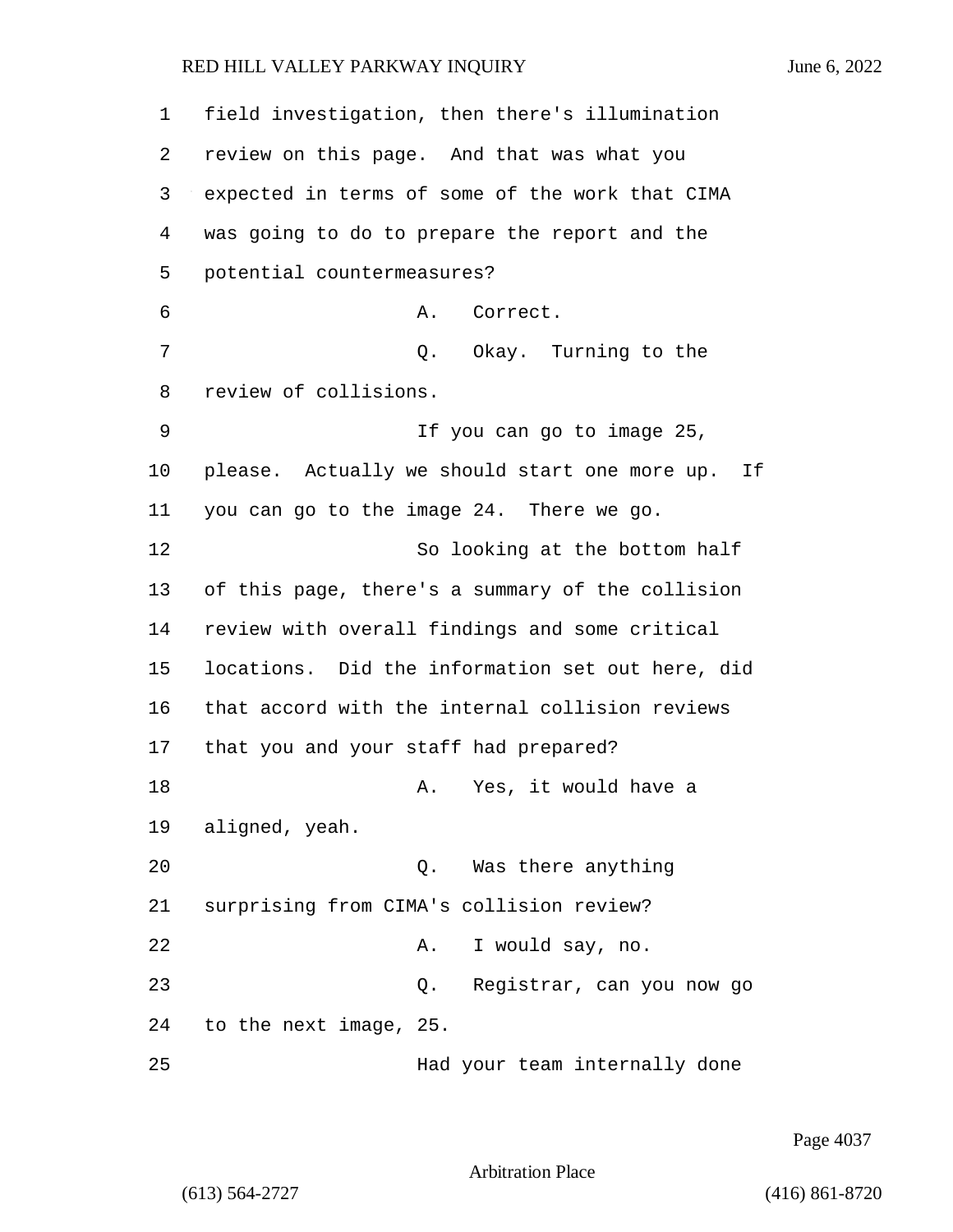field investigation, then there's illumination review on this page. And that was what you expected in terms of some of the work that CIMA was going to do to prepare the report and the potential countermeasures?

A. Correct.

Q. Okay. Turning to the review of collisions.

If you can go to image 25, please. Actually we should start one more up. If you can go to the image 24. There we go.

So looking at the bottom half of this page, there's a summary of the collision review with overall findings and some critical locations. Did the information set out here, did that accord with the internal collision reviews that you and your staff had prepared?

A. Yes, it would have a aligned, yeah.

Q. Was there anything surprising from CIMA's collision review?

A. I would say, no.

Q. Registrar, can you now go to the next image, 25.

Had your team internally done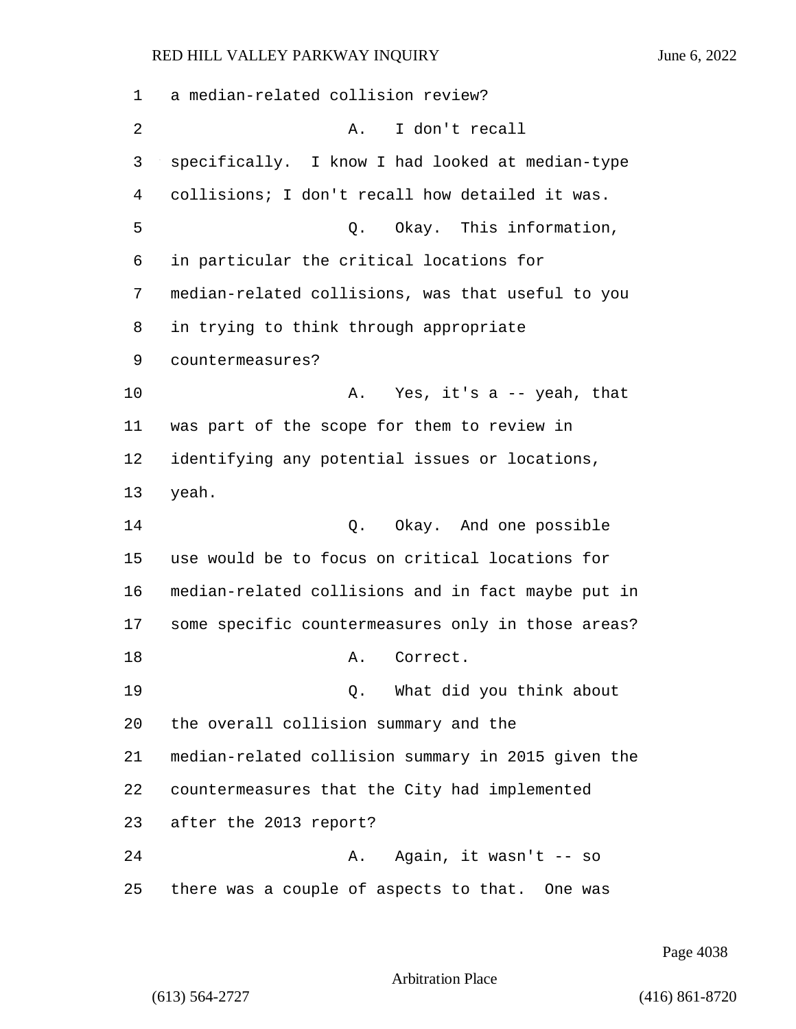a median-related collision review?

A. I don't recall specifically. I know I had looked at median-type collisions; I don't recall how detailed it was.

Q. Okay. This information, in particular the critical locations for median-related collisions, was that useful to you in trying to think through appropriate countermeasures?

A. Yes, it's a -- yeah, that was part of the scope for them to review in identifying any potential issues or locations, yeah.

Q. Okay. And one possible use would be to focus on critical locations for median-related collisions and in fact maybe put in some specific countermeasures only in those areas?

A. Correct.

Q. What did you think about the overall collision summary and the median-related collision summary in 2015 given the countermeasures that the City had implemented after the 2013 report?

A. Again, it wasn't -- so there was a couple of aspects to that. One was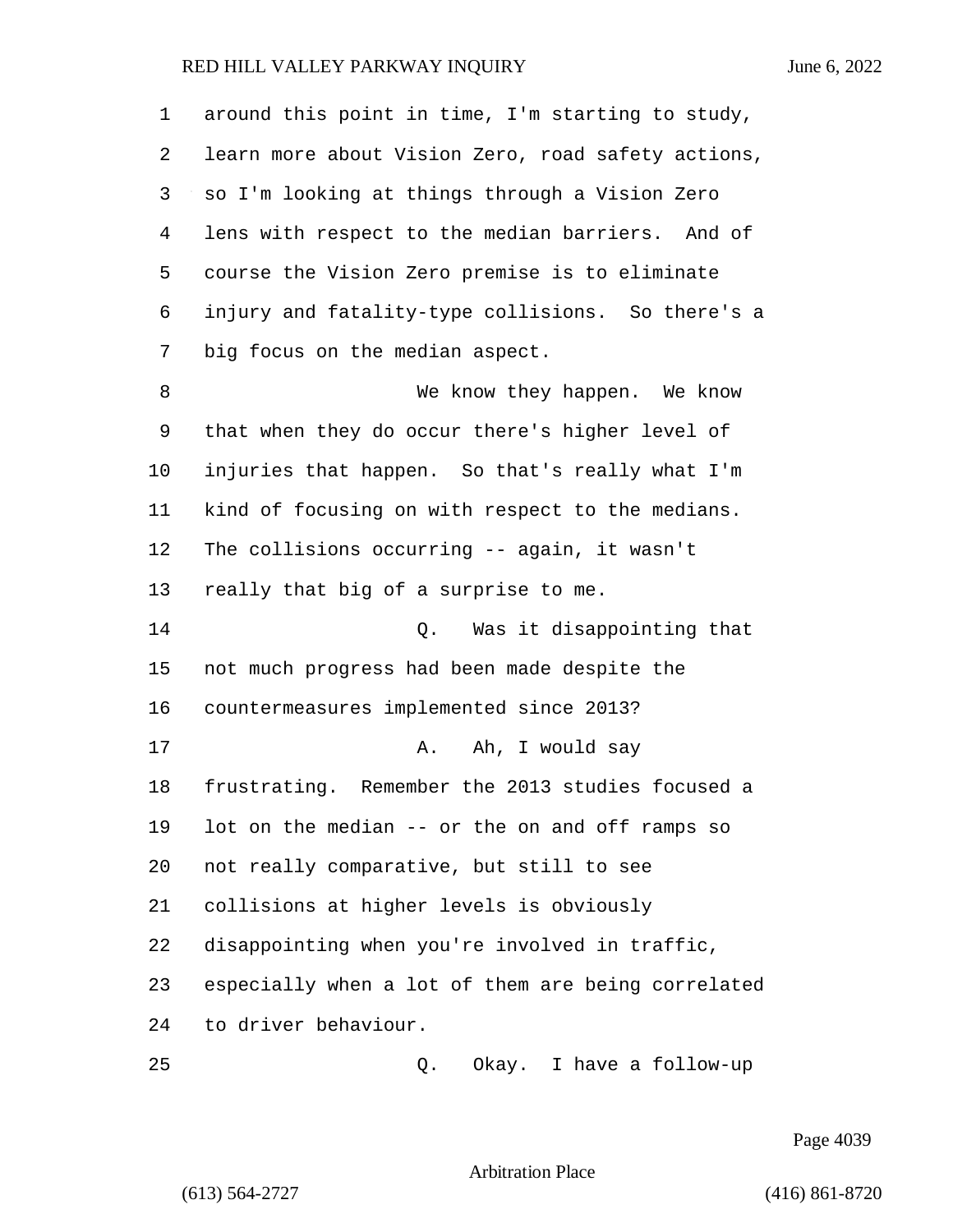around this point in time, I'm starting to study, learn more about Vision Zero, road safety actions, so I'm looking at things through a Vision Zero lens with respect to the median barriers. And of course the Vision Zero premise is to eliminate injury and fatality-type collisions. So there's a big focus on the median aspect.

We know they happen. We know that when they do occur there's higher level of injuries that happen. So that's really what I'm kind of focusing on with respect to the medians. The collisions occurring -- again, it wasn't really that big of a surprise to me.

Q. Was it disappointing that not much progress had been made despite the countermeasures implemented since 2013?

A. Ah, I would say frustrating. Remember the 2013 studies focused a lot on the median -- or the on and off ramps so not really comparative, but still to see collisions at higher levels is obviously disappointing when you're involved in traffic, especially when a lot of them are being correlated to driver behaviour.

Q. Okay. I have a follow-up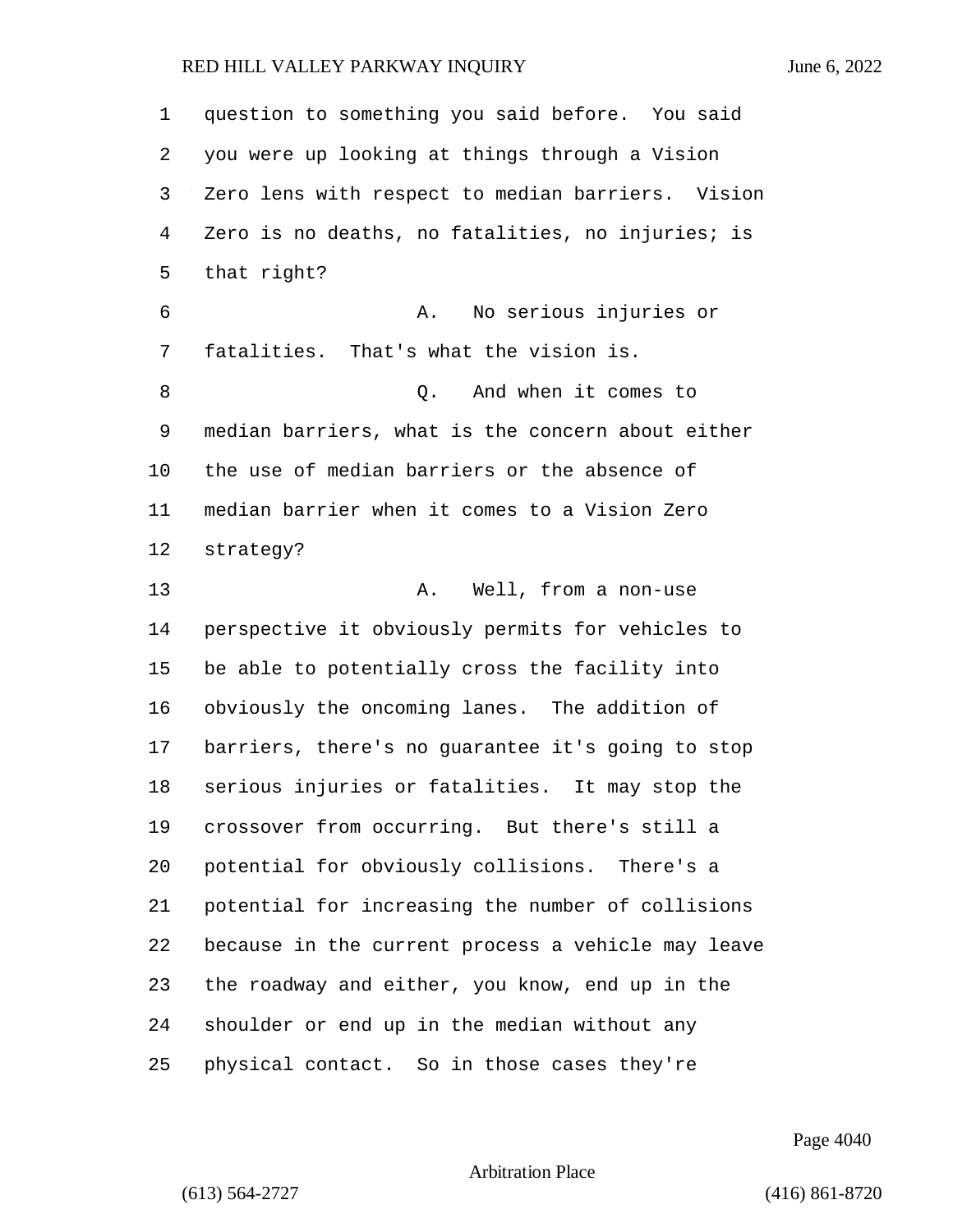question to something you said before. You said you were up looking at things through a Vision Zero lens with respect to median barriers. Vision Zero is no deaths, no fatalities, no injuries; is that right?

A. No serious injuries or fatalities. That's what the vision is.

Q. And when it comes to median barriers, what is the concern about either the use of median barriers or the absence of median barrier when it comes to a Vision Zero strategy?

A. Well, from a non-use perspective it obviously permits for vehicles to be able to potentially cross the facility into obviously the oncoming lanes. The addition of barriers, there's no guarantee it's going to stop serious injuries or fatalities. It may stop the crossover from occurring. But there's still a potential for obviously collisions. There's a potential for increasing the number of collisions because in the current process a vehicle may leave the roadway and either, you know, end up in the shoulder or end up in the median without any physical contact. So in those cases they're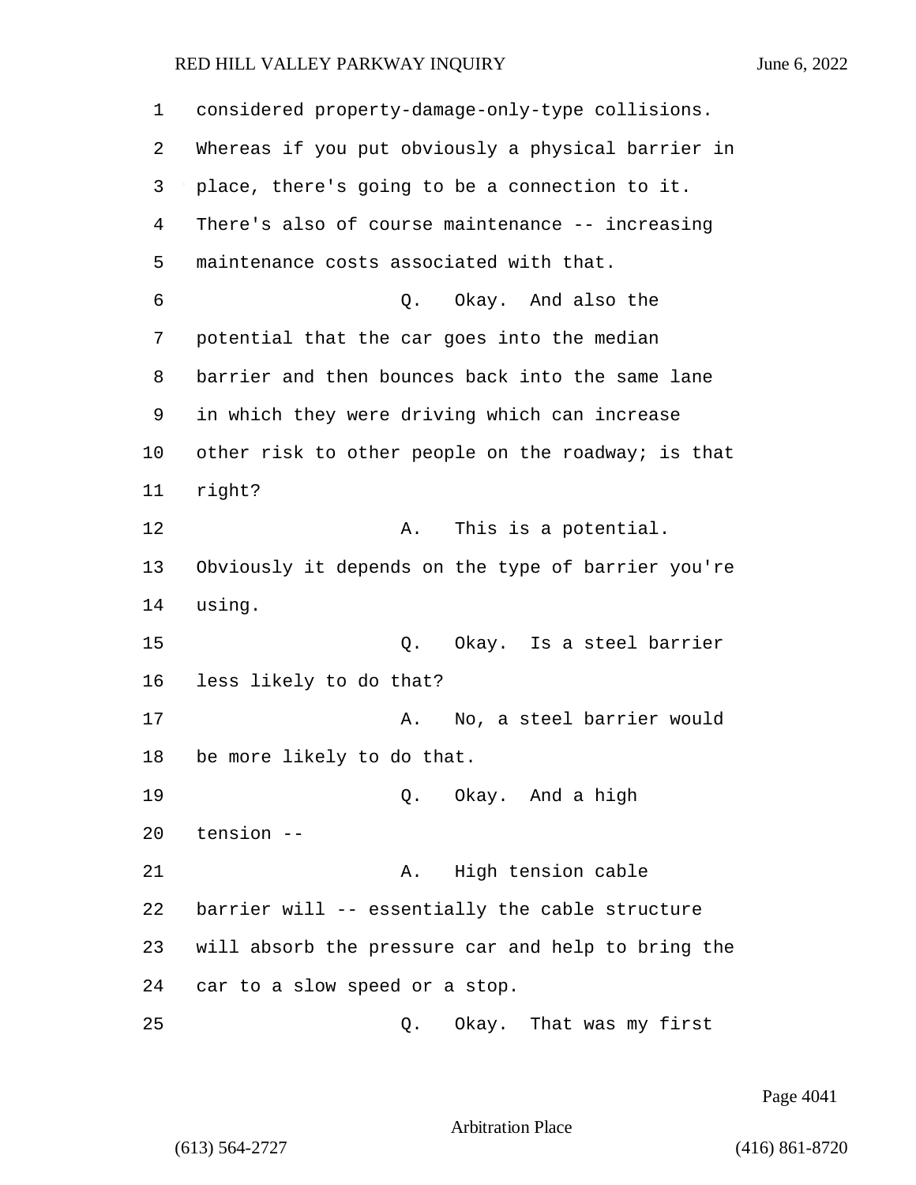considered property-damage-only-type collisions. Whereas if you put obviously a physical barrier in place, there's going to be a connection to it. There's also of course maintenance -- increasing maintenance costs associated with that.

Q. Okay. And also the potential that the car goes into the median barrier and then bounces back into the same lane in which they were driving which can increase other risk to other people on the roadway; is that right?

A. This is a potential. Obviously it depends on the type of barrier you're using.

Q. Okay. Is a steel barrier less likely to do that?

A. No, a steel barrier would be more likely to do that.

Q. Okay. And a high tension --

A. High tension cable barrier will -- essentially the cable structure will absorb the pressure car and help to bring the car to a slow speed or a stop.

Q. Okay. That was my first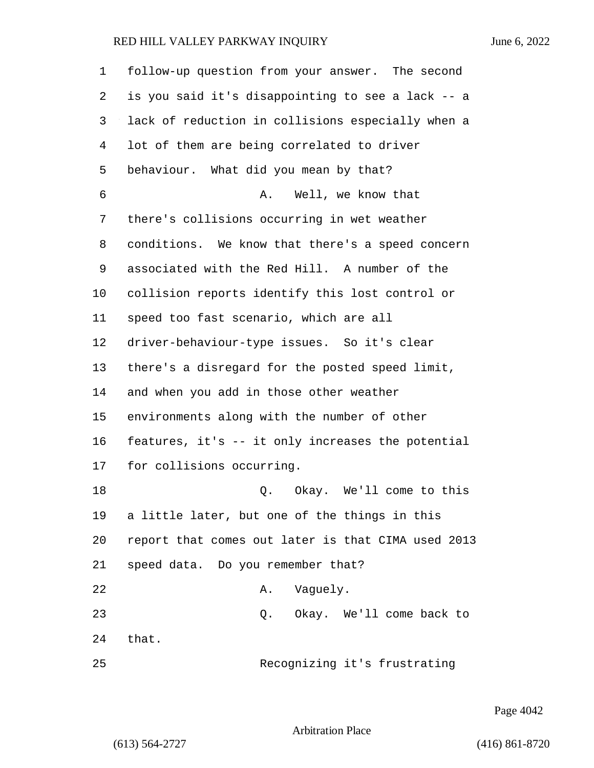follow-up question from your answer. The second is you said it's disappointing to see a lack -- a lack of reduction in collisions especially when a lot of them are being correlated to driver behaviour. What did you mean by that?

A. Well, we know that there's collisions occurring in wet weather conditions. We know that there's a speed concern associated with the Red Hill. A number of the collision reports identify this lost control or speed too fast scenario, which are all driver-behaviour-type issues. So it's clear there's a disregard for the posted speed limit, and when you add in those other weather environments along with the number of other features, it's -- it only increases the potential for collisions occurring.

Q. Okay. We'll come to this a little later, but one of the things in this report that comes out later is that CIMA used 2013 speed data. Do you remember that?

A. Vaguely.

Q. Okay. We'll come back to that.

Recognizing it's frustrating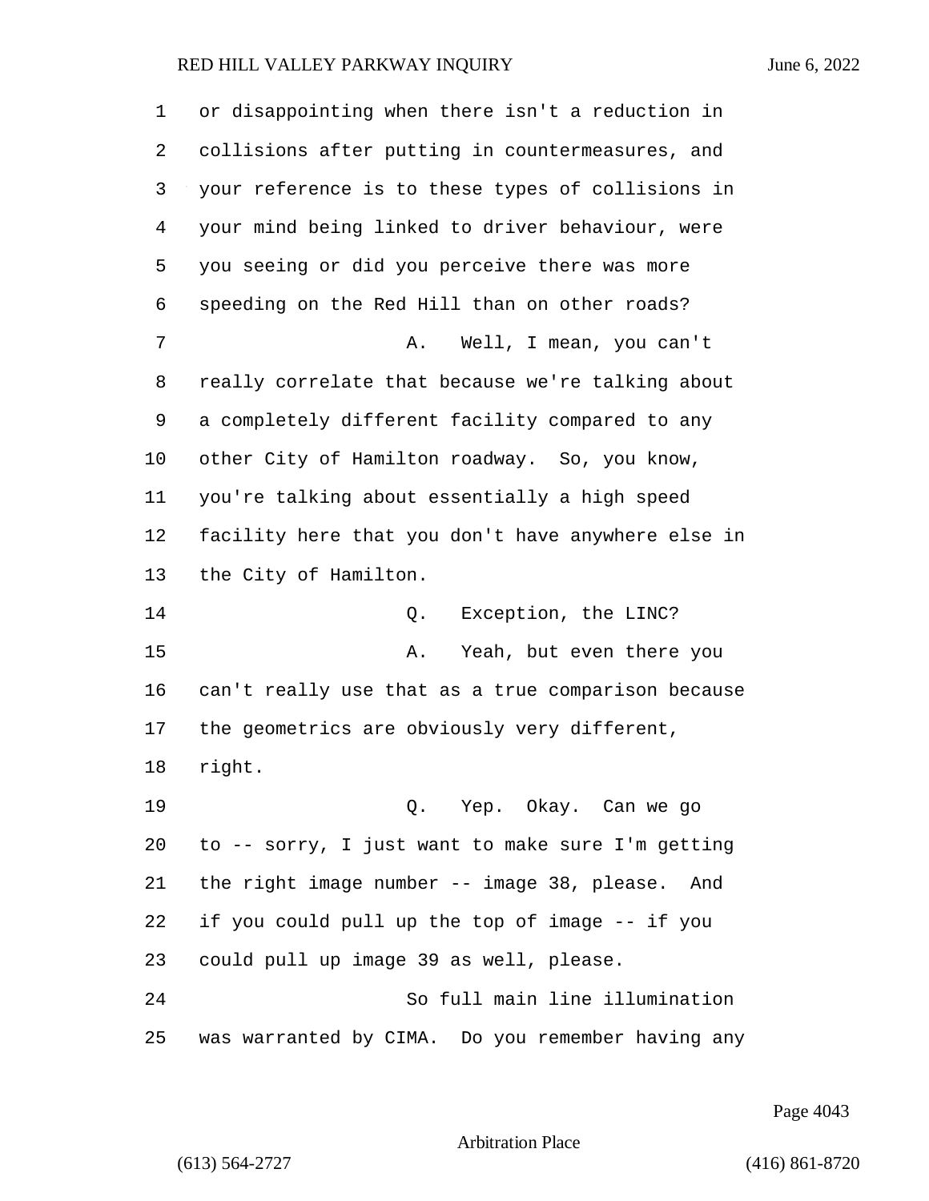or disappointing when there isn't a reduction in collisions after putting in countermeasures, and your reference is to these types of collisions in your mind being linked to driver behaviour, were you seeing or did you perceive there was more speeding on the Red Hill than on other roads?

A. Well, I mean, you can't really correlate that because we're talking about a completely different facility compared to any other City of Hamilton roadway. So, you know, you're talking about essentially a high speed facility here that you don't have anywhere else in the City of Hamilton.

Q. Exception, the LINC?

A. Yeah, but even there you can't really use that as a true comparison because the geometrics are obviously very different, right.

Q. Yep. Okay. Can we go to -- sorry, I just want to make sure I'm getting the right image number -- image 38, please. And if you could pull up the top of image -- if you could pull up image 39 as well, please.

So full main line illumination was warranted by CIMA. Do you remember having any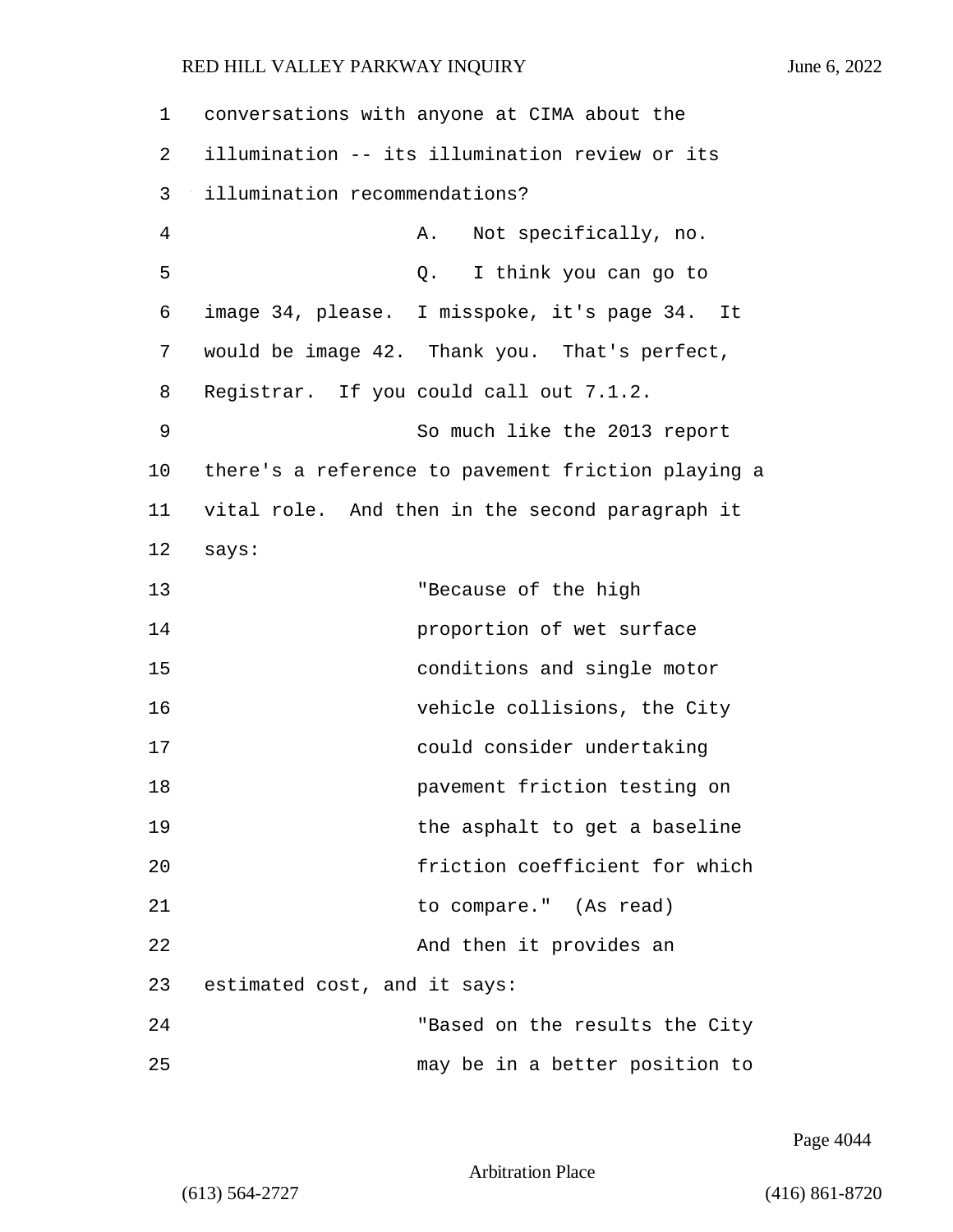conversations with anyone at CIMA about the illumination -- its illumination review or its illumination recommendations?

A. Not specifically, no.

Q. I think you can go to image 34, please. I misspoke, it's page 34. It would be image 42. Thank you. That's perfect, Registrar. If you could call out 7.1.2.

So much like the 2013 report there's a reference to pavement friction playing a vital role. And then in the second paragraph it says:

> "Because of the high proportion of wet surface conditions and single motor vehicle collisions, the City could consider undertaking pavement friction testing on the asphalt to get a baseline friction coefficient for which to compare." (As read)

And then it provides an estimated cost, and it says:

> "Based on the results the City may be in a better position to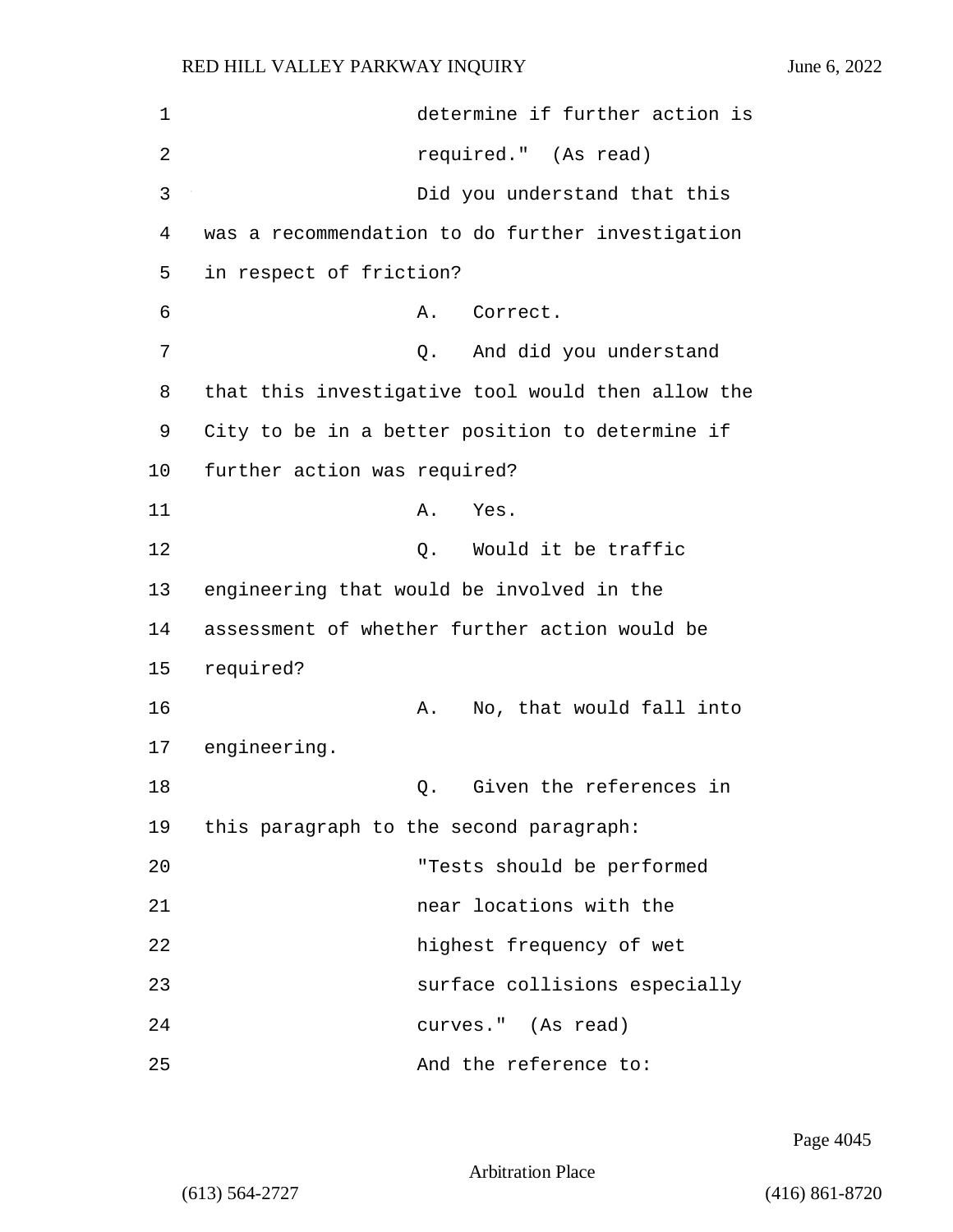determine if further action is required."  (As read)

Did you understand that this was a recommendation to do further investigation in respect of friction?

A.   Correct.

Q.   And did you understand that this investigative tool would then allow the City to be in a better position to determine if further action was required?

A.   Yes.

Q.   Would it be traffic engineering that would be involved in the assessment of whether further action would be required?

A.   No, that would fall into engineering.

Q.   Given the references in this paragraph to the second paragraph:

"Tests should be performed near locations with the highest frequency of wet surface collisions especially curves."  (As read)

And the reference to: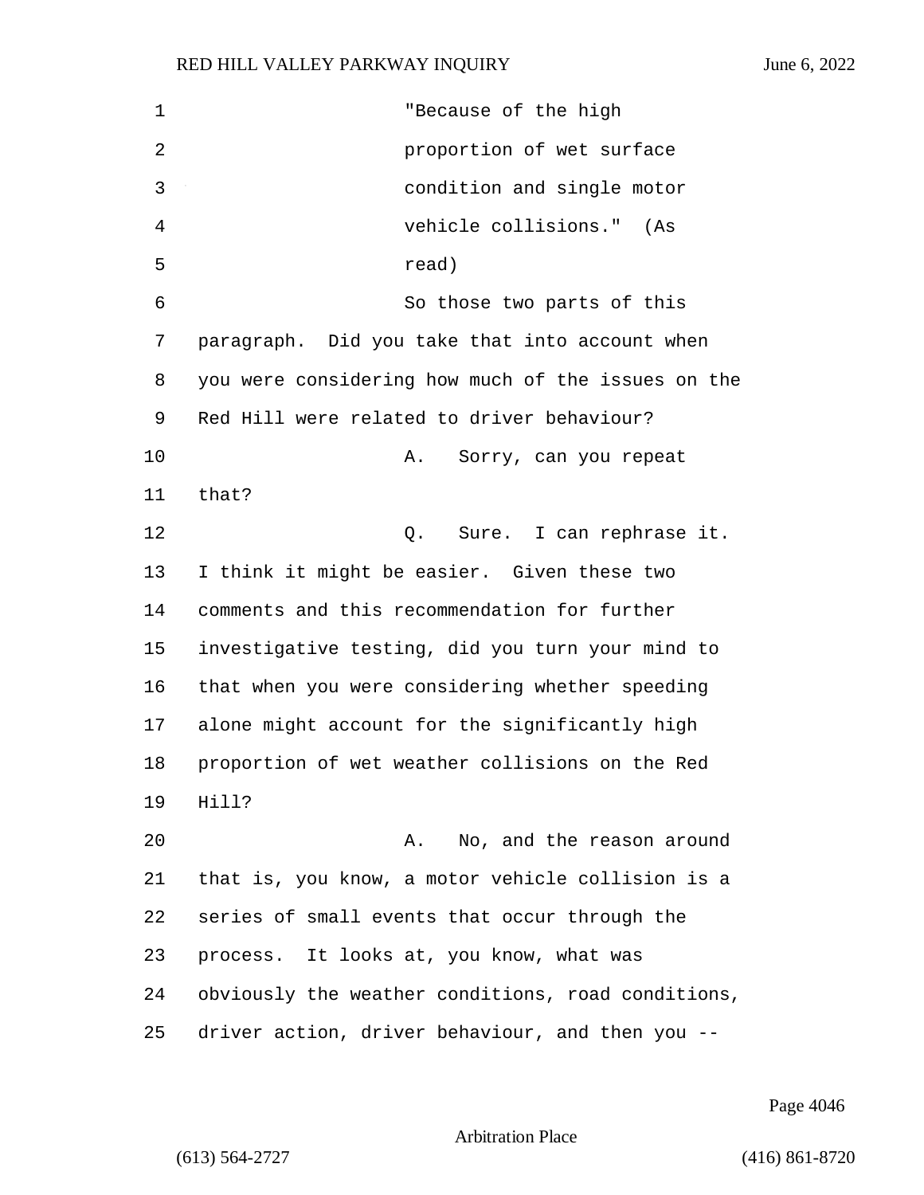"Because of the high proportion of wet surface condition and single motor vehicle collisions." (As read)

So those two parts of this paragraph. Did you take that into account when you were considering how much of the issues on the Red Hill were related to driver behaviour?

A. Sorry, can you repeat that?

Q. Sure. I can rephrase it. I think it might be easier. Given these two comments and this recommendation for further investigative testing, did you turn your mind to that when you were considering whether speeding alone might account for the significantly high proportion of wet weather collisions on the Red Hill?

A. No, and the reason around that is, you know, a motor vehicle collision is a series of small events that occur through the process. It looks at, you know, what was obviously the weather conditions, road conditions, driver action, driver behaviour, and then you --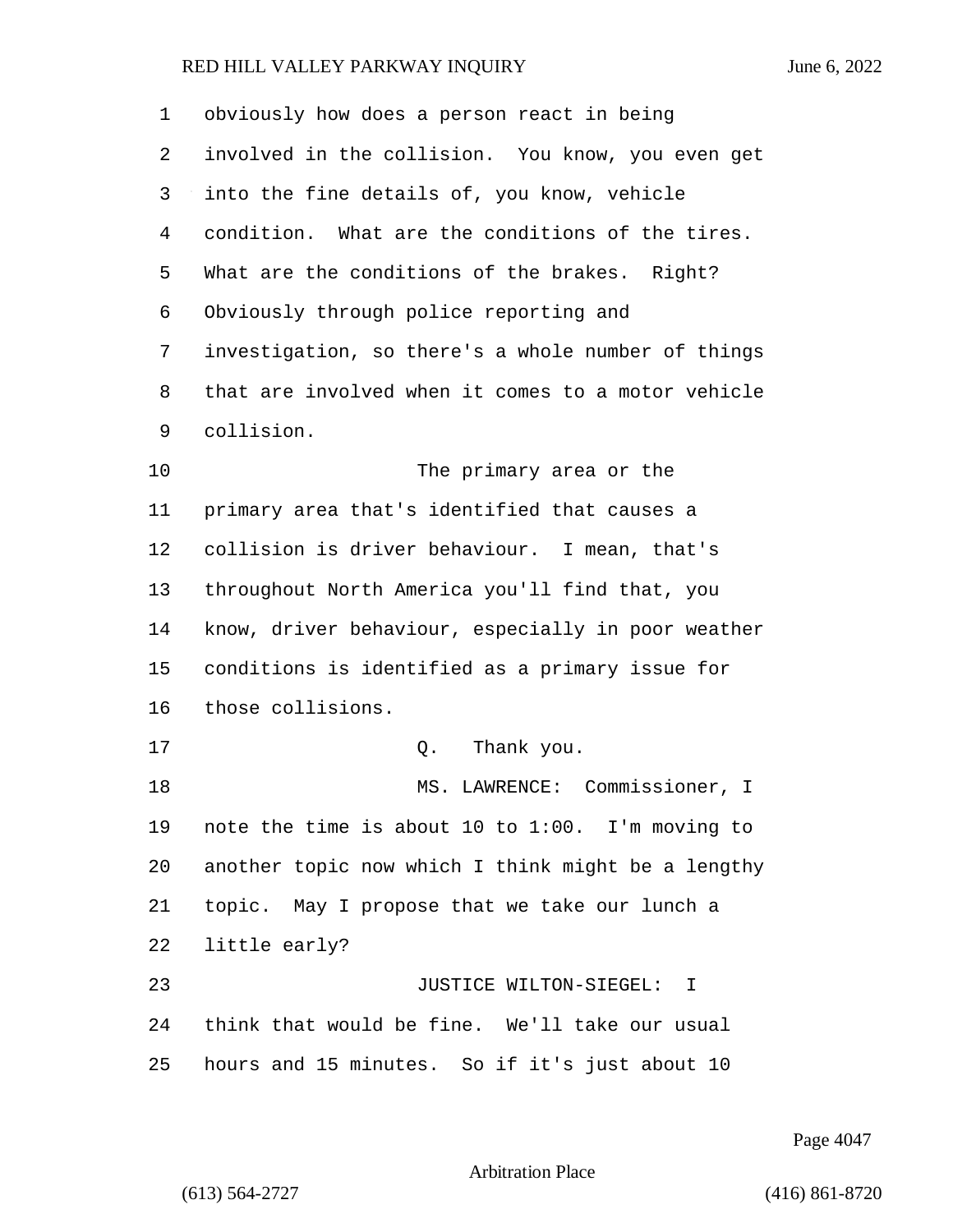obviously how does a person react in being involved in the collision. You know, you even get into the fine details of, you know, vehicle condition. What are the conditions of the tires. What are the conditions of the brakes. Right? Obviously through police reporting and investigation, so there's a whole number of things that are involved when it comes to a motor vehicle collision.

The primary area or the primary area that's identified that causes a collision is driver behaviour. I mean, that's throughout North America you'll find that, you know, driver behaviour, especially in poor weather conditions is identified as a primary issue for those collisions.

Q. Thank you.

MS. LAWRENCE: Commissioner, I note the time is about 10 to 1:00. I'm moving to another topic now which I think might be a lengthy topic. May I propose that we take our lunch a little early?

JUSTICE WILTON-SIEGEL: I think that would be fine. We'll take our usual hours and 15 minutes. So if it's just about 10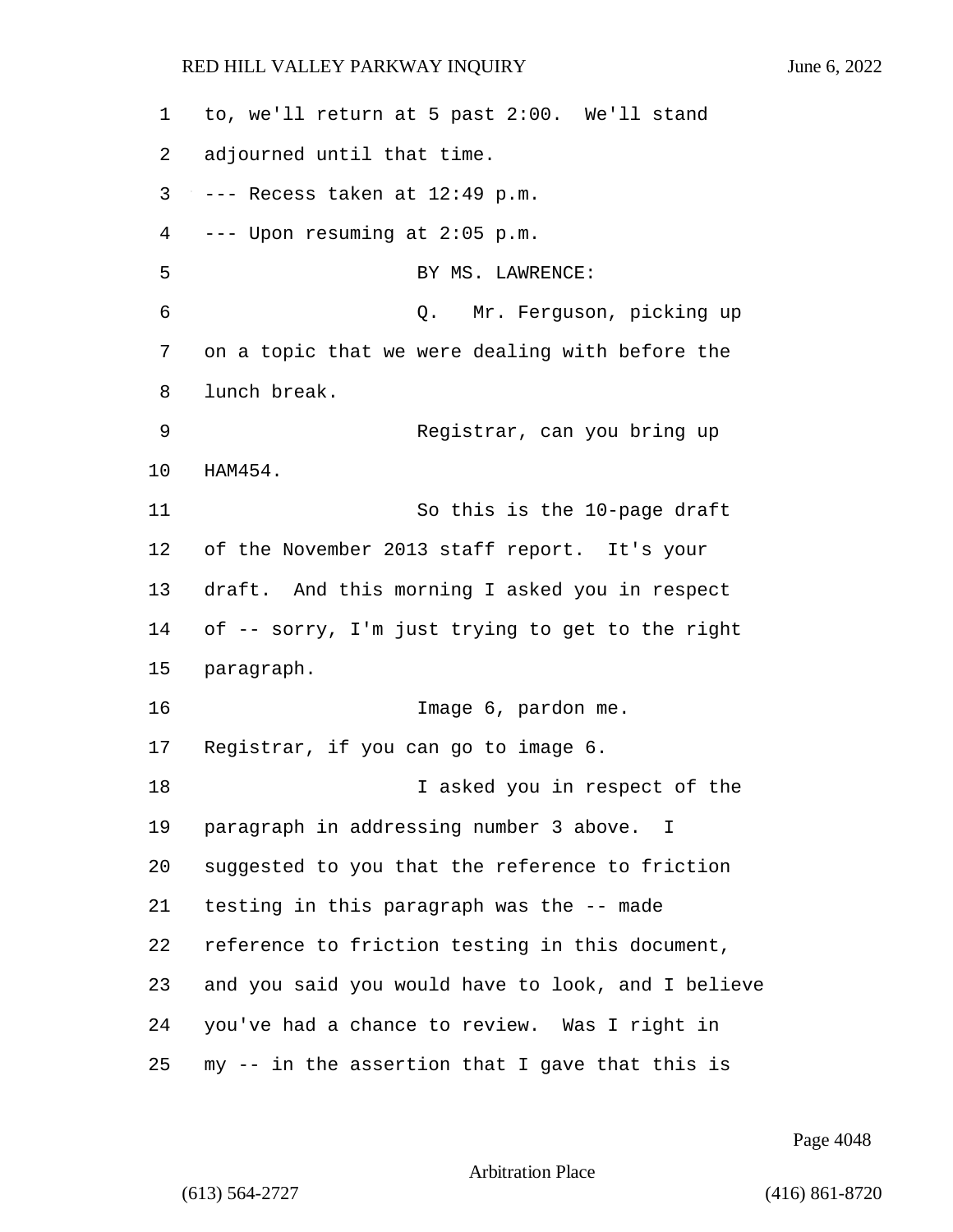to, we'll return at 5 past 2:00. We'll stand adjourned until that time.

--- Recess taken at 12:49 p.m.

--- Upon resuming at 2:05 p.m.

BY MS. LAWRENCE:

Q. Mr. Ferguson, picking up on a topic that we were dealing with before the lunch break.

Registrar, can you bring up HAM454.

So this is the 10-page draft of the November 2013 staff report. It's your draft. And this morning I asked you in respect of -- sorry, I'm just trying to get to the right paragraph.

Image 6, pardon me. Registrar, if you can go to image 6.

I asked you in respect of the paragraph in addressing number 3 above. I suggested to you that the reference to friction testing in this paragraph was the -- made reference to friction testing in this document, and you said you would have to look, and I believe you've had a chance to review. Was I right in my -- in the assertion that I gave that this is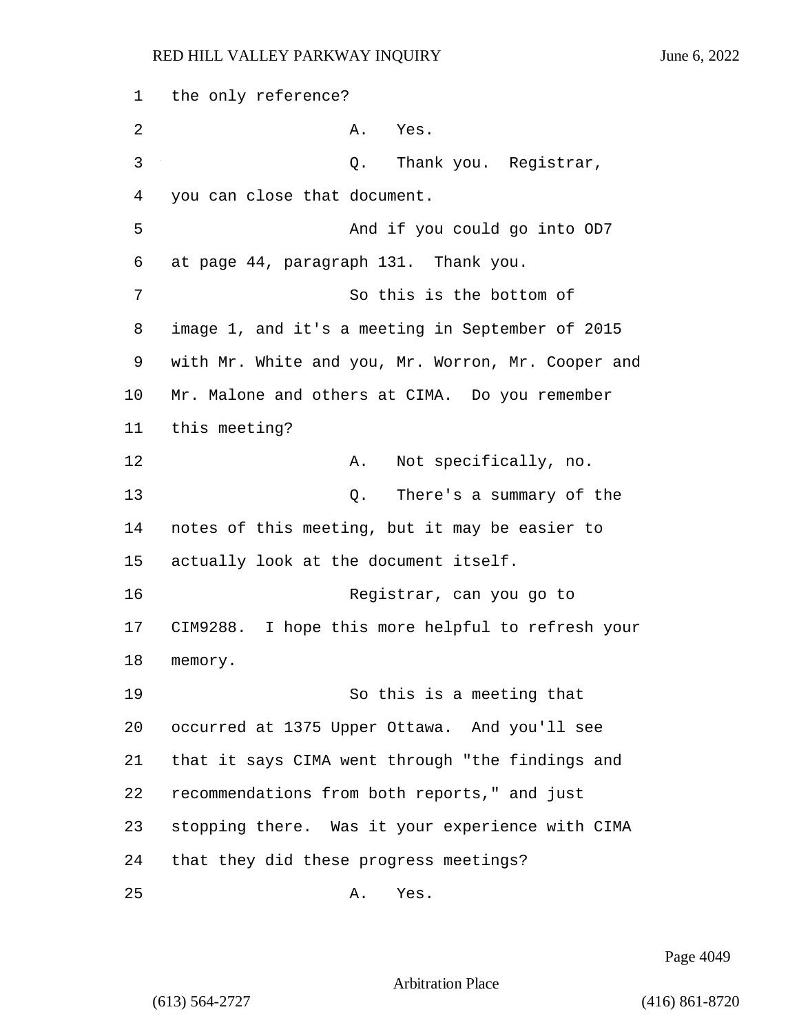the only reference?

A. Yes.

Q. Thank you. Registrar, you can close that document.

And if you could go into OD7 at page 44, paragraph 131. Thank you.

So this is the bottom of image 1, and it's a meeting in September of 2015 with Mr. White and you, Mr. Worron, Mr. Cooper and Mr. Malone and others at CIMA. Do you remember this meeting?

A. Not specifically, no.

Q. There's a summary of the notes of this meeting, but it may be easier to actually look at the document itself.

Registrar, can you go to CIM9288. I hope this more helpful to refresh your memory.

So this is a meeting that occurred at 1375 Upper Ottawa. And you'll see that it says CIMA went through "the findings and recommendations from both reports," and just stopping there. Was it your experience with CIMA that they did these progress meetings?

A. Yes.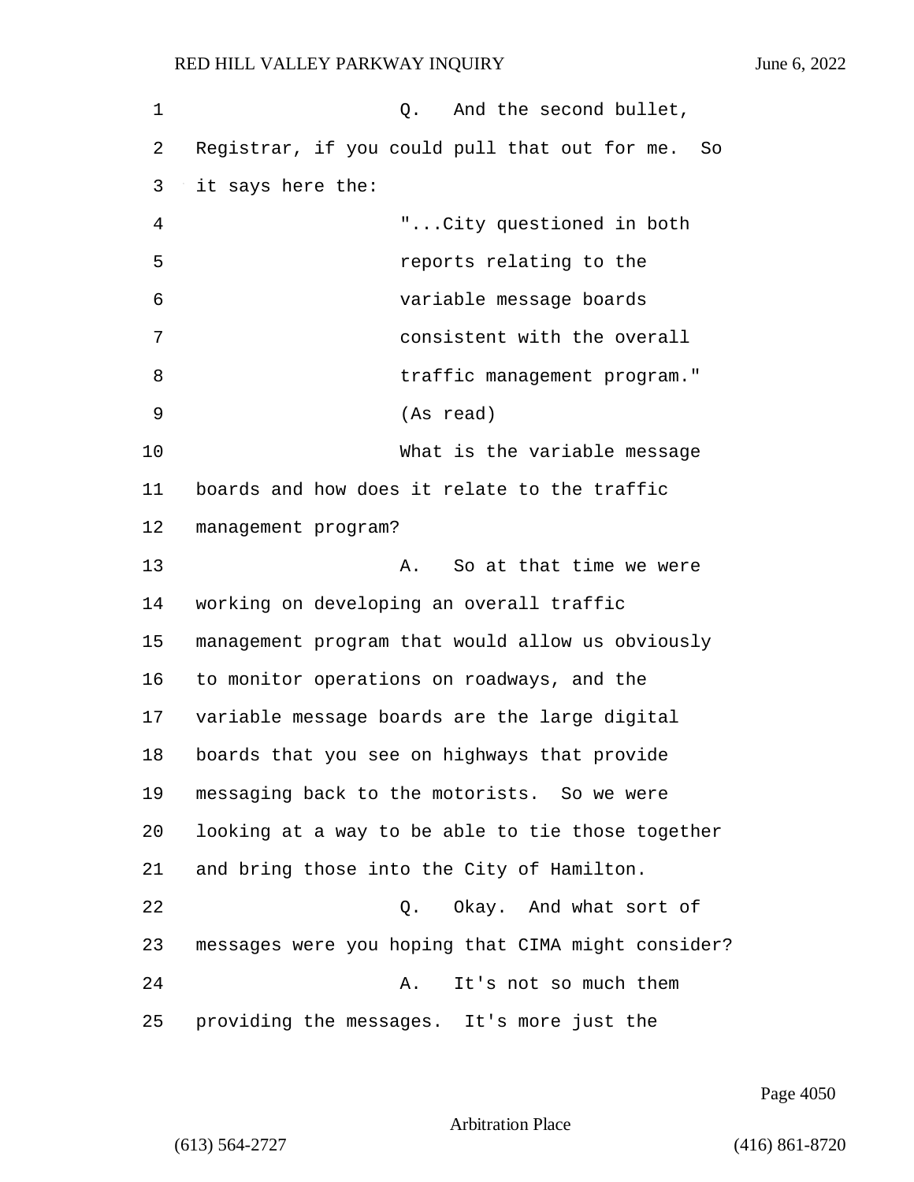Q. And the second bullet, Registrar, if you could pull that out for me. So it says here the:

"...City questioned in both reports relating to the variable message boards consistent with the overall traffic management program." (As read)

What is the variable message boards and how does it relate to the traffic management program?

A. So at that time we were working on developing an overall traffic management program that would allow us obviously to monitor operations on roadways, and the variable message boards are the large digital boards that you see on highways that provide messaging back to the motorists. So we were looking at a way to be able to tie those together and bring those into the City of Hamilton.

Q. Okay. And what sort of messages were you hoping that CIMA might consider?

A. It's not so much them providing the messages. It's more just the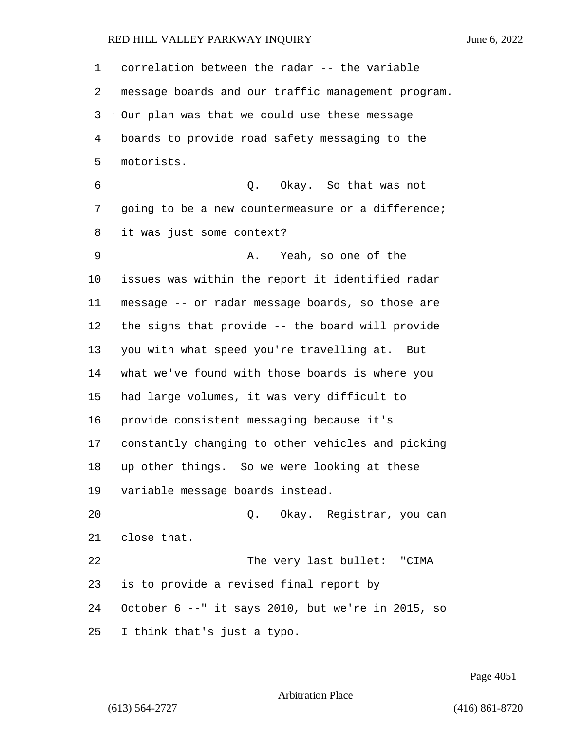correlation between the radar -- the variable message boards and our traffic management program. Our plan was that we could use these message boards to provide road safety messaging to the motorists.

Q. Okay. So that was not going to be a new countermeasure or a difference; it was just some context?

A. Yeah, so one of the issues was within the report it identified radar message -- or radar message boards, so those are the signs that provide -- the board will provide you with what speed you're travelling at. But what we've found with those boards is where you had large volumes, it was very difficult to provide consistent messaging because it's constantly changing to other vehicles and picking up other things. So we were looking at these variable message boards instead.

Q. Okay. Registrar, you can close that.

The very last bullet: "CIMA is to provide a revised final report by October 6 --" it says 2010, but we're in 2015, so I think that's just a typo.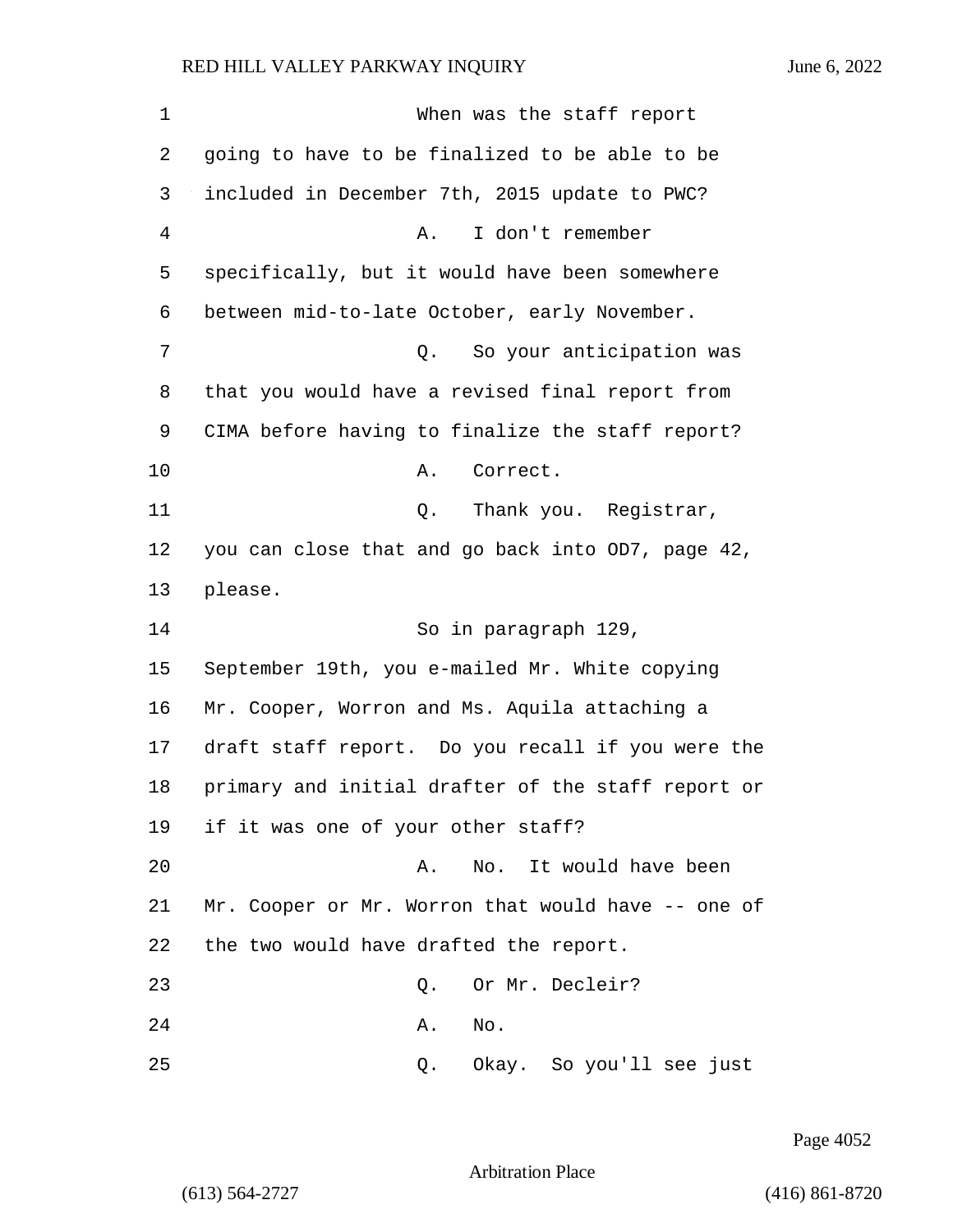When was the staff report going to have to be finalized to be able to be included in December 7th, 2015 update to PWC?

A. I don't remember specifically, but it would have been somewhere between mid-to-late October, early November.

Q. So your anticipation was that you would have a revised final report from CIMA before having to finalize the staff report?

A. Correct.

Q. Thank you. Registrar, you can close that and go back into OD7, page 42, please.

So in paragraph 129, September 19th, you e-mailed Mr. White copying Mr. Cooper, Worron and Ms. Aquila attaching a draft staff report. Do you recall if you were the primary and initial drafter of the staff report or if it was one of your other staff?

A. No. It would have been Mr. Cooper or Mr. Worron that would have -- one of the two would have drafted the report.

Q. Or Mr. Decleir?

A. No.

Q. Okay. So you'll see just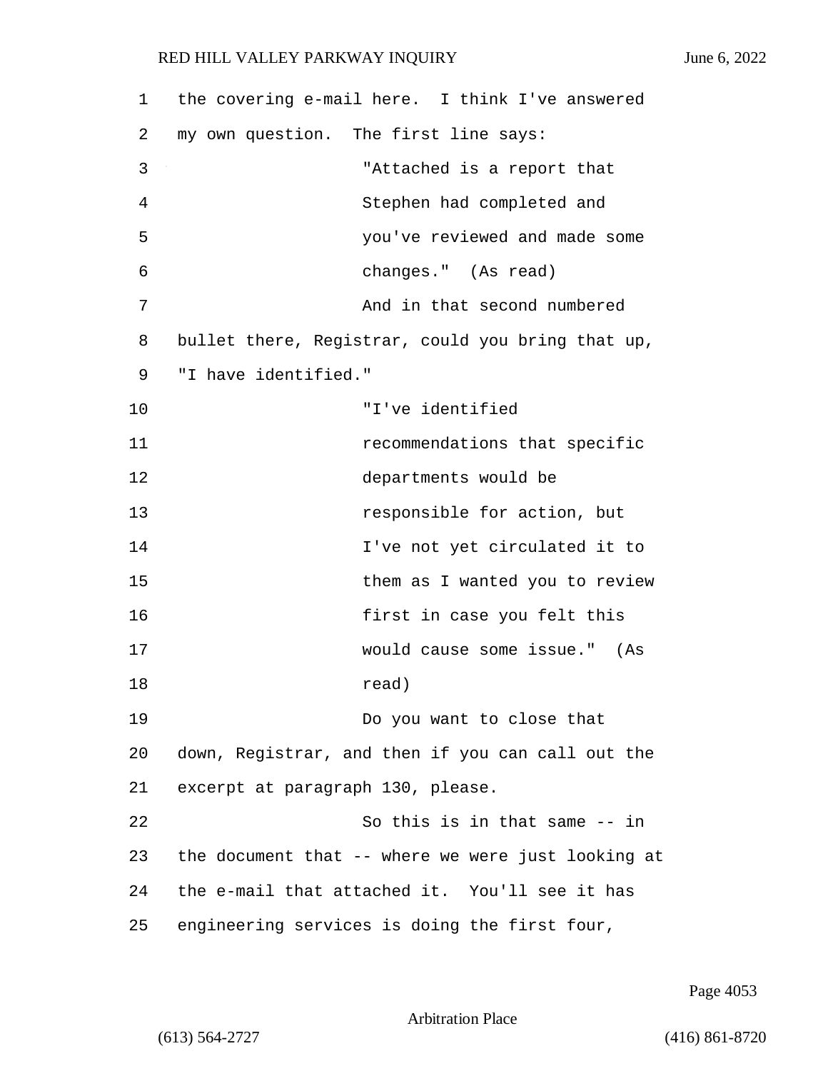the covering e-mail here. I think I've answered my own question. The first line says:

> "Attached is a report that Stephen had completed and you've reviewed and made some changes." (As read)

And in that second numbered bullet there, Registrar, could you bring that up, "I have identified."

> "I've identified recommendations that specific departments would be responsible for action, but I've not yet circulated it to them as I wanted you to review first in case you felt this would cause some issue." (As read)

Do you want to close that down, Registrar, and then if you can call out the excerpt at paragraph 130, please.

So this is in that same -- in the document that -- where we were just looking at the e-mail that attached it. You'll see it has engineering services is doing the first four,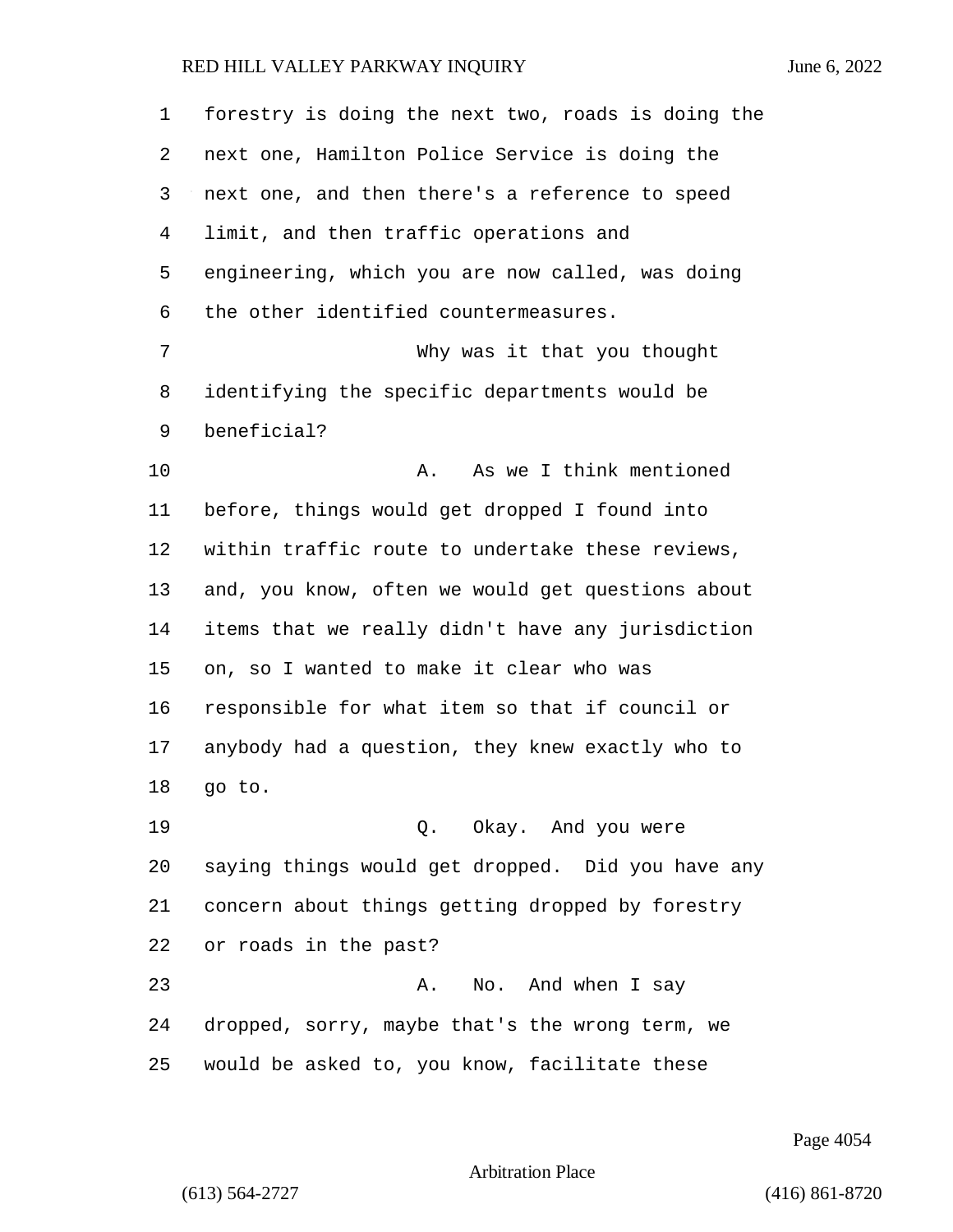forestry is doing the next two, roads is doing the next one, Hamilton Police Service is doing the next one, and then there's a reference to speed limit, and then traffic operations and engineering, which you are now called, was doing the other identified countermeasures.

Why was it that you thought identifying the specific departments would be beneficial?

A. As we I think mentioned before, things would get dropped I found into within traffic route to undertake these reviews, and, you know, often we would get questions about items that we really didn't have any jurisdiction on, so I wanted to make it clear who was responsible for what item so that if council or anybody had a question, they knew exactly who to go to.

Q. Okay. And you were saying things would get dropped. Did you have any concern about things getting dropped by forestry or roads in the past?

A. No. And when I say dropped, sorry, maybe that's the wrong term, we would be asked to, you know, facilitate these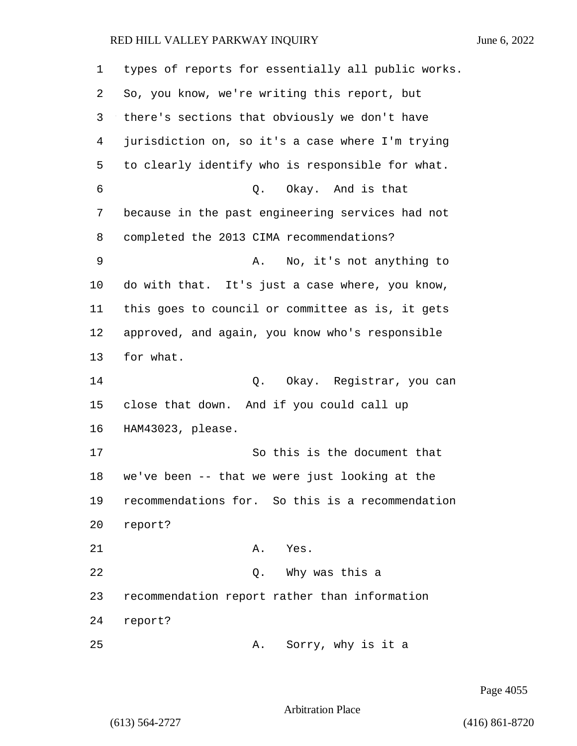types of reports for essentially all public works. So, you know, we're writing this report, but there's sections that obviously we don't have jurisdiction on, so it's a case where I'm trying to clearly identify who is responsible for what.

Q. Okay. And is that because in the past engineering services had not completed the 2013 CIMA recommendations?

A. No, it's not anything to do with that. It's just a case where, you know, this goes to council or committee as is, it gets approved, and again, you know who's responsible for what.

Q. Okay. Registrar, you can close that down. And if you could call up HAM43023, please.

So this is the document that we've been -- that we were just looking at the recommendations for. So this is a recommendation report?

A. Yes.

Q. Why was this a recommendation report rather than information report?

A. Sorry, why is it a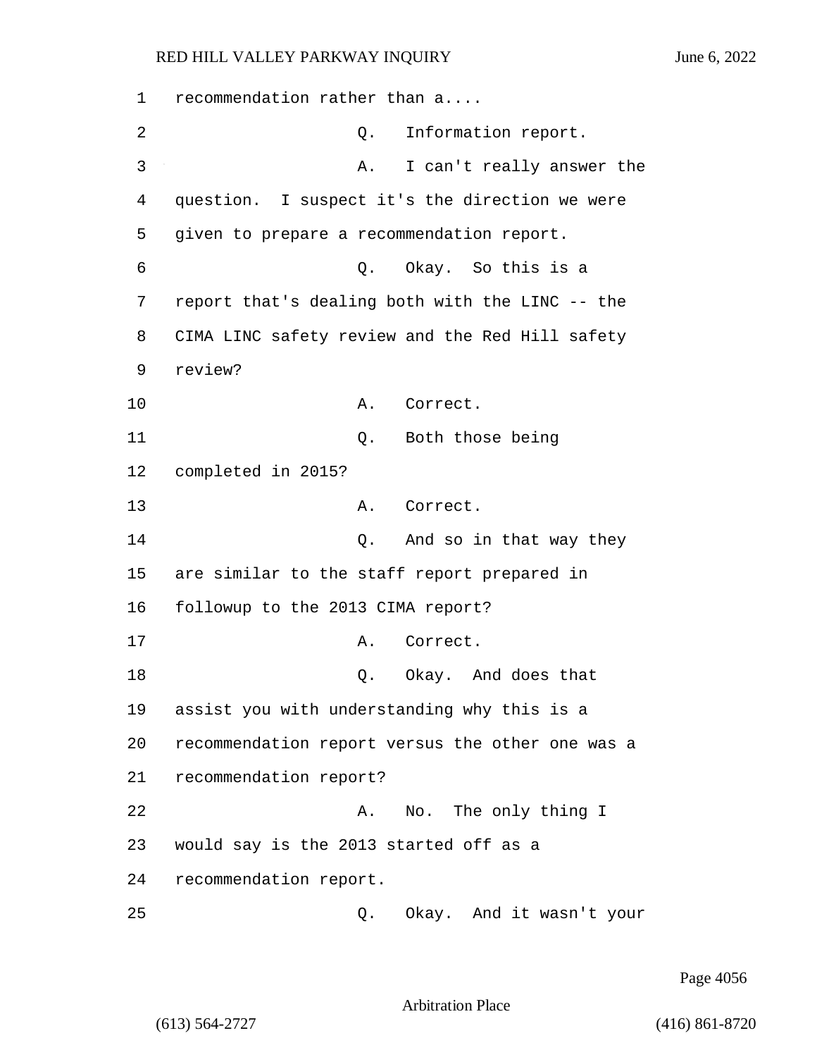1 recommendation rather than a....

2 Q. Information report.

3 A. I can't really answer the

4 question. I suspect it's the direction we were

5 given to prepare a recommendation report.

6 Q. Okay. So this is a

7 report that's dealing both with the LINC -- the

8 CIMA LINC safety review and the Red Hill safety

9 review?

10 A. Correct.

11 Q. Both those being

12 completed in 2015?

13 A. Correct.

14 Q. And so in that way they

15 are similar to the staff report prepared in

16 followup to the 2013 CIMA report?

17 A. Correct.

18 Q. Okay. And does that

19 assist you with understanding why this is a

20 recommendation report versus the other one was a

21 recommendation report?

22 A. No. The only thing I

23 would say is the 2013 started off as a

24 recommendation report.

25 Q. Okay. And it wasn't your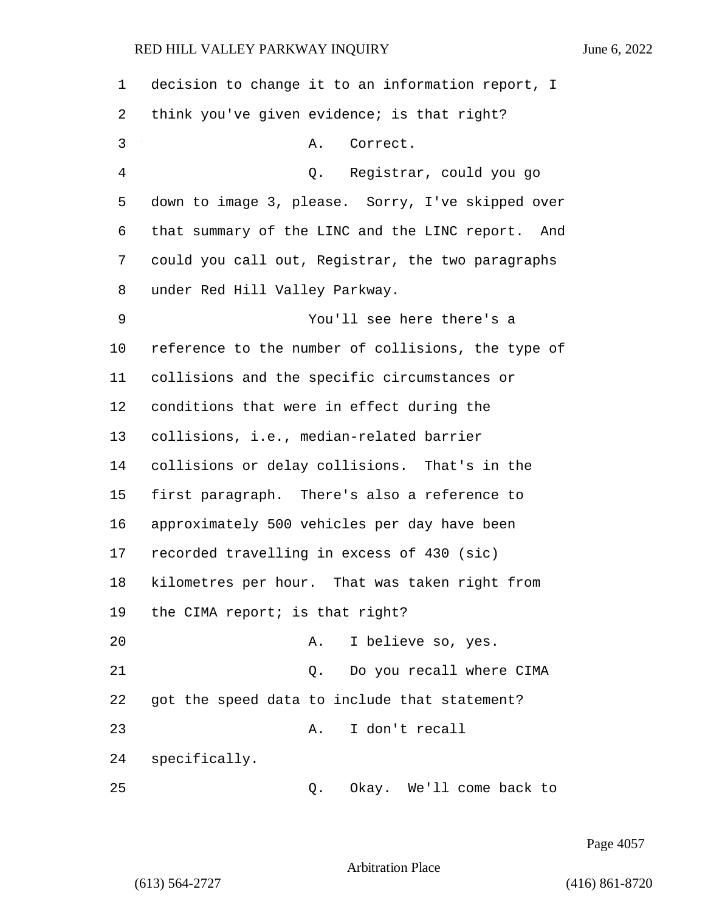decision to change it to an information report, I think you've given evidence; is that right?

A. Correct.

Q. Registrar, could you go down to image 3, please. Sorry, I've skipped over that summary of the LINC and the LINC report. And could you call out, Registrar, the two paragraphs under Red Hill Valley Parkway.

You'll see here there's a reference to the number of collisions, the type of collisions and the specific circumstances or conditions that were in effect during the collisions, i.e., median-related barrier collisions or delay collisions. That's in the first paragraph. There's also a reference to approximately 500 vehicles per day have been recorded travelling in excess of 430 (sic) kilometres per hour. That was taken right from the CIMA report; is that right?

A. I believe so, yes.

Q. Do you recall where CIMA got the speed data to include that statement?

A. I don't recall specifically.

Q. Okay. We'll come back to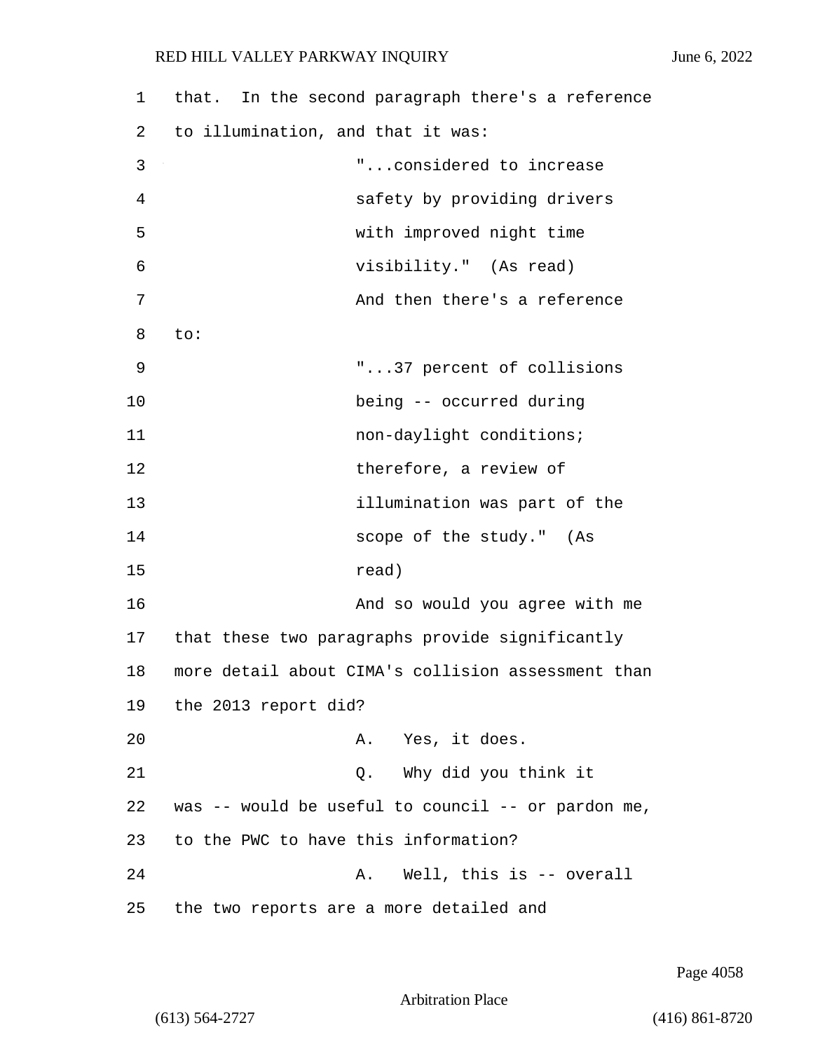that. In the second paragraph there's a reference to illumination, and that it was:

"...considered to increase safety by providing drivers with improved night time visibility." (As read)

And then there's a reference to:

"...37 percent of collisions being -- occurred during non-daylight conditions; therefore, a review of illumination was part of the scope of the study." (As read)

And so would you agree with me that these two paragraphs provide significantly more detail about CIMA's collision assessment than the 2013 report did?

A. Yes, it does.

Q. Why did you think it was -- would be useful to council -- or pardon me, to the PWC to have this information?

A. Well, this is -- overall the two reports are a more detailed and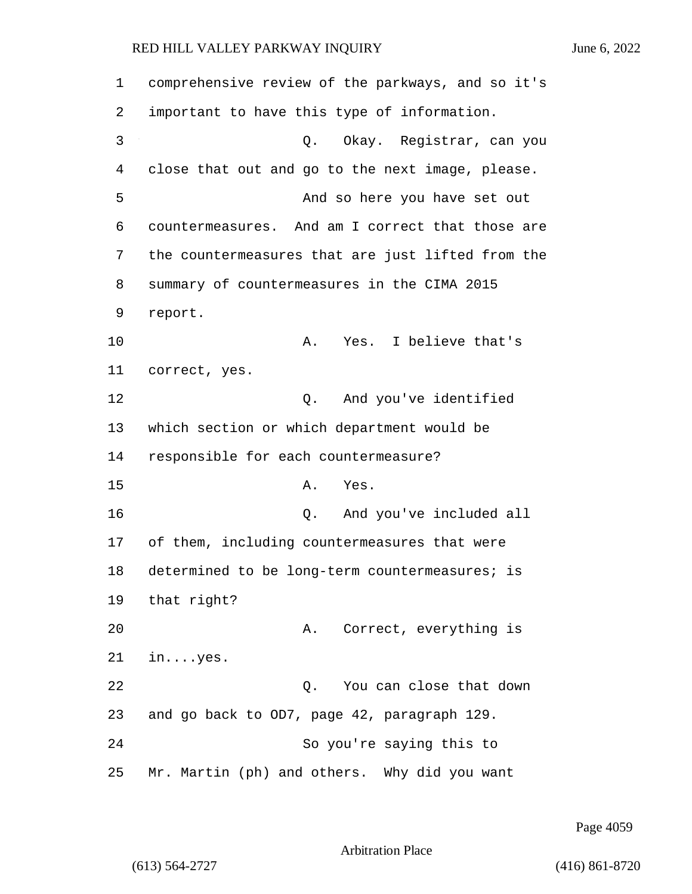comprehensive review of the parkways, and so it's important to have this type of information.

Q. Okay. Registrar, can you close that out and go to the next image, please.

And so here you have set out countermeasures. And am I correct that those are the countermeasures that are just lifted from the summary of countermeasures in the CIMA 2015 report.

A. Yes. I believe that's correct, yes.

Q. And you've identified which section or which department would be responsible for each countermeasure?

A. Yes.

Q. And you've included all of them, including countermeasures that were determined to be long-term countermeasures; is that right?

A. Correct, everything is in....yes.

Q. You can close that down and go back to OD7, page 42, paragraph 129.

So you're saying this to Mr. Martin (ph) and others. Why did you want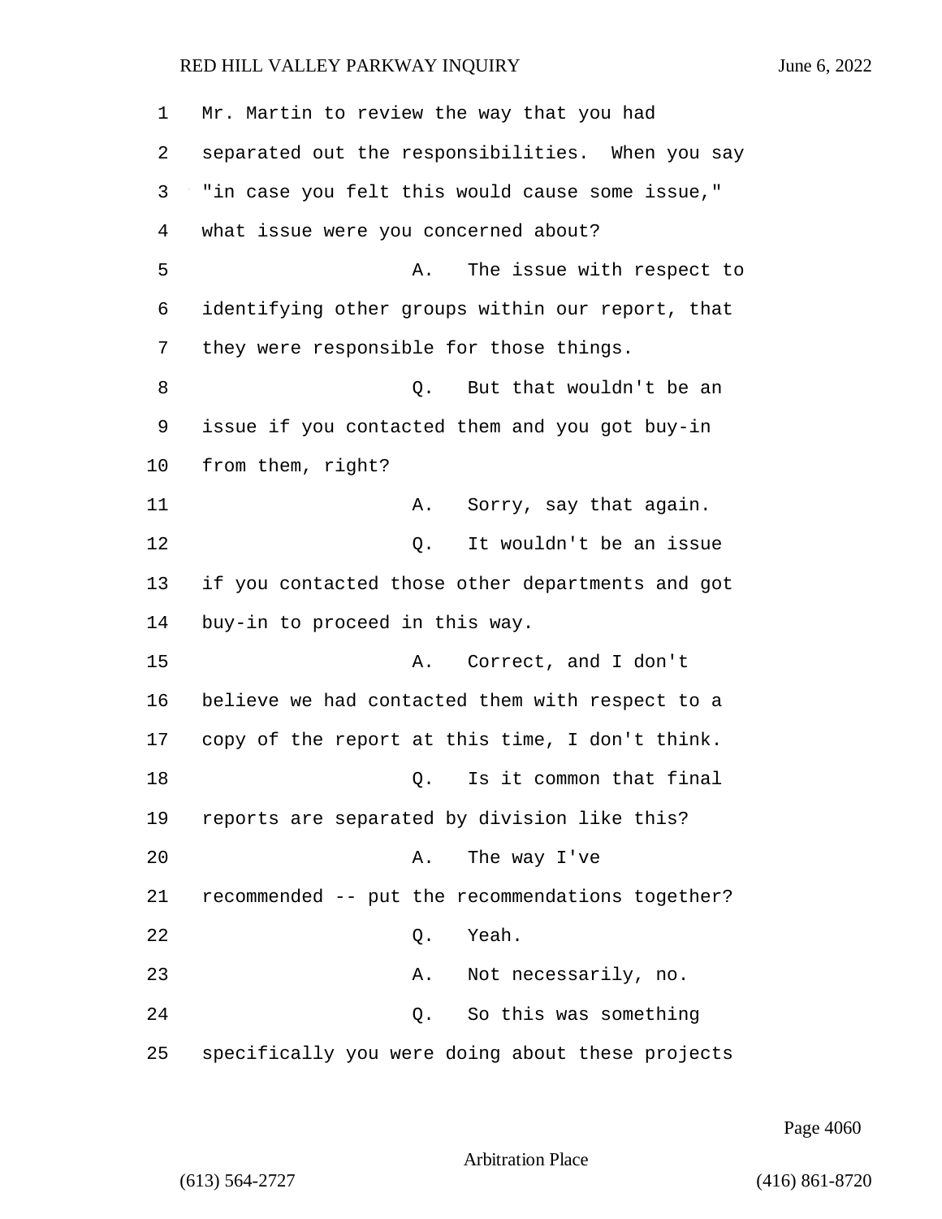1 Mr. Martin to review the way that you had
2 separated out the responsibilities. When you say
3 "in case you felt this would cause some issue,"
4 what issue were you concerned about?
5 A. The issue with respect to
6 identifying other groups within our report, that
7 they were responsible for those things.
8 Q. But that wouldn't be an
9 issue if you contacted them and you got buy-in
10 from them, right?
11 A. Sorry, say that again.
12 Q. It wouldn't be an issue
13 if you contacted those other departments and got
14 buy-in to proceed in this way.
15 A. Correct, and I don't
16 believe we had contacted them with respect to a
17 copy of the report at this time, I don't think.
18 Q. Is it common that final
19 reports are separated by division like this?
20 A. The way I've
21 recommended -- put the recommendations together?
22 Q. Yeah.
23 A. Not necessarily, no.
24 Q. So this was something
25 specifically you were doing about these projects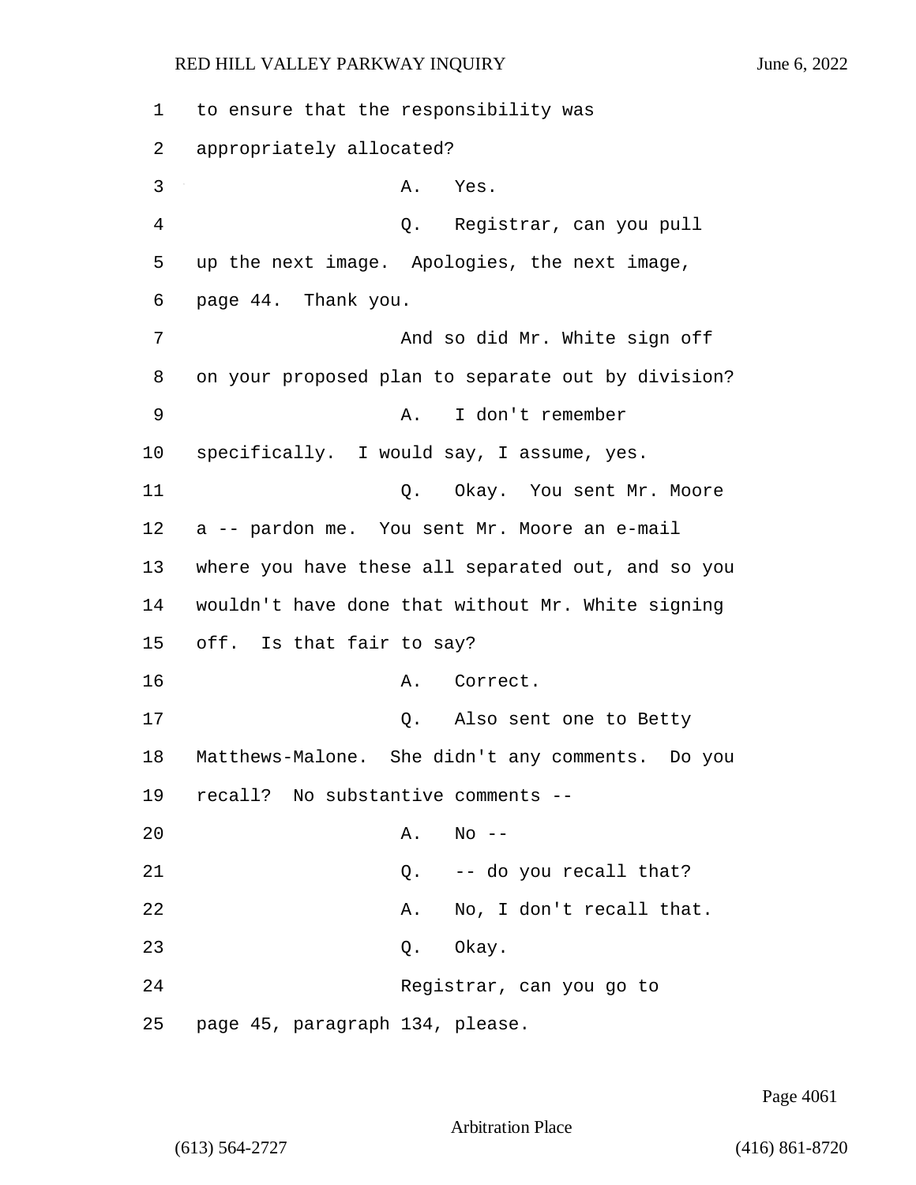to ensure that the responsibility was appropriately allocated?

A. Yes.

Q. Registrar, can you pull up the next image. Apologies, the next image, page 44. Thank you.

And so did Mr. White sign off on your proposed plan to separate out by division?

A. I don't remember specifically. I would say, I assume, yes.

Q. Okay. You sent Mr. Moore a -- pardon me. You sent Mr. Moore an e-mail where you have these all separated out, and so you wouldn't have done that without Mr. White signing off. Is that fair to say?

A. Correct.

Q. Also sent one to Betty Matthews-Malone. She didn't any comments. Do you recall? No substantive comments --

A. No --

Q. -- do you recall that?

A. No, I don't recall that.

Q. Okay.

Registrar, can you go to page 45, paragraph 134, please.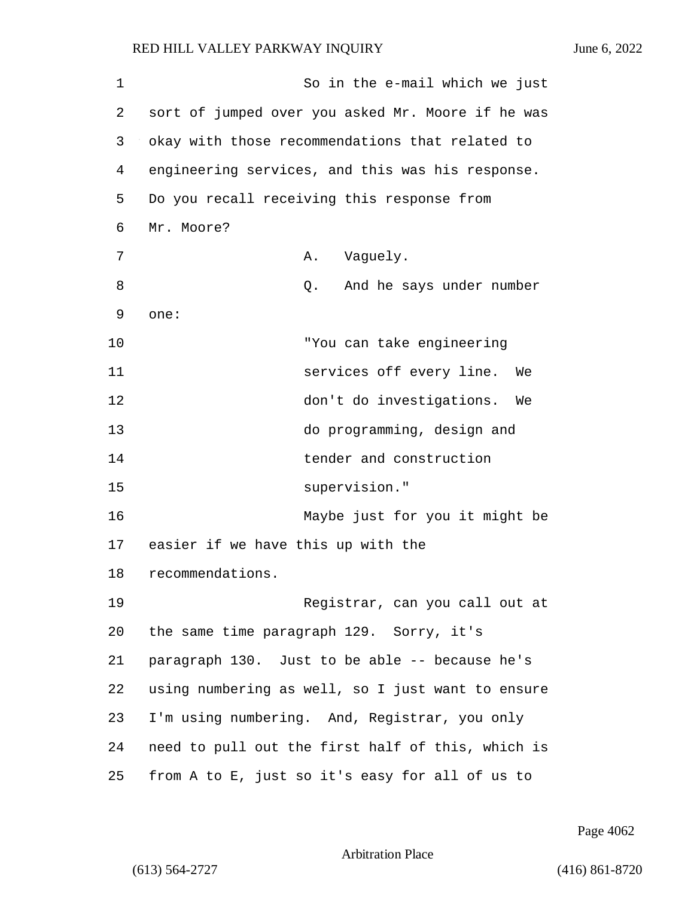So in the e-mail which we just sort of jumped over you asked Mr. Moore if he was okay with those recommendations that related to engineering services, and this was his response. Do you recall receiving this response from Mr. Moore?

A. Vaguely.

Q. And he says under number one:

"You can take engineering services off every line. We don't do investigations. We do programming, design and tender and construction supervision."

Maybe just for you it might be easier if we have this up with the recommendations.

Registrar, can you call out at the same time paragraph 129. Sorry, it's paragraph 130. Just to be able -- because he's using numbering as well, so I just want to ensure I'm using numbering. And, Registrar, you only need to pull out the first half of this, which is from A to E, just so it's easy for all of us to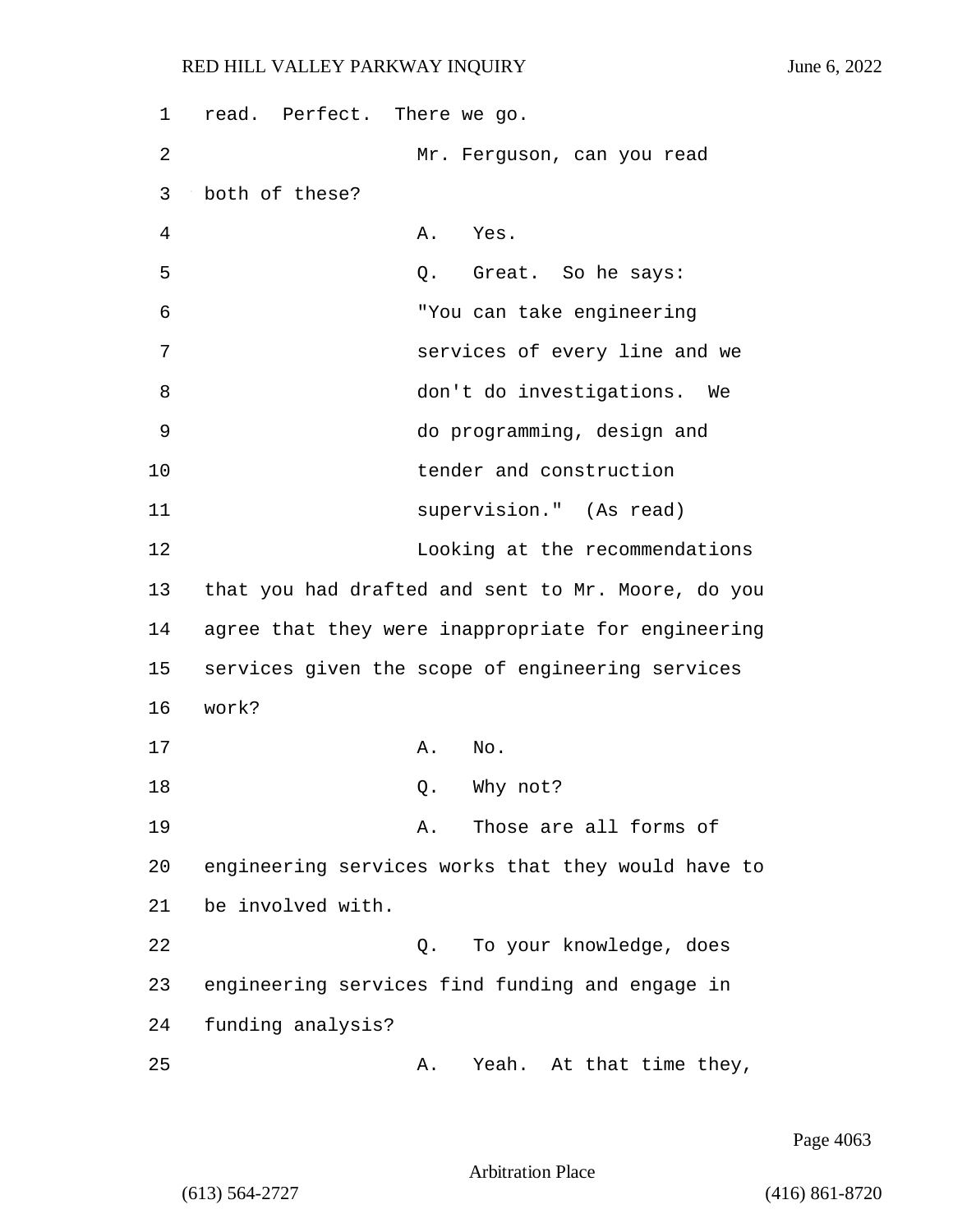read. Perfect. There we go.

Mr. Ferguson, can you read both of these?

A. Yes.

Q. Great. So he says:

"You can take engineering services of every line and we don't do investigations. We do programming, design and tender and construction supervision." (As read)

Looking at the recommendations that you had drafted and sent to Mr. Moore, do you agree that they were inappropriate for engineering services given the scope of engineering services work?

A. No.

Q. Why not?

A. Those are all forms of engineering services works that they would have to be involved with.

Q. To your knowledge, does engineering services find funding and engage in funding analysis?

A. Yeah. At that time they,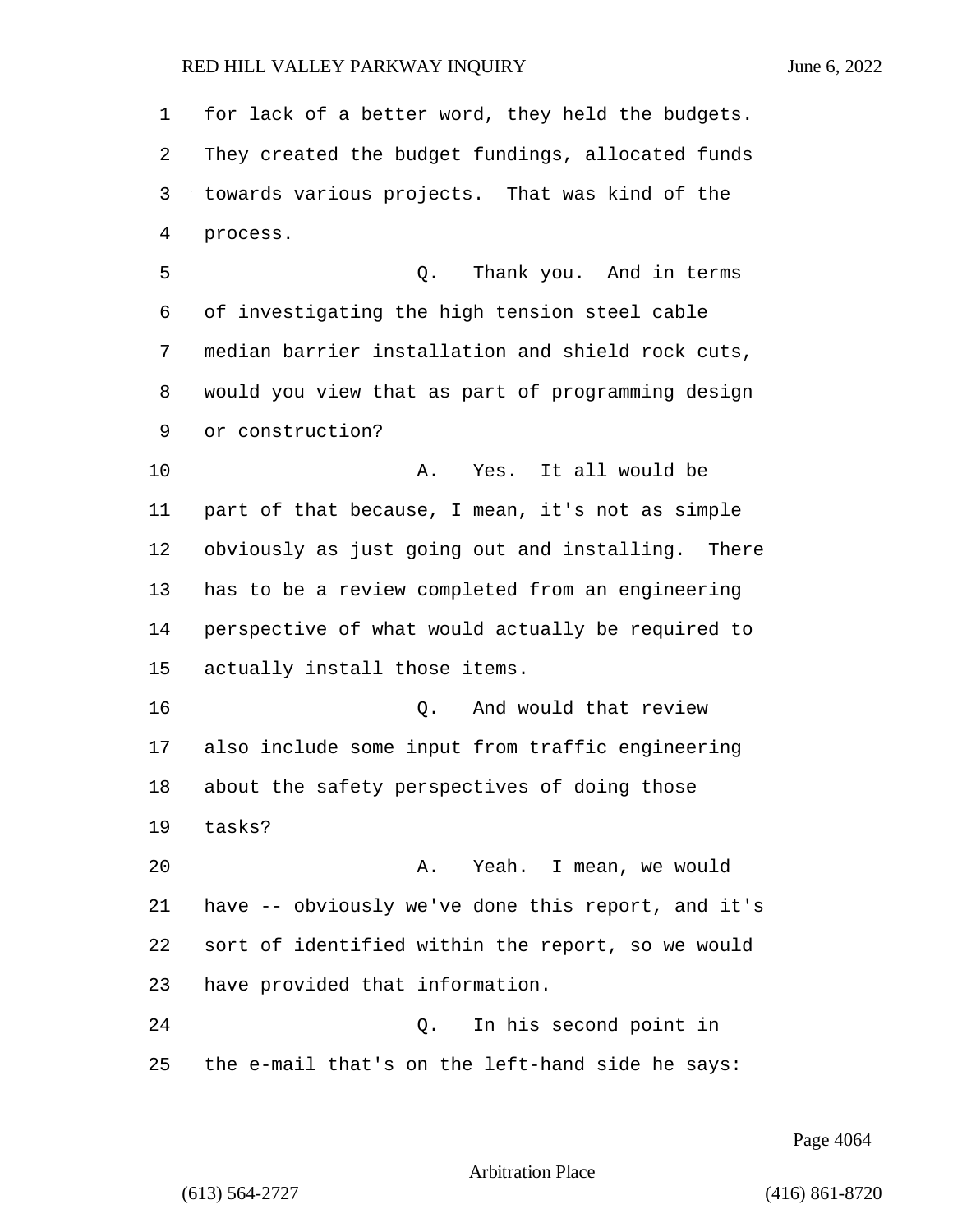for lack of a better word, they held the budgets. They created the budget fundings, allocated funds towards various projects. That was kind of the process.

Q. Thank you. And in terms of investigating the high tension steel cable median barrier installation and shield rock cuts, would you view that as part of programming design or construction?

A. Yes. It all would be part of that because, I mean, it's not as simple obviously as just going out and installing. There has to be a review completed from an engineering perspective of what would actually be required to actually install those items.

Q. And would that review also include some input from traffic engineering about the safety perspectives of doing those tasks?

A. Yeah. I mean, we would have -- obviously we've done this report, and it's sort of identified within the report, so we would have provided that information.

Q. In his second point in the e-mail that's on the left-hand side he says: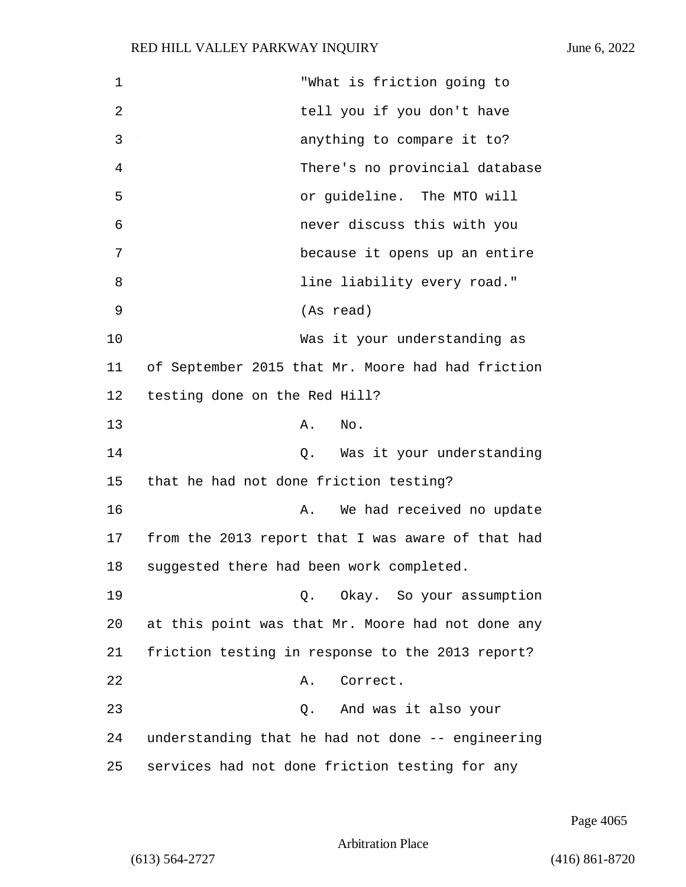"What is friction going to tell you if you don't have anything to compare it to? There's no provincial database or guideline. The MTO will never discuss this with you because it opens up an entire line liability every road." (As read)

Was it your understanding as of September 2015 that Mr. Moore had had friction testing done on the Red Hill?

A. No.

Q. Was it your understanding that he had not done friction testing?

A. We had received no update from the 2013 report that I was aware of that had suggested there had been work completed.

Q. Okay. So your assumption at this point was that Mr. Moore had not done any friction testing in response to the 2013 report?

A. Correct.

Q. And was it also your understanding that he had not done -- engineering services had not done friction testing for any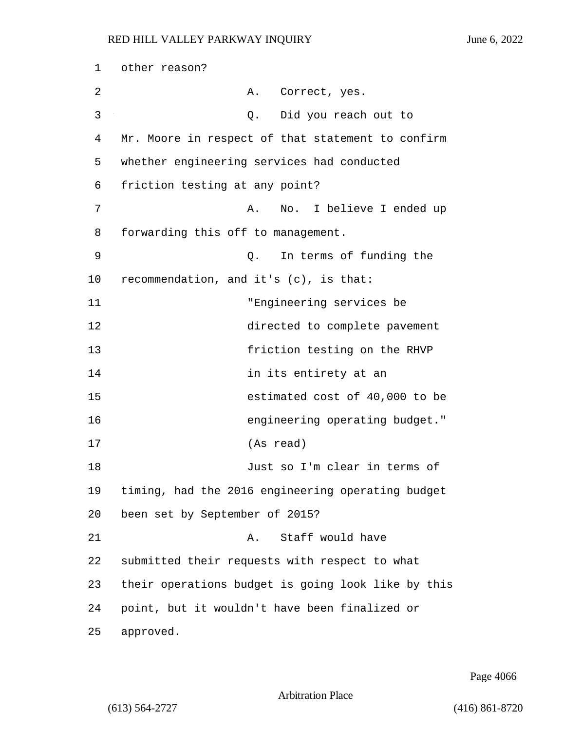other reason?

A. Correct, yes.

Q. Did you reach out to Mr. Moore in respect of that statement to confirm whether engineering services had conducted friction testing at any point?

A. No. I believe I ended up forwarding this off to management.

Q. In terms of funding the recommendation, and it's (c), is that:

"Engineering services be directed to complete pavement friction testing on the RHVP in its entirety at an estimated cost of 40,000 to be engineering operating budget." (As read)

Just so I'm clear in terms of timing, had the 2016 engineering operating budget been set by September of 2015?

A. Staff would have submitted their requests with respect to what their operations budget is going look like by this point, but it wouldn't have been finalized or approved.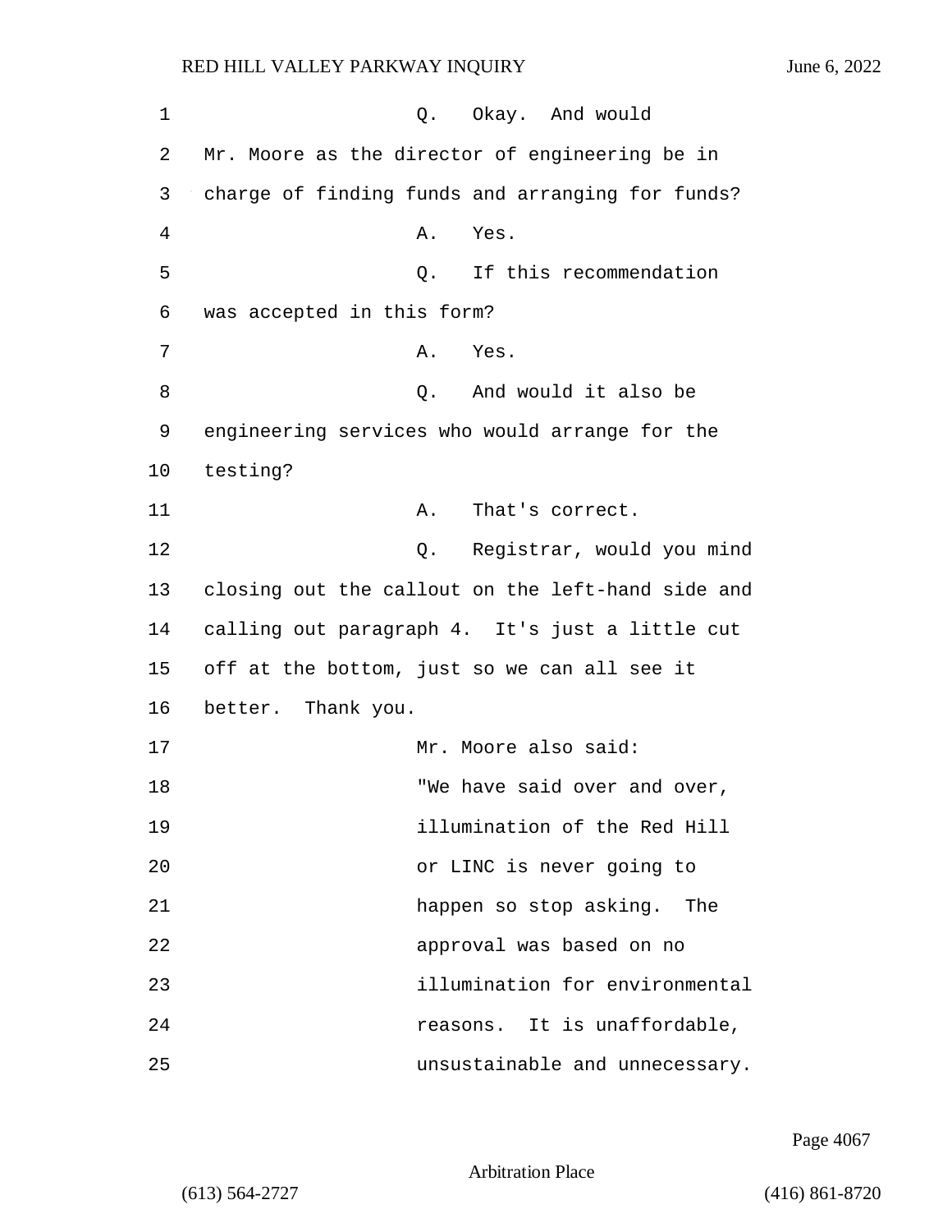Q. Okay. And would Mr. Moore as the director of engineering be in charge of finding funds and arranging for funds?

A. Yes.

Q. If this recommendation was accepted in this form?

A. Yes.

Q. And would it also be engineering services who would arrange for the testing?

A. That's correct.

Q. Registrar, would you mind closing out the callout on the left-hand side and calling out paragraph 4. It's just a little cut off at the bottom, just so we can all see it better. Thank you.

Mr. Moore also said:

"We have said over and over, illumination of the Red Hill or LINC is never going to happen so stop asking. The approval was based on no illumination for environmental reasons. It is unaffordable, unsustainable and unnecessary.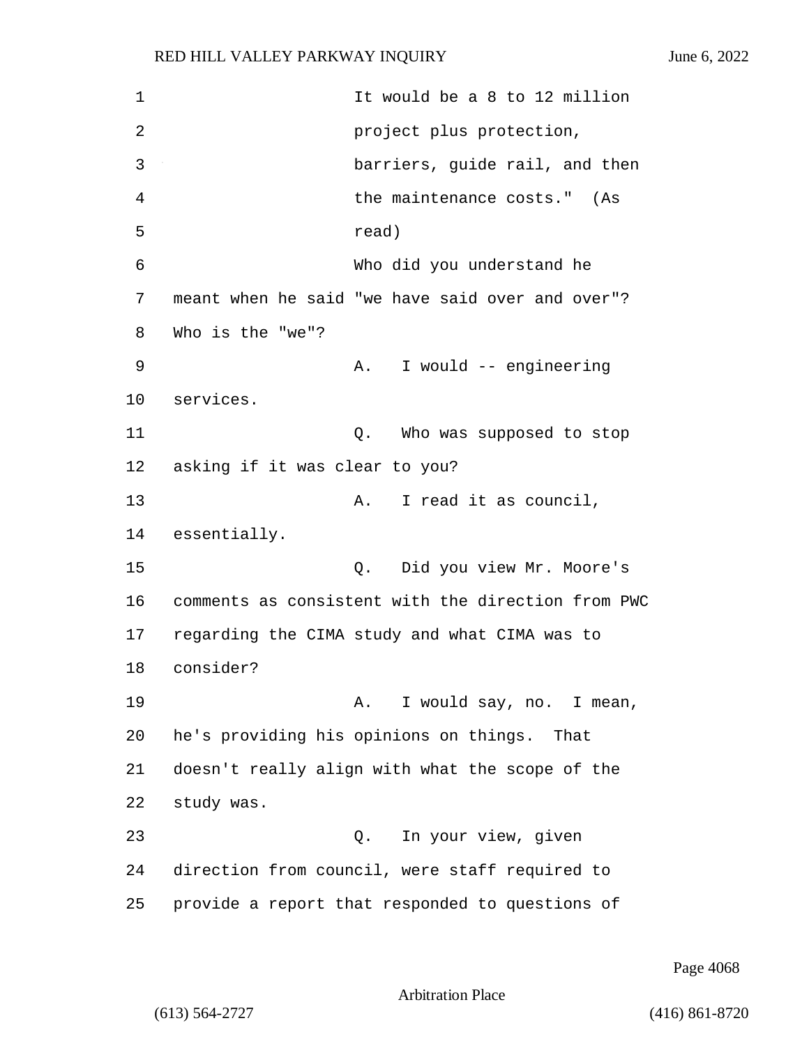It would be a 8 to 12 million project plus protection, barriers, guide rail, and then the maintenance costs." (As read)

Who did you understand he meant when he said "we have said over and over"? Who is the "we"?

A. I would -- engineering services.

Q. Who was supposed to stop asking if it was clear to you?

A. I read it as council, essentially.

Q. Did you view Mr. Moore's comments as consistent with the direction from PWC regarding the CIMA study and what CIMA was to consider?

A. I would say, no. I mean, he's providing his opinions on things. That doesn't really align with what the scope of the study was.

Q. In your view, given direction from council, were staff required to provide a report that responded to questions of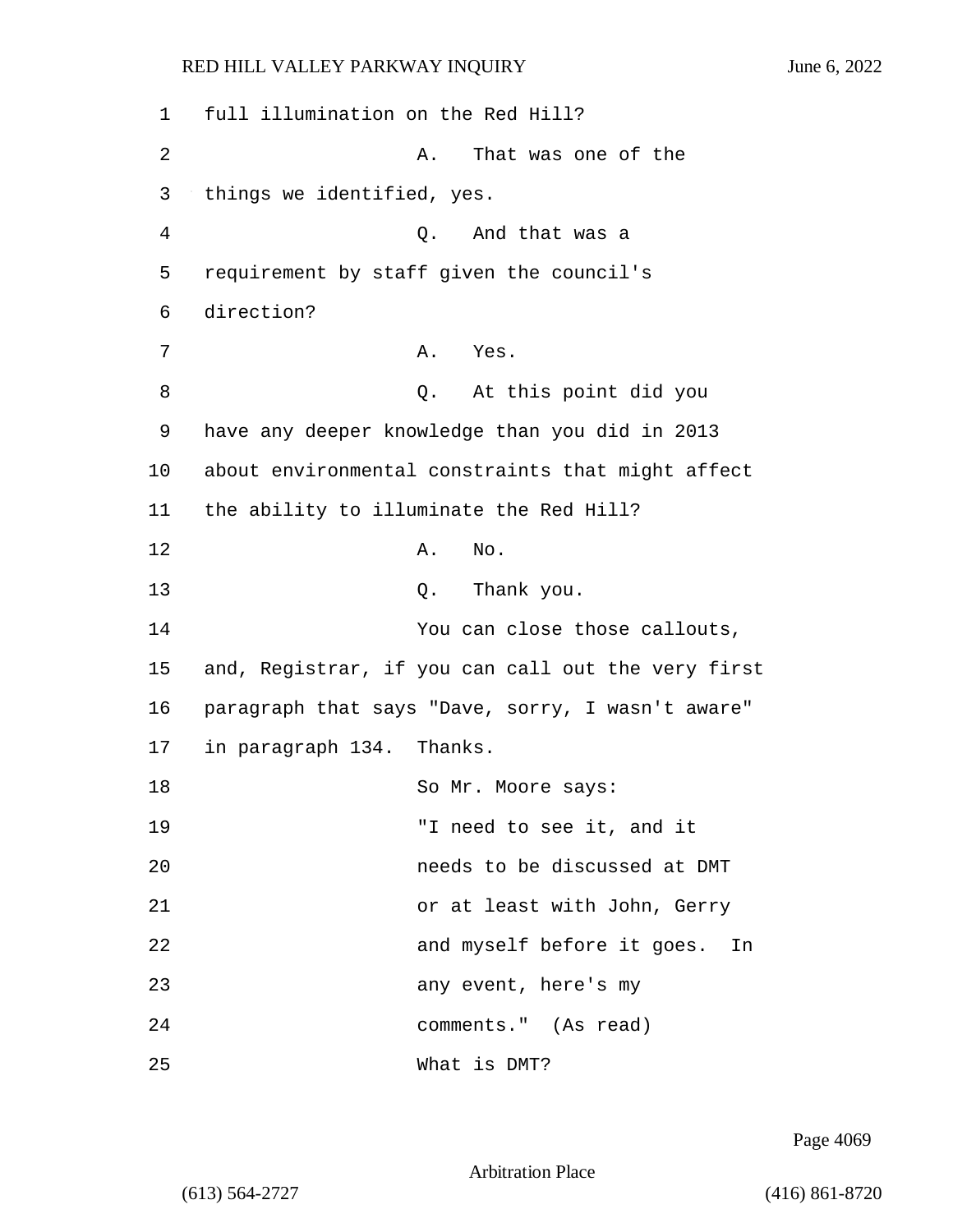1 full illumination on the Red Hill?

2 A. That was one of the

3 things we identified, yes.

4 Q. And that was a

5 requirement by staff given the council's

6 direction?

7 A. Yes.

8 Q. At this point did you

9 have any deeper knowledge than you did in 2013

10 about environmental constraints that might affect

11 the ability to illuminate the Red Hill?

12 A. No.

13 Q. Thank you.

14 You can close those callouts,

15 and, Registrar, if you can call out the very first

16 paragraph that says "Dave, sorry, I wasn't aware"

17 in paragraph 134. Thanks.

18 So Mr. Moore says:

19 "I need to see it, and it

20 needs to be discussed at DMT

21 or at least with John, Gerry

22 and myself before it goes. In

23 any event, here's my

24 comments." (As read)

25 What is DMT?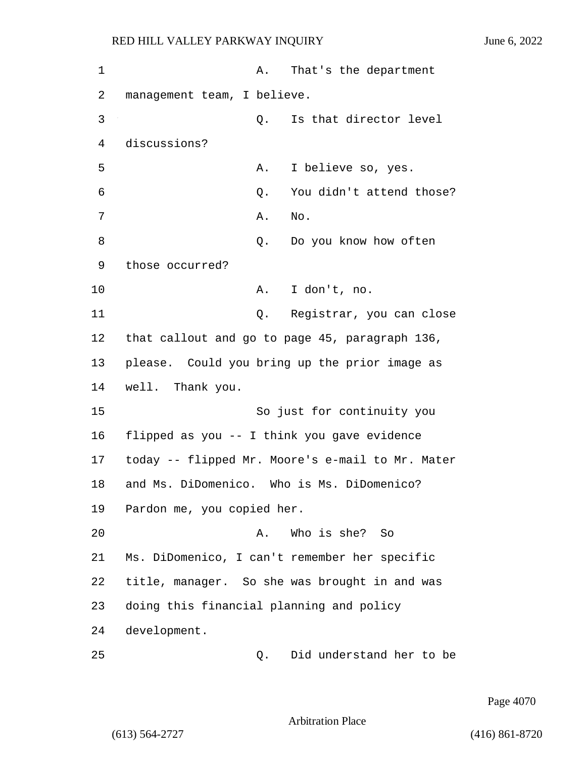A. That's the department management team, I believe.

Q. Is that director level discussions?

A. I believe so, yes.

Q. You didn't attend those?

A. No.

Q. Do you know how often those occurred?

A. I don't, no.

Q. Registrar, you can close that callout and go to page 45, paragraph 136, please. Could you bring up the prior image as well. Thank you.

So just for continuity you flipped as you -- I think you gave evidence today -- flipped Mr. Moore's e-mail to Mr. Mater and Ms. DiDomenico. Who is Ms. DiDomenico? Pardon me, you copied her.

A. Who is she? So Ms. DiDomenico, I can't remember her specific title, manager. So she was brought in and was doing this financial planning and policy development.

Q. Did understand her to be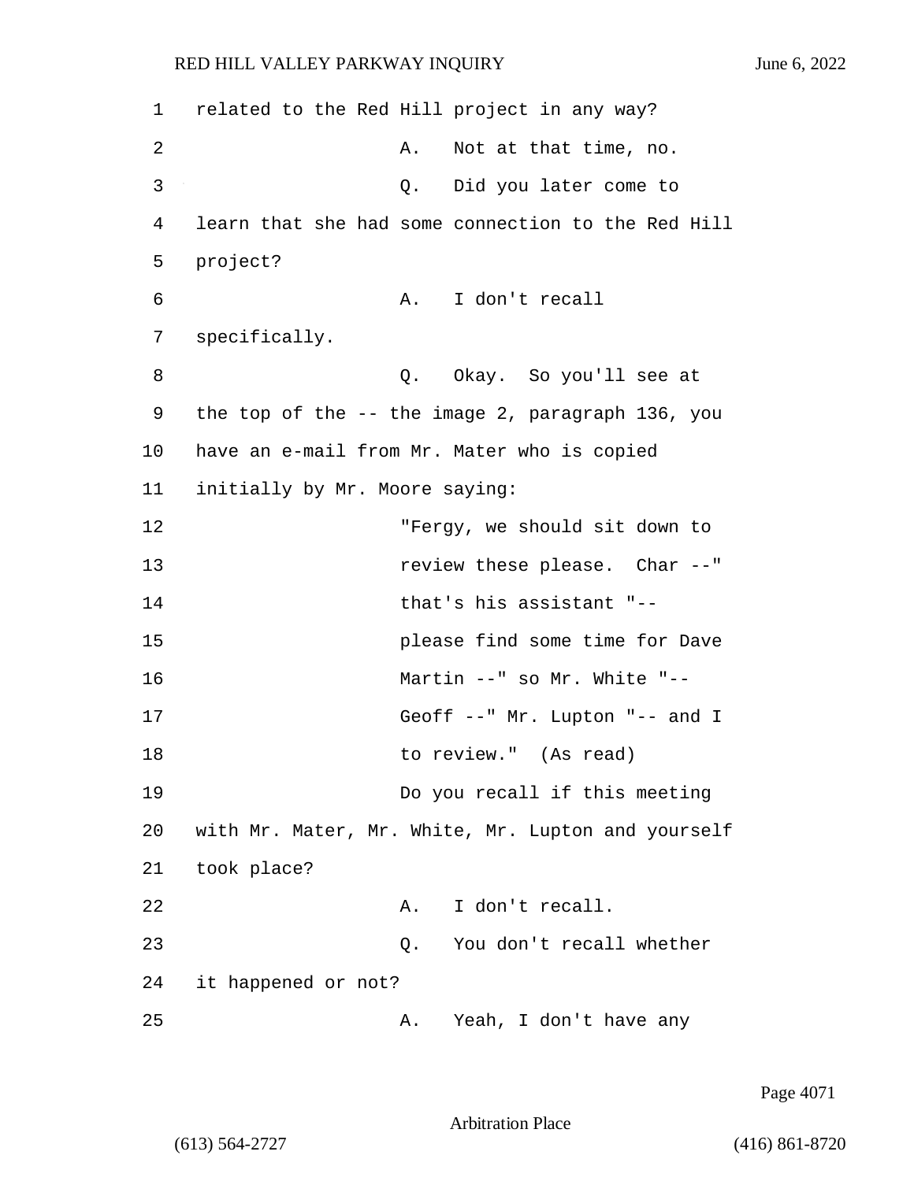1 related to the Red Hill project in any way?

2 A. Not at that time, no.

3 Q. Did you later come to

4 learn that she had some connection to the Red Hill

5 project?

6 A. I don't recall

7 specifically.

8 Q. Okay. So you'll see at

9 the top of the -- the image 2, paragraph 136, you

10 have an e-mail from Mr. Mater who is copied

11 initially by Mr. Moore saying:

12 "Fergy, we should sit down to

13 review these please. Char --"

14 that's his assistant "--

15 please find some time for Dave

16 Martin --" so Mr. White "--

17 Geoff --" Mr. Lupton "-- and I

18 to review." (As read)

19 Do you recall if this meeting

20 with Mr. Mater, Mr. White, Mr. Lupton and yourself

21 took place?

22 A. I don't recall.

23 Q. You don't recall whether

24 it happened or not?

25 A. Yeah, I don't have any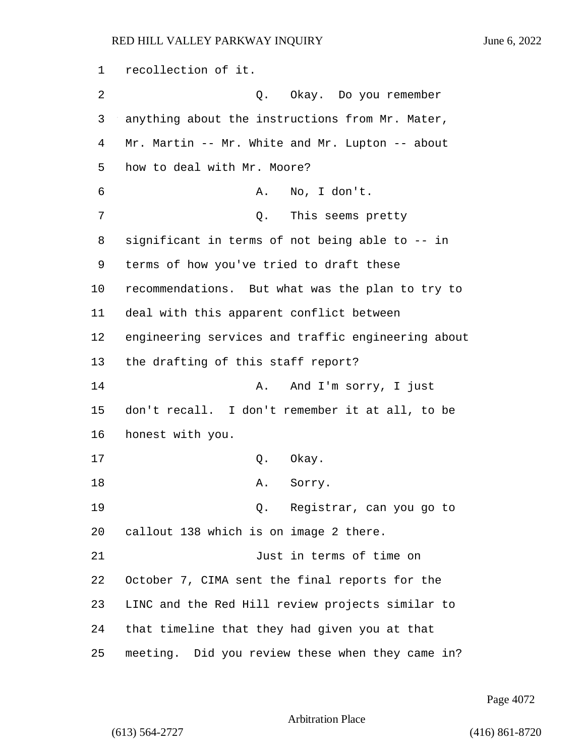recollection of it.

Q. Okay. Do you remember anything about the instructions from Mr. Mater, Mr. Martin -- Mr. White and Mr. Lupton -- about how to deal with Mr. Moore?

A. No, I don't.

Q. This seems pretty significant in terms of not being able to -- in terms of how you've tried to draft these recommendations. But what was the plan to try to deal with this apparent conflict between engineering services and traffic engineering about the drafting of this staff report?

A. And I'm sorry, I just don't recall. I don't remember it at all, to be honest with you.

Q. Okay.

A. Sorry.

Q. Registrar, can you go to callout 138 which is on image 2 there.

Just in terms of time on October 7, CIMA sent the final reports for the LINC and the Red Hill review projects similar to that timeline that they had given you at that meeting. Did you review these when they came in?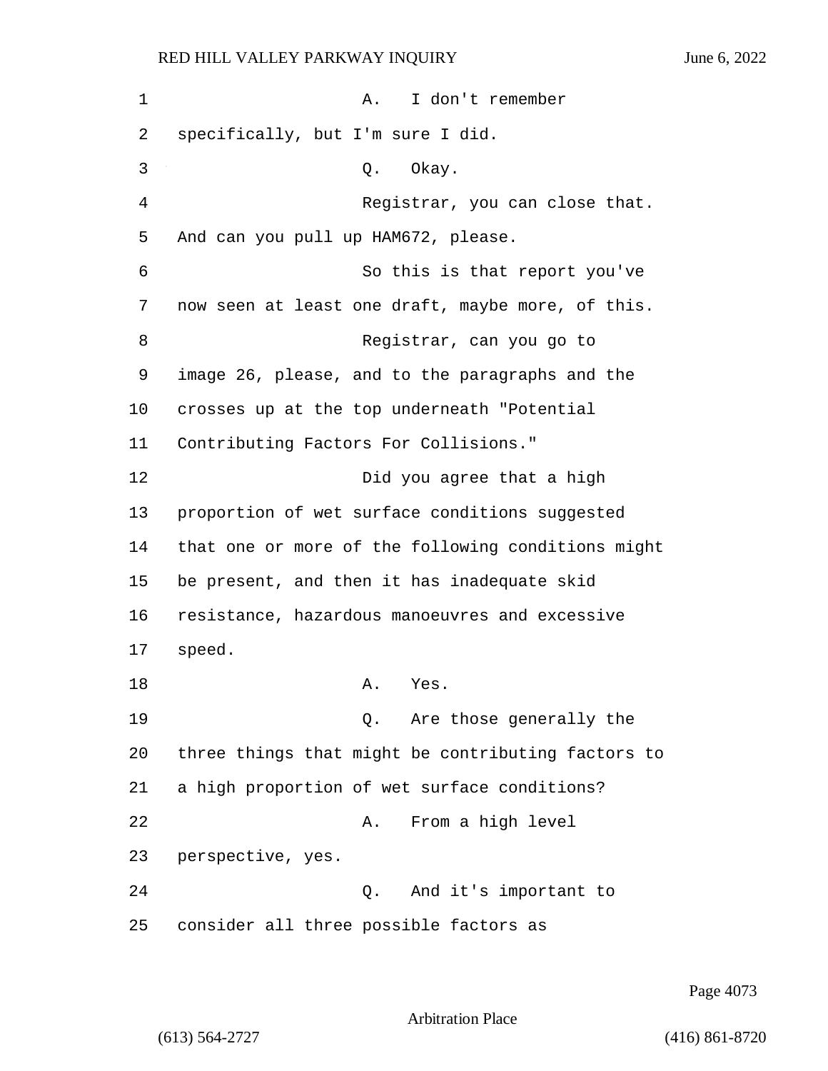A. I don't remember specifically, but I'm sure I did.

Q. Okay.

Registrar, you can close that. And can you pull up HAM672, please.

So this is that report you've now seen at least one draft, maybe more, of this.

Registrar, can you go to image 26, please, and to the paragraphs and the crosses up at the top underneath "Potential Contributing Factors For Collisions."

Did you agree that a high proportion of wet surface conditions suggested that one or more of the following conditions might be present, and then it has inadequate skid resistance, hazardous manoeuvres and excessive speed.

A. Yes.

Q. Are those generally the three things that might be contributing factors to a high proportion of wet surface conditions?

A. From a high level perspective, yes.

Q. And it's important to consider all three possible factors as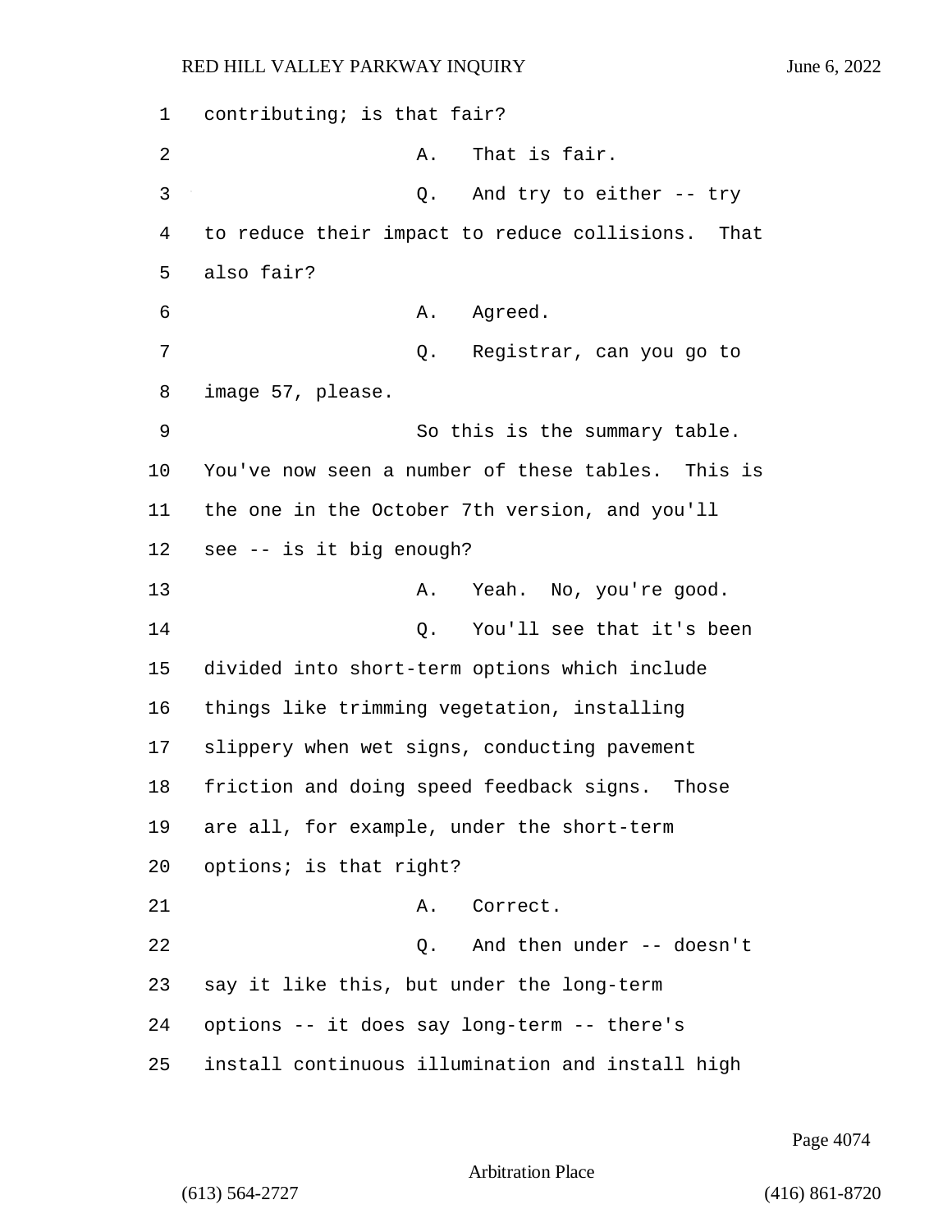1 contributing; is that fair?

2 A. That is fair.

3 Q. And try to either -- try

4 to reduce their impact to reduce collisions. That

5 also fair?

6 A. Agreed.

7 Q. Registrar, can you go to

8 image 57, please.

9 So this is the summary table.

10 You've now seen a number of these tables. This is

11 the one in the October 7th version, and you'll

12 see -- is it big enough?

13 A. Yeah. No, you're good.

14 Q. You'll see that it's been

15 divided into short-term options which include

16 things like trimming vegetation, installing

17 slippery when wet signs, conducting pavement

18 friction and doing speed feedback signs. Those

19 are all, for example, under the short-term

20 options; is that right?

21 A. Correct.

22 Q. And then under -- doesn't

23 say it like this, but under the long-term

24 options -- it does say long-term -- there's

25 install continuous illumination and install high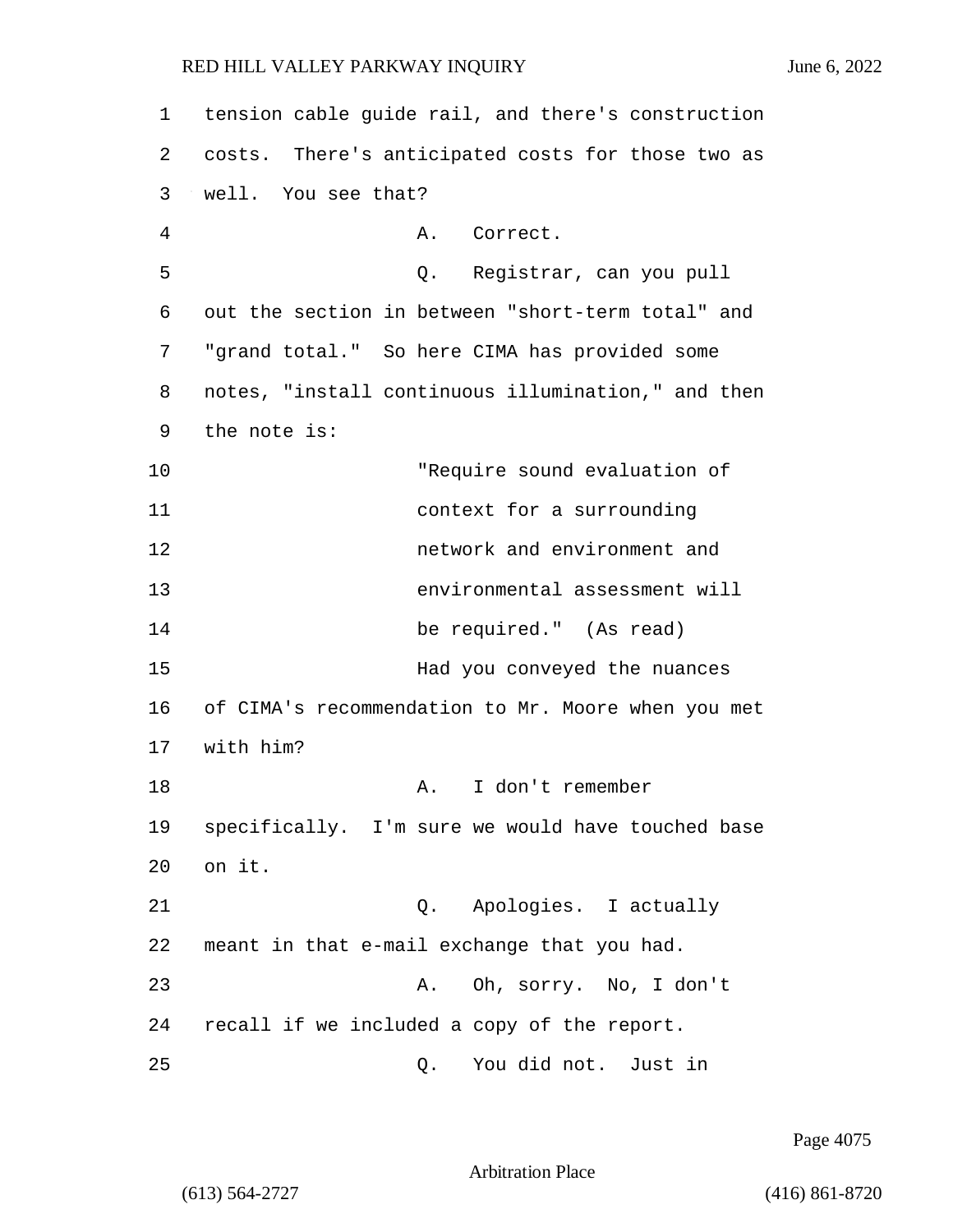1 tension cable guide rail, and there's construction
2 costs. There's anticipated costs for those two as
3 well. You see that?
4 A. Correct.
5 Q. Registrar, can you pull
6 out the section in between "short-term total" and
7 "grand total." So here CIMA has provided some
8 notes, "install continuous illumination," and then
9 the note is:
10 "Require sound evaluation of
11 context for a surrounding
12 network and environment and
13 environmental assessment will
14 be required." (As read)
15 Had you conveyed the nuances
16 of CIMA's recommendation to Mr. Moore when you met
17 with him?
18 A. I don't remember
19 specifically. I'm sure we would have touched base
20 on it.
21 Q. Apologies. I actually
22 meant in that e-mail exchange that you had.
23 A. Oh, sorry. No, I don't
24 recall if we included a copy of the report.
25 Q. You did not. Just in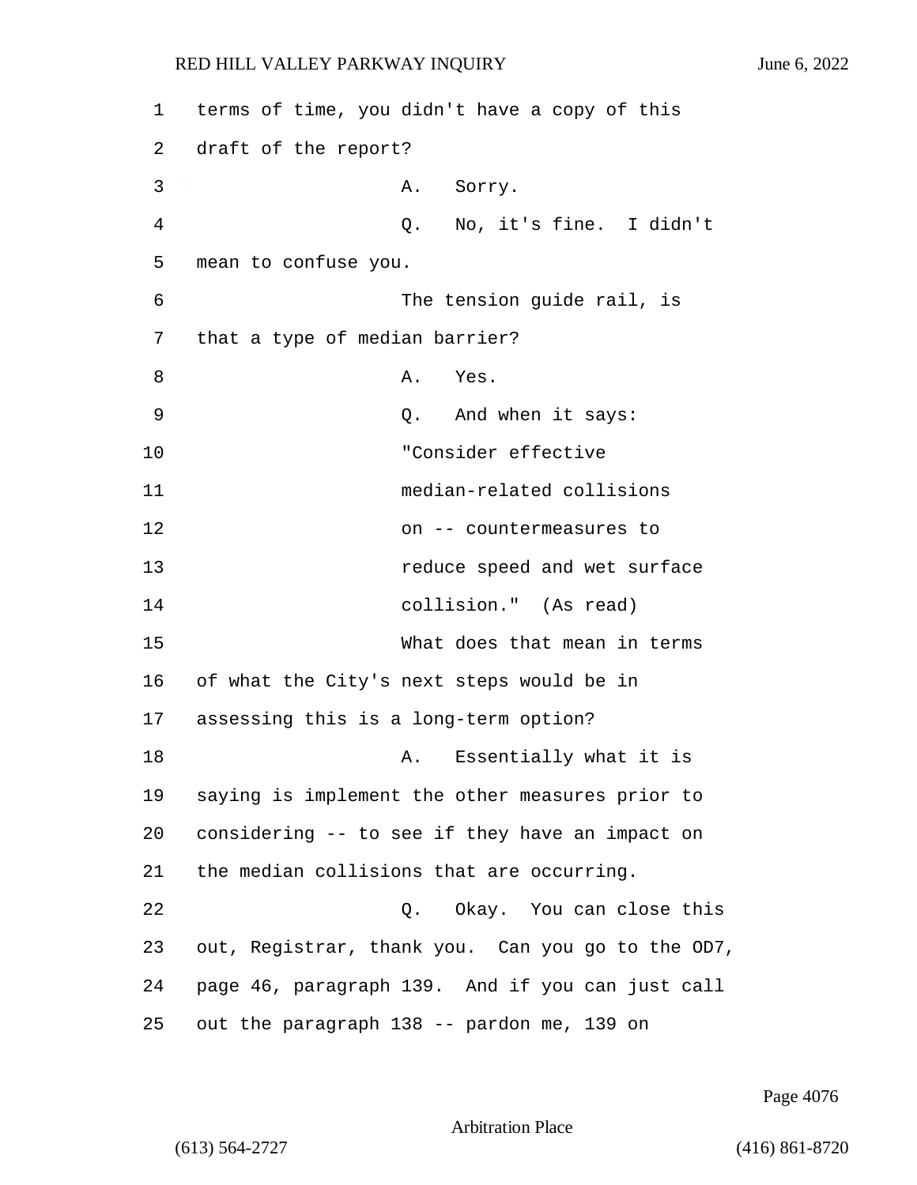terms of time, you didn't have a copy of this draft of the report?

A. Sorry.

Q. No, it's fine. I didn't mean to confuse you.

The tension guide rail, is that a type of median barrier?

A. Yes.

Q. And when it says:

"Consider effective median-related collisions on -- countermeasures to reduce speed and wet surface collision." (As read)

What does that mean in terms of what the City's next steps would be in assessing this is a long-term option?

A. Essentially what it is saying is implement the other measures prior to considering -- to see if they have an impact on the median collisions that are occurring.

Q. Okay. You can close this out, Registrar, thank you. Can you go to the OD7, page 46, paragraph 139. And if you can just call out the paragraph 138 -- pardon me, 139 on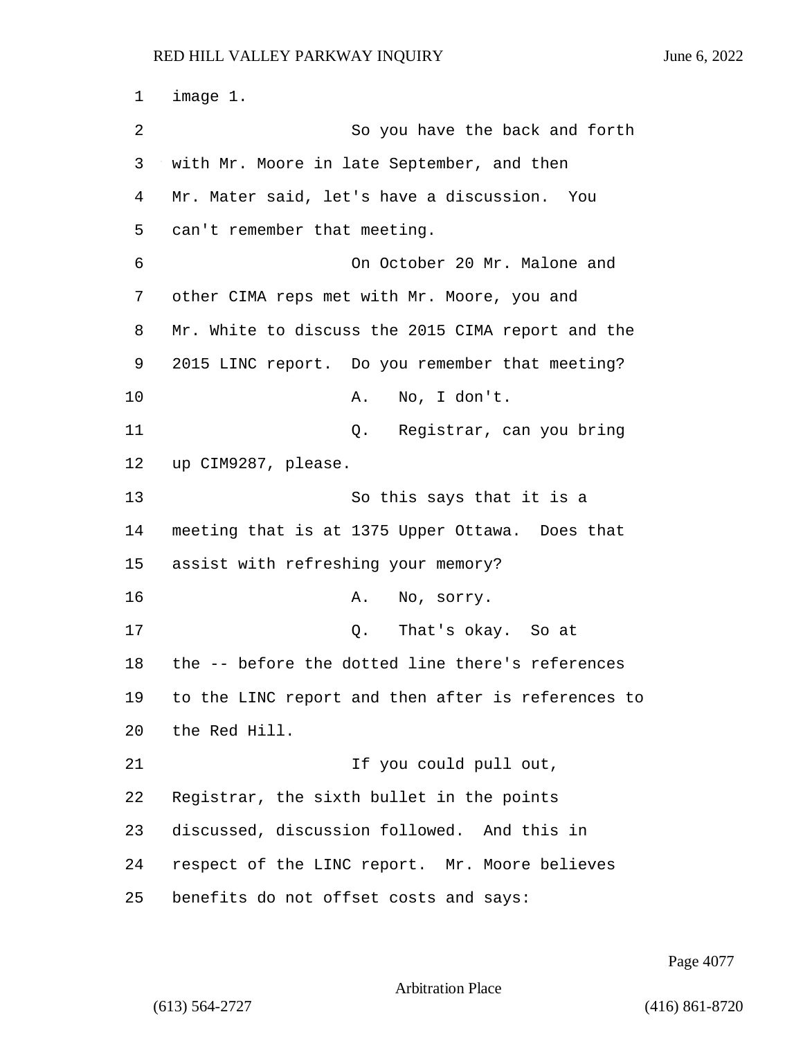1 image 1.

2 So you have the back and forth

3 with Mr. Moore in late September, and then

4 Mr. Mater said, let's have a discussion. You

5 can't remember that meeting.

6 On October 20 Mr. Malone and

7 other CIMA reps met with Mr. Moore, you and

8 Mr. White to discuss the 2015 CIMA report and the

9 2015 LINC report. Do you remember that meeting?

10 A. No, I don't.

11 Q. Registrar, can you bring

12 up CIM9287, please.

13 So this says that it is a

14 meeting that is at 1375 Upper Ottawa. Does that

15 assist with refreshing your memory?

16 A. No, sorry.

17 Q. That's okay. So at

18 the -- before the dotted line there's references

19 to the LINC report and then after is references to

20 the Red Hill.

21 If you could pull out,

22 Registrar, the sixth bullet in the points

23 discussed, discussion followed. And this in

24 respect of the LINC report. Mr. Moore believes

25 benefits do not offset costs and says: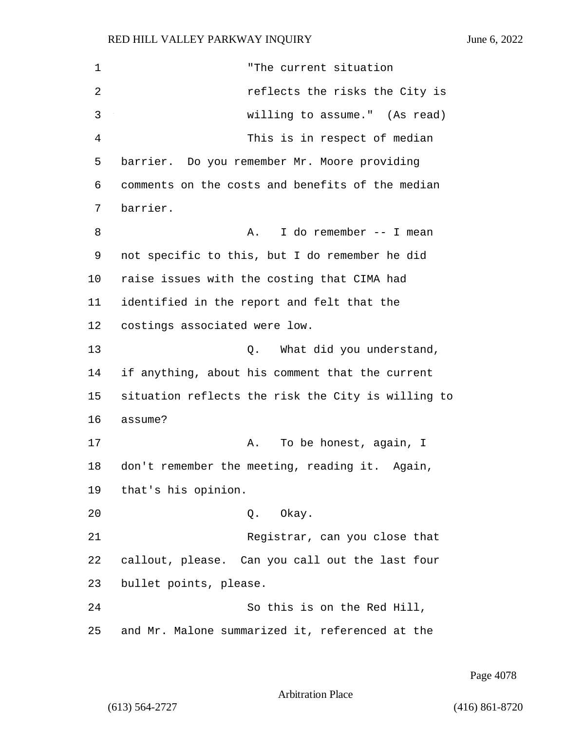"The current situation reflects the risks the City is willing to assume." (As read)

This is in respect of median barrier. Do you remember Mr. Moore providing comments on the costs and benefits of the median barrier.

A. I do remember -- I mean not specific to this, but I do remember he did raise issues with the costing that CIMA had identified in the report and felt that the costings associated were low.

Q. What did you understand, if anything, about his comment that the current situation reflects the risk the City is willing to assume?

A. To be honest, again, I don't remember the meeting, reading it. Again, that's his opinion.

Q. Okay.

Registrar, can you close that callout, please. Can you call out the last four bullet points, please.

So this is on the Red Hill, and Mr. Malone summarized it, referenced at the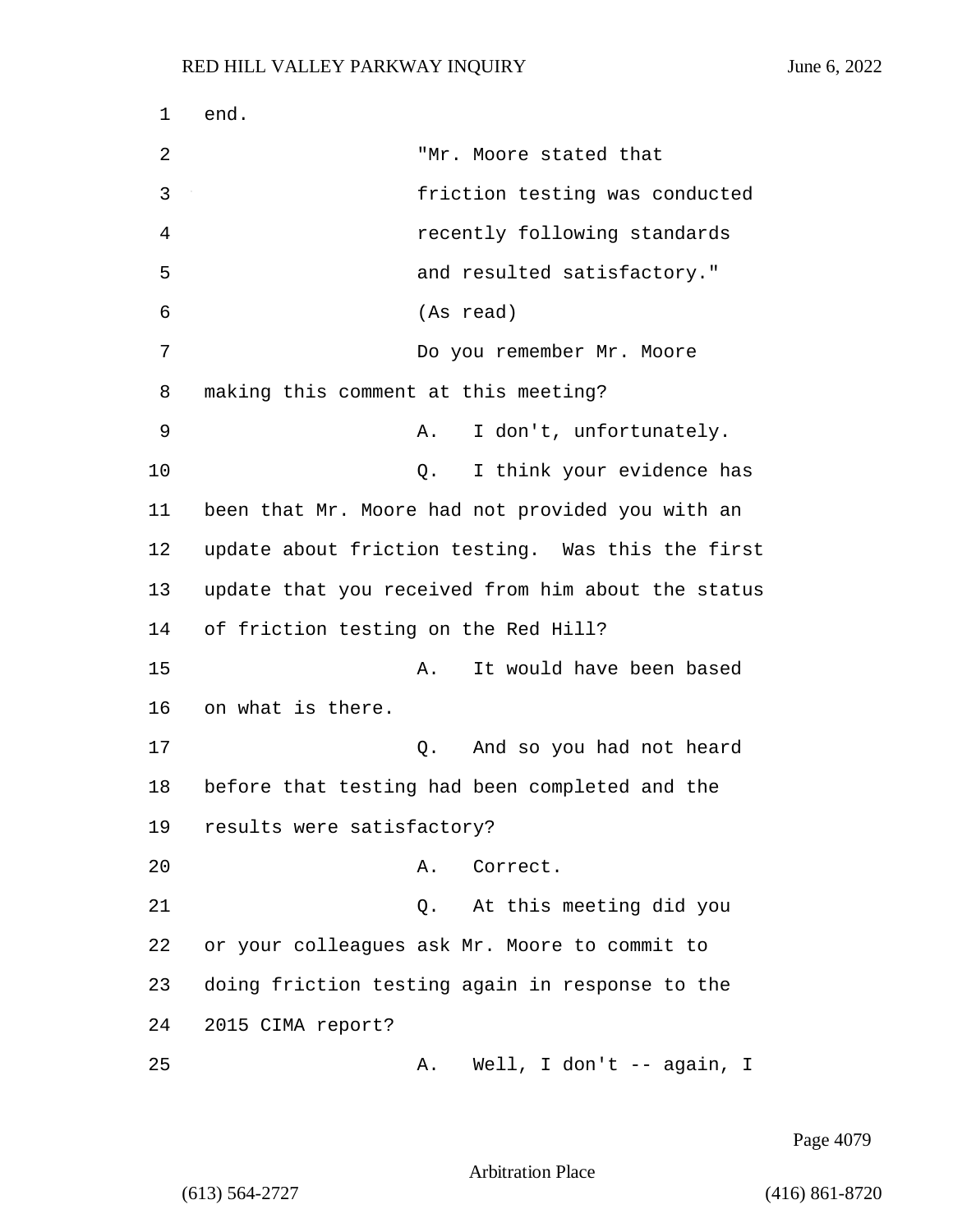end.

"Mr. Moore stated that friction testing was conducted recently following standards and resulted satisfactory." (As read)

Do you remember Mr. Moore making this comment at this meeting?

A. I don't, unfortunately.

Q. I think your evidence has been that Mr. Moore had not provided you with an update about friction testing. Was this the first update that you received from him about the status of friction testing on the Red Hill?

A. It would have been based on what is there.

Q. And so you had not heard before that testing had been completed and the results were satisfactory?

A. Correct.

Q. At this meeting did you or your colleagues ask Mr. Moore to commit to doing friction testing again in response to the 2015 CIMA report?

A. Well, I don't -- again, I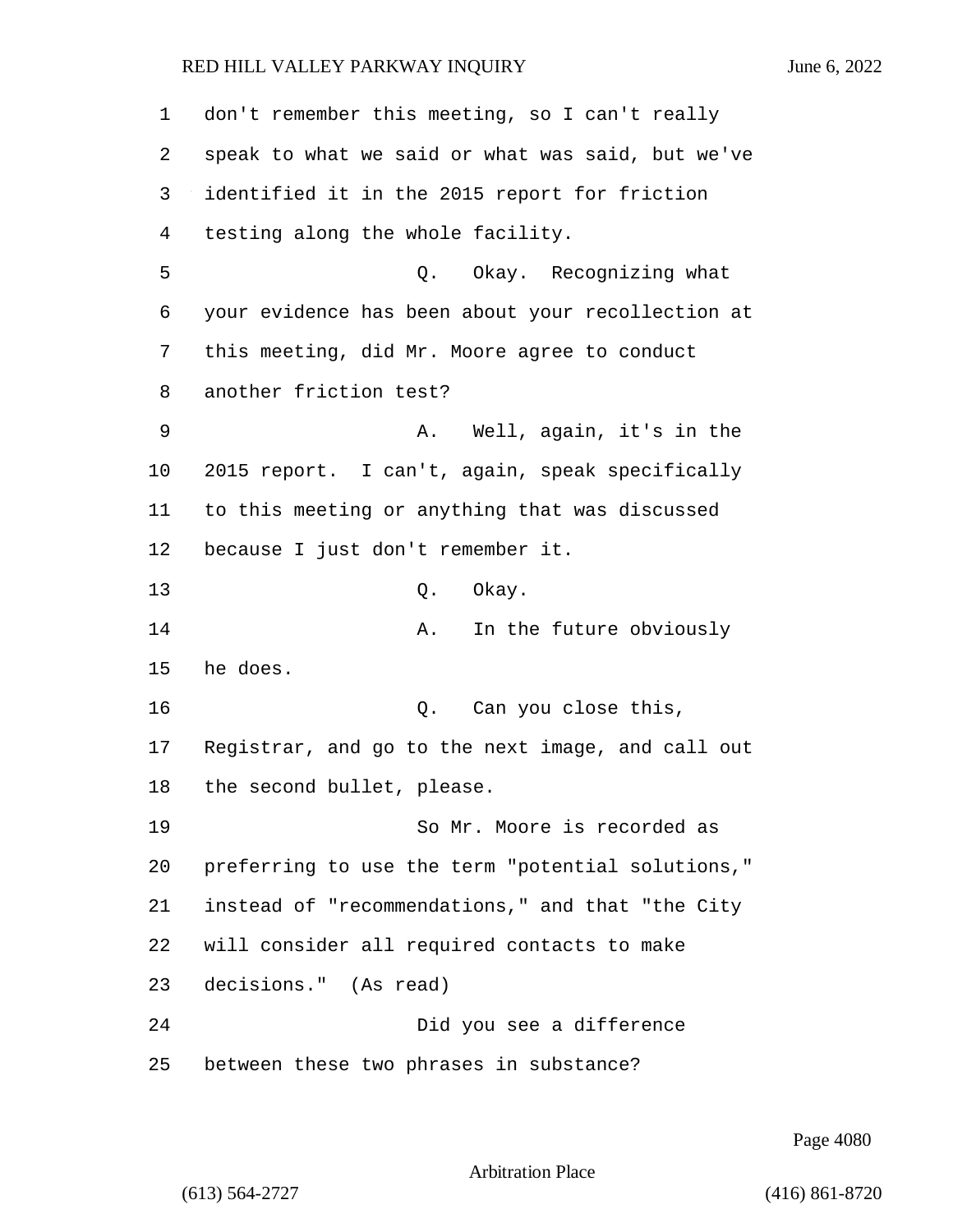don't remember this meeting, so I can't really speak to what we said or what was said, but we've identified it in the 2015 report for friction testing along the whole facility.

Q. Okay. Recognizing what your evidence has been about your recollection at this meeting, did Mr. Moore agree to conduct another friction test?

A. Well, again, it's in the 2015 report. I can't, again, speak specifically to this meeting or anything that was discussed because I just don't remember it.

Q. Okay.

A. In the future obviously he does.

Q. Can you close this, Registrar, and go to the next image, and call out the second bullet, please.

So Mr. Moore is recorded as preferring to use the term "potential solutions," instead of "recommendations," and that "the City will consider all required contacts to make decisions." (As read)

Did you see a difference between these two phrases in substance?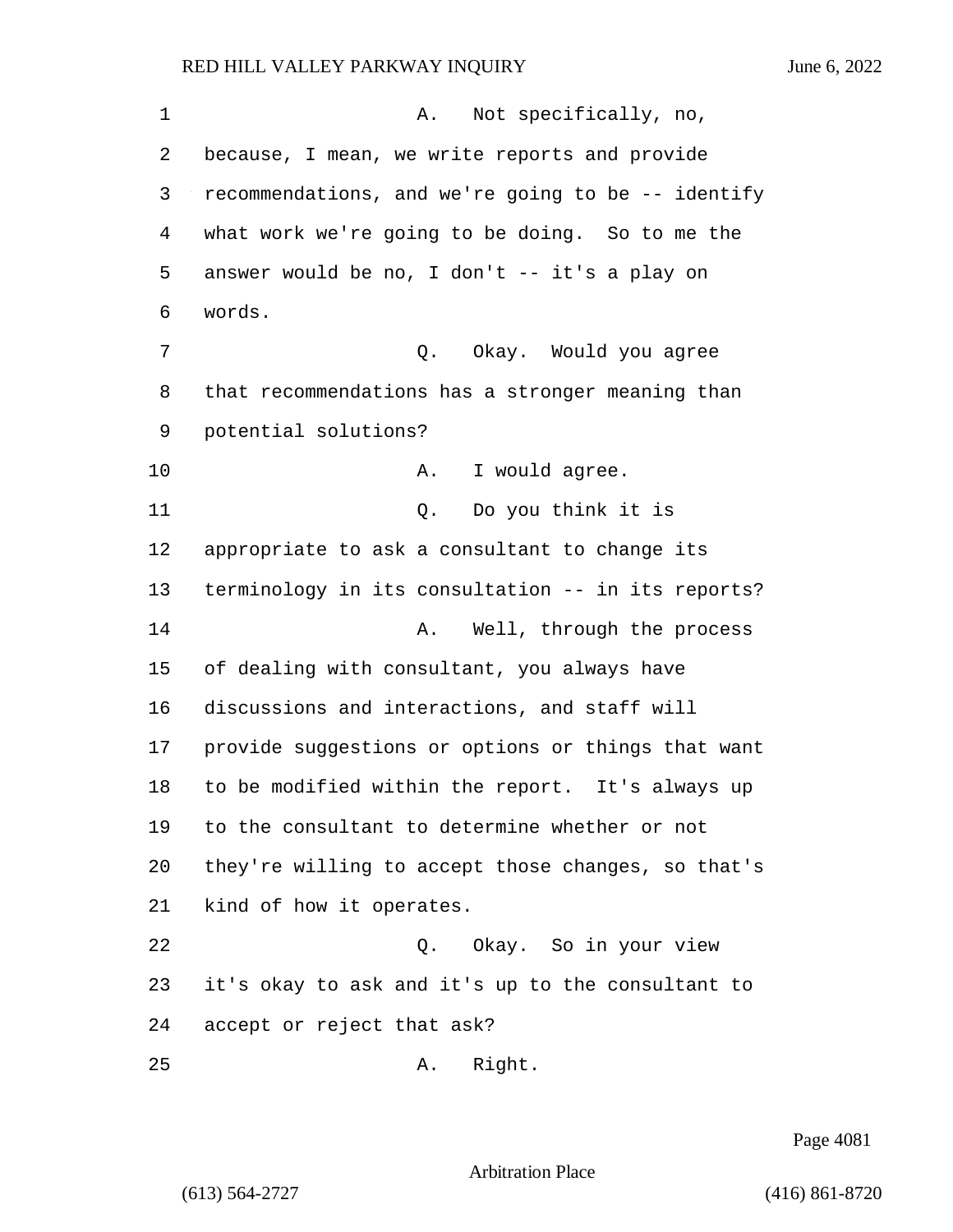A. Not specifically, no, because, I mean, we write reports and provide recommendations, and we're going to be -- identify what work we're going to be doing. So to me the answer would be no, I don't -- it's a play on words.

Q. Okay. Would you agree that recommendations has a stronger meaning than potential solutions?

A. I would agree.

Q. Do you think it is appropriate to ask a consultant to change its terminology in its consultation -- in its reports?

A. Well, through the process of dealing with consultant, you always have discussions and interactions, and staff will provide suggestions or options or things that want to be modified within the report. It's always up to the consultant to determine whether or not they're willing to accept those changes, so that's kind of how it operates.

Q. Okay. So in your view it's okay to ask and it's up to the consultant to accept or reject that ask?

A. Right.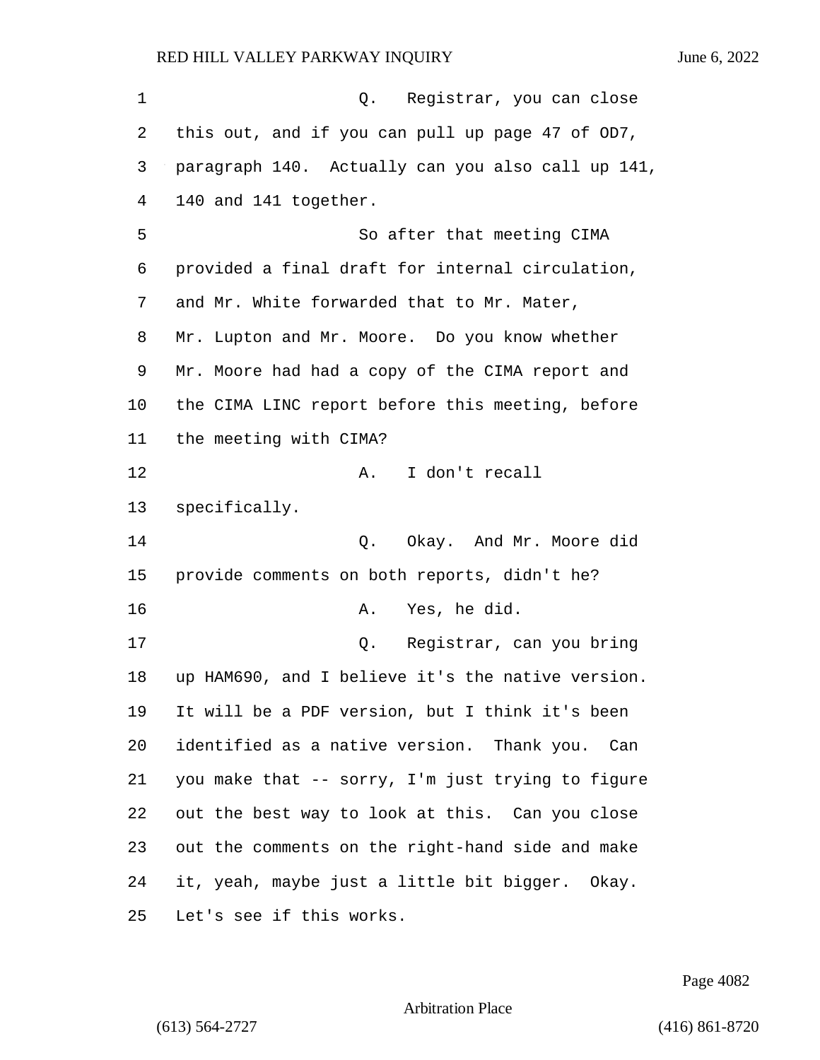Q. Registrar, you can close this out, and if you can pull up page 47 of OD7, paragraph 140. Actually can you also call up 141, 140 and 141 together.

So after that meeting CIMA provided a final draft for internal circulation, and Mr. White forwarded that to Mr. Mater, Mr. Lupton and Mr. Moore. Do you know whether Mr. Moore had had a copy of the CIMA report and the CIMA LINC report before this meeting, before the meeting with CIMA?

A. I don't recall specifically.

Q. Okay. And Mr. Moore did provide comments on both reports, didn't he?

A. Yes, he did.

Q. Registrar, can you bring up HAM690, and I believe it's the native version. It will be a PDF version, but I think it's been identified as a native version. Thank you. Can you make that -- sorry, I'm just trying to figure out the best way to look at this. Can you close out the comments on the right-hand side and make it, yeah, maybe just a little bit bigger. Okay. Let's see if this works.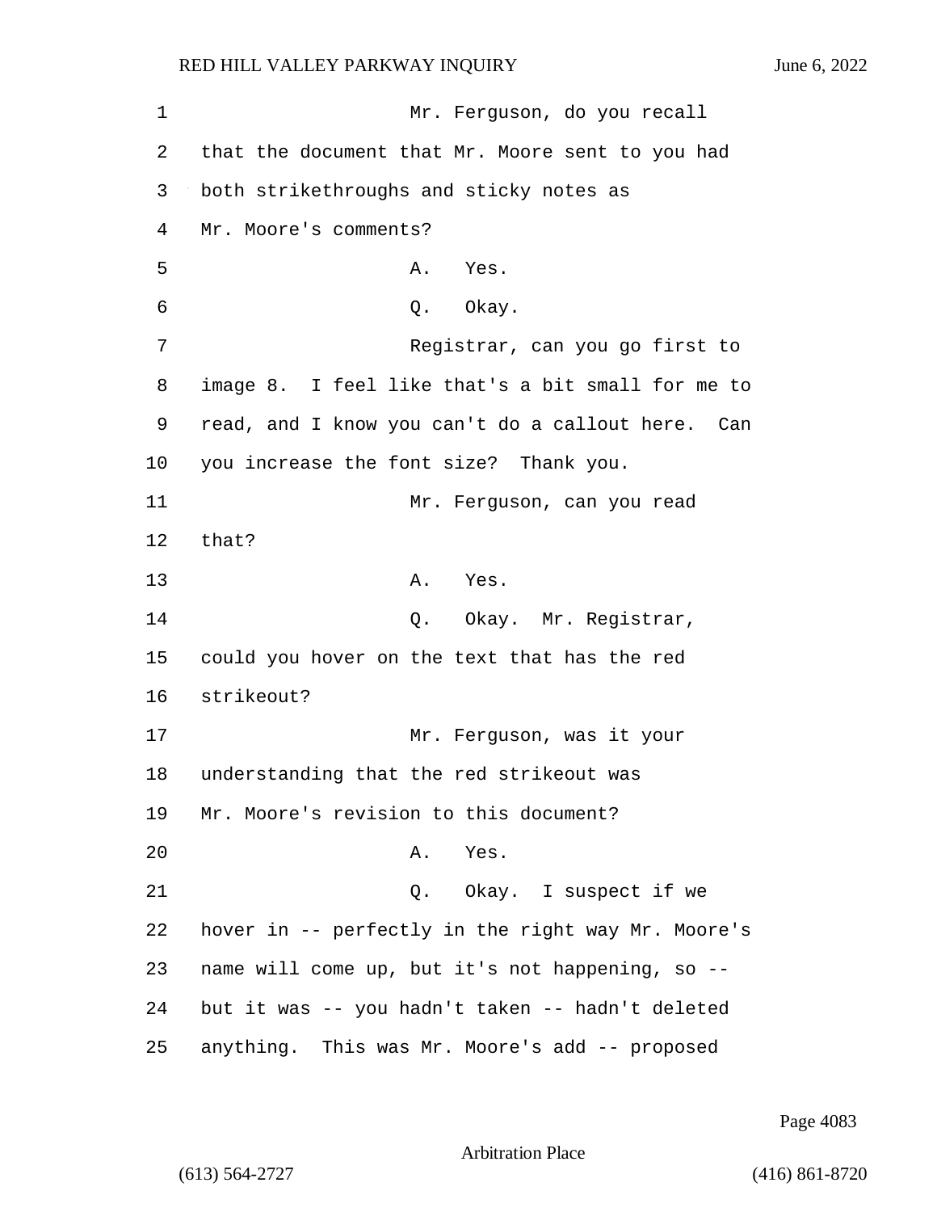Mr. Ferguson, do you recall that the document that Mr. Moore sent to you had both strikethroughs and sticky notes as Mr. Moore's comments?

A. Yes.

Q. Okay.

Registrar, can you go first to image 8. I feel like that's a bit small for me to read, and I know you can't do a callout here. Can you increase the font size? Thank you.

Mr. Ferguson, can you read that?

A. Yes.

Q. Okay. Mr. Registrar, could you hover on the text that has the red strikeout?

Mr. Ferguson, was it your understanding that the red strikeout was Mr. Moore's revision to this document?

A. Yes.

Q. Okay. I suspect if we hover in -- perfectly in the right way Mr. Moore's name will come up, but it's not happening, so -- but it was -- you hadn't taken -- hadn't deleted anything. This was Mr. Moore's add -- proposed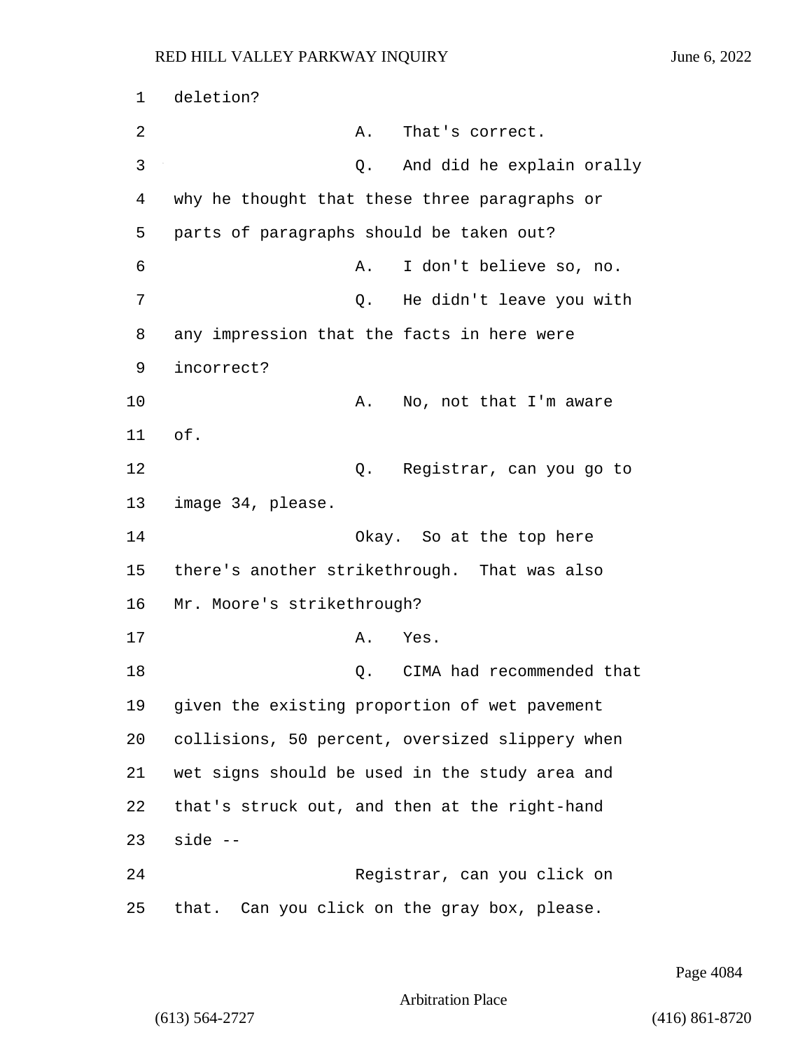deletion?

A. That's correct.

Q. And did he explain orally why he thought that these three paragraphs or parts of paragraphs should be taken out?

A. I don't believe so, no.

Q. He didn't leave you with any impression that the facts in here were incorrect?

A. No, not that I'm aware of.

Q. Registrar, can you go to image 34, please.

Okay. So at the top here there's another strikethrough. That was also Mr. Moore's strikethrough?

A. Yes.

Q. CIMA had recommended that given the existing proportion of wet pavement collisions, 50 percent, oversized slippery when wet signs should be used in the study area and that's struck out, and then at the right-hand side --

Registrar, can you click on that. Can you click on the gray box, please.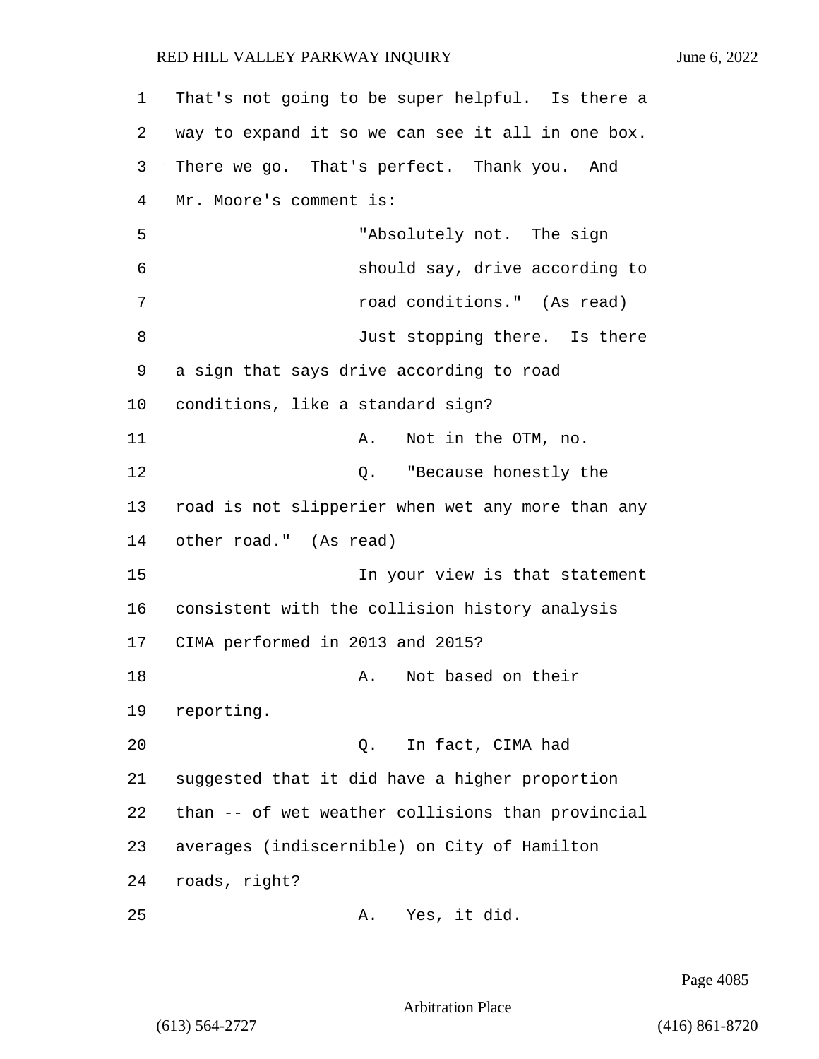That's not going to be super helpful. Is there a way to expand it so we can see it all in one box. There we go. That's perfect. Thank you. And Mr. Moore's comment is:

> "Absolutely not. The sign should say, drive according to road conditions." (As read)

Just stopping there. Is there a sign that says drive according to road conditions, like a standard sign?

A. Not in the OTM, no.

Q. "Because honestly the road is not slipperier when wet any more than any other road." (As read)

In your view is that statement consistent with the collision history analysis CIMA performed in 2013 and 2015?

A. Not based on their reporting.

Q. In fact, CIMA had suggested that it did have a higher proportion than -- of wet weather collisions than provincial averages (indiscernible) on City of Hamilton roads, right?

A. Yes, it did.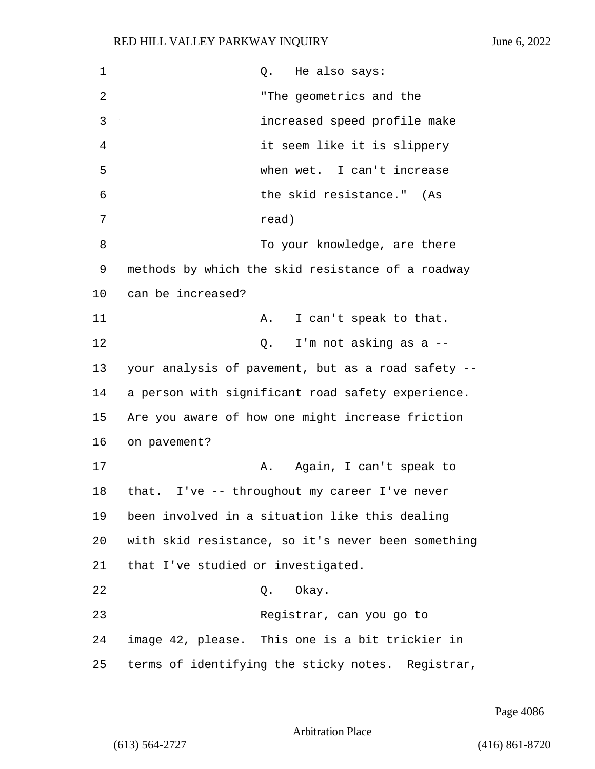Q. He also says:

"The geometrics and the increased speed profile make it seem like it is slippery when wet. I can't increase the skid resistance." (As read)

To your knowledge, are there methods by which the skid resistance of a roadway can be increased?

A. I can't speak to that.

Q. I'm not asking as a -- your analysis of pavement, but as a road safety -- a person with significant road safety experience. Are you aware of how one might increase friction on pavement?

A. Again, I can't speak to that. I've -- throughout my career I've never been involved in a situation like this dealing with skid resistance, so it's never been something that I've studied or investigated.

Q. Okay.

Registrar, can you go to image 42, please. This one is a bit trickier in terms of identifying the sticky notes. Registrar,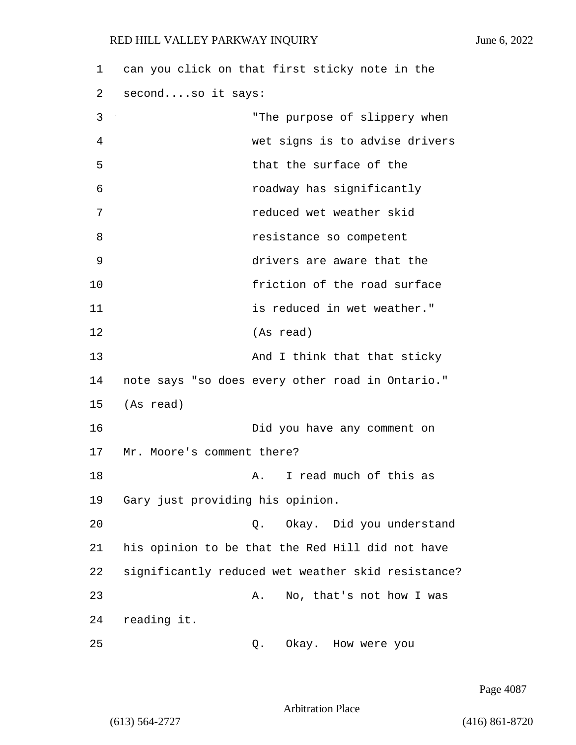can you click on that first sticky note in the second....so it says:

"The purpose of slippery when wet signs is to advise drivers that the surface of the roadway has significantly reduced wet weather skid resistance so competent drivers are aware that the friction of the road surface is reduced in wet weather." (As read)

And I think that that sticky note says "so does every other road in Ontario." (As read)

Did you have any comment on Mr. Moore's comment there?

A. I read much of this as Gary just providing his opinion.

Q. Okay. Did you understand his opinion to be that the Red Hill did not have significantly reduced wet weather skid resistance?

A. No, that's not how I was reading it.

Q. Okay. How were you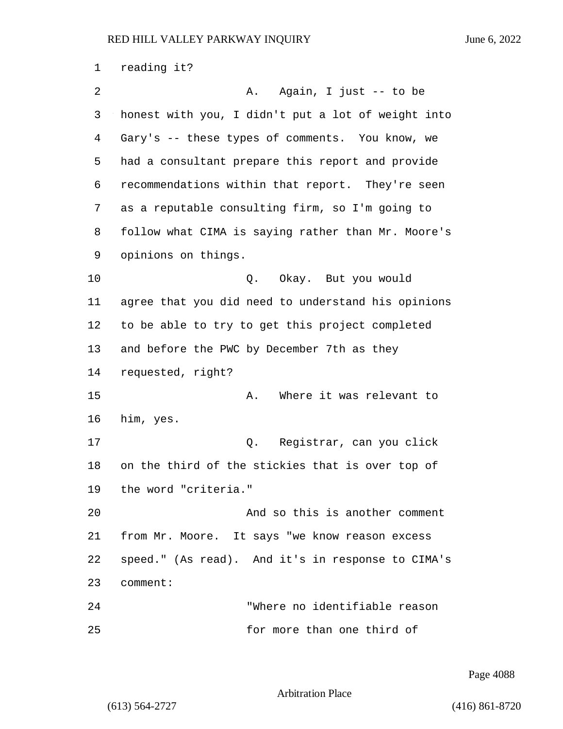reading it?

A. Again, I just -- to be honest with you, I didn't put a lot of weight into Gary's -- these types of comments. You know, we had a consultant prepare this report and provide recommendations within that report. They're seen as a reputable consulting firm, so I'm going to follow what CIMA is saying rather than Mr. Moore's opinions on things.

Q. Okay. But you would agree that you did need to understand his opinions to be able to try to get this project completed and before the PWC by December 7th as they requested, right?

A. Where it was relevant to him, yes.

Q. Registrar, can you click on the third of the stickies that is over top of the word "criteria."

And so this is another comment from Mr. Moore. It says "we know reason excess speed." (As read). And it's in response to CIMA's comment:

"Where no identifiable reason for more than one third of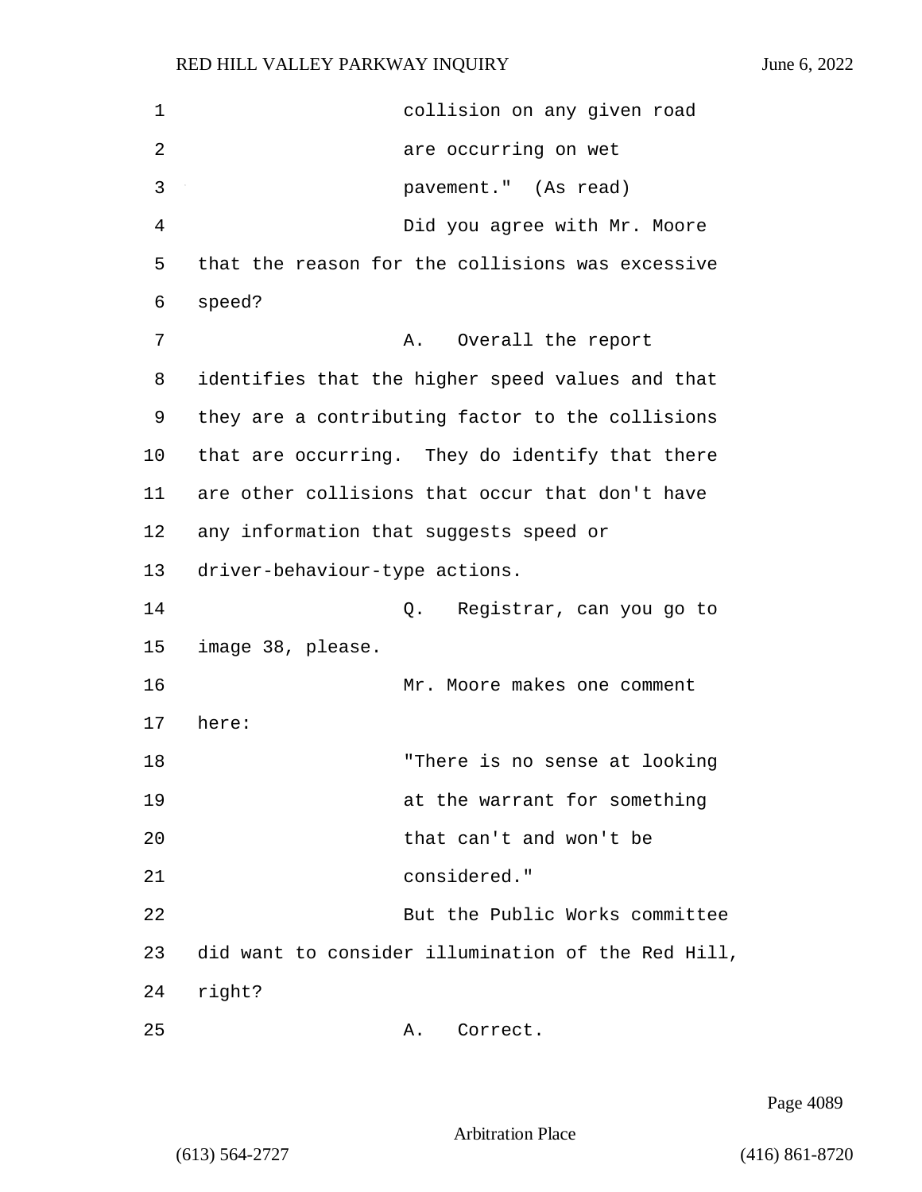collision on any given road are occurring on wet pavement." (As read)

Did you agree with Mr. Moore that the reason for the collisions was excessive speed?

A. Overall the report identifies that the higher speed values and that they are a contributing factor to the collisions that are occurring. They do identify that there are other collisions that occur that don't have any information that suggests speed or driver-behaviour-type actions.

Q. Registrar, can you go to image 38, please.

Mr. Moore makes one comment here:

"There is no sense at looking at the warrant for something that can't and won't be considered."

But the Public Works committee did want to consider illumination of the Red Hill, right?

A. Correct.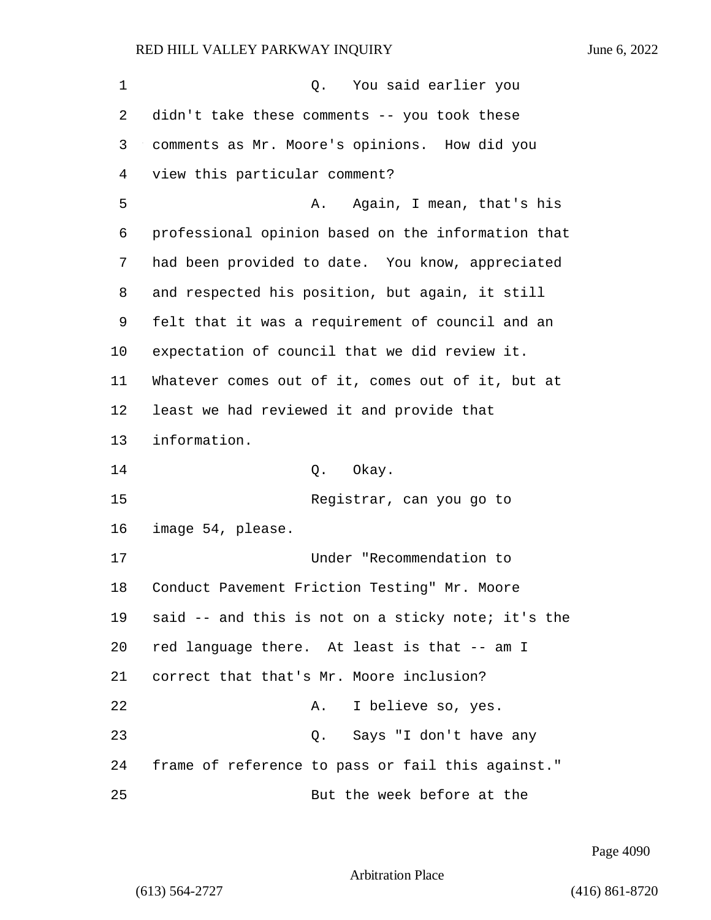Q. You said earlier you didn't take these comments -- you took these comments as Mr. Moore's opinions. How did you view this particular comment?

A. Again, I mean, that's his professional opinion based on the information that had been provided to date. You know, appreciated and respected his position, but again, it still felt that it was a requirement of council and an expectation of council that we did review it. Whatever comes out of it, comes out of it, but at least we had reviewed it and provide that information.

Q. Okay.

Registrar, can you go to image 54, please.

Under "Recommendation to Conduct Pavement Friction Testing" Mr. Moore said -- and this is not on a sticky note; it's the red language there. At least is that -- am I correct that that's Mr. Moore inclusion?

A. I believe so, yes.

Q. Says "I don't have any frame of reference to pass or fail this against."

But the week before at the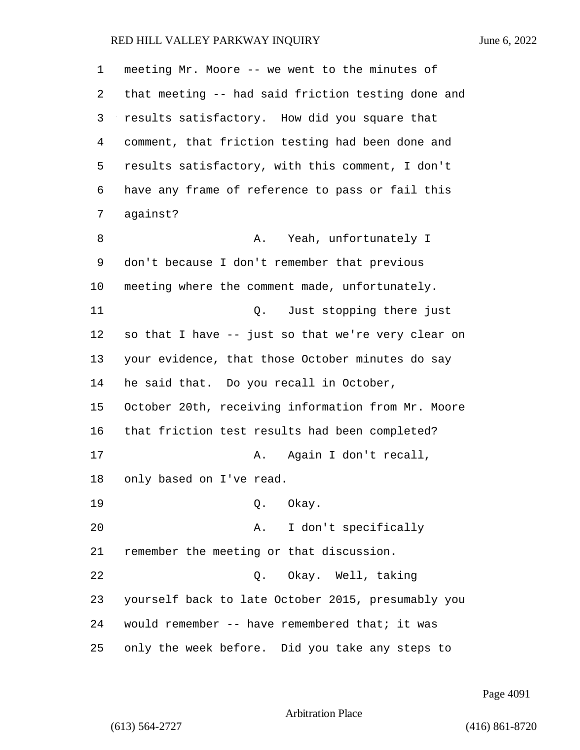meeting Mr. Moore -- we went to the minutes of that meeting -- had said friction testing done and results satisfactory. How did you square that comment, that friction testing had been done and results satisfactory, with this comment, I don't have any frame of reference to pass or fail this against?

A. Yeah, unfortunately I don't because I don't remember that previous meeting where the comment made, unfortunately.

Q. Just stopping there just so that I have -- just so that we're very clear on your evidence, that those October minutes do say he said that. Do you recall in October, October 20th, receiving information from Mr. Moore that friction test results had been completed?

A. Again I don't recall, only based on I've read.

Q. Okay.

A. I don't specifically remember the meeting or that discussion.

Q. Okay. Well, taking yourself back to late October 2015, presumably you would remember -- have remembered that; it was only the week before. Did you take any steps to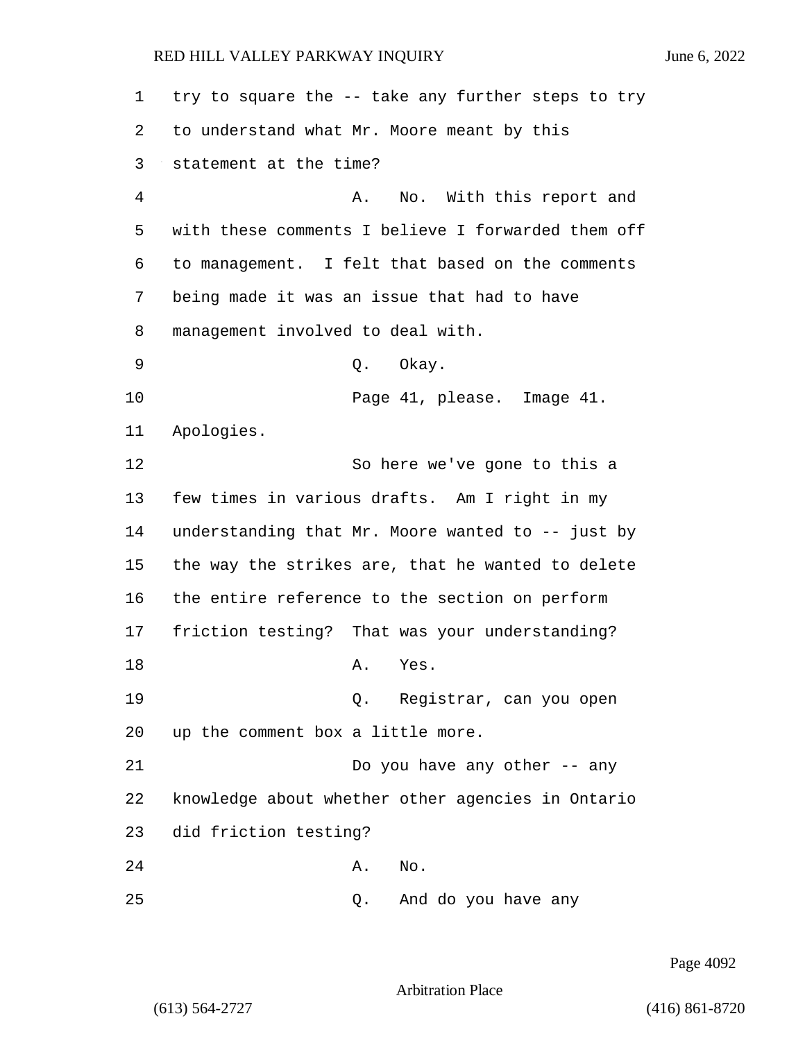try to square the -- take any further steps to try to understand what Mr. Moore meant by this statement at the time?

A. No. With this report and with these comments I believe I forwarded them off to management. I felt that based on the comments being made it was an issue that had to have management involved to deal with.

Q. Okay.

Page 41, please. Image 41. Apologies.

So here we've gone to this a few times in various drafts. Am I right in my understanding that Mr. Moore wanted to -- just by the way the strikes are, that he wanted to delete the entire reference to the section on perform friction testing? That was your understanding?

A. Yes.

Q. Registrar, can you open up the comment box a little more.

Do you have any other -- any knowledge about whether other agencies in Ontario did friction testing?

A. No.

Q. And do you have any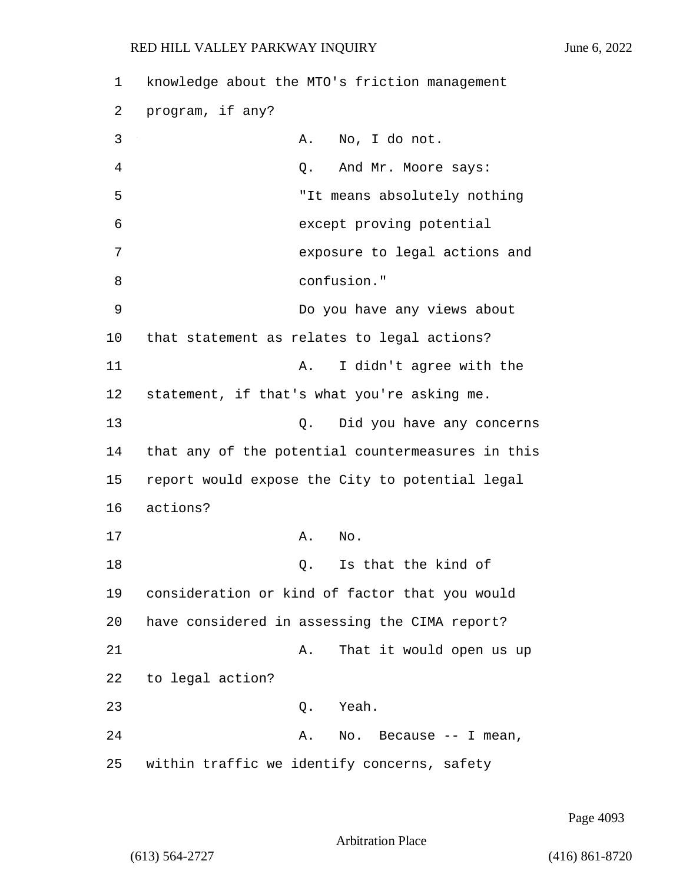knowledge about the MTO's friction management program, if any?

A. No, I do not.

Q. And Mr. Moore says:

"It means absolutely nothing except proving potential exposure to legal actions and confusion."

Do you have any views about that statement as relates to legal actions?

A. I didn't agree with the statement, if that's what you're asking me.

Q. Did you have any concerns that any of the potential countermeasures in this report would expose the City to potential legal actions?

A. No.

Q. Is that the kind of consideration or kind of factor that you would have considered in assessing the CIMA report?

A. That it would open us up to legal action?

Q. Yeah.

A. No. Because -- I mean, within traffic we identify concerns, safety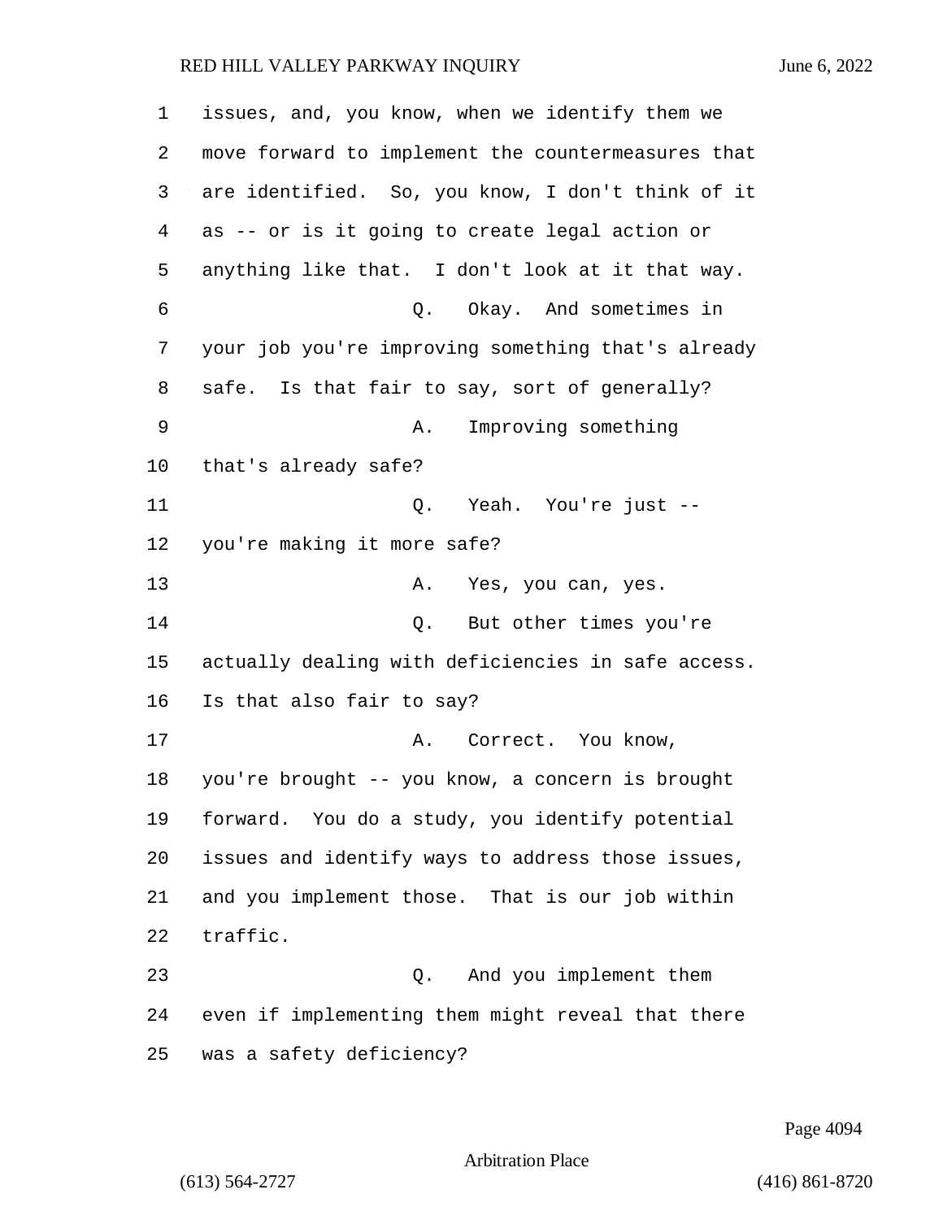issues, and, you know, when we identify them we move forward to implement the countermeasures that are identified. So, you know, I don't think of it as -- or is it going to create legal action or anything like that. I don't look at it that way.

Q. Okay. And sometimes in your job you're improving something that's already safe. Is that fair to say, sort of generally?

A. Improving something that's already safe?

Q. Yeah. You're just -- you're making it more safe?

A. Yes, you can, yes.

Q. But other times you're actually dealing with deficiencies in safe access. Is that also fair to say?

A. Correct. You know, you're brought -- you know, a concern is brought forward. You do a study, you identify potential issues and identify ways to address those issues, and you implement those. That is our job within traffic.

Q. And you implement them even if implementing them might reveal that there was a safety deficiency?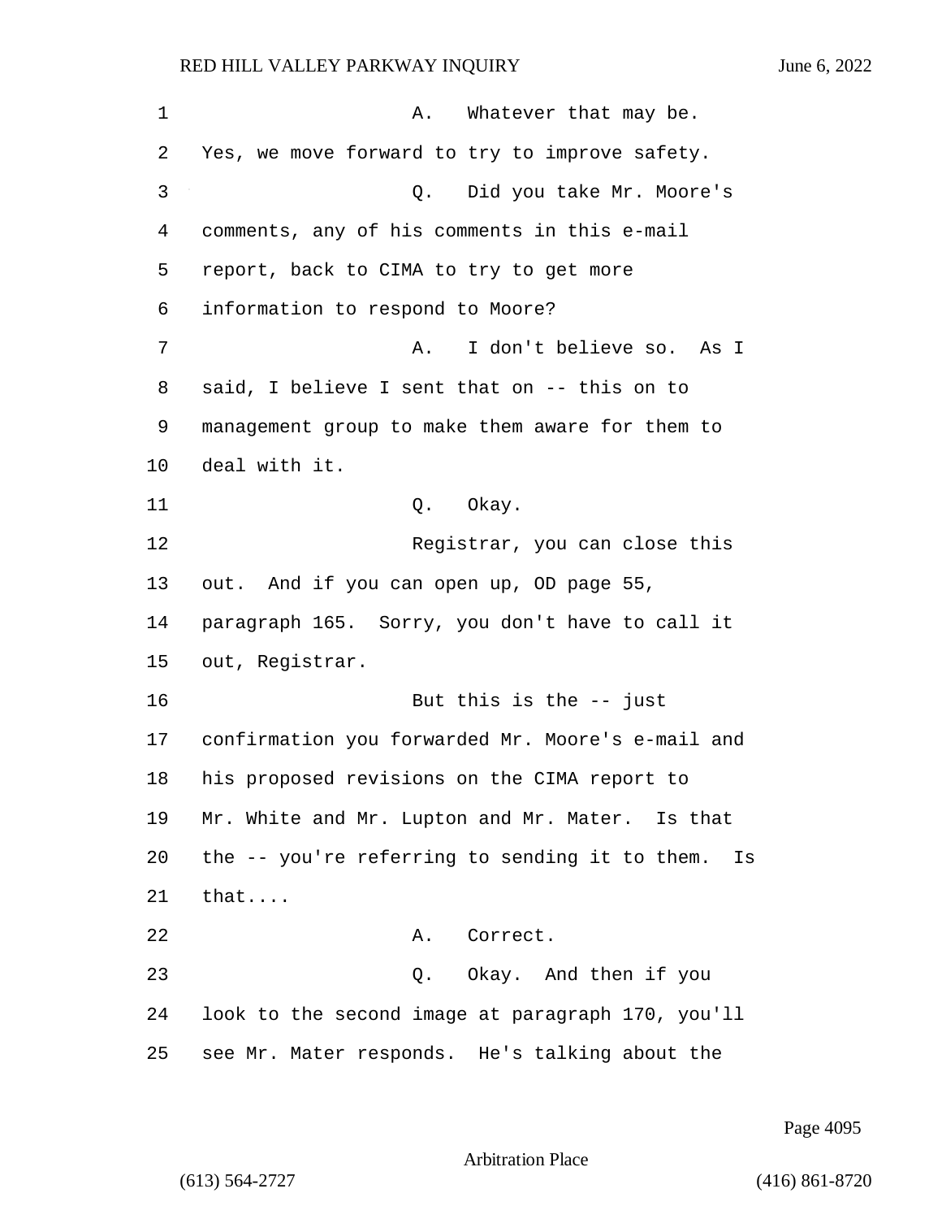A. Whatever that may be. Yes, we move forward to try to improve safety.

Q. Did you take Mr. Moore's comments, any of his comments in this e-mail report, back to CIMA to try to get more information to respond to Moore?

A. I don't believe so. As I said, I believe I sent that on -- this on to management group to make them aware for them to deal with it.

Q. Okay.

Registrar, you can close this out. And if you can open up, OD page 55, paragraph 165. Sorry, you don't have to call it out, Registrar.

But this is the -- just confirmation you forwarded Mr. Moore's e-mail and his proposed revisions on the CIMA report to Mr. White and Mr. Lupton and Mr. Mater. Is that the -- you're referring to sending it to them. Is that....

A. Correct.

Q. Okay. And then if you look to the second image at paragraph 170, you'll see Mr. Mater responds. He's talking about the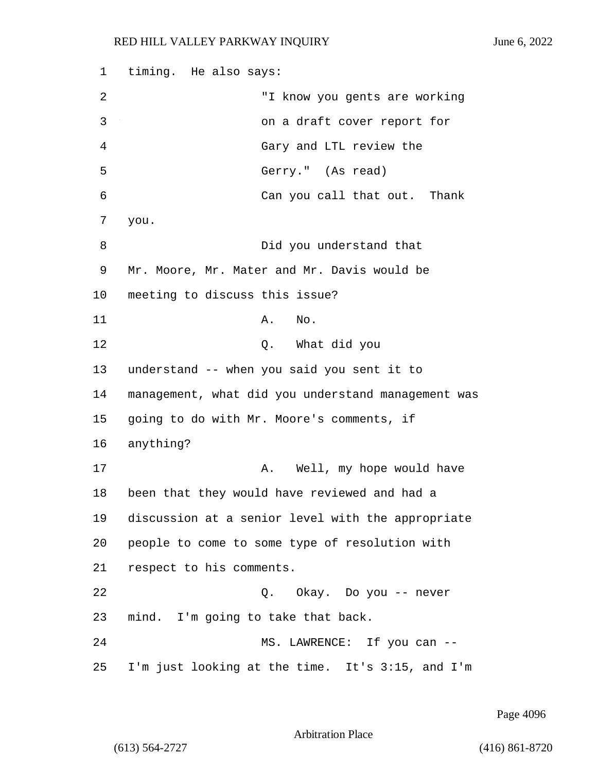timing. He also says:

"I know you gents are working on a draft cover report for Gary and LTL review the Gerry." (As read)

Can you call that out. Thank you.

Did you understand that Mr. Moore, Mr. Mater and Mr. Davis would be meeting to discuss this issue?

A. No.

Q. What did you understand -- when you said you sent it to management, what did you understand management was going to do with Mr. Moore's comments, if anything?

A. Well, my hope would have been that they would have reviewed and had a discussion at a senior level with the appropriate people to come to some type of resolution with respect to his comments.

Q. Okay. Do you -- never mind. I'm going to take that back.

MS. LAWRENCE: If you can -- I'm just looking at the time. It's 3:15, and I'm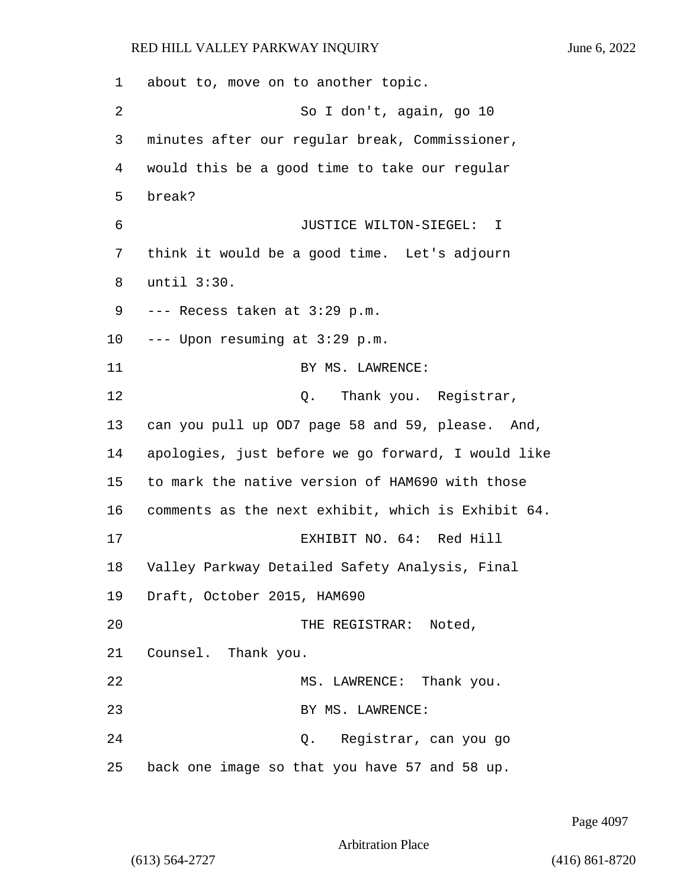about to, move on to another topic.

So I don't, again, go 10 minutes after our regular break, Commissioner, would this be a good time to take our regular break?

JUSTICE WILTON-SIEGEL: I think it would be a good time. Let's adjourn until 3:30.

--- Recess taken at 3:29 p.m.

--- Upon resuming at 3:29 p.m.

BY MS. LAWRENCE:

Q. Thank you. Registrar, can you pull up OD7 page 58 and 59, please. And, apologies, just before we go forward, I would like to mark the native version of HAM690 with those comments as the next exhibit, which is Exhibit 64.

EXHIBIT NO. 64: Red Hill Valley Parkway Detailed Safety Analysis, Final Draft, October 2015, HAM690

THE REGISTRAR: Noted, Counsel. Thank you.

MS. LAWRENCE: Thank you.

BY MS. LAWRENCE:

Q. Registrar, can you go back one image so that you have 57 and 58 up.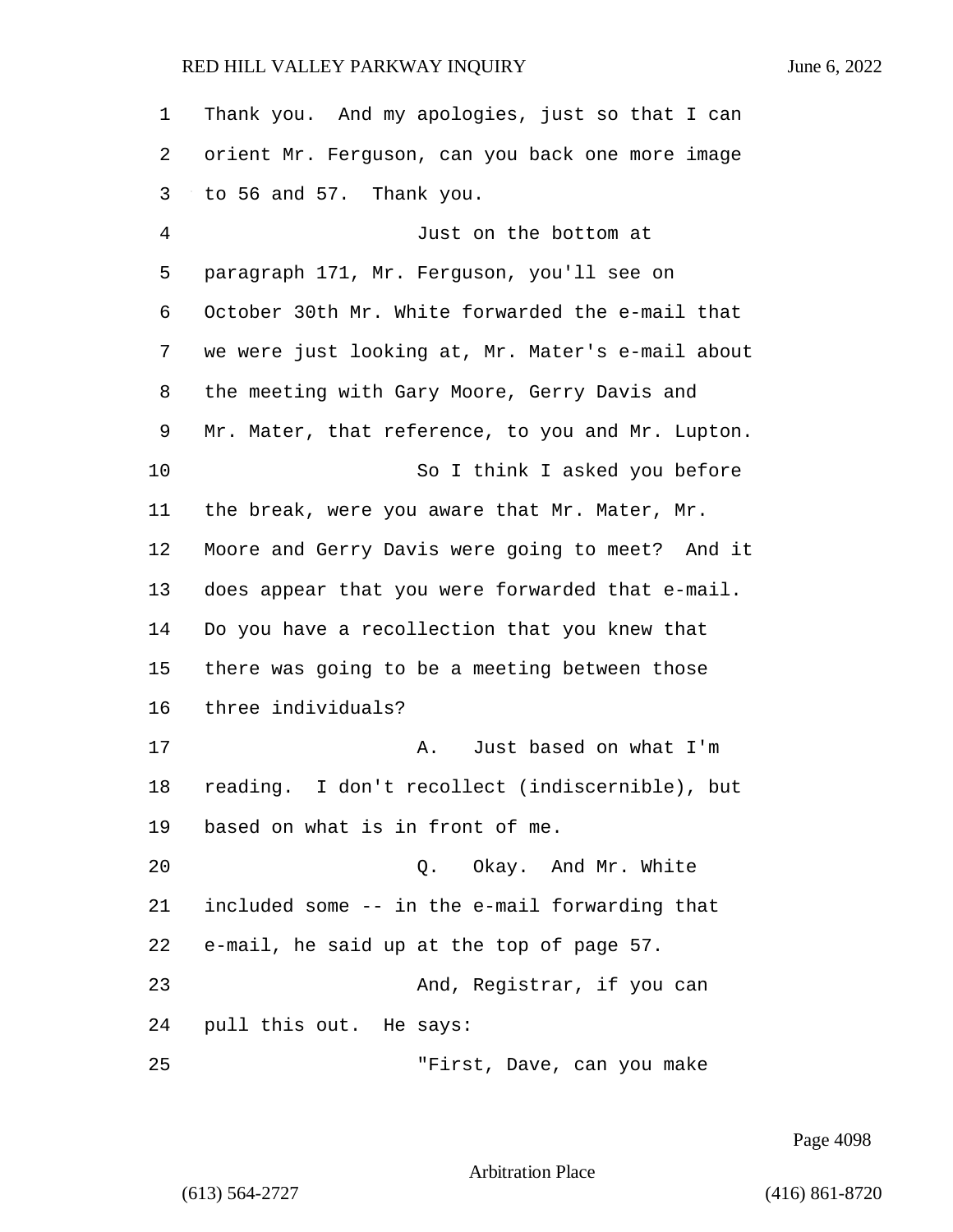Thank you. And my apologies, just so that I can orient Mr. Ferguson, can you back one more image to 56 and 57. Thank you.

Just on the bottom at paragraph 171, Mr. Ferguson, you'll see on October 30th Mr. White forwarded the e-mail that we were just looking at, Mr. Mater's e-mail about the meeting with Gary Moore, Gerry Davis and Mr. Mater, that reference, to you and Mr. Lupton.

So I think I asked you before the break, were you aware that Mr. Mater, Mr. Moore and Gerry Davis were going to meet? And it does appear that you were forwarded that e-mail. Do you have a recollection that you knew that there was going to be a meeting between those three individuals?

A. Just based on what I'm reading. I don't recollect (indiscernible), but based on what is in front of me.

Q. Okay. And Mr. White included some -- in the e-mail forwarding that e-mail, he said up at the top of page 57.

And, Registrar, if you can pull this out. He says:

"First, Dave, can you make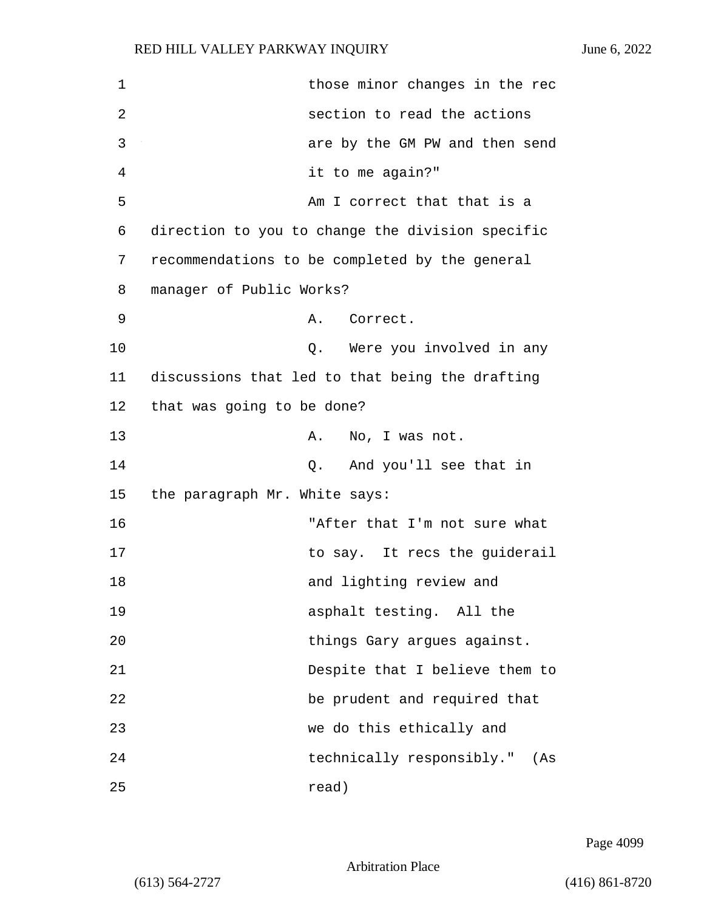those minor changes in the rec section to read the actions are by the GM PW and then send it to me again?"

Am I correct that that is a direction to you to change the division specific recommendations to be completed by the general manager of Public Works?

A. Correct.

Q. Were you involved in any discussions that led to that being the drafting that was going to be done?

A. No, I was not.

Q. And you'll see that in the paragraph Mr. White says:

"After that I'm not sure what to say. It recs the guiderail and lighting review and asphalt testing. All the things Gary argues against. Despite that I believe them to be prudent and required that we do this ethically and technically responsibly." (As read)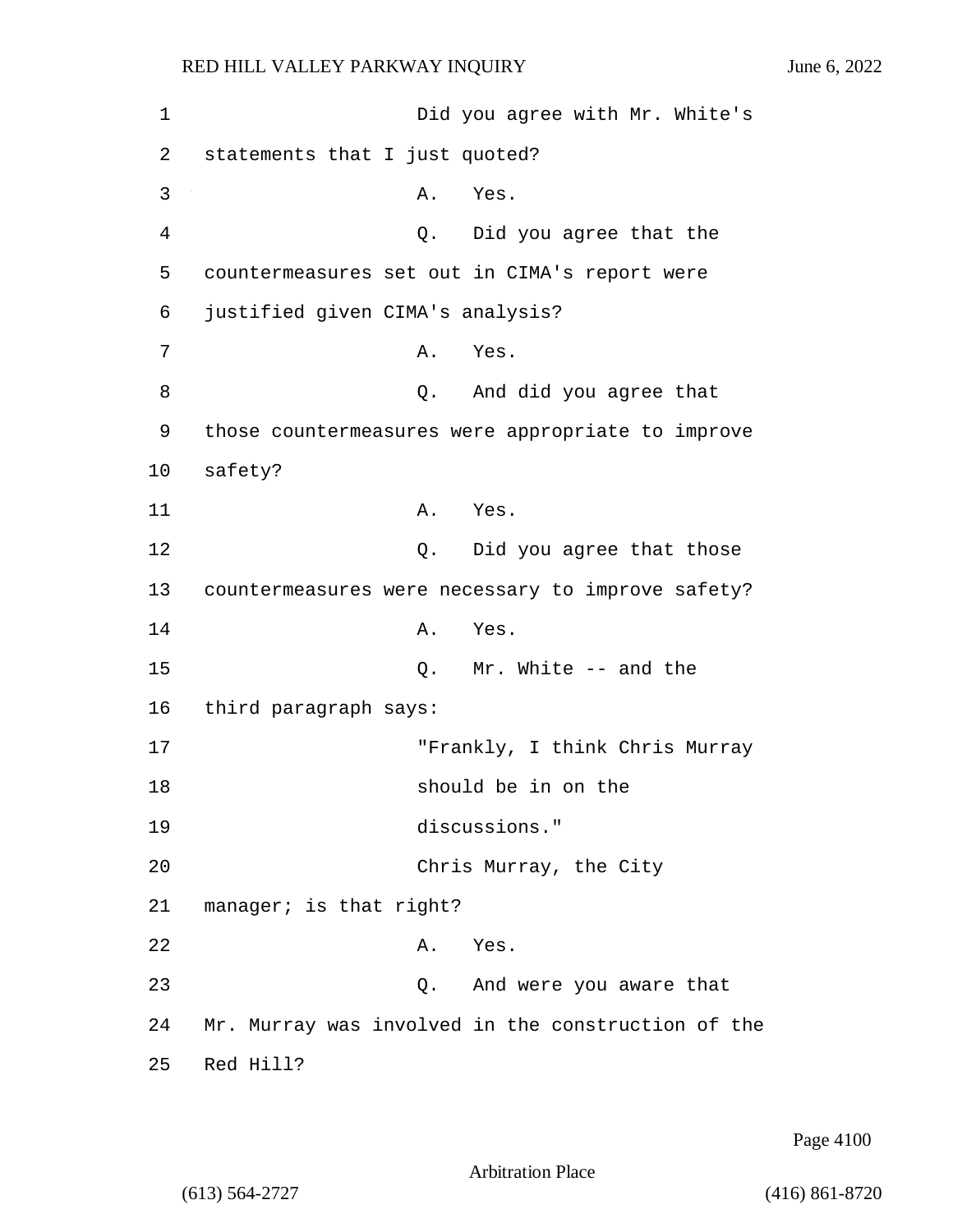Did you agree with Mr. White's statements that I just quoted?

A. Yes.

Q. Did you agree that the countermeasures set out in CIMA's report were justified given CIMA's analysis?

A. Yes.

Q. And did you agree that those countermeasures were appropriate to improve safety?

A. Yes.

Q. Did you agree that those countermeasures were necessary to improve safety?

A. Yes.

Q. Mr. White -- and the third paragraph says:

"Frankly, I think Chris Murray should be in on the discussions."

Chris Murray, the City manager; is that right?

A. Yes.

Q. And were you aware that Mr. Murray was involved in the construction of the Red Hill?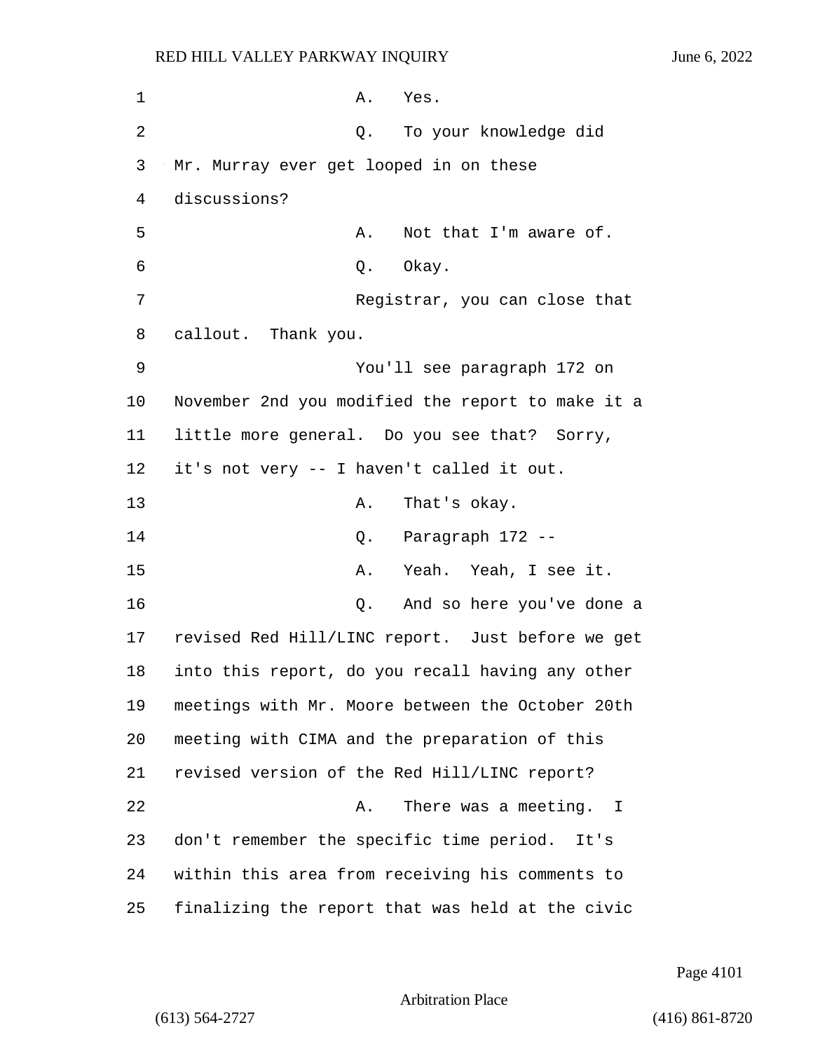A. Yes.

Q. To your knowledge did Mr. Murray ever get looped in on these discussions?

A. Not that I'm aware of.

Q. Okay.

Registrar, you can close that callout. Thank you.

You'll see paragraph 172 on November 2nd you modified the report to make it a little more general. Do you see that? Sorry, it's not very -- I haven't called it out.

A. That's okay.

Q. Paragraph 172 --

A. Yeah. Yeah, I see it.

Q. And so here you've done a revised Red Hill/LINC report. Just before we get into this report, do you recall having any other meetings with Mr. Moore between the October 20th meeting with CIMA and the preparation of this revised version of the Red Hill/LINC report?

A. There was a meeting. I don't remember the specific time period. It's within this area from receiving his comments to finalizing the report that was held at the civic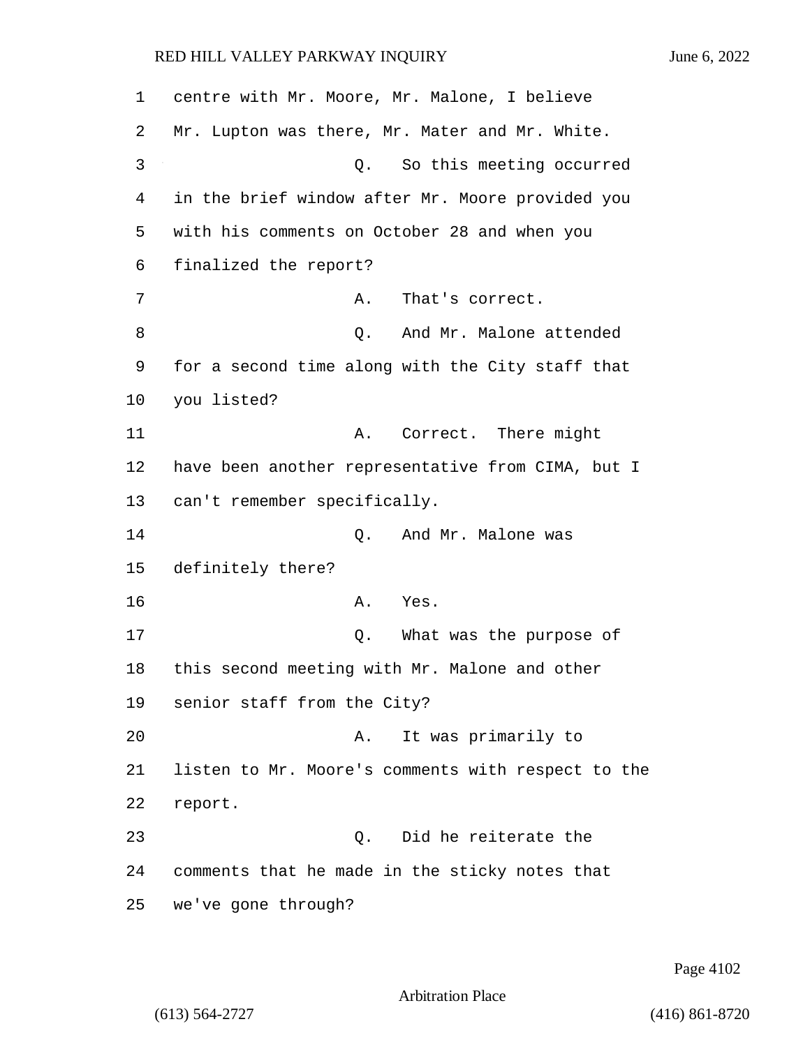centre with Mr. Moore, Mr. Malone, I believe Mr. Lupton was there, Mr. Mater and Mr. White.

Q. So this meeting occurred in the brief window after Mr. Moore provided you with his comments on October 28 and when you finalized the report?

A. That's correct.

Q. And Mr. Malone attended for a second time along with the City staff that you listed?

A. Correct. There might have been another representative from CIMA, but I can't remember specifically.

Q. And Mr. Malone was definitely there?

A. Yes.

Q. What was the purpose of this second meeting with Mr. Malone and other senior staff from the City?

A. It was primarily to listen to Mr. Moore's comments with respect to the report.

Q. Did he reiterate the comments that he made in the sticky notes that we've gone through?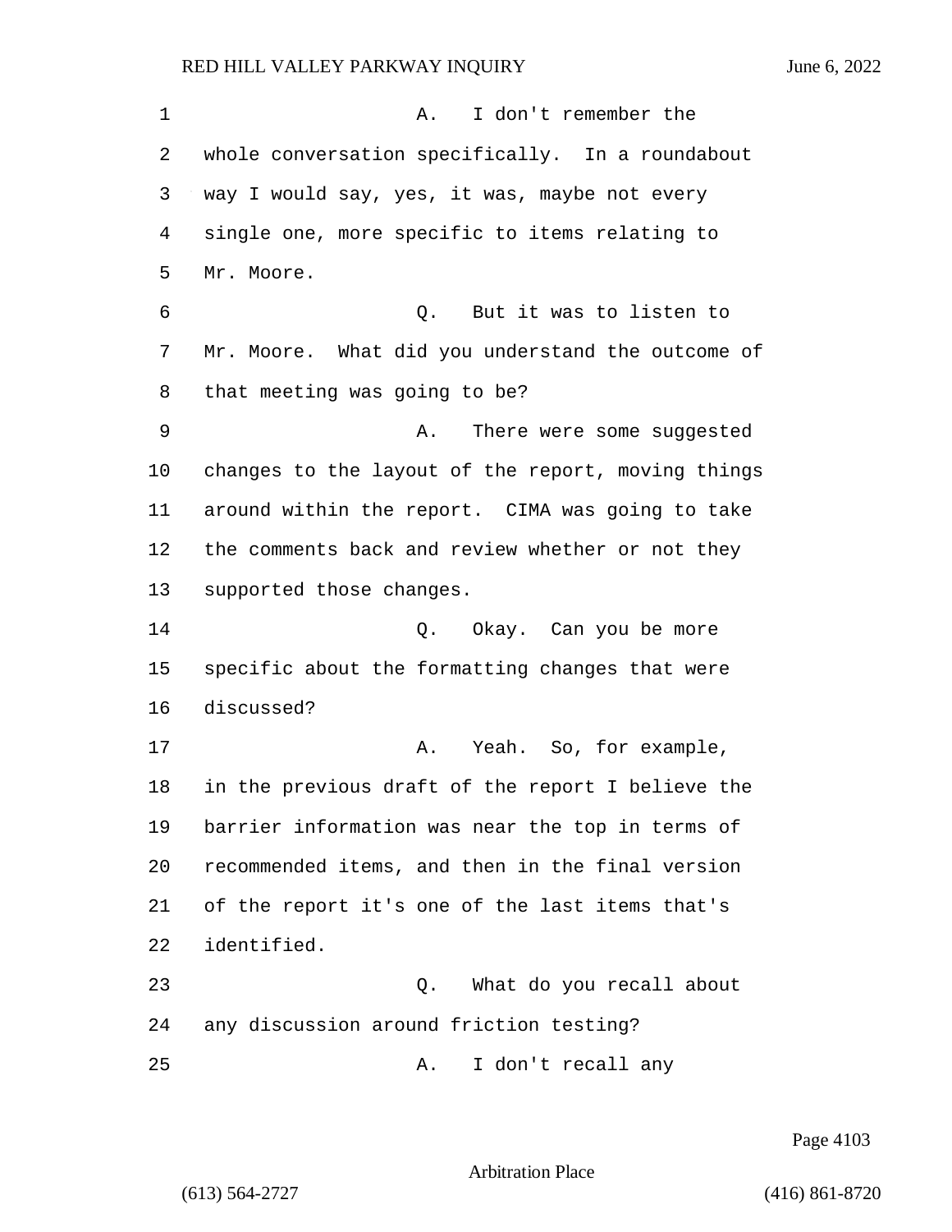A. I don't remember the whole conversation specifically. In a roundabout way I would say, yes, it was, maybe not every single one, more specific to items relating to Mr. Moore.

Q. But it was to listen to Mr. Moore. What did you understand the outcome of that meeting was going to be?

A. There were some suggested changes to the layout of the report, moving things around within the report. CIMA was going to take the comments back and review whether or not they supported those changes.

Q. Okay. Can you be more specific about the formatting changes that were discussed?

A. Yeah. So, for example, in the previous draft of the report I believe the barrier information was near the top in terms of recommended items, and then in the final version of the report it's one of the last items that's identified.

Q. What do you recall about any discussion around friction testing?

A. I don't recall any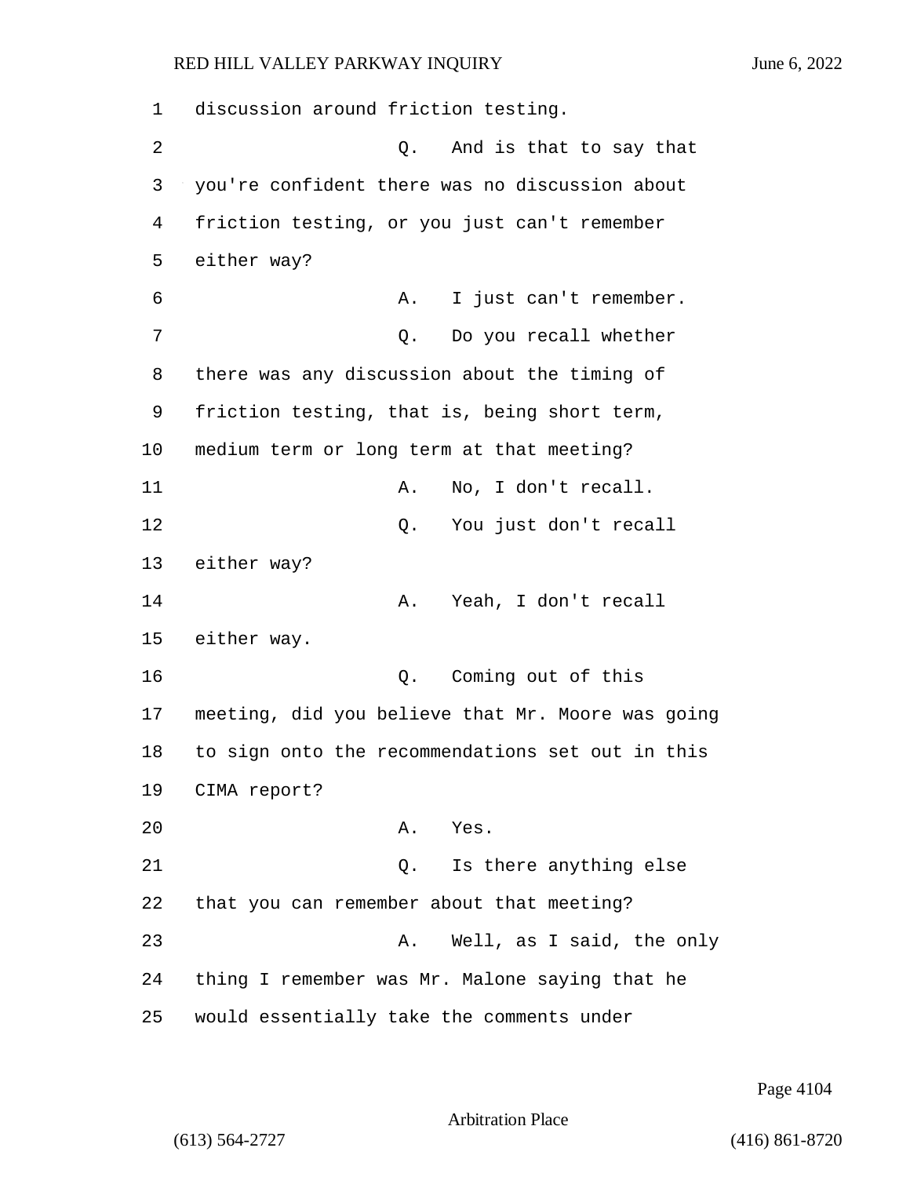1 discussion around friction testing.

2 Q. And is that to say that

3 you're confident there was no discussion about

4 friction testing, or you just can't remember

5 either way?

6 A. I just can't remember.

7 Q. Do you recall whether

8 there was any discussion about the timing of

9 friction testing, that is, being short term,

10 medium term or long term at that meeting?

11 A. No, I don't recall.

12 Q. You just don't recall

13 either way?

14 A. Yeah, I don't recall

15 either way.

16 Q. Coming out of this

17 meeting, did you believe that Mr. Moore was going

18 to sign onto the recommendations set out in this

19 CIMA report?

20 A. Yes.

21 Q. Is there anything else

22 that you can remember about that meeting?

23 A. Well, as I said, the only

24 thing I remember was Mr. Malone saying that he

25 would essentially take the comments under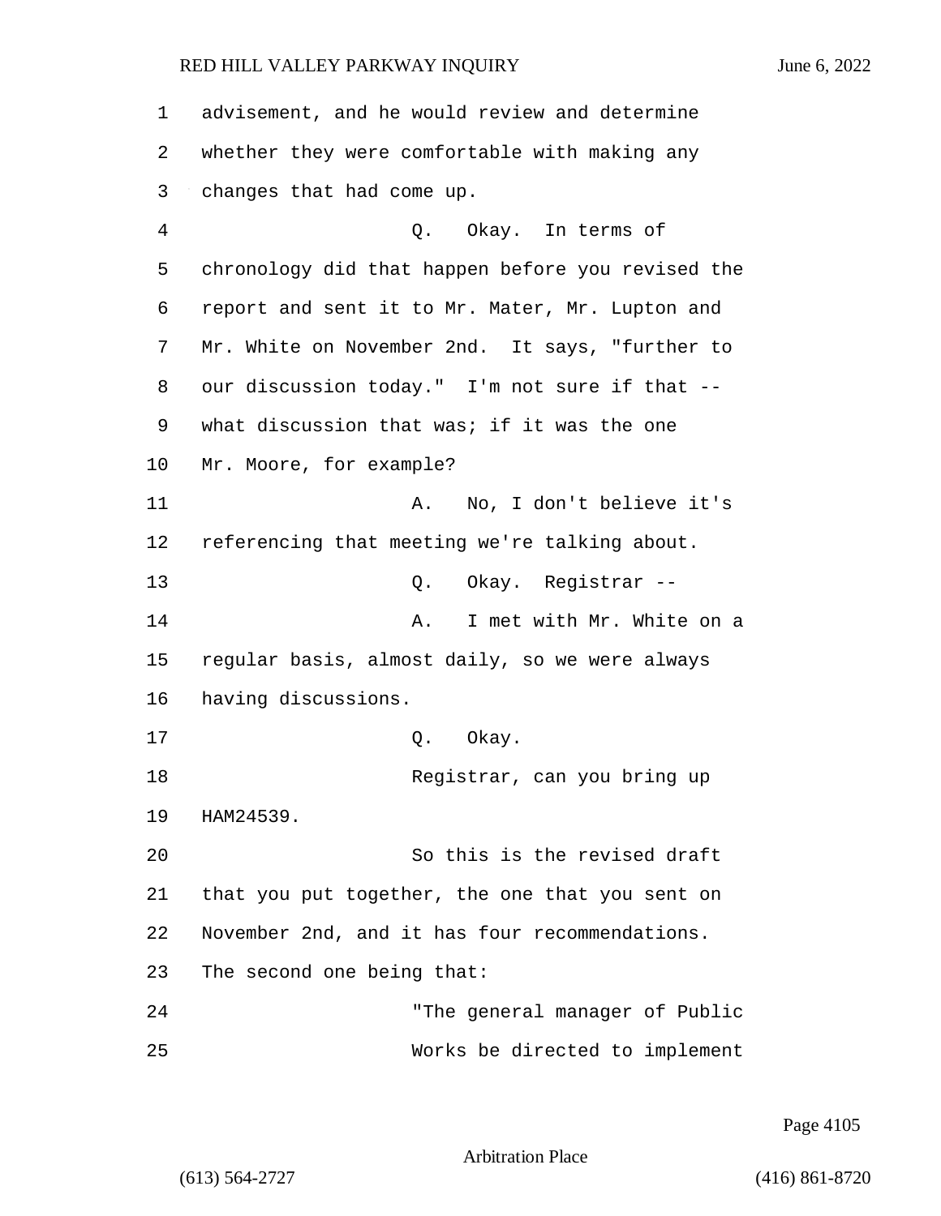advisement, and he would review and determine whether they were comfortable with making any changes that had come up.

Q. Okay. In terms of chronology did that happen before you revised the report and sent it to Mr. Mater, Mr. Lupton and Mr. White on November 2nd. It says, "further to our discussion today." I'm not sure if that -- what discussion that was; if it was the one Mr. Moore, for example?

A. No, I don't believe it's referencing that meeting we're talking about.

Q. Okay. Registrar --

A. I met with Mr. White on a regular basis, almost daily, so we were always having discussions.

Q. Okay.

Registrar, can you bring up HAM24539.

So this is the revised draft that you put together, the one that you sent on November 2nd, and it has four recommendations. The second one being that:

"The general manager of Public Works be directed to implement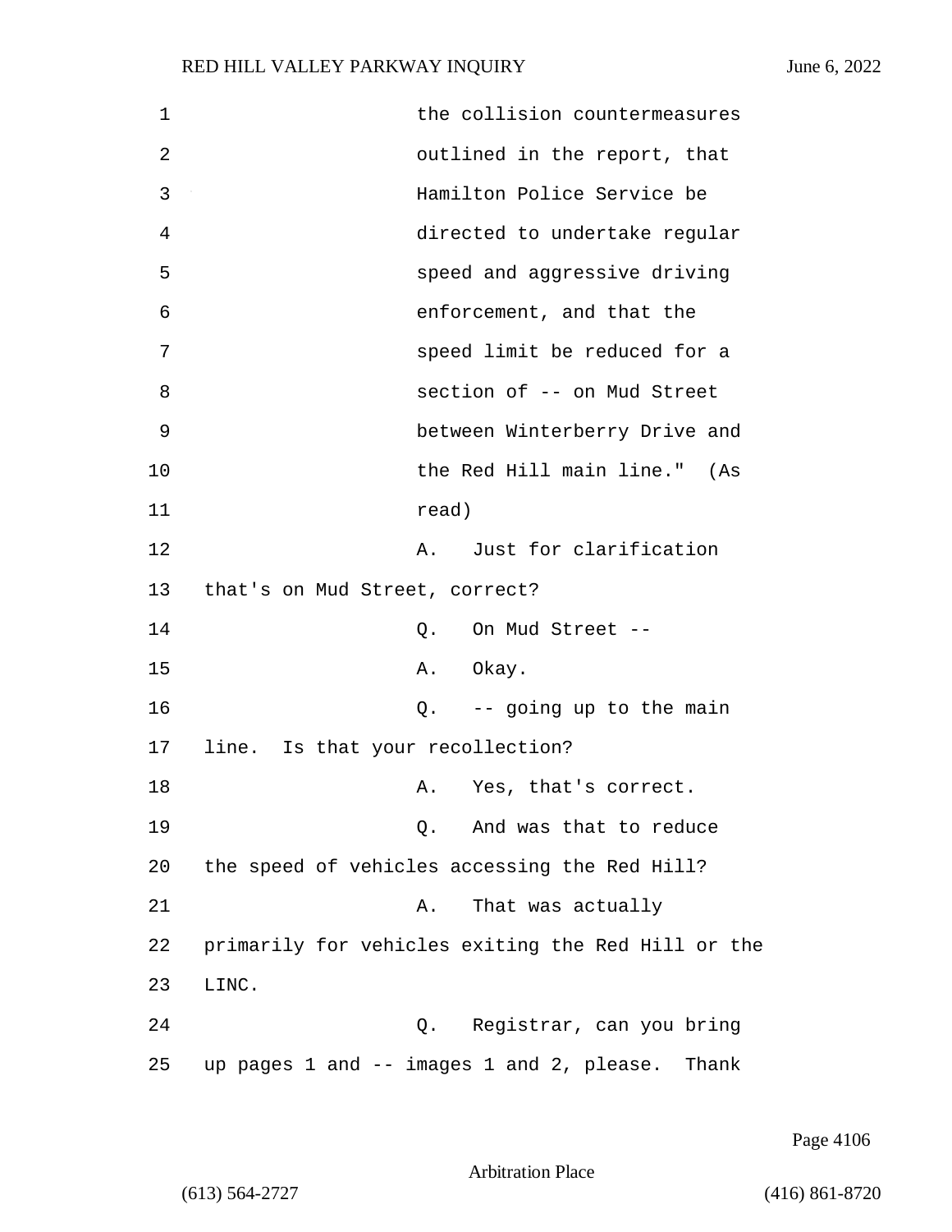the collision countermeasures outlined in the report, that Hamilton Police Service be directed to undertake regular speed and aggressive driving enforcement, and that the speed limit be reduced for a section of -- on Mud Street between Winterberry Drive and the Red Hill main line." (As read)

A. Just for clarification that's on Mud Street, correct?

Q. On Mud Street --

A. Okay.

Q. -- going up to the main line. Is that your recollection?

A. Yes, that's correct.

Q. And was that to reduce the speed of vehicles accessing the Red Hill?

A. That was actually primarily for vehicles exiting the Red Hill or the LINC.

Q. Registrar, can you bring up pages 1 and -- images 1 and 2, please. Thank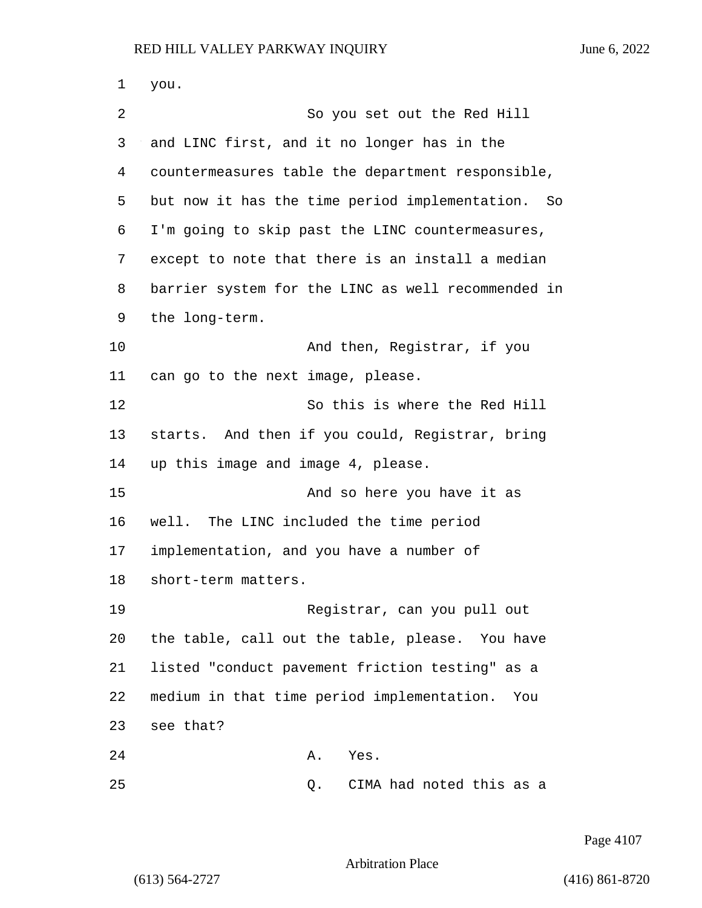you.

So you set out the Red Hill and LINC first, and it no longer has in the countermeasures table the department responsible, but now it has the time period implementation. So I'm going to skip past the LINC countermeasures, except to note that there is an install a median barrier system for the LINC as well recommended in the long-term.

And then, Registrar, if you can go to the next image, please.

So this is where the Red Hill starts. And then if you could, Registrar, bring up this image and image 4, please.

And so here you have it as well. The LINC included the time period implementation, and you have a number of short-term matters.

Registrar, can you pull out the table, call out the table, please. You have listed "conduct pavement friction testing" as a medium in that time period implementation. You see that?

A. Yes.

Q. CIMA had noted this as a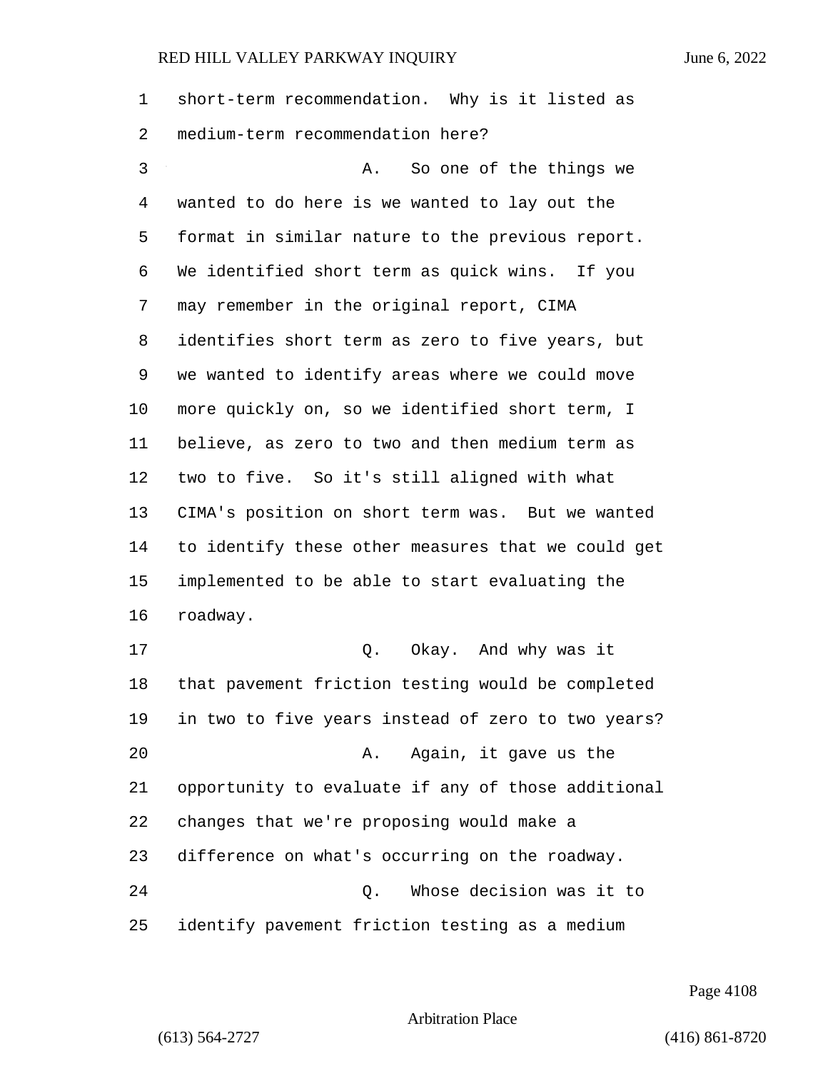short-term recommendation. Why is it listed as medium-term recommendation here?

A. So one of the things we wanted to do here is we wanted to lay out the format in similar nature to the previous report. We identified short term as quick wins. If you may remember in the original report, CIMA identifies short term as zero to five years, but we wanted to identify areas where we could move more quickly on, so we identified short term, I believe, as zero to two and then medium term as two to five. So it's still aligned with what CIMA's position on short term was. But we wanted to identify these other measures that we could get implemented to be able to start evaluating the roadway.

Q. Okay. And why was it that pavement friction testing would be completed in two to five years instead of zero to two years?

A. Again, it gave us the opportunity to evaluate if any of those additional changes that we're proposing would make a difference on what's occurring on the roadway.

Q. Whose decision was it to identify pavement friction testing as a medium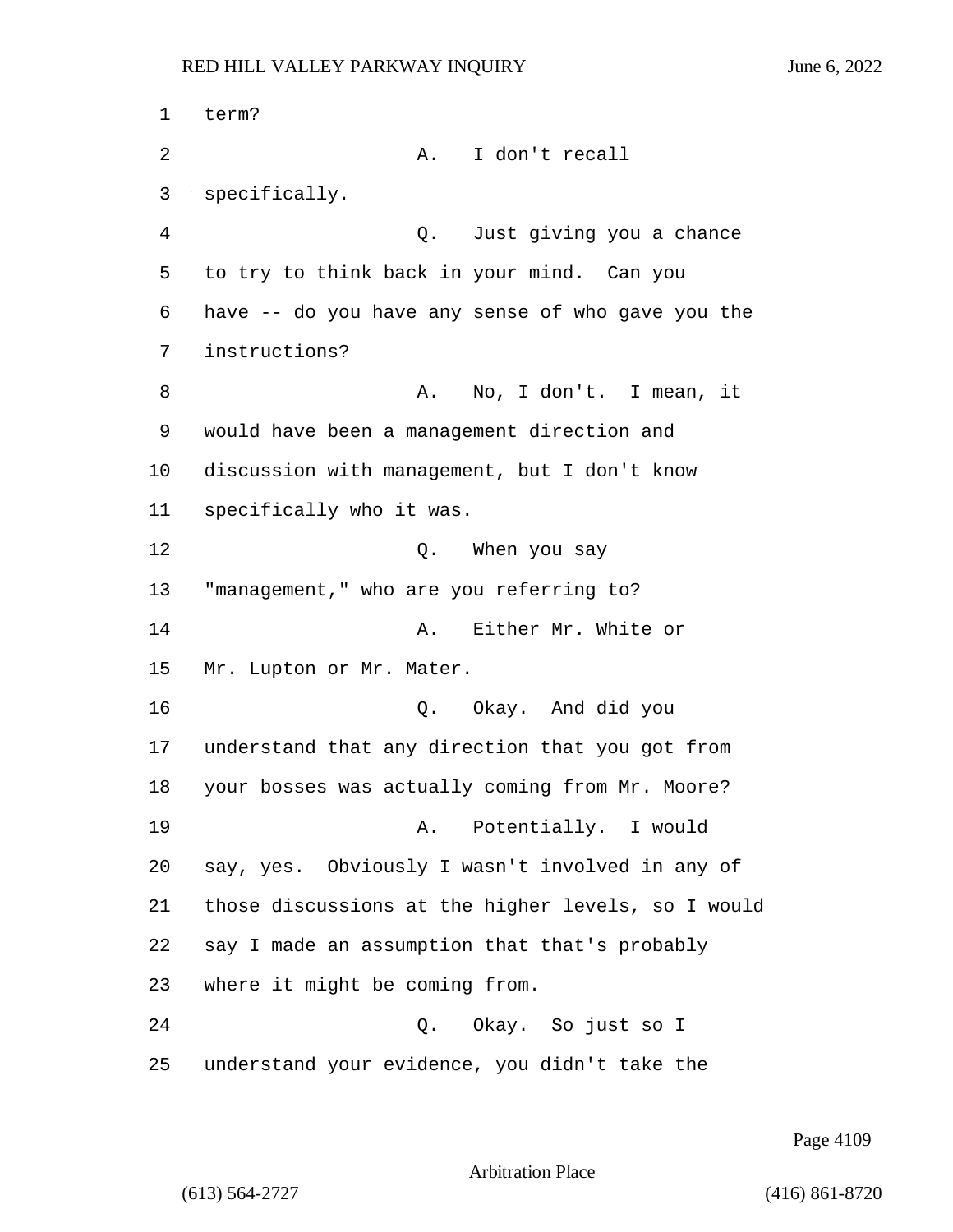term?

A. I don't recall specifically.

Q. Just giving you a chance to try to think back in your mind. Can you have -- do you have any sense of who gave you the instructions?

A. No, I don't. I mean, it would have been a management direction and discussion with management, but I don't know specifically who it was.

Q. When you say "management," who are you referring to?

A. Either Mr. White or Mr. Lupton or Mr. Mater.

Q. Okay. And did you understand that any direction that you got from your bosses was actually coming from Mr. Moore?

A. Potentially. I would say, yes. Obviously I wasn't involved in any of those discussions at the higher levels, so I would say I made an assumption that that's probably where it might be coming from.

Q. Okay. So just so I understand your evidence, you didn't take the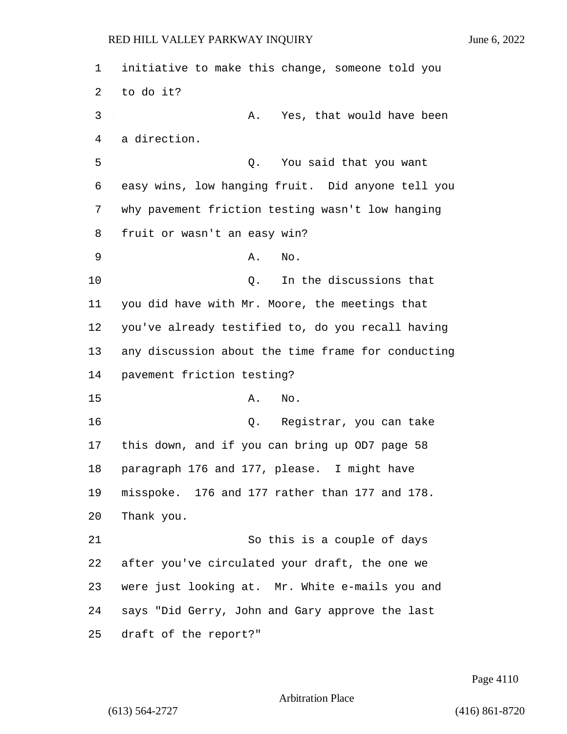initiative to make this change, someone told you to do it?

A. Yes, that would have been a direction.

Q. You said that you want easy wins, low hanging fruit. Did anyone tell you why pavement friction testing wasn't low hanging fruit or wasn't an easy win?

A. No.

Q. In the discussions that you did have with Mr. Moore, the meetings that you've already testified to, do you recall having any discussion about the time frame for conducting pavement friction testing?

A. No.

Q. Registrar, you can take this down, and if you can bring up OD7 page 58 paragraph 176 and 177, please. I might have misspoke. 176 and 177 rather than 177 and 178. Thank you.

So this is a couple of days after you've circulated your draft, the one we were just looking at. Mr. White e-mails you and says "Did Gerry, John and Gary approve the last draft of the report?"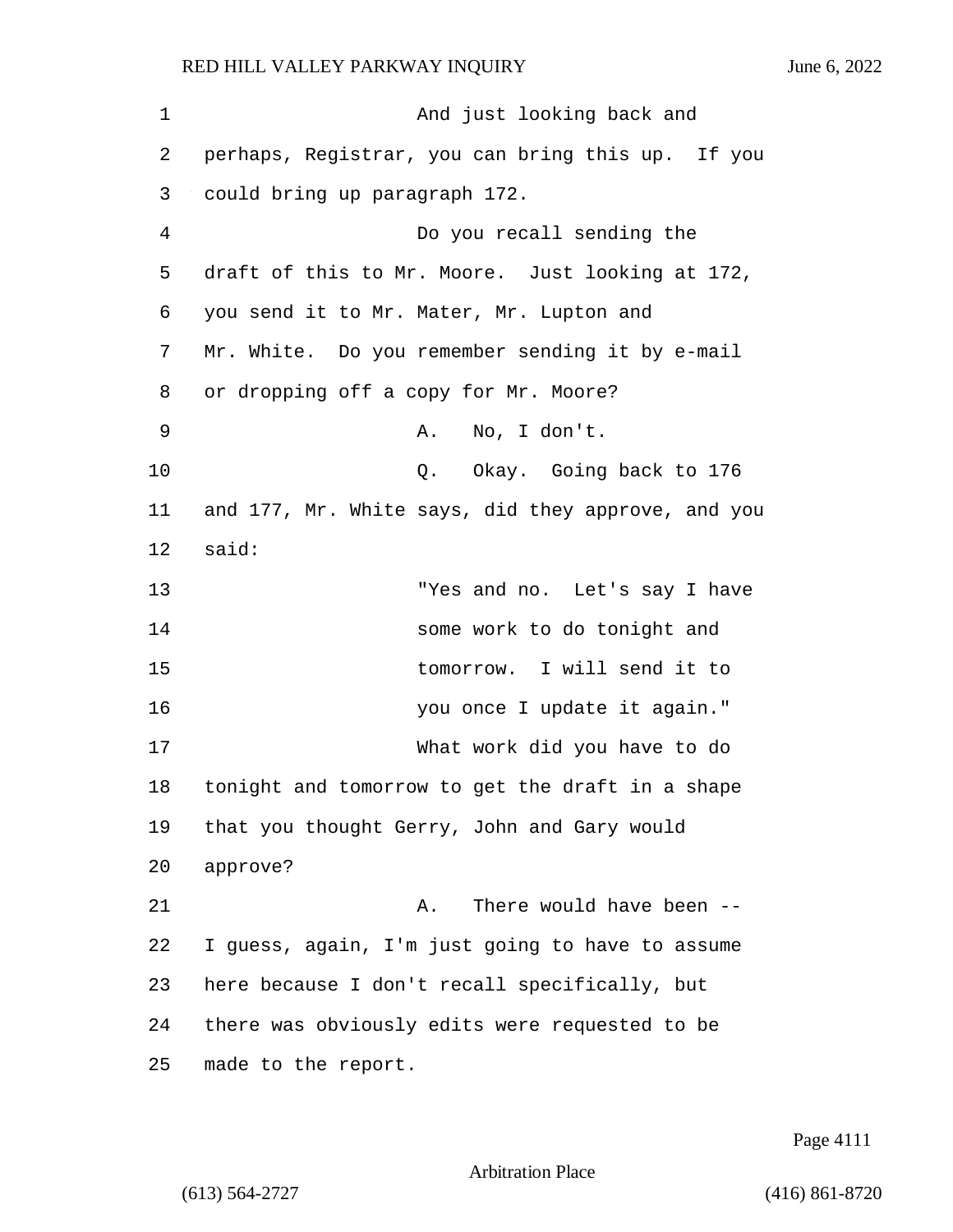And just looking back and perhaps, Registrar, you can bring this up. If you could bring up paragraph 172.

Do you recall sending the draft of this to Mr. Moore. Just looking at 172, you send it to Mr. Mater, Mr. Lupton and Mr. White. Do you remember sending it by e-mail or dropping off a copy for Mr. Moore?

A. No, I don't.

Q. Okay. Going back to 176 and 177, Mr. White says, did they approve, and you said:

> "Yes and no. Let's say I have some work to do tonight and tomorrow. I will send it to you once I update it again."

What work did you have to do tonight and tomorrow to get the draft in a shape that you thought Gerry, John and Gary would approve?

A. There would have been -- I guess, again, I'm just going to have to assume here because I don't recall specifically, but there was obviously edits were requested to be made to the report.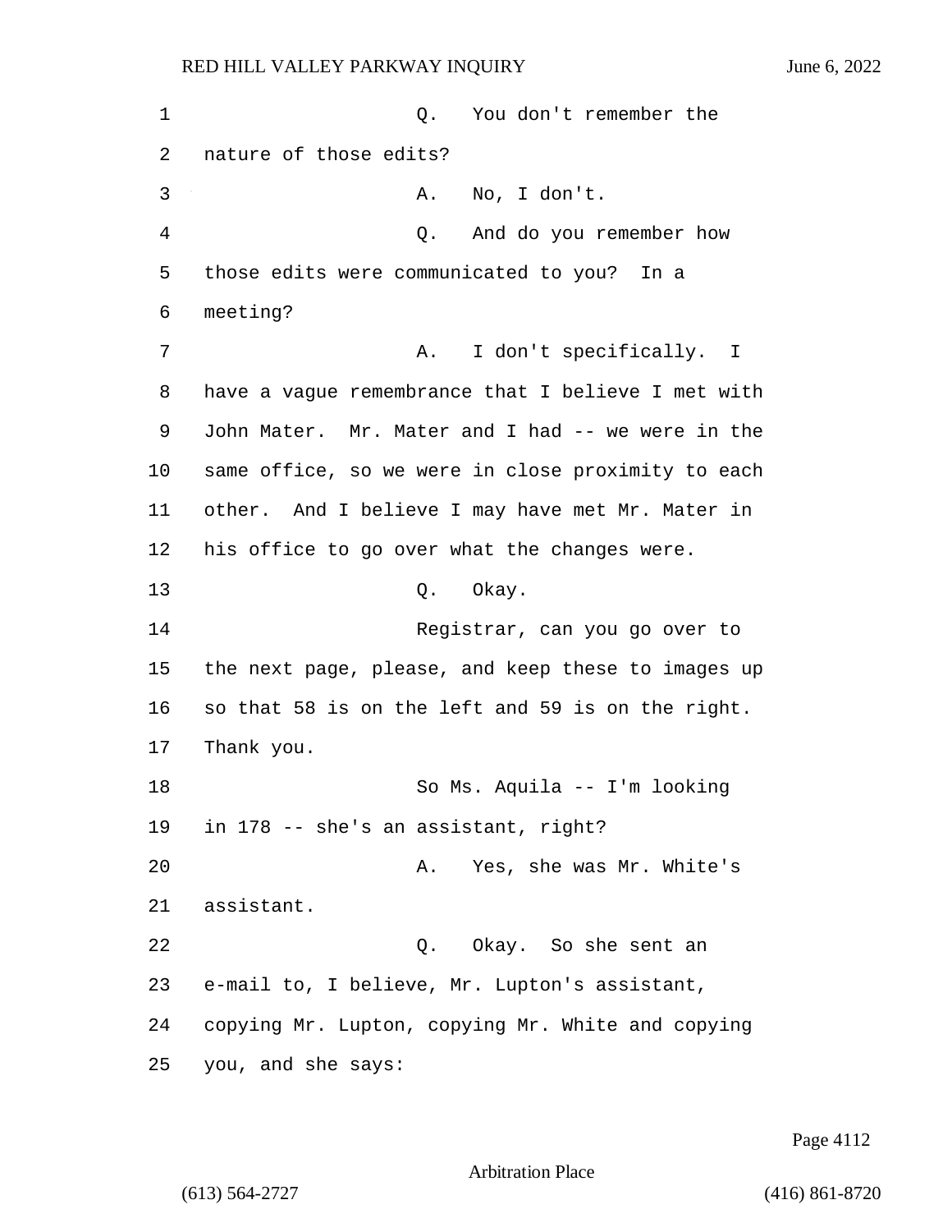Q. You don't remember the nature of those edits?

A. No, I don't.

Q. And do you remember how those edits were communicated to you? In a meeting?

A. I don't specifically. I have a vague remembrance that I believe I met with John Mater. Mr. Mater and I had -- we were in the same office, so we were in close proximity to each other. And I believe I may have met Mr. Mater in his office to go over what the changes were.

Q. Okay.

Registrar, can you go over to the next page, please, and keep these to images up so that 58 is on the left and 59 is on the right. Thank you.

So Ms. Aquila -- I'm looking in 178 -- she's an assistant, right?

A. Yes, she was Mr. White's assistant.

Q. Okay. So she sent an e-mail to, I believe, Mr. Lupton's assistant, copying Mr. Lupton, copying Mr. White and copying you, and she says: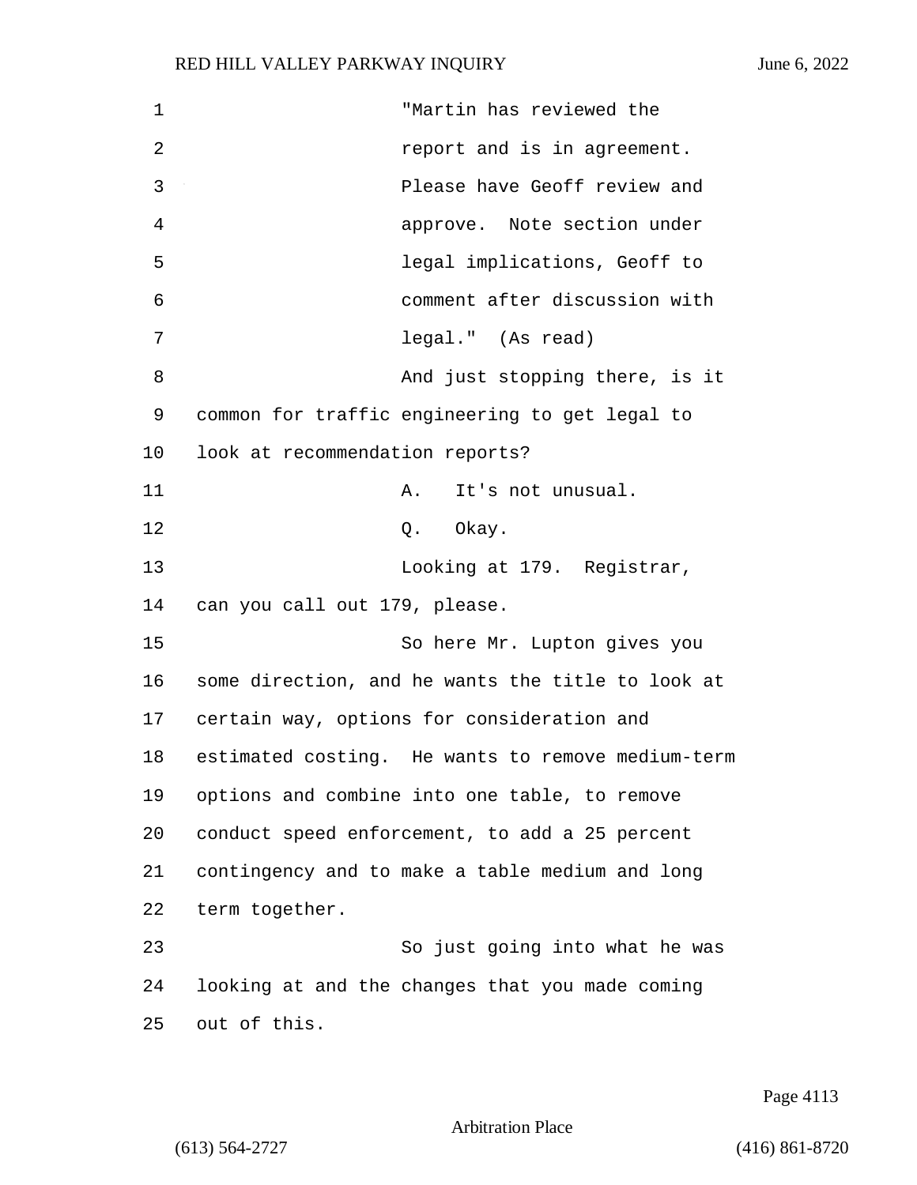"Martin has reviewed the report and is in agreement. Please have Geoff review and approve. Note section under legal implications, Geoff to comment after discussion with legal." (As read)

And just stopping there, is it common for traffic engineering to get legal to look at recommendation reports?

A. It's not unusual.

Q. Okay.

Looking at 179. Registrar, can you call out 179, please.

So here Mr. Lupton gives you some direction, and he wants the title to look at certain way, options for consideration and estimated costing. He wants to remove medium-term options and combine into one table, to remove conduct speed enforcement, to add a 25 percent contingency and to make a table medium and long term together.

So just going into what he was looking at and the changes that you made coming out of this.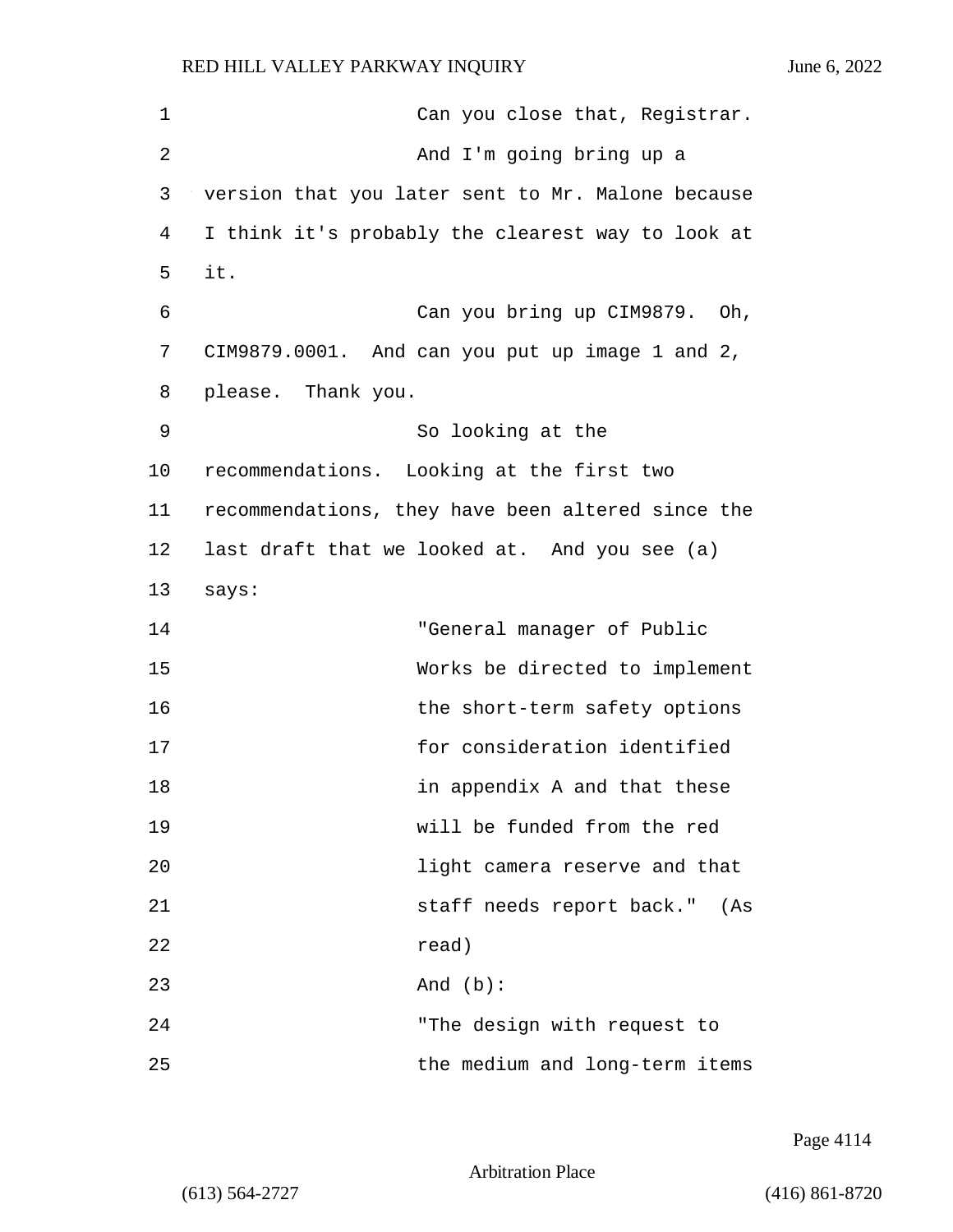Can you close that, Registrar.

And I'm going bring up a version that you later sent to Mr. Malone because I think it's probably the clearest way to look at it.

Can you bring up CIM9879. Oh, CIM9879.0001. And can you put up image 1 and 2, please. Thank you.

So looking at the recommendations. Looking at the first two recommendations, they have been altered since the last draft that we looked at. And you see (a) says:

> "General manager of Public Works be directed to implement the short-term safety options for consideration identified in appendix A and that these will be funded from the red light camera reserve and that staff needs report back." (As read)

And (b):

> "The design with request to the medium and long-term items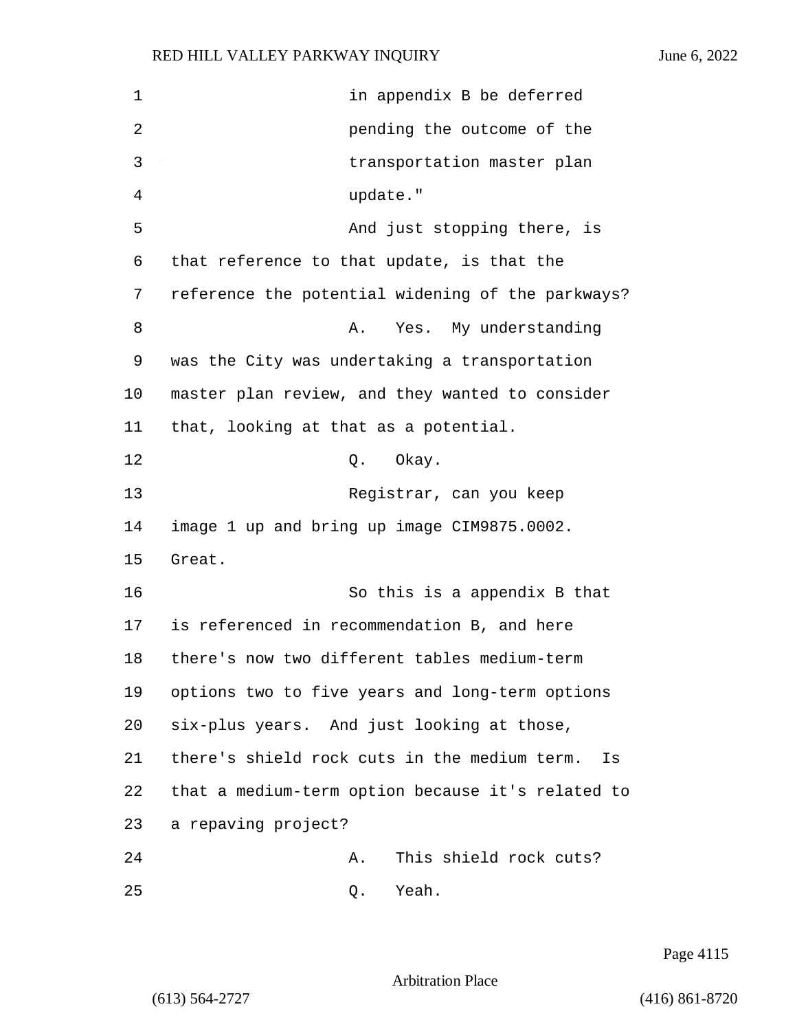in appendix B be deferred pending the outcome of the transportation master plan update."

And just stopping there, is that reference to that update, is that the reference the potential widening of the parkways?

A. Yes. My understanding was the City was undertaking a transportation master plan review, and they wanted to consider that, looking at that as a potential.

Q. Okay.

Registrar, can you keep image 1 up and bring up image CIM9875.0002. Great.

So this is a appendix B that is referenced in recommendation B, and here there's now two different tables medium-term options two to five years and long-term options six-plus years. And just looking at those, there's shield rock cuts in the medium term. Is that a medium-term option because it's related to a repaving project?

A. This shield rock cuts?

Q. Yeah.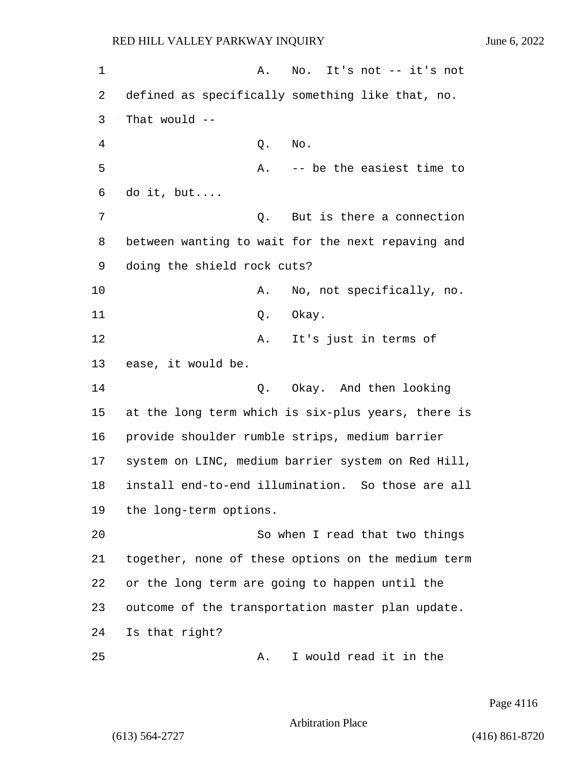A. No. It's not -- it's not defined as specifically something like that, no. That would --

Q. No.

A. -- be the easiest time to do it, but....

Q. But is there a connection between wanting to wait for the next repaving and doing the shield rock cuts?

A. No, not specifically, no.

Q. Okay.

A. It's just in terms of ease, it would be.

Q. Okay. And then looking at the long term which is six-plus years, there is provide shoulder rumble strips, medium barrier system on LINC, medium barrier system on Red Hill, install end-to-end illumination. So those are all the long-term options.

So when I read that two things together, none of these options on the medium term or the long term are going to happen until the outcome of the transportation master plan update. Is that right?

A. I would read it in the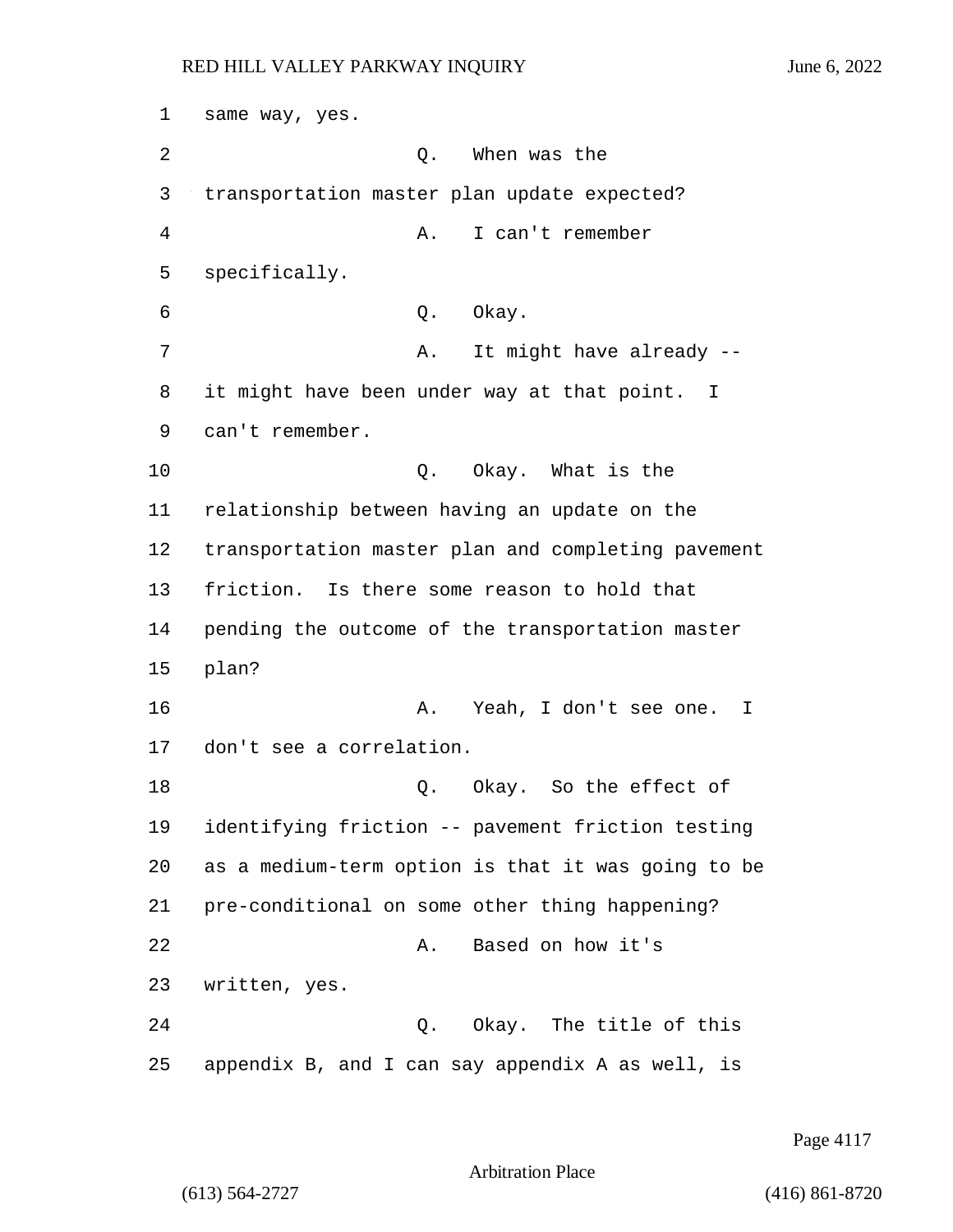same way, yes.

Q. When was the transportation master plan update expected?

A. I can't remember specifically.

Q. Okay.

A. It might have already -- it might have been under way at that point. I can't remember.

Q. Okay. What is the relationship between having an update on the transportation master plan and completing pavement friction. Is there some reason to hold that pending the outcome of the transportation master plan?

A. Yeah, I don't see one. I don't see a correlation.

Q. Okay. So the effect of identifying friction -- pavement friction testing as a medium-term option is that it was going to be pre-conditional on some other thing happening?

A. Based on how it's written, yes.

Q. Okay. The title of this appendix B, and I can say appendix A as well, is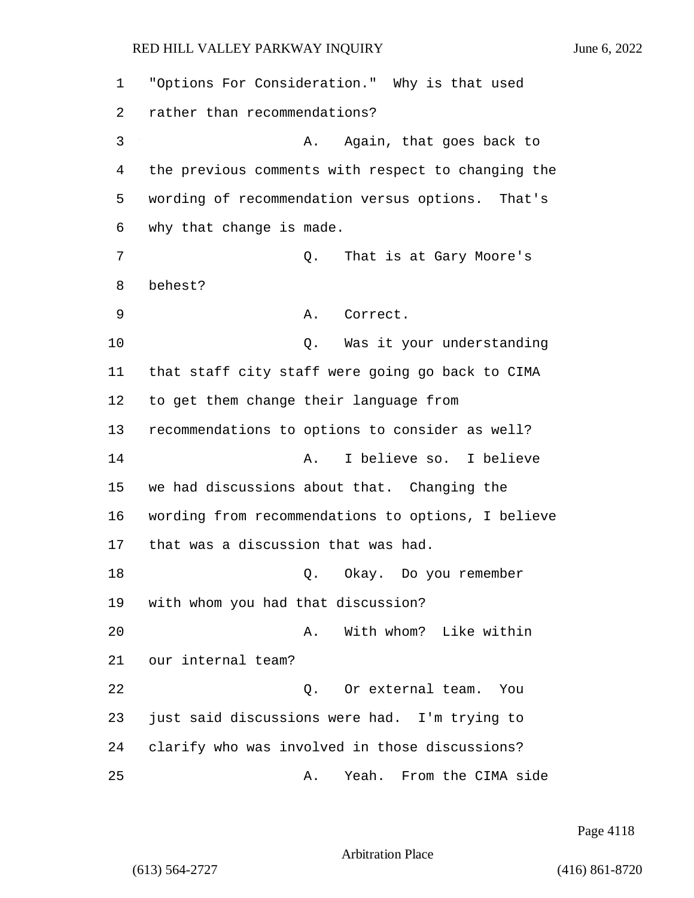"Options For Consideration." Why is that used rather than recommendations?

A. Again, that goes back to the previous comments with respect to changing the wording of recommendation versus options. That's why that change is made.

Q. That is at Gary Moore's behest?

A. Correct.

Q. Was it your understanding that staff city staff were going go back to CIMA to get them change their language from recommendations to options to consider as well?

A. I believe so. I believe we had discussions about that. Changing the wording from recommendations to options, I believe that was a discussion that was had.

Q. Okay. Do you remember with whom you had that discussion?

A. With whom? Like within our internal team?

Q. Or external team. You just said discussions were had. I'm trying to clarify who was involved in those discussions?

A. Yeah. From the CIMA side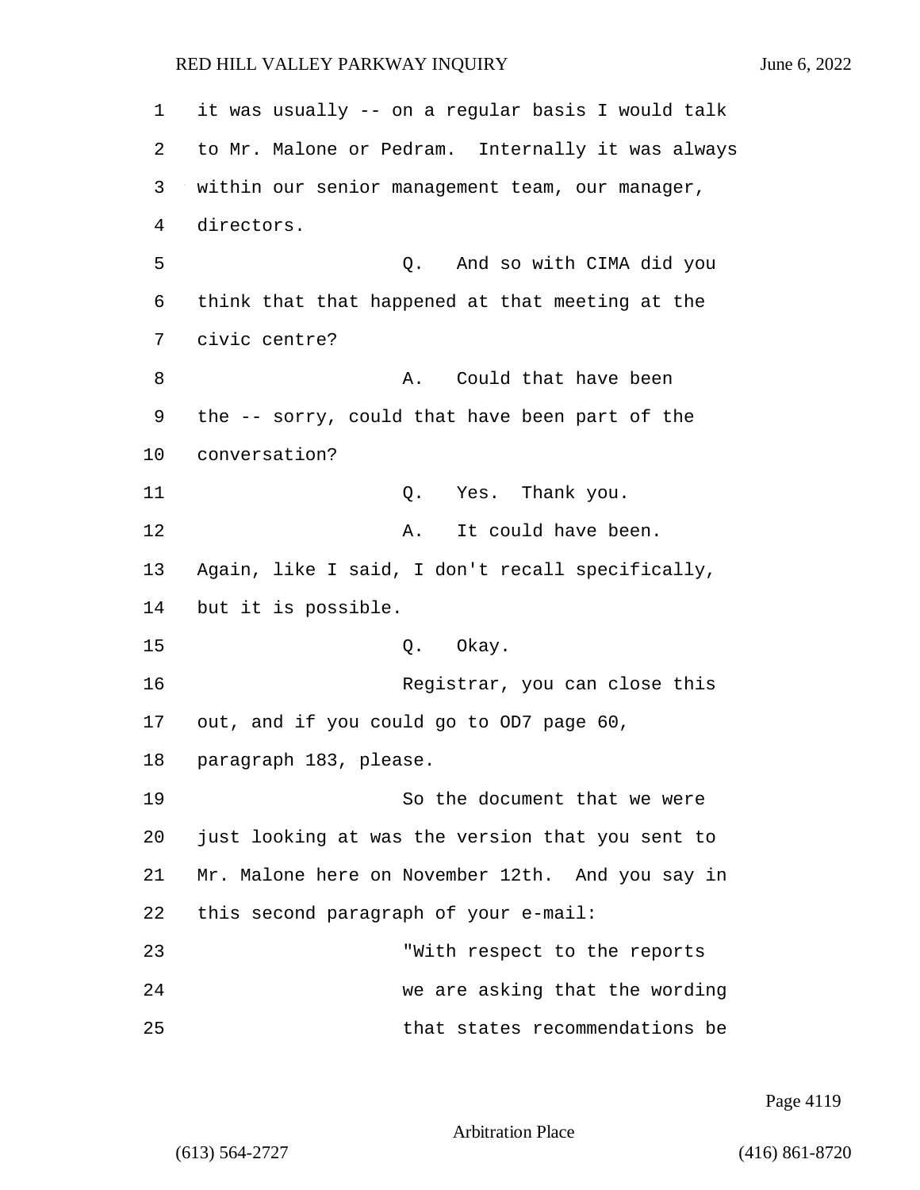1 it was usually -- on a regular basis I would talk
2 to Mr. Malone or Pedram. Internally it was always
3 within our senior management team, our manager,
4 directors.

5 Q. And so with CIMA did you
6 think that that happened at that meeting at the
7 civic centre?

8 A. Could that have been
9 the -- sorry, could that have been part of the
10 conversation?

11 Q. Yes. Thank you.

12 A. It could have been.
13 Again, like I said, I don't recall specifically,
14 but it is possible.

15 Q. Okay.

16 Registrar, you can close this
17 out, and if you could go to OD7 page 60,
18 paragraph 183, please.

19 So the document that we were
20 just looking at was the version that you sent to
21 Mr. Malone here on November 12th. And you say in
22 this second paragraph of your e-mail:

23 "With respect to the reports
24 we are asking that the wording
25 that states recommendations be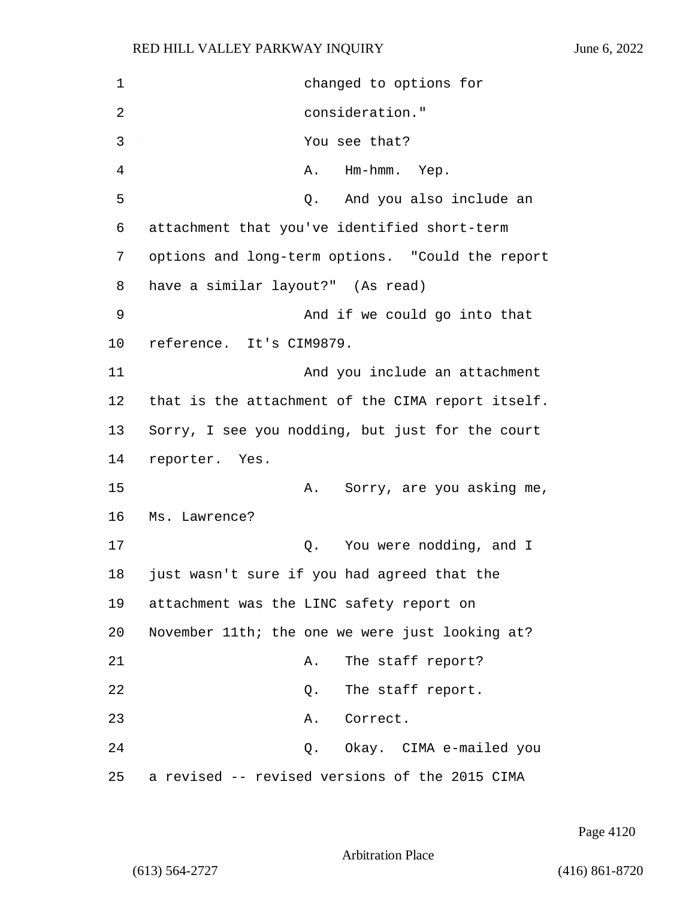changed to options for consideration."

You see that?

A. Hm-hmm. Yep.

Q. And you also include an attachment that you've identified short-term options and long-term options. "Could the report have a similar layout?" (As read)

And if we could go into that reference. It's CIM9879.

And you include an attachment that is the attachment of the CIMA report itself. Sorry, I see you nodding, but just for the court reporter. Yes.

A. Sorry, are you asking me, Ms. Lawrence?

Q. You were nodding, and I just wasn't sure if you had agreed that the attachment was the LINC safety report on November 11th; the one we were just looking at?

A. The staff report?

Q. The staff report.

A. Correct.

Q. Okay. CIMA e-mailed you a revised -- revised versions of the 2015 CIMA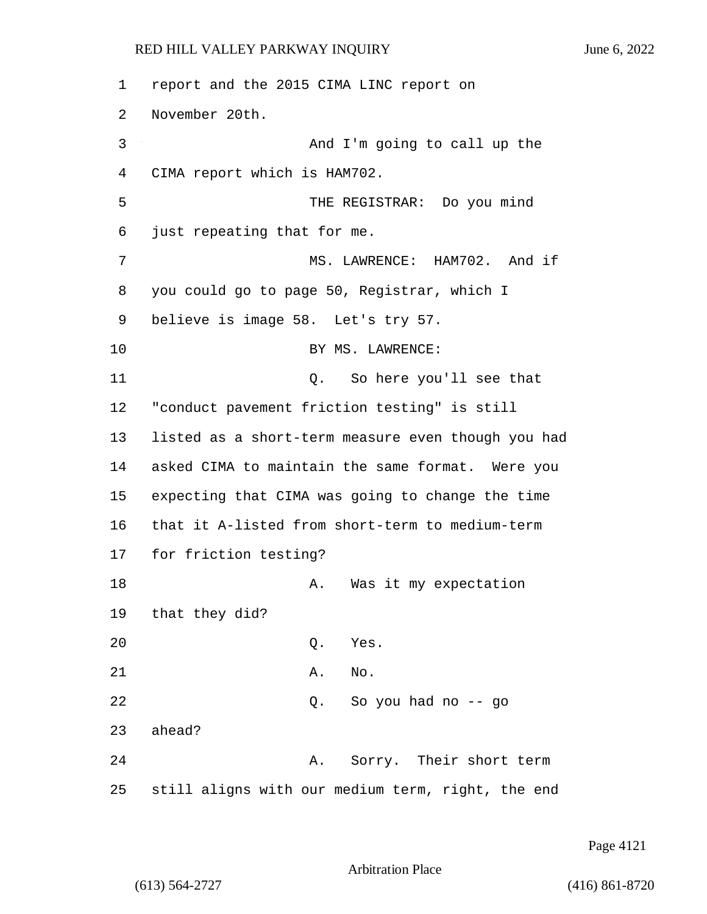report and the 2015 CIMA LINC report on November 20th.

And I'm going to call up the CIMA report which is HAM702.

THE REGISTRAR: Do you mind just repeating that for me.

MS. LAWRENCE: HAM702. And if you could go to page 50, Registrar, which I believe is image 58. Let's try 57.

BY MS. LAWRENCE:

Q. So here you'll see that "conduct pavement friction testing" is still listed as a short-term measure even though you had asked CIMA to maintain the same format. Were you expecting that CIMA was going to change the time that it A-listed from short-term to medium-term for friction testing?

A. Was it my expectation that they did?

Q. Yes.

A. No.

Q. So you had no -- go ahead?

A. Sorry. Their short term still aligns with our medium term, right, the end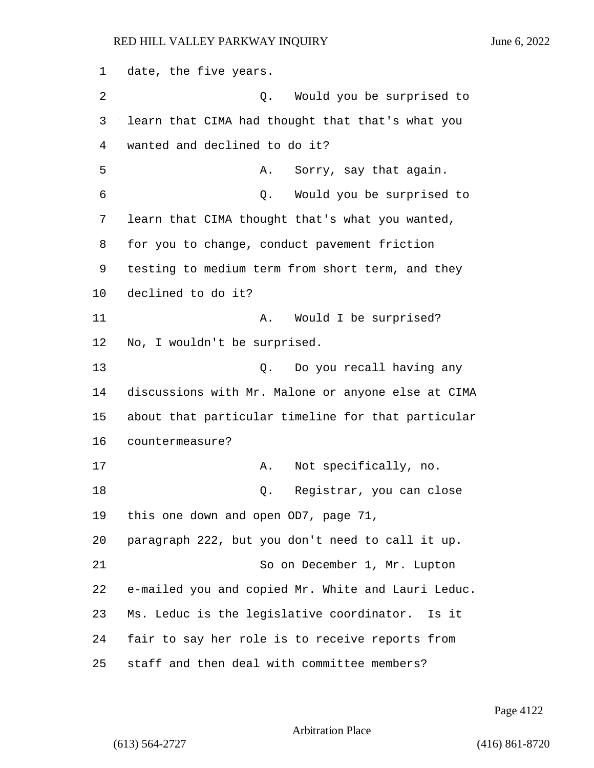date, the five years.

Q. Would you be surprised to learn that CIMA had thought that that's what you wanted and declined to do it?

A. Sorry, say that again.

Q. Would you be surprised to learn that CIMA thought that's what you wanted, for you to change, conduct pavement friction testing to medium term from short term, and they declined to do it?

A. Would I be surprised? No, I wouldn't be surprised.

Q. Do you recall having any discussions with Mr. Malone or anyone else at CIMA about that particular timeline for that particular countermeasure?

A. Not specifically, no.

Q. Registrar, you can close this one down and open OD7, page 71, paragraph 222, but you don't need to call it up.

So on December 1, Mr. Lupton e-mailed you and copied Mr. White and Lauri Leduc. Ms. Leduc is the legislative coordinator. Is it fair to say her role is to receive reports from staff and then deal with committee members?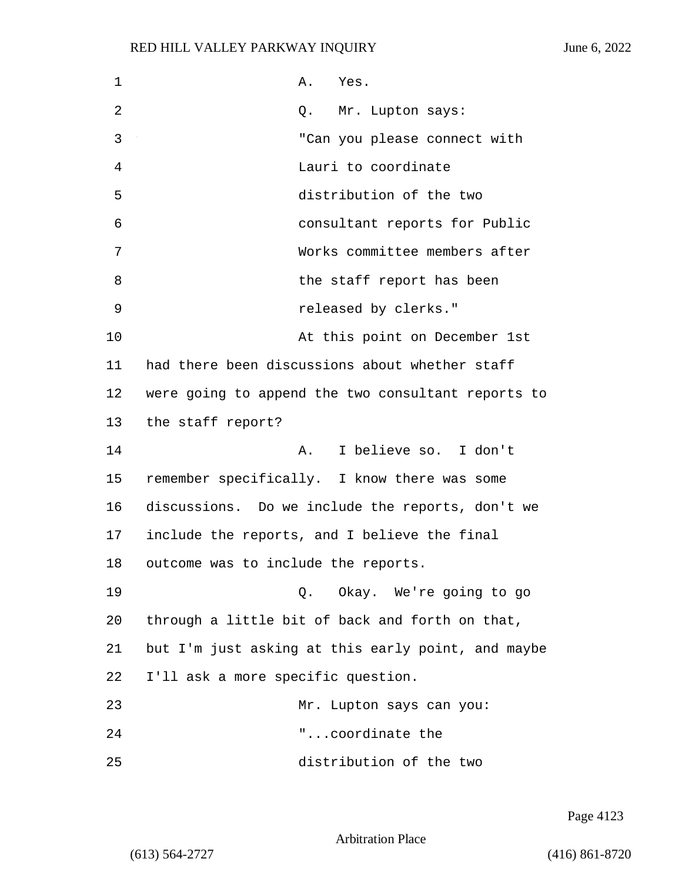1 A. Yes.

2 Q. Mr. Lupton says:

3 "Can you please connect with

4 Lauri to coordinate

5 distribution of the two

6 consultant reports for Public

7 Works committee members after

8 the staff report has been

9 released by clerks."

10 At this point on December 1st

11 had there been discussions about whether staff

12 were going to append the two consultant reports to

13 the staff report?

14 A. I believe so. I don't

15 remember specifically. I know there was some

16 discussions. Do we include the reports, don't we

17 include the reports, and I believe the final

18 outcome was to include the reports.

19 Q. Okay. We're going to go

20 through a little bit of back and forth on that,

21 but I'm just asking at this early point, and maybe

22 I'll ask a more specific question.

23 Mr. Lupton says can you:

24 "...coordinate the

25 distribution of the two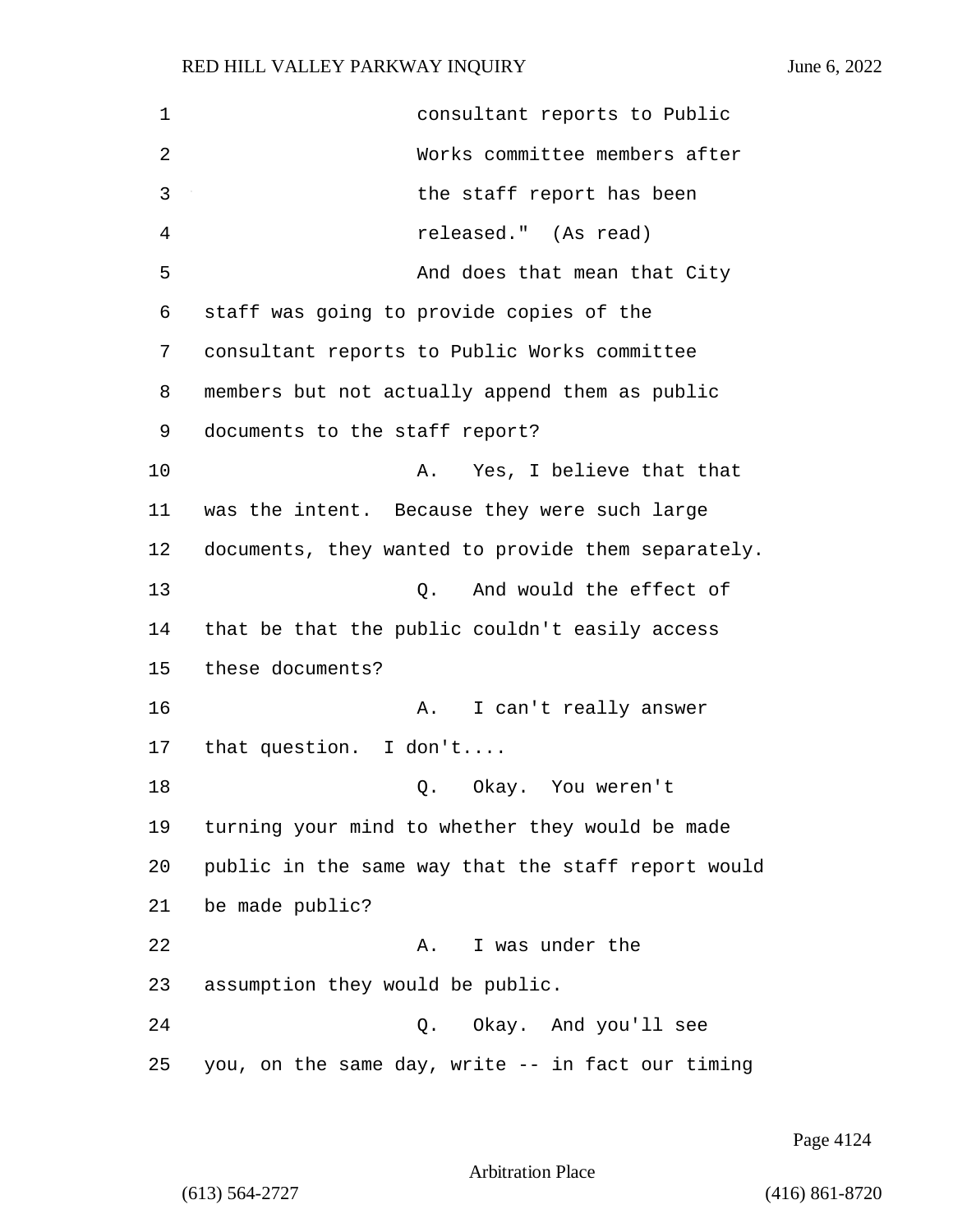consultant reports to Public Works committee members after the staff report has been released." (As read)

And does that mean that City staff was going to provide copies of the consultant reports to Public Works committee members but not actually append them as public documents to the staff report?

A. Yes, I believe that that was the intent. Because they were such large documents, they wanted to provide them separately.

Q. And would the effect of that be that the public couldn't easily access these documents?

A. I can't really answer that question. I don't....

Q. Okay. You weren't turning your mind to whether they would be made public in the same way that the staff report would be made public?

A. I was under the assumption they would be public.

Q. Okay. And you'll see you, on the same day, write -- in fact our timing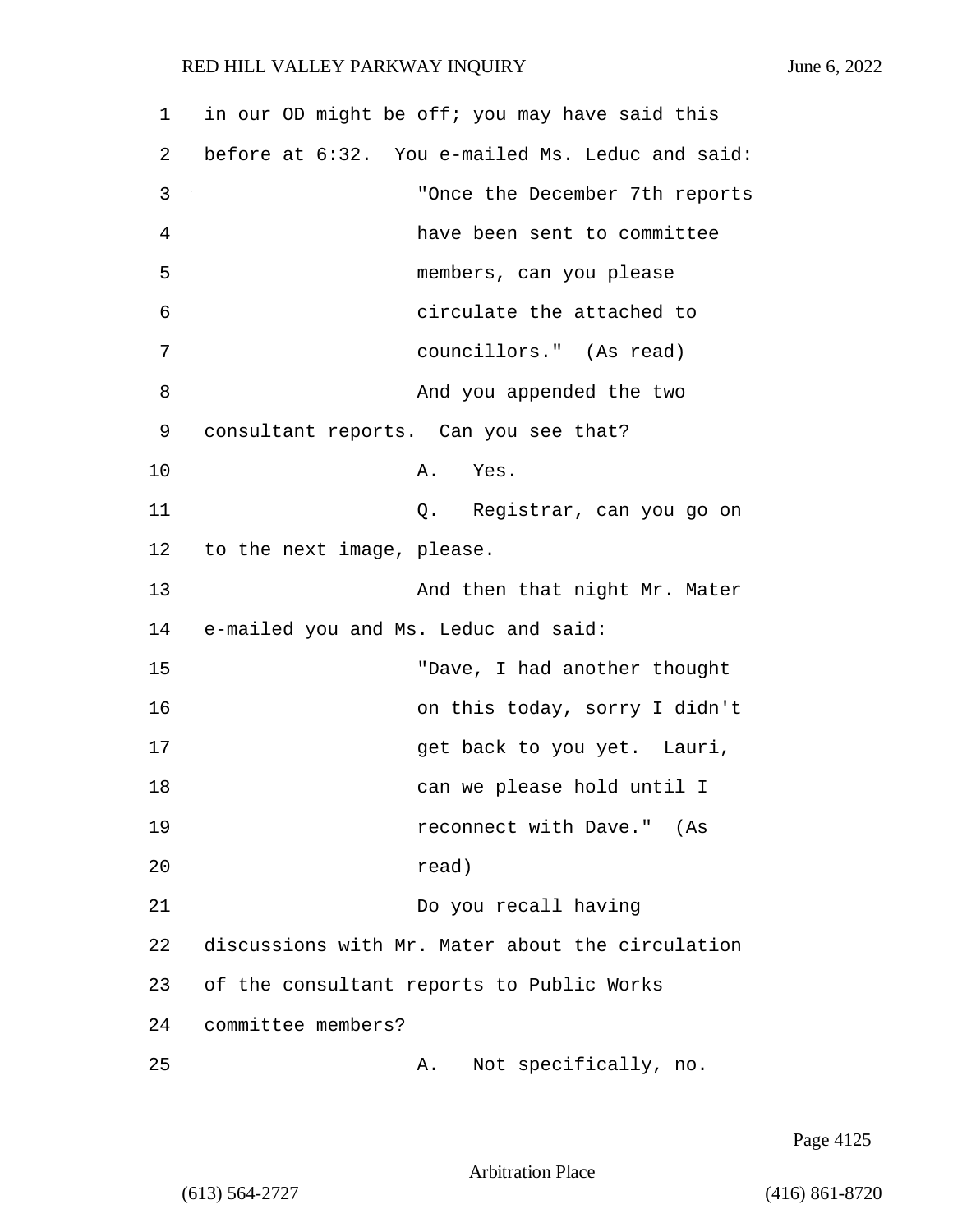in our OD might be off; you may have said this before at 6:32. You e-mailed Ms. Leduc and said:

"Once the December 7th reports have been sent to committee members, can you please circulate the attached to councillors." (As read)

And you appended the two consultant reports. Can you see that?

A. Yes.

Q. Registrar, can you go on to the next image, please.

And then that night Mr. Mater e-mailed you and Ms. Leduc and said:

"Dave, I had another thought on this today, sorry I didn't get back to you yet. Lauri, can we please hold until I reconnect with Dave." (As read)

Do you recall having discussions with Mr. Mater about the circulation of the consultant reports to Public Works committee members?

A. Not specifically, no.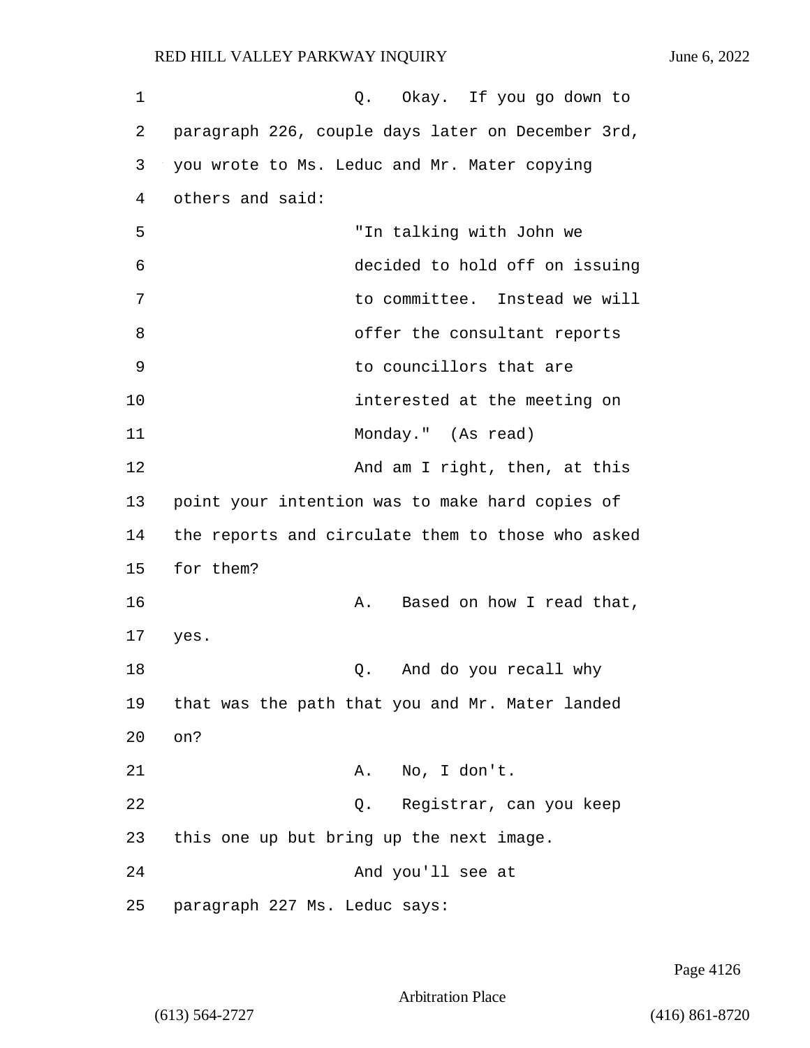Q. Okay. If you go down to paragraph 226, couple days later on December 3rd, you wrote to Ms. Leduc and Mr. Mater copying others and said:

"In talking with John we decided to hold off on issuing to committee. Instead we will offer the consultant reports to councillors that are interested at the meeting on Monday." (As read)

And am I right, then, at this point your intention was to make hard copies of the reports and circulate them to those who asked for them?

A. Based on how I read that, yes.

Q. And do you recall why that was the path that you and Mr. Mater landed on?

A. No, I don't.

Q. Registrar, can you keep this one up but bring up the next image.

And you'll see at paragraph 227 Ms. Leduc says: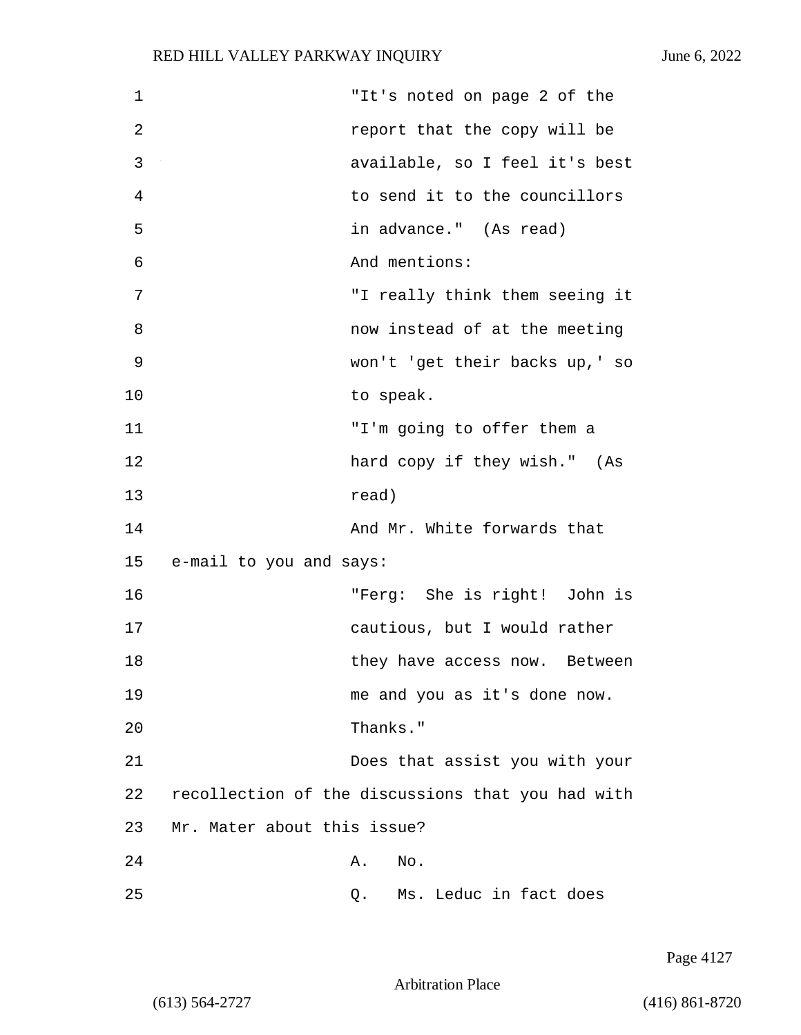"It's noted on page 2 of the report that the copy will be available, so I feel it's best to send it to the councillors in advance." (As read)

And mentions:

"I really think them seeing it now instead of at the meeting won't 'get their backs up,' so to speak.

"I'm going to offer them a hard copy if they wish." (As read)

And Mr. White forwards that e-mail to you and says:

"Ferg: She is right! John is cautious, but I would rather they have access now. Between me and you as it's done now. Thanks."

Does that assist you with your recollection of the discussions that you had with Mr. Mater about this issue?

A. No.

Q. Ms. Leduc in fact does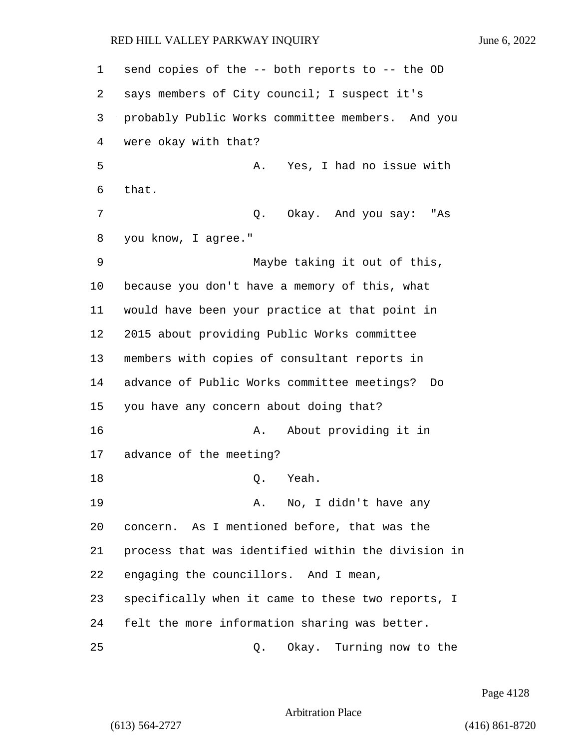send copies of the -- both reports to -- the OD says members of City council; I suspect it's probably Public Works committee members. And you were okay with that?

A. Yes, I had no issue with that.

Q. Okay. And you say: "As you know, I agree."

Maybe taking it out of this, because you don't have a memory of this, what would have been your practice at that point in 2015 about providing Public Works committee members with copies of consultant reports in advance of Public Works committee meetings? Do you have any concern about doing that?

A. About providing it in advance of the meeting?

Q. Yeah.

A. No, I didn't have any concern. As I mentioned before, that was the process that was identified within the division in engaging the councillors. And I mean, specifically when it came to these two reports, I felt the more information sharing was better.

Q. Okay. Turning now to the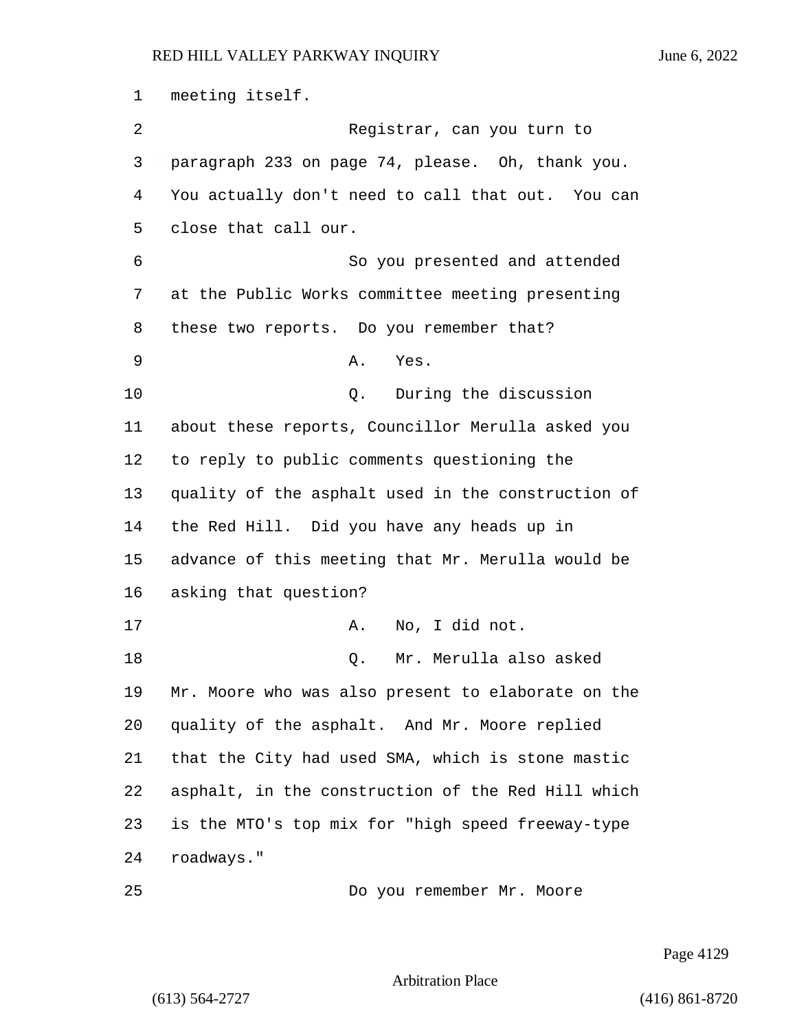meeting itself.

Registrar, can you turn to paragraph 233 on page 74, please. Oh, thank you. You actually don't need to call that out. You can close that call our.

So you presented and attended at the Public Works committee meeting presenting these two reports. Do you remember that?

A. Yes.

Q. During the discussion about these reports, Councillor Merulla asked you to reply to public comments questioning the quality of the asphalt used in the construction of the Red Hill. Did you have any heads up in advance of this meeting that Mr. Merulla would be asking that question?

A. No, I did not.

Q. Mr. Merulla also asked Mr. Moore who was also present to elaborate on the quality of the asphalt. And Mr. Moore replied that the City had used SMA, which is stone mastic asphalt, in the construction of the Red Hill which is the MTO's top mix for "high speed freeway-type roadways."

Do you remember Mr. Moore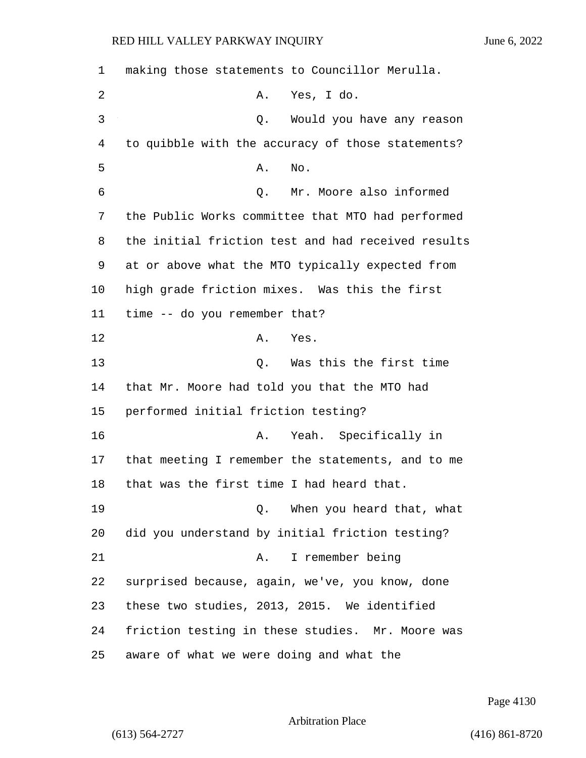making those statements to Councillor Merulla.

A. Yes, I do.

Q. Would you have any reason to quibble with the accuracy of those statements?

A. No.

Q. Mr. Moore also informed the Public Works committee that MTO had performed the initial friction test and had received results at or above what the MTO typically expected from high grade friction mixes. Was this the first time -- do you remember that?

A. Yes.

Q. Was this the first time that Mr. Moore had told you that the MTO had performed initial friction testing?

A. Yeah. Specifically in that meeting I remember the statements, and to me that was the first time I had heard that.

Q. When you heard that, what did you understand by initial friction testing?

A. I remember being surprised because, again, we've, you know, done these two studies, 2013, 2015. We identified friction testing in these studies. Mr. Moore was aware of what we were doing and what the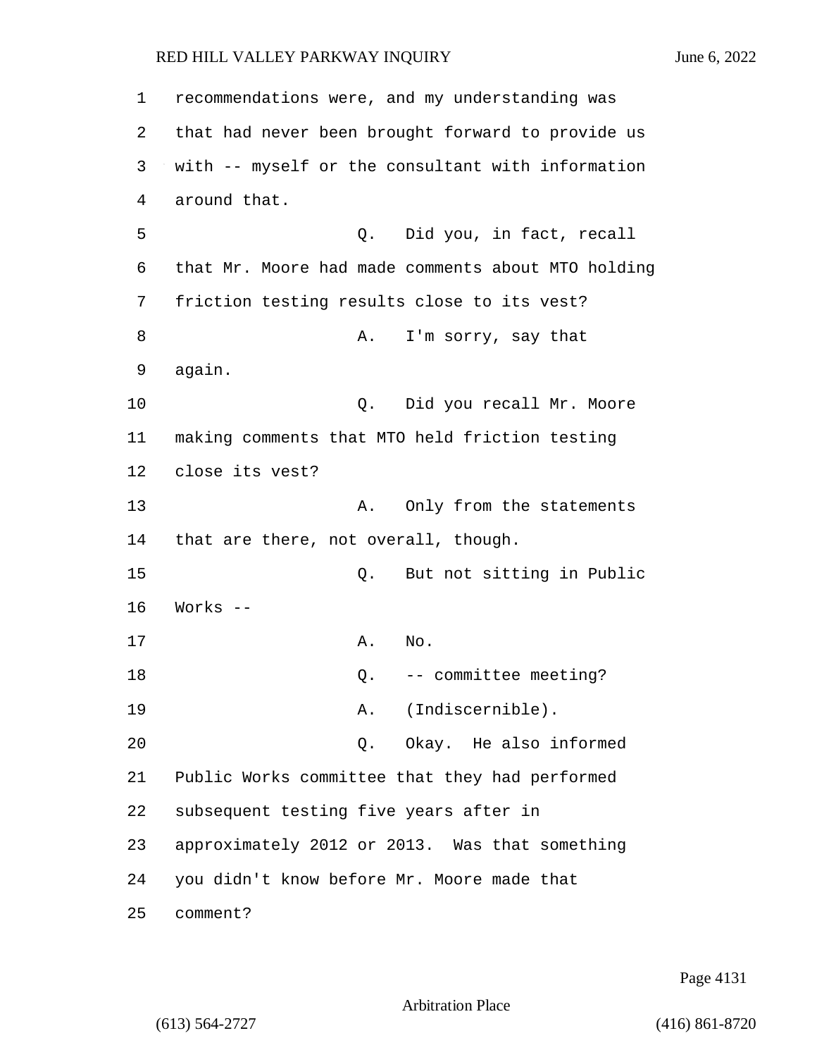recommendations were, and my understanding was that had never been brought forward to provide us with -- myself or the consultant with information around that.

Q. Did you, in fact, recall that Mr. Moore had made comments about MTO holding friction testing results close to its vest?

A. I'm sorry, say that again.

Q. Did you recall Mr. Moore making comments that MTO held friction testing close its vest?

A. Only from the statements that are there, not overall, though.

Q. But not sitting in Public Works --

A. No.

Q. -- committee meeting?

A. (Indiscernible).

Q. Okay. He also informed Public Works committee that they had performed subsequent testing five years after in approximately 2012 or 2013. Was that something you didn't know before Mr. Moore made that comment?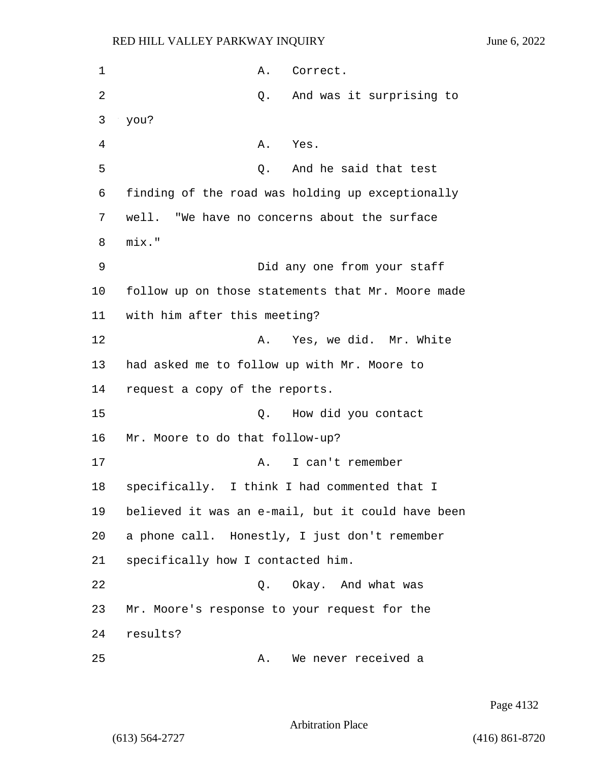1 A. Correct.

2 Q. And was it surprising to

3 you?

4 A. Yes.

5 Q. And he said that test

6 finding of the road was holding up exceptionally

7 well. "We have no concerns about the surface

8 mix."

9 Did any one from your staff

10 follow up on those statements that Mr. Moore made

11 with him after this meeting?

12 A. Yes, we did. Mr. White

13 had asked me to follow up with Mr. Moore to

14 request a copy of the reports.

15 Q. How did you contact

16 Mr. Moore to do that follow-up?

17 A. I can't remember

18 specifically. I think I had commented that I

19 believed it was an e-mail, but it could have been

20 a phone call. Honestly, I just don't remember

21 specifically how I contacted him.

22 Q. Okay. And what was

23 Mr. Moore's response to your request for the

24 results?

25 A. We never received a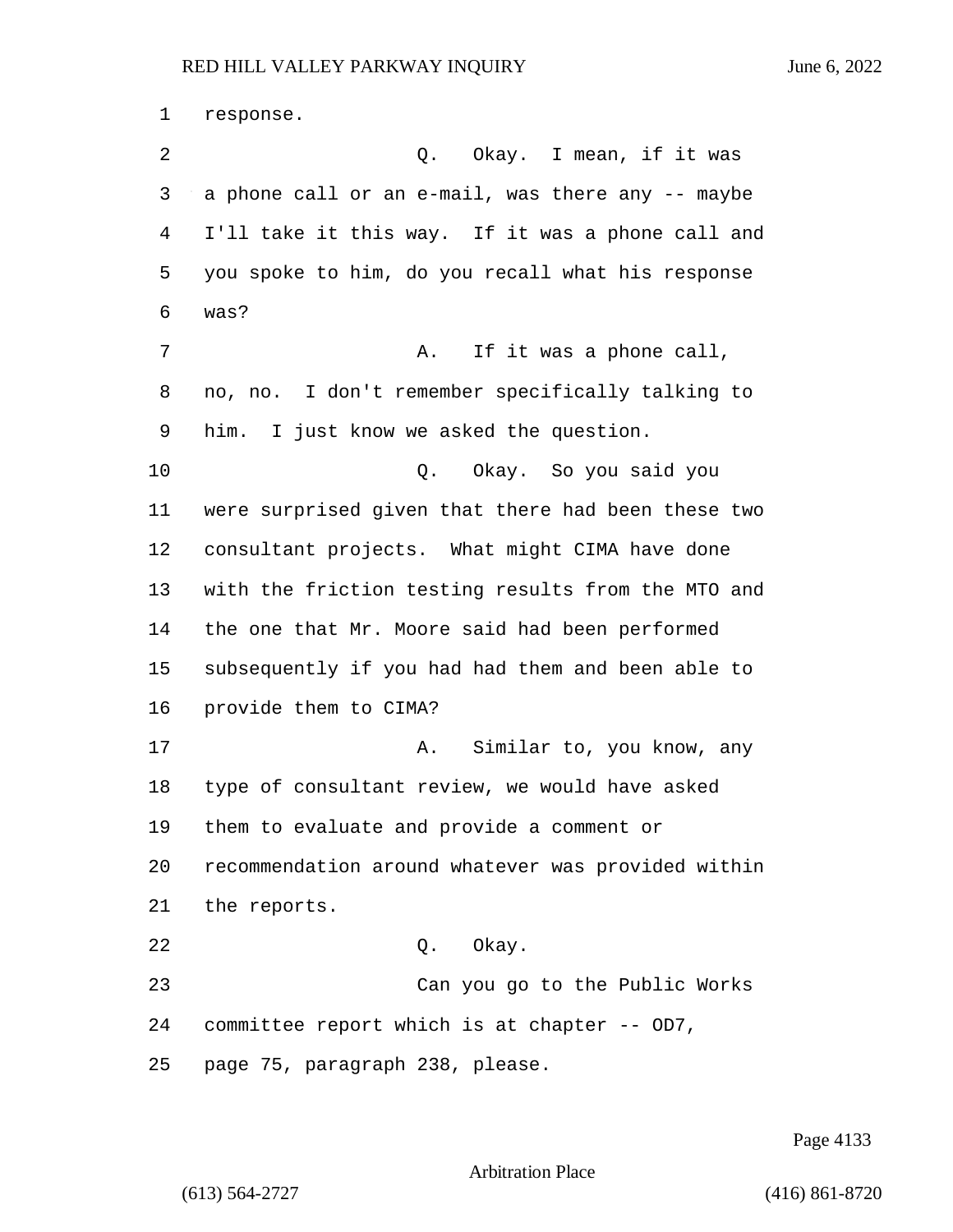response.

Q. Okay. I mean, if it was a phone call or an e-mail, was there any -- maybe I'll take it this way. If it was a phone call and you spoke to him, do you recall what his response was?

A. If it was a phone call, no, no. I don't remember specifically talking to him. I just know we asked the question.

Q. Okay. So you said you were surprised given that there had been these two consultant projects. What might CIMA have done with the friction testing results from the MTO and the one that Mr. Moore said had been performed subsequently if you had had them and been able to provide them to CIMA?

A. Similar to, you know, any type of consultant review, we would have asked them to evaluate and provide a comment or recommendation around whatever was provided within the reports.

Q. Okay.

Can you go to the Public Works committee report which is at chapter -- OD7, page 75, paragraph 238, please.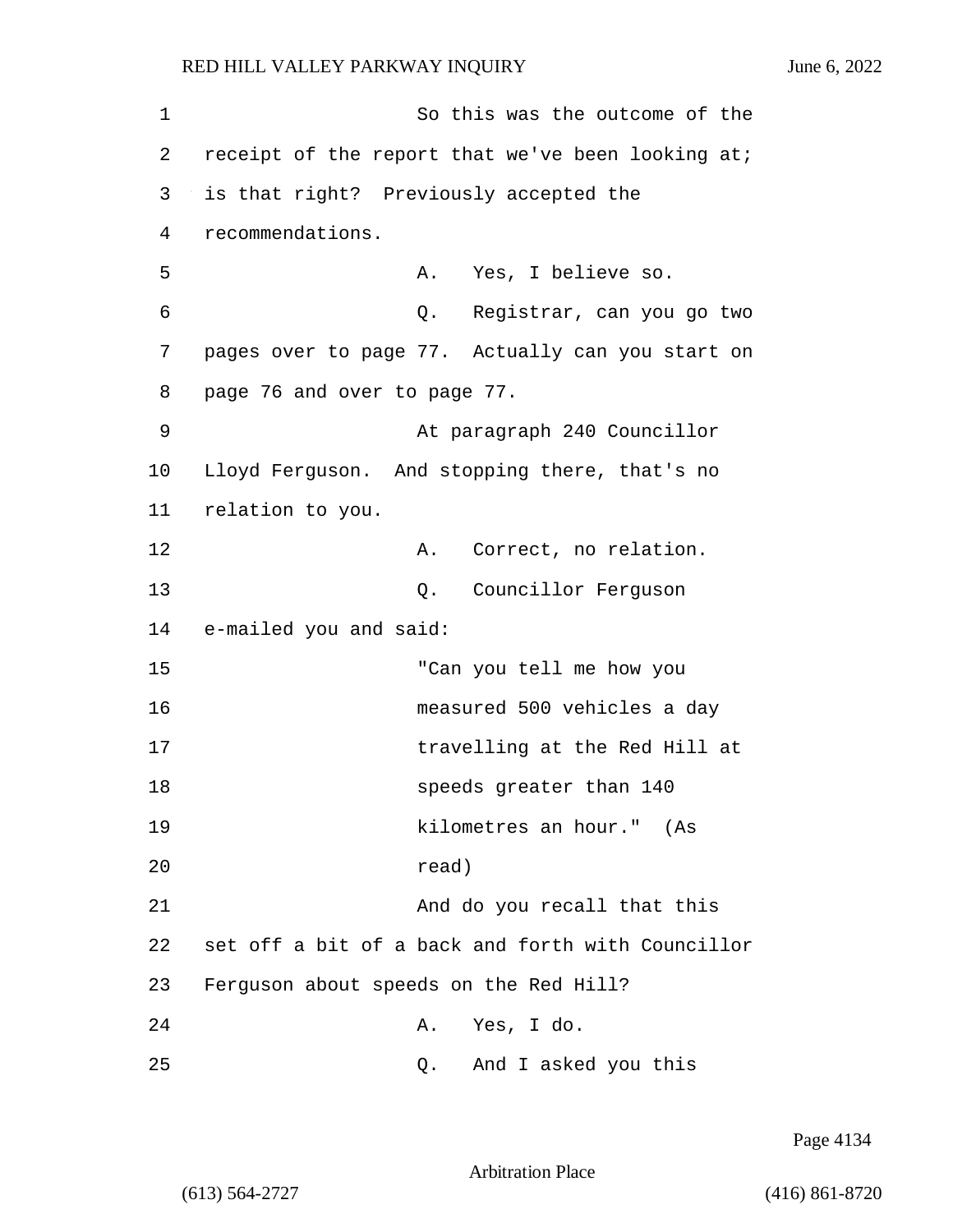So this was the outcome of the receipt of the report that we've been looking at; is that right? Previously accepted the recommendations.

A. Yes, I believe so.

Q. Registrar, can you go two pages over to page 77. Actually can you start on page 76 and over to page 77.

At paragraph 240 Councillor Lloyd Ferguson. And stopping there, that's no relation to you.

A. Correct, no relation.

Q. Councillor Ferguson e-mailed you and said:

"Can you tell me how you measured 500 vehicles a day travelling at the Red Hill at speeds greater than 140 kilometres an hour." (As read)

And do you recall that this set off a bit of a back and forth with Councillor Ferguson about speeds on the Red Hill?

A. Yes, I do.

Q. And I asked you this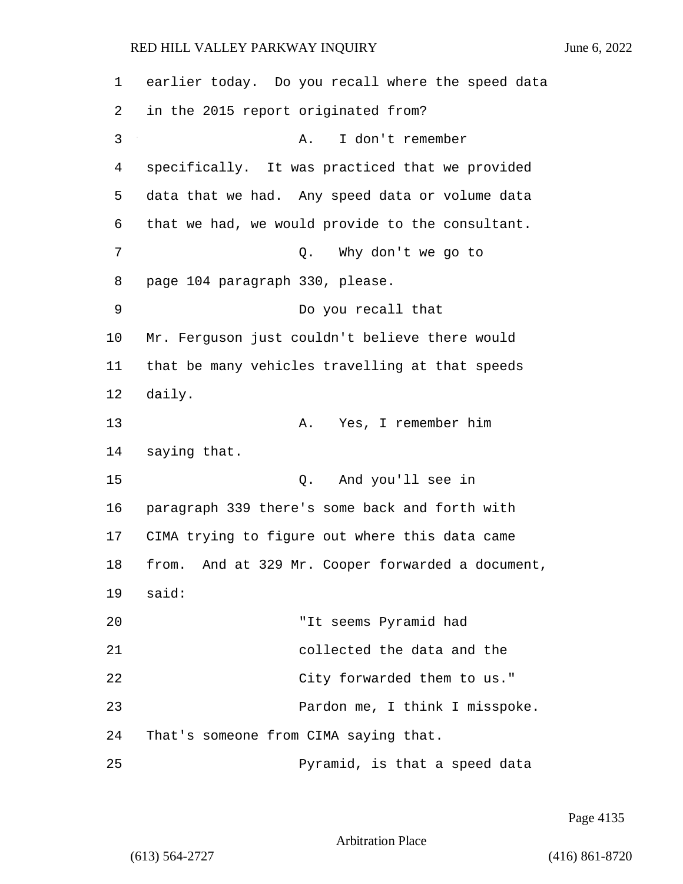earlier today. Do you recall where the speed data in the 2015 report originated from?

A. I don't remember specifically. It was practiced that we provided data that we had. Any speed data or volume data that we had, we would provide to the consultant.

Q. Why don't we go to page 104 paragraph 330, please.

Do you recall that Mr. Ferguson just couldn't believe there would that be many vehicles travelling at that speeds daily.

A. Yes, I remember him saying that.

Q. And you'll see in paragraph 339 there's some back and forth with CIMA trying to figure out where this data came from. And at 329 Mr. Cooper forwarded a document, said:

"It seems Pyramid had collected the data and the City forwarded them to us."

Pardon me, I think I misspoke. That's someone from CIMA saying that.

Pyramid, is that a speed data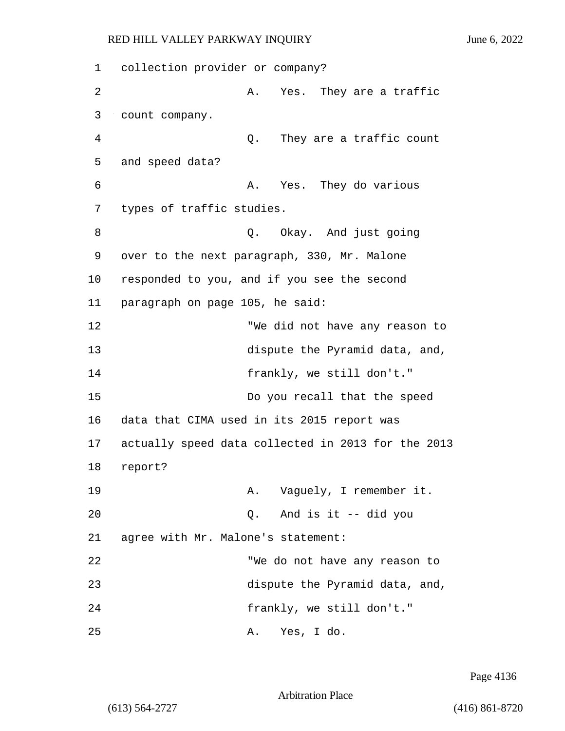collection provider or company?

A. Yes. They are a traffic count company.

Q. They are a traffic count and speed data?

A. Yes. They do various types of traffic studies.

Q. Okay. And just going over to the next paragraph, 330, Mr. Malone responded to you, and if you see the second paragraph on page 105, he said:

"We did not have any reason to dispute the Pyramid data, and, frankly, we still don't."

Do you recall that the speed data that CIMA used in its 2015 report was actually speed data collected in 2013 for the 2013 report?

A. Vaguely, I remember it.

Q. And is it -- did you agree with Mr. Malone's statement:

"We do not have any reason to dispute the Pyramid data, and, frankly, we still don't."

A. Yes, I do.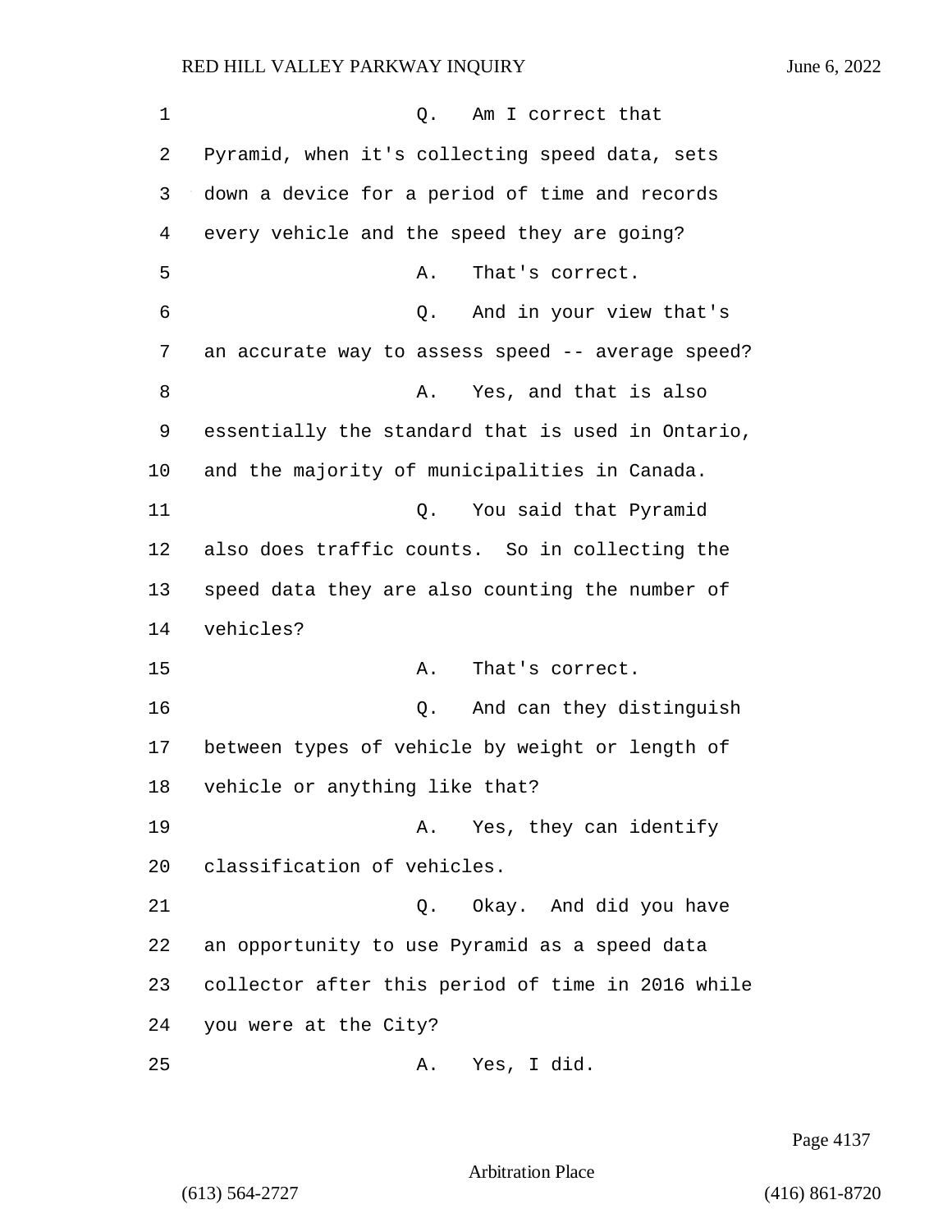Q. Am I correct that Pyramid, when it's collecting speed data, sets down a device for a period of time and records every vehicle and the speed they are going?

A. That's correct.

Q. And in your view that's an accurate way to assess speed -- average speed?

A. Yes, and that is also essentially the standard that is used in Ontario, and the majority of municipalities in Canada.

Q. You said that Pyramid also does traffic counts. So in collecting the speed data they are also counting the number of vehicles?

A. That's correct.

Q. And can they distinguish between types of vehicle by weight or length of vehicle or anything like that?

A. Yes, they can identify classification of vehicles.

Q. Okay. And did you have an opportunity to use Pyramid as a speed data collector after this period of time in 2016 while you were at the City?

A. Yes, I did.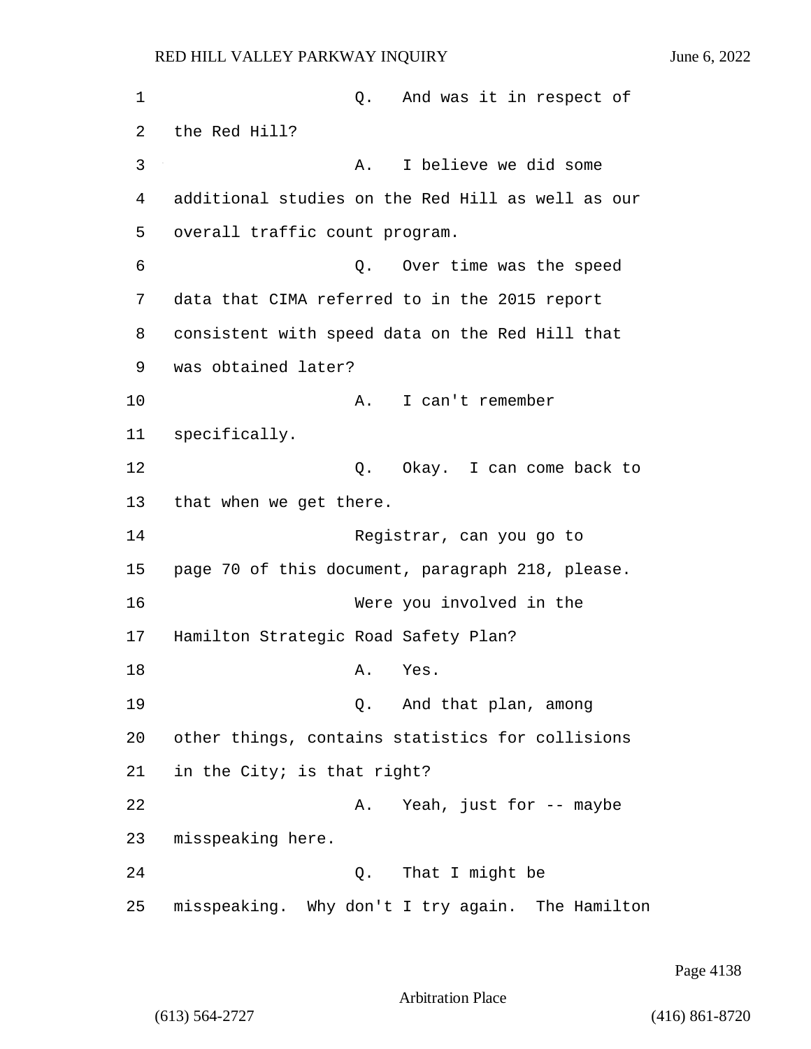1 Q. And was it in respect of
2 the Red Hill?
3 A. I believe we did some
4 additional studies on the Red Hill as well as our
5 overall traffic count program.
6 Q. Over time was the speed
7 data that CIMA referred to in the 2015 report
8 consistent with speed data on the Red Hill that
9 was obtained later?
10 A. I can't remember
11 specifically.
12 Q. Okay. I can come back to
13 that when we get there.
14 Registrar, can you go to
15 page 70 of this document, paragraph 218, please.
16 Were you involved in the
17 Hamilton Strategic Road Safety Plan?
18 A. Yes.
19 Q. And that plan, among
20 other things, contains statistics for collisions
21 in the City; is that right?
22 A. Yeah, just for -- maybe
23 misspeaking here.
24 Q. That I might be
25 misspeaking. Why don't I try again. The Hamilton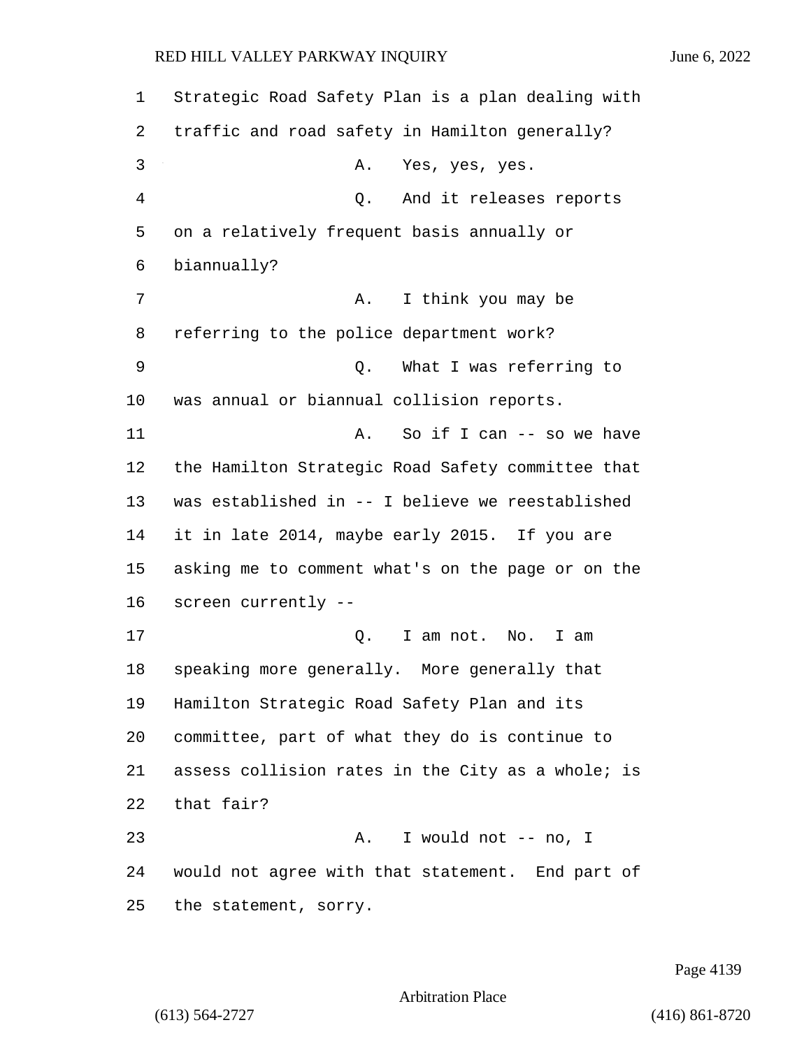Strategic Road Safety Plan is a plan dealing with traffic and road safety in Hamilton generally?

A. Yes, yes, yes.

Q. And it releases reports on a relatively frequent basis annually or biannually?

A. I think you may be referring to the police department work?

Q. What I was referring to was annual or biannual collision reports.

A. So if I can -- so we have the Hamilton Strategic Road Safety committee that was established in -- I believe we reestablished it in late 2014, maybe early 2015. If you are asking me to comment what's on the page or on the screen currently --

Q. I am not. No. I am speaking more generally. More generally that Hamilton Strategic Road Safety Plan and its committee, part of what they do is continue to assess collision rates in the City as a whole; is that fair?

A. I would not -- no, I would not agree with that statement. End part of the statement, sorry.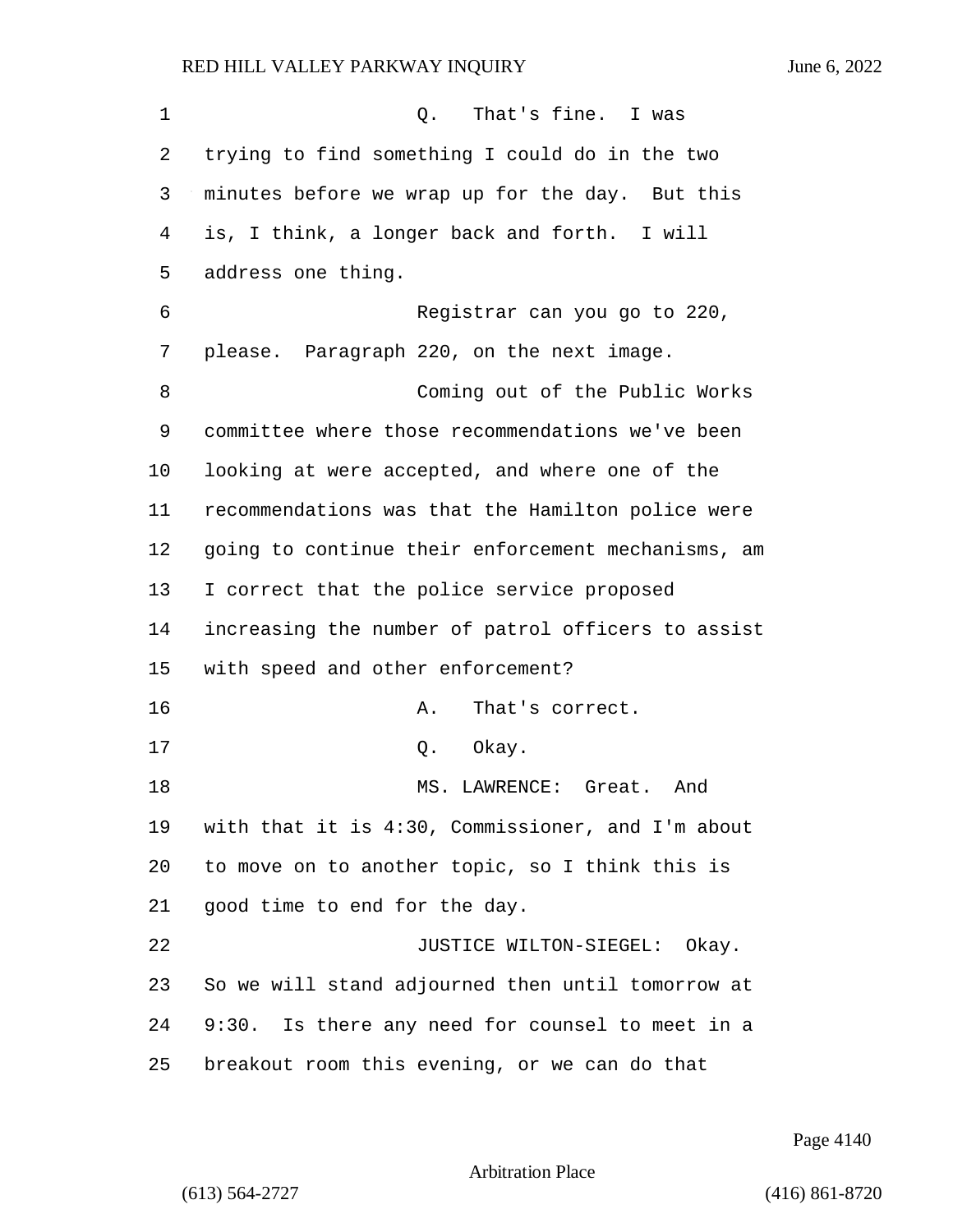Q. That's fine. I was trying to find something I could do in the two minutes before we wrap up for the day. But this is, I think, a longer back and forth. I will address one thing.

Registrar can you go to 220, please. Paragraph 220, on the next image.

Coming out of the Public Works committee where those recommendations we've been looking at were accepted, and where one of the recommendations was that the Hamilton police were going to continue their enforcement mechanisms, am I correct that the police service proposed increasing the number of patrol officers to assist with speed and other enforcement?

A. That's correct.

Q. Okay.

MS. LAWRENCE: Great. And with that it is 4:30, Commissioner, and I'm about to move on to another topic, so I think this is good time to end for the day.

JUSTICE WILTON-SIEGEL: Okay. So we will stand adjourned then until tomorrow at 9:30. Is there any need for counsel to meet in a breakout room this evening, or we can do that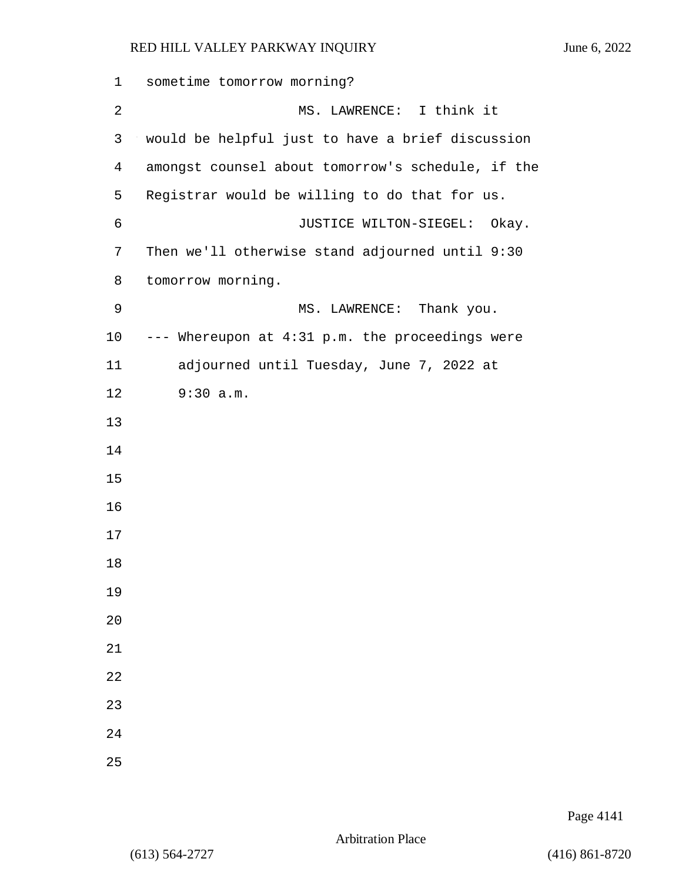sometime tomorrow morning?

MS. LAWRENCE: I think it would be helpful just to have a brief discussion amongst counsel about tomorrow's schedule, if the Registrar would be willing to do that for us.

JUSTICE WILTON-SIEGEL: Okay. Then we'll otherwise stand adjourned until 9:30 tomorrow morning.

MS. LAWRENCE: Thank you.

--- Whereupon at 4:31 p.m. the proceedings were adjourned until Tuesday, June 7, 2022 at 9:30 a.m.